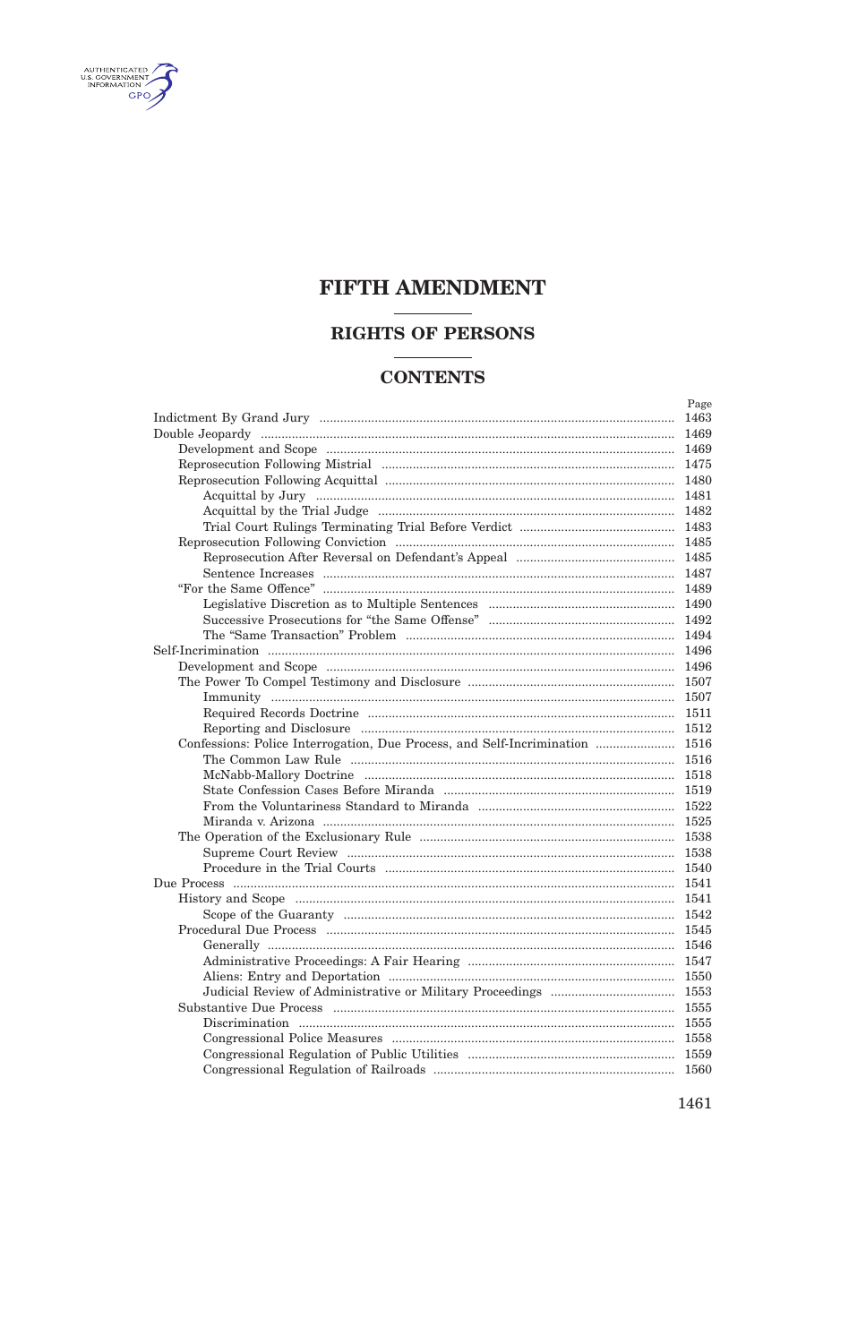# FIFTH AMENDMENT

## RIGHTS OF PERSONS

## CONTENTS

| | Page |
|---|---|
| Indictment By Grand Jury | 1463 |
| Double Jeopardy | 1469 |
| Development and Scope | 1469 |
| Reprosecution Following Mistrial | 1475 |
| Reprosecution Following Acquittal | 1480 |
| Acquittal by Jury | 1481 |
| Acquittal by the Trial Judge | 1482 |
| Trial Court Rulings Terminating Trial Before Verdict | 1483 |
| Reprosecution Following Conviction | 1485 |
| Reprosecution After Reversal on Defendant's Appeal | 1485 |
| Sentence Increases | 1487 |
| "For the Same Offence" | 1489 |
| Legislative Discretion as to Multiple Sentences | 1490 |
| Successive Prosecutions for "the Same Offense" | 1492 |
| The "Same Transaction" Problem | 1494 |
| Self-Incrimination | 1496 |
| Development and Scope | 1496 |
| The Power To Compel Testimony and Disclosure | 1507 |
| Immunity | 1507 |
| Required Records Doctrine | 1511 |
| Reporting and Disclosure | 1512 |
| Confessions: Police Interrogation, Due Process, and Self-Incrimination | 1516 |
| The Common Law Rule | 1516 |
| McNabb-Mallory Doctrine | 1518 |
| State Confession Cases Before Miranda | 1519 |
| From the Voluntariness Standard to Miranda | 1522 |
| Miranda v. Arizona | 1525 |
| The Operation of the Exclusionary Rule | 1538 |
| Supreme Court Review | 1538 |
| Procedure in the Trial Courts | 1540 |
| Due Process | 1541 |
| History and Scope | 1541 |
| Scope of the Guaranty | 1542 |
| Procedural Due Process | 1545 |
| Generally | 1546 |
| Administrative Proceedings: A Fair Hearing | 1547 |
| Aliens: Entry and Deportation | 1550 |
| Judicial Review of Administrative or Military Proceedings | 1553 |
| Substantive Due Process | 1555 |
| Discrimination | 1555 |
| Congressional Police Measures | 1558 |
| Congressional Regulation of Public Utilities | 1559 |
| Congressional Regulation of Railroads | 1560 |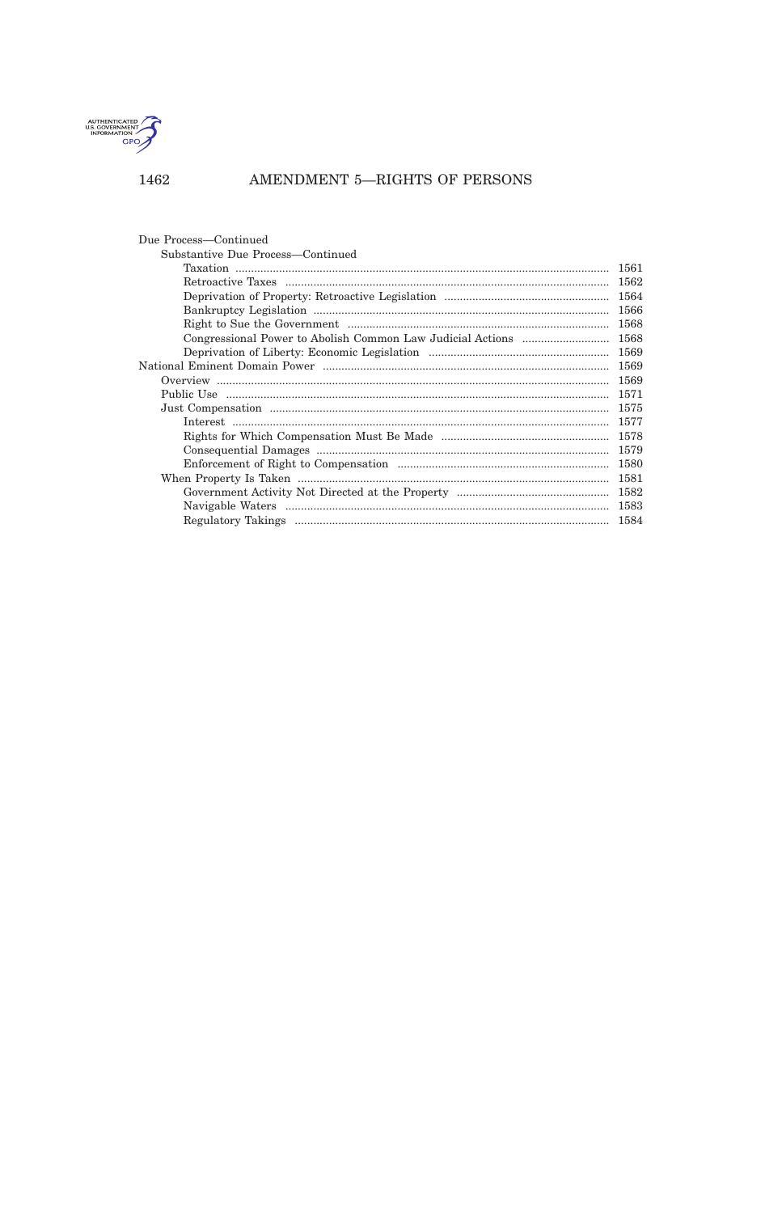Due Process—Continued

- Substantive Due Process—Continued
  - Taxation ........ 1561
  - Retroactive Taxes ........ 1562
  - Deprivation of Property: Retroactive Legislation ........ 1564
  - Bankruptcy Legislation ........ 1566
  - Right to Sue the Government ........ 1568
  - Congressional Power to Abolish Common Law Judicial Actions ........ 1568
  - Deprivation of Liberty: Economic Legislation ........ 1569

National Eminent Domain Power ........ 1569

- Overview ........ 1569
- Public Use ........ 1571
- Just Compensation ........ 1575
  - Interest ........ 1577
  - Rights for Which Compensation Must Be Made ........ 1578
  - Consequential Damages ........ 1579
  - Enforcement of Right to Compensation ........ 1580
- When Property Is Taken ........ 1581
  - Government Activity Not Directed at the Property ........ 1582
  - Navigable Waters ........ 1583
  - Regulatory Takings ........ 1584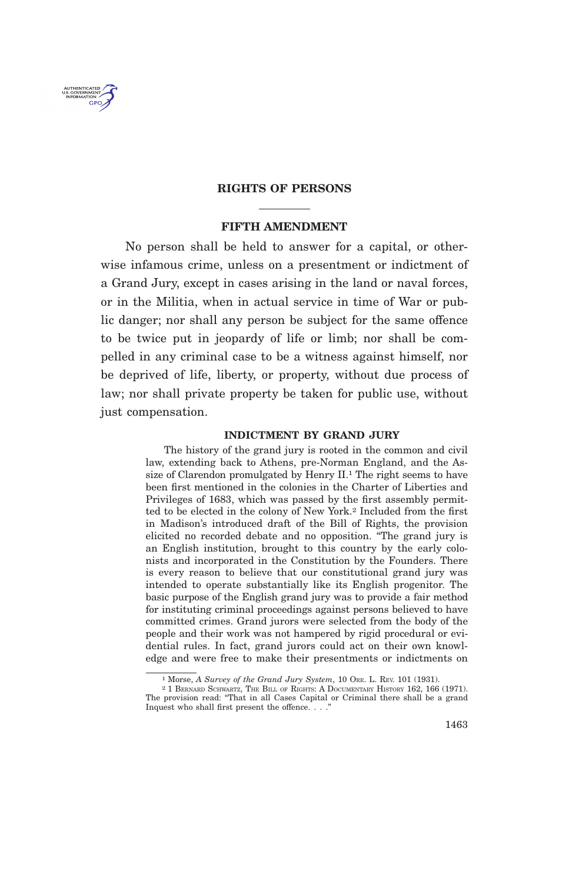# RIGHTS OF PERSONS

## FIFTH AMENDMENT

No person shall be held to answer for a capital, or otherwise infamous crime, unless on a presentment or indictment of a Grand Jury, except in cases arising in the land or naval forces, or in the Militia, when in actual service in time of War or public danger; nor shall any person be subject for the same offence to be twice put in jeopardy of life or limb; nor shall be compelled in any criminal case to be a witness against himself, nor be deprived of life, liberty, or property, without due process of law; nor shall private property be taken for public use, without just compensation.

### INDICTMENT BY GRAND JURY

The history of the grand jury is rooted in the common and civil law, extending back to Athens, pre-Norman England, and the Assize of Clarendon promulgated by Henry II.[1] The right seems to have been first mentioned in the colonies in the Charter of Liberties and Privileges of 1683, which was passed by the first assembly permitted to be elected in the colony of New York.[2] Included from the first in Madison's introduced draft of the Bill of Rights, the provision elicited no recorded debate and no opposition. "The grand jury is an English institution, brought to this country by the early colonists and incorporated in the Constitution by the Founders. There is every reason to believe that our constitutional grand jury was intended to operate substantially like its English progenitor. The basic purpose of the English grand jury was to provide a fair method for instituting criminal proceedings against persons believed to have committed crimes. Grand jurors were selected from the body of the people and their work was not hampered by rigid procedural or evidential rules. In fact, grand jurors could act on their own knowledge and were free to make their presentments or indictments on

---

[1] Morse, *A Survey of the Grand Jury System*, 10 Ore. L. Rev. 101 (1931).

[2] 1 Bernard Schwartz, The Bill of Rights: A Documentary History 162, 166 (1971). The provision read: "That in all Cases Capital or Criminal there shall be a grand Inquest who shall first present the offence. . . ."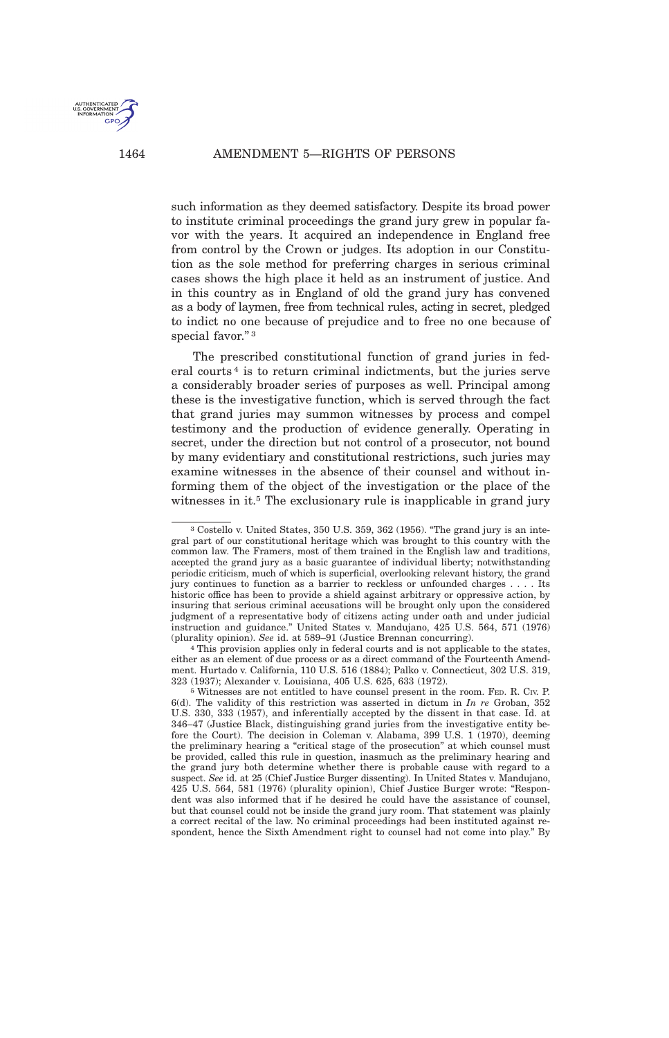such information as they deemed satisfactory. Despite its broad power to institute criminal proceedings the grand jury grew in popular favor with the years. It acquired an independence in England free from control by the Crown or judges. Its adoption in our Constitution as the sole method for preferring charges in serious criminal cases shows the high place it held as an instrument of justice. And in this country as in England of old the grand jury has convened as a body of laymen, free from technical rules, acting in secret, pledged to indict no one because of prejudice and to free no one because of special favor." [3]

The prescribed constitutional function of grand juries in federal courts [4] is to return criminal indictments, but the juries serve a considerably broader series of purposes as well. Principal among these is the investigative function, which is served through the fact that grand juries may summon witnesses by process and compel testimony and the production of evidence generally. Operating in secret, under the direction but not control of a prosecutor, not bound by many evidentiary and constitutional restrictions, such juries may examine witnesses in the absence of their counsel and without informing them of the object of the investigation or the place of the witnesses in it.[5] The exclusionary rule is inapplicable in grand jury

---

[3] Costello v. United States, 350 U.S. 359, 362 (1956). "The grand jury is an integral part of our constitutional heritage which was brought to this country with the common law. The Framers, most of them trained in the English law and traditions, accepted the grand jury as a basic guarantee of individual liberty; notwithstanding periodic criticism, much of which is superficial, overlooking relevant history, the grand jury continues to function as a barrier to reckless or unfounded charges . . . . Its historic office has been to provide a shield against arbitrary or oppressive action, by insuring that serious criminal accusations will be brought only upon the considered judgment of a representative body of citizens acting under oath and under judicial instruction and guidance." United States v. Mandujano, 425 U.S. 564, 571 (1976) (plurality opinion). *See* id. at 589–91 (Justice Brennan concurring).

[4] This provision applies only in federal courts and is not applicable to the states, either as an element of due process or as a direct command of the Fourteenth Amendment. Hurtado v. California, 110 U.S. 516 (1884); Palko v. Connecticut, 302 U.S. 319, 323 (1937); Alexander v. Louisiana, 405 U.S. 625, 633 (1972).

[5] Witnesses are not entitled to have counsel present in the room. FED. R. CIV. P. 6(d). The validity of this restriction was asserted in dictum in *In re* Groban, 352 U.S. 330, 333 (1957), and inferentially accepted by the dissent in that case. Id. at 346–47 (Justice Black, distinguishing grand juries from the investigative entity before the Court). The decision in Coleman v. Alabama, 399 U.S. 1 (1970), deeming the preliminary hearing a "critical stage of the prosecution" at which counsel must be provided, called this rule in question, inasmuch as the preliminary hearing and the grand jury both determine whether there is probable cause with regard to a suspect. *See* id. at 25 (Chief Justice Burger dissenting). In United States v. Mandujano, 425 U.S. 564, 581 (1976) (plurality opinion), Chief Justice Burger wrote: "Respondent was also informed that if he desired he could have the assistance of counsel, but that counsel could not be inside the grand jury room. That statement was plainly a correct recital of the law. No criminal proceedings had been instituted against respondent, hence the Sixth Amendment right to counsel had not come into play." By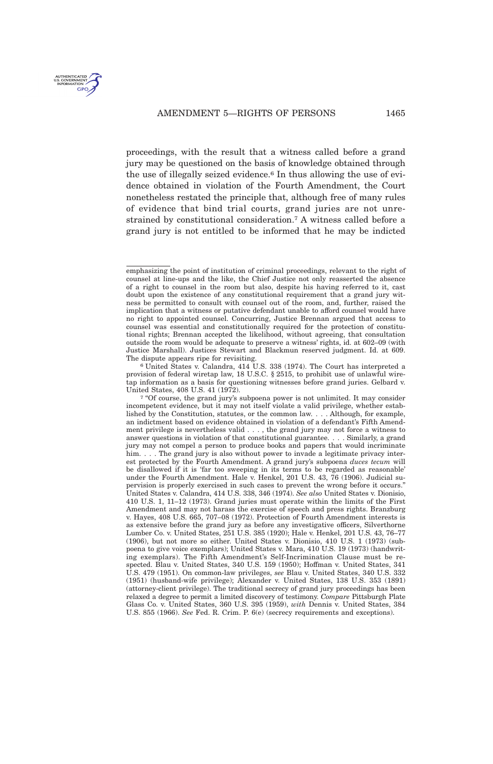proceedings, with the result that a witness called before a grand jury may be questioned on the basis of knowledge obtained through the use of illegally seized evidence.[6] In thus allowing the use of evidence obtained in violation of the Fourth Amendment, the Court nonetheless restated the principle that, although free of many rules of evidence that bind trial courts, grand juries are not unrestrained by constitutional consideration.[7] A witness called before a grand jury is not entitled to be informed that he may be indicted

---

emphasizing the point of institution of criminal proceedings, relevant to the right of counsel at line-ups and the like, the Chief Justice not only reasserted the absence of a right to counsel in the room but also, despite his having referred to it, cast doubt upon the existence of any constitutional requirement that a grand jury witness be permitted to consult with counsel out of the room, and, further, raised the implication that a witness or putative defendant unable to afford counsel would have no right to appointed counsel. Concurring, Justice Brennan argued that access to counsel was essential and constitutionally required for the protection of constitutional rights; Brennan accepted the likelihood, without agreeing, that consultation outside the room would be adequate to preserve a witness' rights, id. at 602–09 (with Justice Marshall). Justices Stewart and Blackmun reserved judgment. Id. at 609. The dispute appears ripe for revisiting.

[6] United States v. Calandra, 414 U.S. 338 (1974). The Court has interpreted a provision of federal wiretap law, 18 U.S.C. § 2515, to prohibit use of unlawful wiretap information as a basis for questioning witnesses before grand juries. Gelbard v. United States, 408 U.S. 41 (1972).

[7] "Of course, the grand jury's subpoena power is not unlimited. It may consider incompetent evidence, but it may not itself violate a valid privilege, whether established by the Constitution, statutes, or the common law. . . . Although, for example, an indictment based on evidence obtained in violation of a defendant's Fifth Amendment privilege is nevertheless valid . . . , the grand jury may not force a witness to answer questions in violation of that constitutional guarantee. . . . Similarly, a grand jury may not compel a person to produce books and papers that would incriminate him. . . . The grand jury is also without power to invade a legitimate privacy interest protected by the Fourth Amendment. A grand jury's subpoena *duces tecum* will be disallowed if it is 'far too sweeping in its terms to be regarded as reasonable' under the Fourth Amendment. Hale v. Henkel, 201 U.S. 43, 76 (1906). Judicial supervision is properly exercised in such cases to prevent the wrong before it occurs." United States v. Calandra, 414 U.S. 338, 346 (1974). *See also* United States v. Dionisio, 410 U.S. 1, 11–12 (1973). Grand juries must operate within the limits of the First Amendment and may not harass the exercise of speech and press rights. Branzburg v. Hayes, 408 U.S. 665, 707–08 (1972). Protection of Fourth Amendment interests is as extensive before the grand jury as before any investigative officers, Silverthorne Lumber Co. v. United States, 251 U.S. 385 (1920); Hale v. Henkel, 201 U.S. 43, 76–77 (1906), but not more so either. United States v. Dionisio, 410 U.S. 1 (1973) (subpoena to give voice exemplars); United States v. Mara, 410 U.S. 19 (1973) (handwriting exemplars). The Fifth Amendment's Self-Incrimination Clause must be respected. Blau v. United States, 340 U.S. 159 (1950); Hoffman v. United States, 341 U.S. 479 (1951). On common-law privileges, *see* Blau v. United States, 340 U.S. 332 (1951) (husband-wife privilege); Alexander v. United States, 138 U.S. 353 (1891) (attorney-client privilege). The traditional secrecy of grand jury proceedings has been relaxed a degree to permit a limited discovery of testimony. *Compare* Pittsburgh Plate Glass Co. v. United States, 360 U.S. 395 (1959), *with* Dennis v. United States, 384 U.S. 855 (1966). *See* Fed. R. Crim. P. 6(e) (secrecy requirements and exceptions).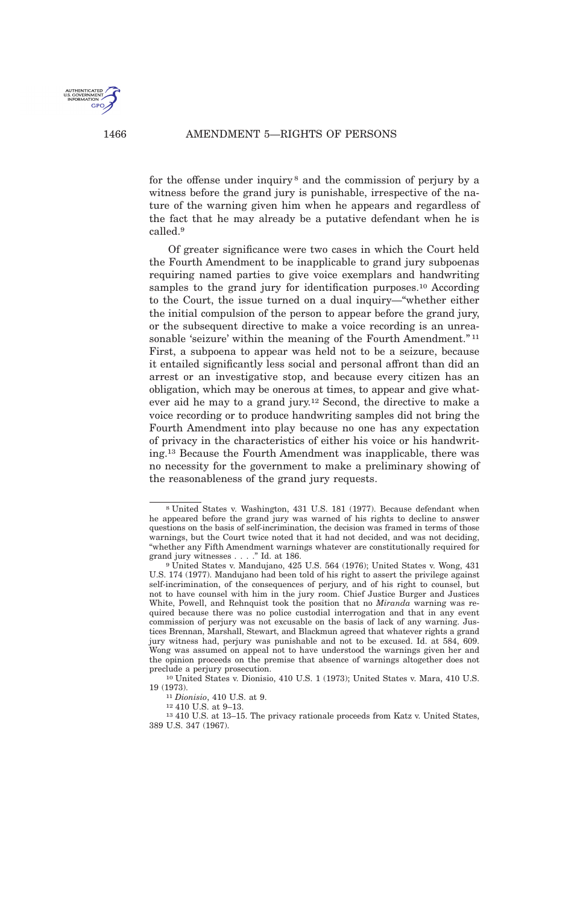for the offense under inquiry [8] and the commission of perjury by a witness before the grand jury is punishable, irrespective of the nature of the warning given him when he appears and regardless of the fact that he may already be a putative defendant when he is called.[9]

Of greater significance were two cases in which the Court held the Fourth Amendment to be inapplicable to grand jury subpoenas requiring named parties to give voice exemplars and handwriting samples to the grand jury for identification purposes.[10] According to the Court, the issue turned on a dual inquiry—"whether either the initial compulsion of the person to appear before the grand jury, or the subsequent directive to make a voice recording is an unreasonable 'seizure' within the meaning of the Fourth Amendment." [11] First, a subpoena to appear was held not to be a seizure, because it entailed significantly less social and personal affront than did an arrest or an investigative stop, and because every citizen has an obligation, which may be onerous at times, to appear and give whatever aid he may to a grand jury.[12] Second, the directive to make a voice recording or to produce handwriting samples did not bring the Fourth Amendment into play because no one has any expectation of privacy in the characteristics of either his voice or his handwriting.[13] Because the Fourth Amendment was inapplicable, there was no necessity for the government to make a preliminary showing of the reasonableness of the grand jury requests.

---

[8] United States v. Washington, 431 U.S. 181 (1977). Because defendant when he appeared before the grand jury was warned of his rights to decline to answer questions on the basis of self-incrimination, the decision was framed in terms of those warnings, but the Court twice noted that it had not decided, and was not deciding, "whether any Fifth Amendment warnings whatever are constitutionally required for grand jury witnesses . . . ." Id. at 186.

[9] United States v. Mandujano, 425 U.S. 564 (1976); United States v. Wong, 431 U.S. 174 (1977). Mandujano had been told of his right to assert the privilege against self-incrimination, of the consequences of perjury, and of his right to counsel, but not to have counsel with him in the jury room. Chief Justice Burger and Justices White, Powell, and Rehnquist took the position that no *Miranda* warning was required because there was no police custodial interrogation and that in any event commission of perjury was not excusable on the basis of lack of any warning. Justices Brennan, Marshall, Stewart, and Blackmun agreed that whatever rights a grand jury witness had, perjury was punishable and not to be excused. Id. at 584, 609. Wong was assumed on appeal not to have understood the warnings given her and the opinion proceeds on the premise that absence of warnings altogether does not preclude a perjury prosecution.

[10] United States v. Dionisio, 410 U.S. 1 (1973); United States v. Mara, 410 U.S. 19 (1973).

[11] *Dionisio*, 410 U.S. at 9.

[12] 410 U.S. at 9–13.

[13] 410 U.S. at 13–15. The privacy rationale proceeds from Katz v. United States, 389 U.S. 347 (1967).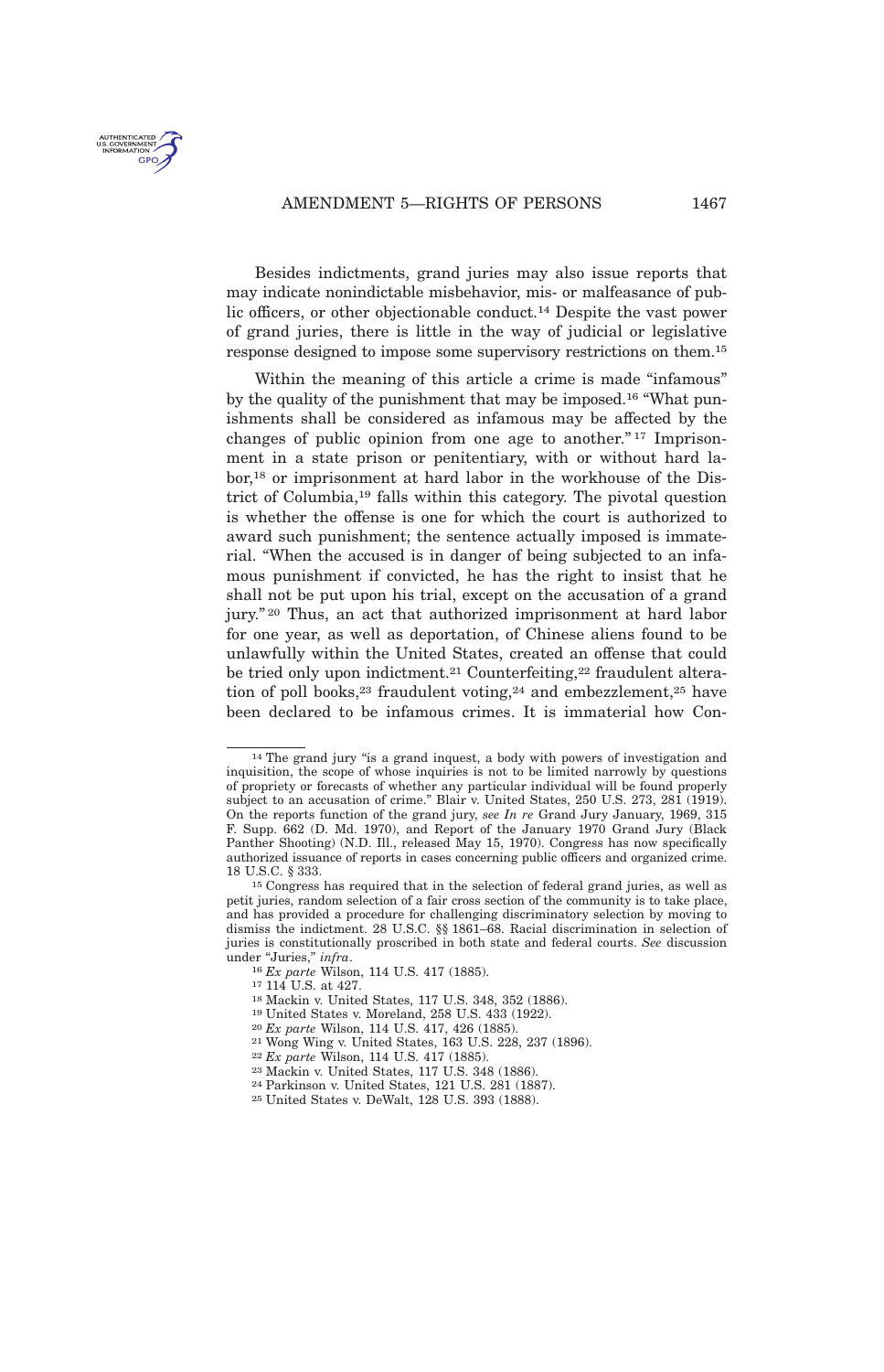Besides indictments, grand juries may also issue reports that may indicate nonindictable misbehavior, mis- or malfeasance of public officers, or other objectionable conduct.[14] Despite the vast power of grand juries, there is little in the way of judicial or legislative response designed to impose some supervisory restrictions on them.[15]

Within the meaning of this article a crime is made "infamous" by the quality of the punishment that may be imposed.[16] "What punishments shall be considered as infamous may be affected by the changes of public opinion from one age to another."[17] Imprisonment in a state prison or penitentiary, with or without hard labor,[18] or imprisonment at hard labor in the workhouse of the District of Columbia,[19] falls within this category. The pivotal question is whether the offense is one for which the court is authorized to award such punishment; the sentence actually imposed is immaterial. "When the accused is in danger of being subjected to an infamous punishment if convicted, he has the right to insist that he shall not be put upon his trial, except on the accusation of a grand jury."[20] Thus, an act that authorized imprisonment at hard labor for one year, as well as deportation, of Chinese aliens found to be unlawfully within the United States, created an offense that could be tried only upon indictment.[21] Counterfeiting,[22] fraudulent alteration of poll books,[23] fraudulent voting,[24] and embezzlement,[25] have been declared to be infamous crimes. It is immaterial how Con-

---

[14] The grand jury "is a grand inquest, a body with powers of investigation and inquisition, the scope of whose inquiries is not to be limited narrowly by questions of propriety or forecasts of whether any particular individual will be found properly subject to an accusation of crime." Blair v. United States, 250 U.S. 273, 281 (1919). On the reports function of the grand jury, *see In re* Grand Jury January, 1969, 315 F. Supp. 662 (D. Md. 1970), and Report of the January 1970 Grand Jury (Black Panther Shooting) (N.D. Ill., released May 15, 1970). Congress has now specifically authorized issuance of reports in cases concerning public officers and organized crime. 18 U.S.C. § 333.

[15] Congress has required that in the selection of federal grand juries, as well as petit juries, random selection of a fair cross section of the community is to take place, and has provided a procedure for challenging discriminatory selection by moving to dismiss the indictment. 28 U.S.C. §§ 1861–68. Racial discrimination in selection of juries is constitutionally proscribed in both state and federal courts. *See* discussion under "Juries," *infra*.

[16] *Ex parte* Wilson, 114 U.S. 417 (1885).

[17] 114 U.S. at 427.

[18] Mackin v. United States, 117 U.S. 348, 352 (1886).

[19] United States v. Moreland, 258 U.S. 433 (1922).

[20] *Ex parte* Wilson, 114 U.S. 417, 426 (1885).

[21] Wong Wing v. United States, 163 U.S. 228, 237 (1896).

[22] *Ex parte* Wilson, 114 U.S. 417 (1885).

[23] Mackin v. United States, 117 U.S. 348 (1886).

[24] Parkinson v. United States, 121 U.S. 281 (1887).

[25] United States v. DeWalt, 128 U.S. 393 (1888).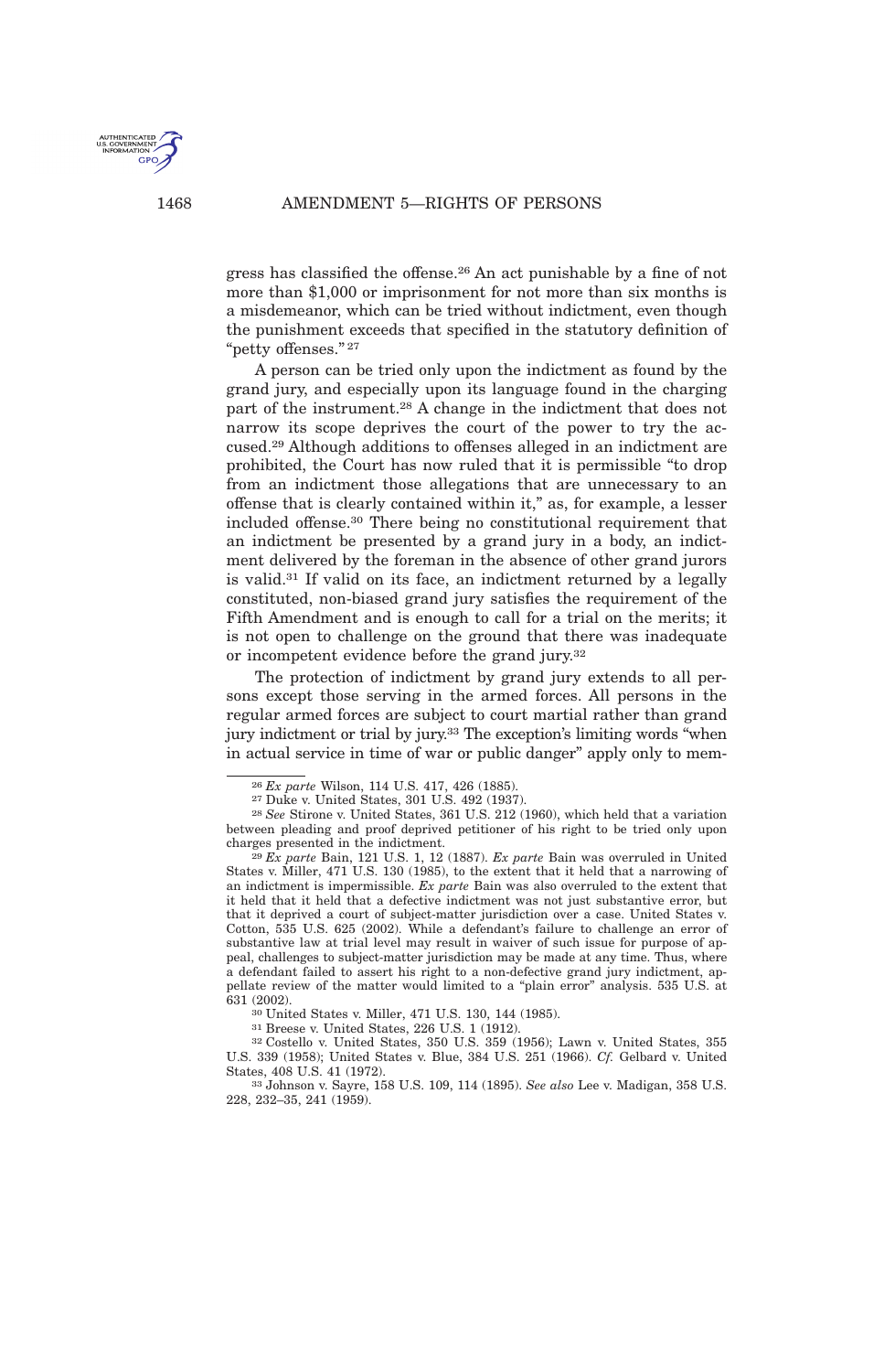gress has classified the offense.[26] An act punishable by a fine of not more than $1,000 or imprisonment for not more than six months is a misdemeanor, which can be tried without indictment, even though the punishment exceeds that specified in the statutory definition of "petty offenses." [27]

A person can be tried only upon the indictment as found by the grand jury, and especially upon its language found in the charging part of the instrument.[28] A change in the indictment that does not narrow its scope deprives the court of the power to try the accused.[29] Although additions to offenses alleged in an indictment are prohibited, the Court has now ruled that it is permissible "to drop from an indictment those allegations that are unnecessary to an offense that is clearly contained within it," as, for example, a lesser included offense.[30] There being no constitutional requirement that an indictment be presented by a grand jury in a body, an indictment delivered by the foreman in the absence of other grand jurors is valid.[31] If valid on its face, an indictment returned by a legally constituted, non-biased grand jury satisfies the requirement of the Fifth Amendment and is enough to call for a trial on the merits; it is not open to challenge on the ground that there was inadequate or incompetent evidence before the grand jury.[32]

The protection of indictment by grand jury extends to all persons except those serving in the armed forces. All persons in the regular armed forces are subject to court martial rather than grand jury indictment or trial by jury.[33] The exception's limiting words "when in actual service in time of war or public danger" apply only to mem-

---

[26] *Ex parte* Wilson, 114 U.S. 417, 426 (1885).

[27] Duke v. United States, 301 U.S. 492 (1937).

[28] *See* Stirone v. United States, 361 U.S. 212 (1960), which held that a variation between pleading and proof deprived petitioner of his right to be tried only upon charges presented in the indictment.

[29] *Ex parte* Bain, 121 U.S. 1, 12 (1887). *Ex parte* Bain was overruled in United States v. Miller, 471 U.S. 130, 144 (1985), to the extent that it held that a narrowing of an indictment is impermissible. *Ex parte* Bain was also overruled to the extent that it held that it held that a defective indictment was not just substantive error, but that it deprived a court of subject-matter jurisdiction over a case. United States v. Cotton, 535 U.S. 625 (2002). While a defendant's failure to challenge an error of substantive law at trial level may result in waiver of such issue for purpose of appeal, challenges to subject-matter jurisdiction may be made at any time. Thus, where a defendant failed to assert his right to a non-defective grand jury indictment, appellate review of the matter would limited to a "plain error" analysis. 535 U.S. at 631 (2002).

[30] United States v. Miller, 471 U.S. 130, 144 (1985).

[31] Breese v. United States, 226 U.S. 1 (1912).

[32] Costello v. United States, 350 U.S. 359 (1956); Lawn v. United States, 355 U.S. 339 (1958); United States v. Blue, 384 U.S. 251 (1966). *Cf.* Gelbard v. United States, 408 U.S. 41 (1972).

[33] Johnson v. Sayre, 158 U.S. 109, 114 (1895). *See also* Lee v. Madigan, 358 U.S. 228, 232–35, 241 (1959).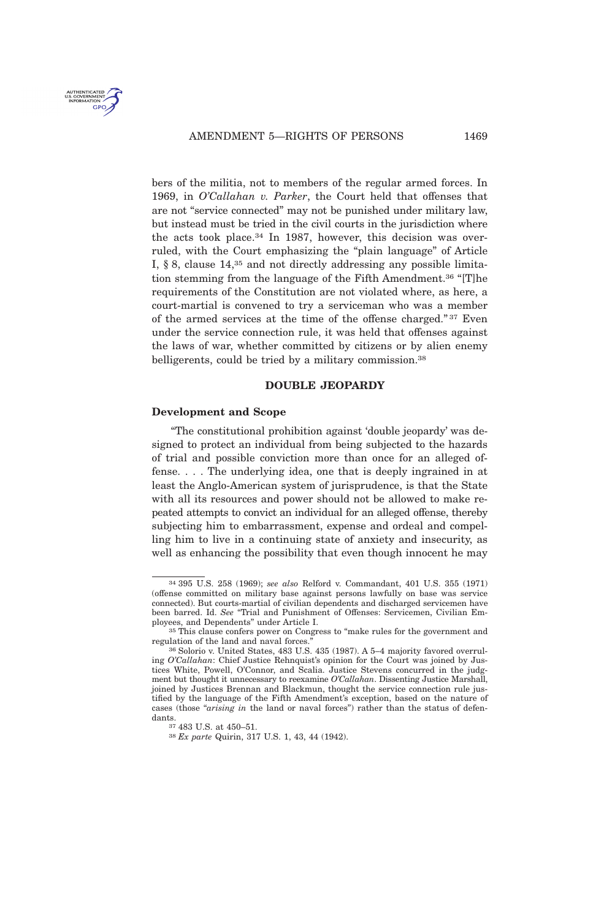bers of the militia, not to members of the regular armed forces. In 1969, in *O'Callahan v. Parker*, the Court held that offenses that are not "service connected" may not be punished under military law, but instead must be tried in the civil courts in the jurisdiction where the acts took place.[34] In 1987, however, this decision was overruled, with the Court emphasizing the "plain language" of Article I, § 8, clause 14,[35] and not directly addressing any possible limitation stemming from the language of the Fifth Amendment.[36] "[T]he requirements of the Constitution are not violated where, as here, a court-martial is convened to try a serviceman who was a member of the armed services at the time of the offense charged."[37] Even under the service connection rule, it was held that offenses against the laws of war, whether committed by citizens or by alien enemy belligerents, could be tried by a military commission.[38]

## DOUBLE JEOPARDY

### Development and Scope

"The constitutional prohibition against 'double jeopardy' was designed to protect an individual from being subjected to the hazards of trial and possible conviction more than once for an alleged offense. . . . The underlying idea, one that is deeply ingrained in at least the Anglo-American system of jurisprudence, is that the State with all its resources and power should not be allowed to make repeated attempts to convict an individual for an alleged offense, thereby subjecting him to embarrassment, expense and ordeal and compelling him to live in a continuing state of anxiety and insecurity, as well as enhancing the possibility that even though innocent he may

---

[34] 395 U.S. 258 (1969); *see also* Relford v. Commandant, 401 U.S. 355 (1971) (offense committed on military base against persons lawfully on base was service connected). But courts-martial of civilian dependents and discharged servicemen have been barred. Id. *See* "Trial and Punishment of Offenses: Servicemen, Civilian Employees, and Dependents" under Article I.

[35] This clause confers power on Congress to "make rules for the government and regulation of the land and naval forces."

[36] Solorio v. United States, 483 U.S. 435 (1987). A 5–4 majority favored overruling *O'Callahan*: Chief Justice Rehnquist's opinion for the Court was joined by Justices White, Powell, O'Connor, and Scalia. Justice Stevens concurred in the judgment but thought it unnecessary to reexamine *O'Callahan*. Dissenting Justice Marshall, joined by Justices Brennan and Blackmun, thought the service connection rule justified by the language of the Fifth Amendment's exception, based on the nature of cases (those "*arising in* the land or naval forces") rather than the status of defendants.

[37] 483 U.S. at 450–51.

[38] *Ex parte* Quirin, 317 U.S. 1, 43, 44 (1942).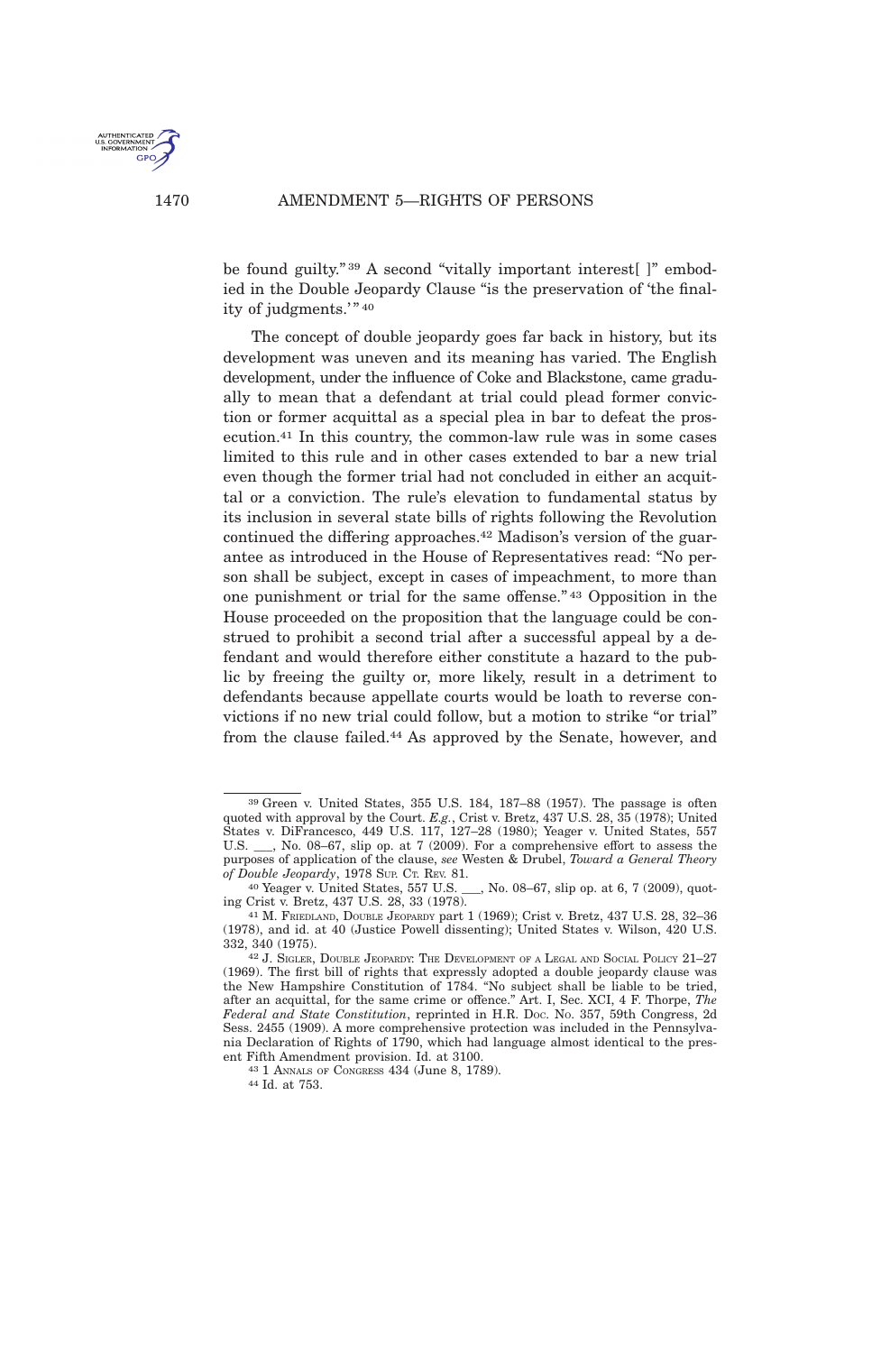be found guilty."[39] A second "vitally important interest[ ]" embodied in the Double Jeopardy Clause "is the preservation of 'the finality of judgments.'"[40]

The concept of double jeopardy goes far back in history, but its development was uneven and its meaning has varied. The English development, under the influence of Coke and Blackstone, came gradually to mean that a defendant at trial could plead former conviction or former acquittal as a special plea in bar to defeat the prosecution.[41] In this country, the common-law rule was in some cases limited to this rule and in other cases extended to bar a new trial even though the former trial had not concluded in either an acquittal or a conviction. The rule's elevation to fundamental status by its inclusion in several state bills of rights following the Revolution continued the differing approaches.[42] Madison's version of the guarantee as introduced in the House of Representatives read: "No person shall be subject, except in cases of impeachment, to more than one punishment or trial for the same offense."[43] Opposition in the House proceeded on the proposition that the language could be construed to prohibit a second trial after a successful appeal by a defendant and would therefore either constitute a hazard to the public by freeing the guilty or, more likely, result in a detriment to defendants because appellate courts would be loath to reverse convictions if no new trial could follow, but a motion to strike "or trial" from the clause failed.[44] As approved by the Senate, however, and

---

[39] Green v. United States, 355 U.S. 184, 187–88 (1957). The passage is often quoted with approval by the Court. *E.g.*, Crist v. Bretz, 437 U.S. 28, 35 (1978); United States v. DiFrancesco, 449 U.S. 117, 127–28 (1980); Yeager v. United States, 557 U.S. ___, No. 08–67, slip op. at 7 (2009). For a comprehensive effort to assess the purposes of application of the clause, *see* Westen & Drubel, *Toward a General Theory of Double Jeopardy*, 1978 Sup. Ct. Rev. 81.

[40] Yeager v. United States, 557 U.S. ___, No. 08–67, slip op. at 6, 7 (2009), quoting Crist v. Bretz, 437 U.S. 28, 33 (1978).

[41] M. Friedland, Double Jeopardy part 1 (1969); Crist v. Bretz, 437 U.S. 28, 32–36 (1978), and id. at 40 (Justice Powell dissenting); United States v. Wilson, 420 U.S. 332, 340 (1975).

[42] J. Sigler, Double Jeopardy: The Development of a Legal and Social Policy 21–27 (1969). The first bill of rights that expressly adopted a double jeopardy clause was the New Hampshire Constitution of 1784. "No subject shall be liable to be tried, after an acquittal, for the same crime or offence." Art. I, Sec. XCI, 4 F. Thorpe, *The Federal and State Constitution*, reprinted in H.R. Doc. No. 357, 59th Congress, 2d Sess. 2455 (1909). A more comprehensive protection was included in the Pennsylvania Declaration of Rights of 1790, which had language almost identical to the present Fifth Amendment provision. Id. at 3100.

[43] 1 Annals of Congress 434 (June 8, 1789).

[44] Id. at 753.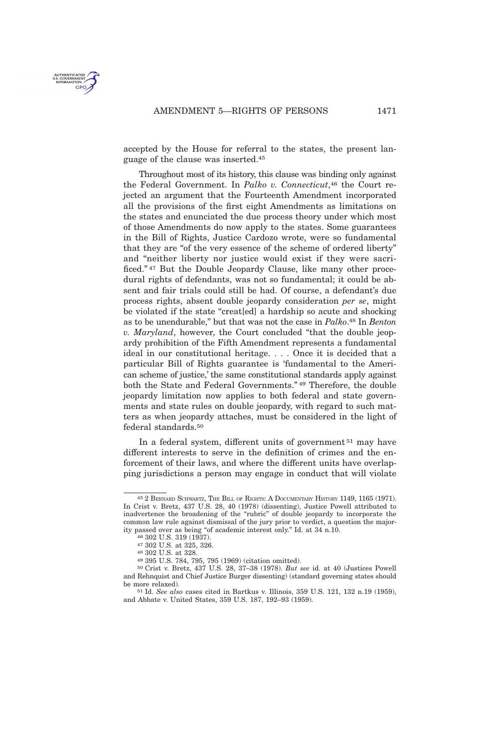accepted by the House for referral to the states, the present language of the clause was inserted.[45]

Throughout most of its history, this clause was binding only against the Federal Government. In *Palko v. Connecticut*,[46] the Court rejected an argument that the Fourteenth Amendment incorporated all the provisions of the first eight Amendments as limitations on the states and enunciated the due process theory under which most of those Amendments do now apply to the states. Some guarantees in the Bill of Rights, Justice Cardozo wrote, were so fundamental that they are "of the very essence of the scheme of ordered liberty" and "neither liberty nor justice would exist if they were sacrificed."[47] But the Double Jeopardy Clause, like many other procedural rights of defendants, was not so fundamental; it could be absent and fair trials could still be had. Of course, a defendant's due process rights, absent double jeopardy consideration *per se*, might be violated if the state "creat[ed] a hardship so acute and shocking as to be unendurable," but that was not the case in *Palko*.[48] In *Benton v. Maryland*, however, the Court concluded "that the double jeopardy prohibition of the Fifth Amendment represents a fundamental ideal in our constitutional heritage. . . . Once it is decided that a particular Bill of Rights guarantee is 'fundamental to the American scheme of justice,' the same constitutional standards apply against both the State and Federal Governments."[49] Therefore, the double jeopardy limitation now applies to both federal and state governments and state rules on double jeopardy, with regard to such matters as when jeopardy attaches, must be considered in the light of federal standards.[50]

In a federal system, different units of government[51] may have different interests to serve in the definition of crimes and the enforcement of their laws, and where the different units have overlapping jurisdictions a person may engage in conduct that will violate

---

[45] 2 Bernard Schwartz, The Bill of Rights: A Documentary History 1149, 1165 (1971). In Crist v. Bretz, 437 U.S. 28, 40 (1978) (dissenting), Justice Powell attributed to inadvertence the broadening of the "rubric" of double jeopardy to incorporate the common law rule against dismissal of the jury prior to verdict, a question the majority passed over as being "of academic interest only." Id. at 34 n.10.

[46] 302 U.S. 319 (1937).

[47] 302 U.S. at 325, 326.

[48] 302 U.S. at 328.

[49] 395 U.S. 784, 795, 795 (1969) (citation omitted).

[50] Crist v. Bretz, 437 U.S. 28, 37–38 (1978). *But see* id. at 40 (Justices Powell and Rehnquist and Chief Justice Burger dissenting) (standard governing states should be more relaxed).

[51] Id. *See also* cases cited in Bartkus v. Illinois, 359 U.S. 121, 132 n.19 (1959), and Abbate v. United States, 359 U.S. 187, 192–93 (1959).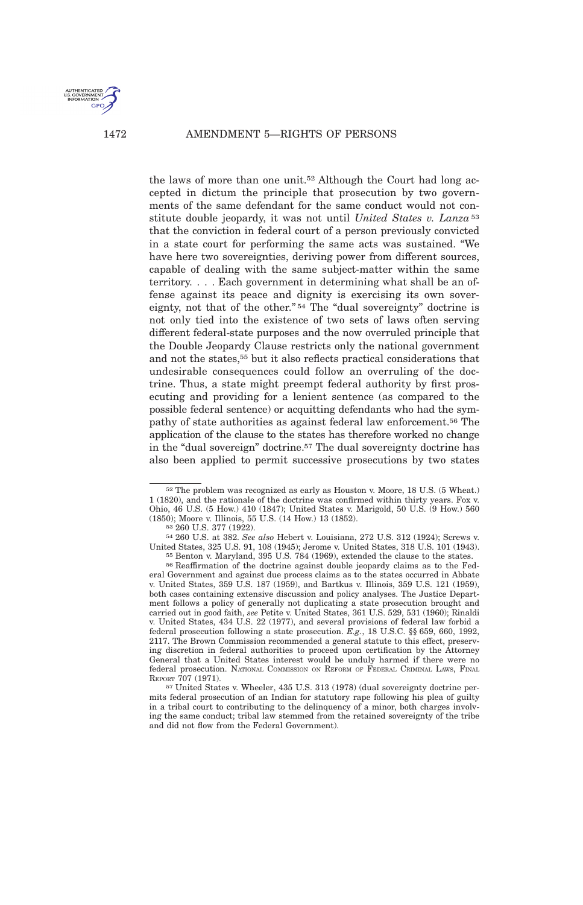the laws of more than one unit.[52] Although the Court had long accepted in dictum the principle that prosecution by two governments of the same defendant for the same conduct would not constitute double jeopardy, it was not until *United States v. Lanza*[53] that the conviction in federal court of a person previously convicted in a state court for performing the same acts was sustained. "We have here two sovereignties, deriving power from different sources, capable of dealing with the same subject-matter within the same territory. . . . Each government in determining what shall be an offense against its peace and dignity is exercising its own sovereignty, not that of the other."[54] The "dual sovereignty" doctrine is not only tied into the existence of two sets of laws often serving different federal-state purposes and the now overruled principle that the Double Jeopardy Clause restricts only the national government and not the states,[55] but it also reflects practical considerations that undesirable consequences could follow an overruling of the doctrine. Thus, a state might preempt federal authority by first prosecuting and providing for a lenient sentence (as compared to the possible federal sentence) or acquitting defendants who had the sympathy of state authorities as against federal law enforcement.[56] The application of the clause to the states has therefore worked no change in the "dual sovereign" doctrine.[57] The dual sovereignty doctrine has also been applied to permit successive prosecutions by two states

---

[52] The problem was recognized as early as Houston v. Moore, 18 U.S. (5 Wheat.) 1 (1820), and the rationale of the doctrine was confirmed within thirty years. Fox v. Ohio, 46 U.S. (5 How.) 410 (1847); United States v. Marigold, 50 U.S. (9 How.) 560 (1850); Moore v. Illinois, 55 U.S. (14 How.) 13 (1852).

[53] 260 U.S. 377 (1922).

[54] 260 U.S. at 382. *See also* Hebert v. Louisiana, 272 U.S. 312 (1924); Screws v. United States, 325 U.S. 91, 108 (1945); Jerome v. United States, 318 U.S. 101 (1943).

[55] Benton v. Maryland, 395 U.S. 784 (1969), extended the clause to the states.

[56] Reaffirmation of the doctrine against double jeopardy claims as to the Federal Government and against due process claims as to the states occurred in Abbate v. United States, 359 U.S. 187 (1959), and Bartkus v. Illinois, 359 U.S. 121 (1959), both cases containing extensive discussion and policy analyses. The Justice Department follows a policy of generally not duplicating a state prosecution brought and carried out in good faith, *see* Petite v. United States, 361 U.S. 529, 531 (1960); Rinaldi v. United States, 434 U.S. 22 (1977), and several provisions of federal law forbid a federal prosecution following a state prosecution. *E.g.*, 18 U.S.C. §§ 659, 660, 1992, 2117. The Brown Commission recommended a general statute to this effect, preserving discretion in federal authorities to proceed upon certification by the Attorney General that a United States interest would be unduly harmed if there were no federal prosecution. National Commission on Reform of Federal Criminal Laws, Final Report 707 (1971).

[57] United States v. Wheeler, 435 U.S. 313 (1978) (dual sovereignty doctrine permits federal prosecution of an Indian for statutory rape following his plea of guilty in a tribal court to contributing to the delinquency of a minor, both charges involving the same conduct; tribal law stemmed from the retained sovereignty of the tribe and did not flow from the Federal Government).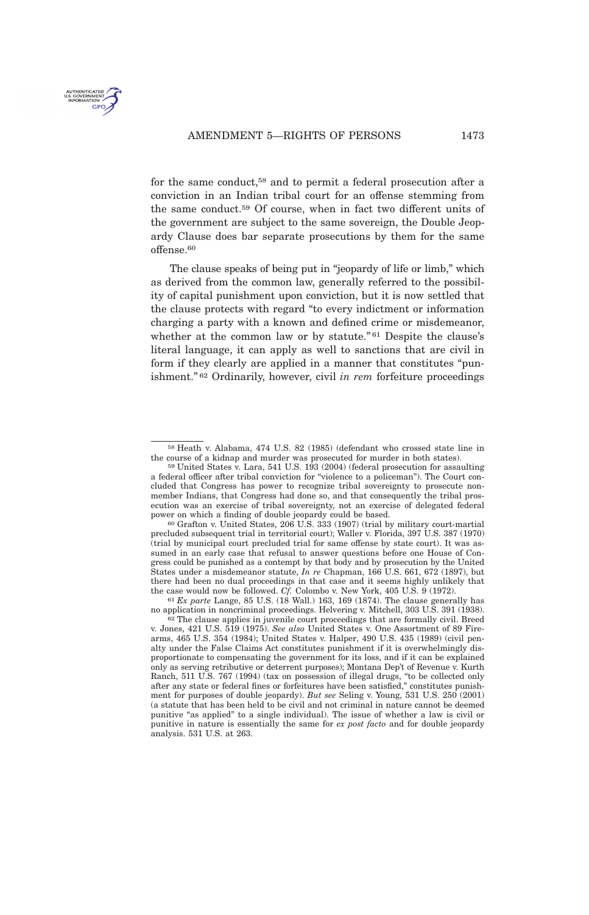for the same conduct,[58] and to permit a federal prosecution after a conviction in an Indian tribal court for an offense stemming from the same conduct.[59] Of course, when in fact two different units of the government are subject to the same sovereign, the Double Jeopardy Clause does bar separate prosecutions by them for the same offense.[60]

The clause speaks of being put in "jeopardy of life or limb," which as derived from the common law, generally referred to the possibility of capital punishment upon conviction, but it is now settled that the clause protects with regard "to every indictment or information charging a party with a known and defined crime or misdemeanor, whether at the common law or by statute."[61] Despite the clause's literal language, it can apply as well to sanctions that are civil in form if they clearly are applied in a manner that constitutes "punishment."[62] Ordinarily, however, civil *in rem* forfeiture proceedings

---

[58] Heath v. Alabama, 474 U.S. 82 (1985) (defendant who crossed state line in the course of a kidnap and murder was prosecuted for murder in both states).

[59] United States v. Lara, 541 U.S. 193 (2004) (federal prosecution for assaulting a federal officer after tribal conviction for "violence to a policeman"). The Court concluded that Congress has power to recognize tribal sovereignty to prosecute nonmember Indians, that Congress had done so, and that consequently the tribal prosecution was an exercise of tribal sovereignty, not an exercise of delegated federal power on which a finding of double jeopardy could be based.

[60] Grafton v. United States, 206 U.S. 333 (1907) (trial by military court-martial precluded subsequent trial in territorial court); Waller v. Florida, 397 U.S. 387 (1970) (trial by municipal court precluded trial for same offense by state court). It was assumed in an early case that refusal to answer questions before one House of Congress could be punished as a contempt by that body and by prosecution by the United States under a misdemeanor statute, *In re* Chapman, 166 U.S. 661, 672 (1897), but there had been no dual proceedings in that case and it seems highly unlikely that the case would now be followed. *Cf.* Colombo v. New York, 405 U.S. 9 (1972).

[61] *Ex parte* Lange, 85 U.S. (18 Wall.) 163, 169 (1874). The clause generally has no application in noncriminal proceedings. Helvering v. Mitchell, 303 U.S. 391 (1938).

[62] The clause applies in juvenile court proceedings that are formally civil. Breed v. Jones, 421 U.S. 519 (1975). *See also* United States v. One Assortment of 89 Firearms, 465 U.S. 354 (1984); United States v. Halper, 490 U.S. 435 (1989) (civil penalty under the False Claims Act constitutes punishment if it is overwhelmingly disproportionate to compensating the government for its loss, and if it can be explained only as serving retributive or deterrent purposes); Montana Dep't of Revenue v. Kurth Ranch, 511 U.S. 767 (1994) (tax on possession of illegal drugs, "to be collected only after any state or federal fines or forfeitures have been satisfied," constitutes punishment for purposes of double jeopardy). *But see* Seling v. Young, 531 U.S. 250 (2001) (a statute that has been held to be civil and not criminal in nature cannot be deemed punitive "as applied" to a single individual). The issue of whether a law is civil or punitive in nature is essentially the same for *ex post facto* and for double jeopardy analysis. 531 U.S. at 263.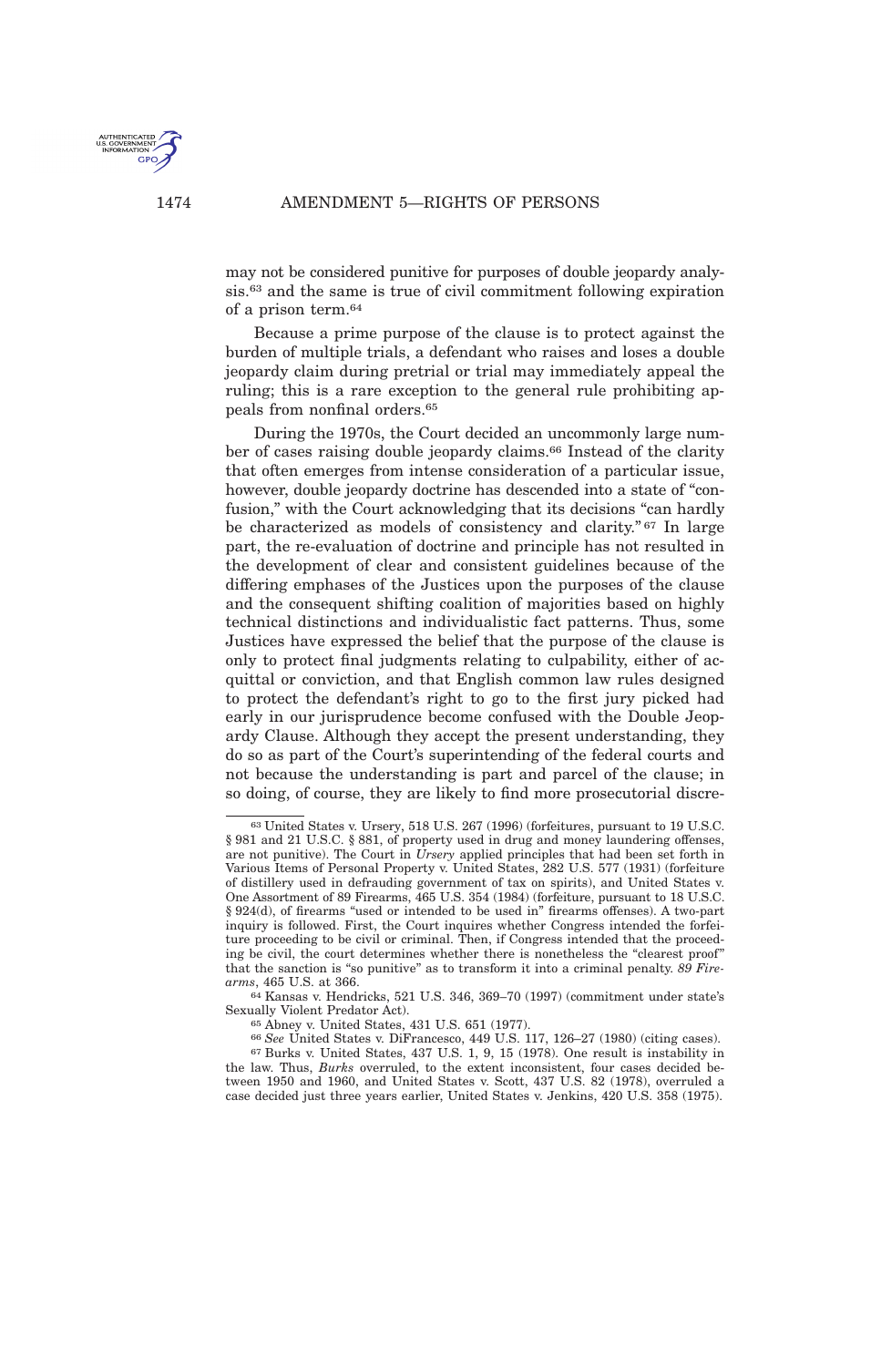may not be considered punitive for purposes of double jeopardy analysis.[63] and the same is true of civil commitment following expiration of a prison term.[64]

Because a prime purpose of the clause is to protect against the burden of multiple trials, a defendant who raises and loses a double jeopardy claim during pretrial or trial may immediately appeal the ruling; this is a rare exception to the general rule prohibiting appeals from nonfinal orders.[65]

During the 1970s, the Court decided an uncommonly large number of cases raising double jeopardy claims.[66] Instead of the clarity that often emerges from intense consideration of a particular issue, however, double jeopardy doctrine has descended into a state of "confusion," with the Court acknowledging that its decisions "can hardly be characterized as models of consistency and clarity."[67] In large part, the re-evaluation of doctrine and principle has not resulted in the development of clear and consistent guidelines because of the differing emphases of the Justices upon the purposes of the clause and the consequent shifting coalition of majorities based on highly technical distinctions and individualistic fact patterns. Thus, some Justices have expressed the belief that the purpose of the clause is only to protect final judgments relating to culpability, either of acquittal or conviction, and that English common law rules designed to protect the defendant's right to go to the first jury picked had early in our jurisprudence become confused with the Double Jeopardy Clause. Although they accept the present understanding, they do so as part of the Court's superintending of the federal courts and not because the understanding is part and parcel of the clause; in so doing, of course, they are likely to find more prosecutorial discre-

---

[63] United States v. Ursery, 518 U.S. 267 (1996) (forfeitures, pursuant to 19 U.S.C. § 981 and 21 U.S.C. § 881, of property used in drug and money laundering offenses, are not punitive). The Court in *Ursery* applied principles that had been set forth in Various Items of Personal Property v. United States, 282 U.S. 577 (1931) (forfeiture of distillery used in defrauding government of tax on spirits), and United States v. One Assortment of 89 Firearms, 465 U.S. 354 (1984) (forfeiture, pursuant to 18 U.S.C. § 924(d), of firearms "used or intended to be used in" firearms offenses). A two-part inquiry is followed. First, the Court inquires whether Congress intended the forfeiture proceeding to be civil or criminal. Then, if Congress intended that the proceeding be civil, the court determines whether there is nonetheless the "clearest proof" that the sanction is "so punitive" as to transform it into a criminal penalty. *89 Firearms*, 465 U.S. at 366.

[64] Kansas v. Hendricks, 521 U.S. 346, 369–70 (1997) (commitment under state's Sexually Violent Predator Act).

[65] Abney v. United States, 431 U.S. 651 (1977).

[66] *See* United States v. DiFrancesco, 449 U.S. 117, 126–27 (1980) (citing cases).

[67] Burks v. United States, 437 U.S. 1, 9, 15 (1978). One result is instability in the law. Thus, *Burks* overruled, to the extent inconsistent, four cases decided between 1950 and 1960, and United States v. Scott, 437 U.S. 82 (1978), overruled a case decided just three years earlier, United States v. Jenkins, 420 U.S. 358 (1975).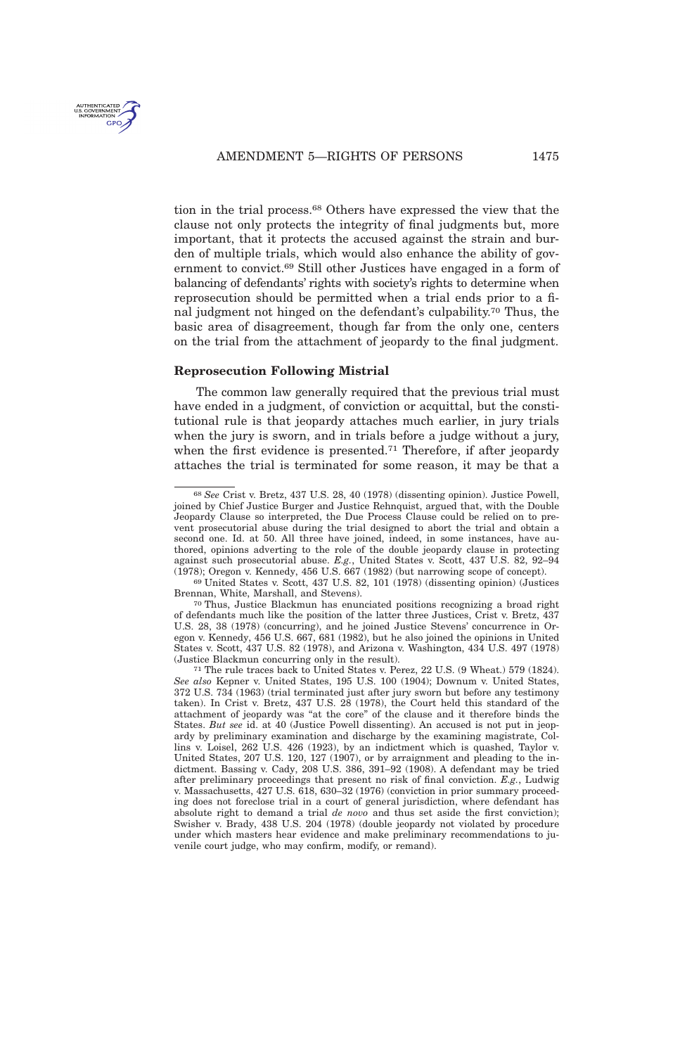tion in the trial process.[68] Others have expressed the view that the clause not only protects the integrity of final judgments but, more important, that it protects the accused against the strain and burden of multiple trials, which would also enhance the ability of government to convict.[69] Still other Justices have engaged in a form of balancing of defendants' rights with society's rights to determine when reprosecution should be permitted when a trial ends prior to a final judgment not hinged on the defendant's culpability.[70] Thus, the basic area of disagreement, though far from the only one, centers on the trial from the attachment of jeopardy to the final judgment.

### Reprosecution Following Mistrial

The common law generally required that the previous trial must have ended in a judgment, of conviction or acquittal, but the constitutional rule is that jeopardy attaches much earlier, in jury trials when the jury is sworn, and in trials before a judge without a jury, when the first evidence is presented.[71] Therefore, if after jeopardy attaches the trial is terminated for some reason, it may be that a

---

[68] *See* Crist v. Bretz, 437 U.S. 28, 40 (1978) (dissenting opinion). Justice Powell, joined by Chief Justice Burger and Justice Rehnquist, argued that, with the Double Jeopardy Clause so interpreted, the Due Process Clause could be relied on to prevent prosecutorial abuse during the trial designed to abort the trial and obtain a second one. Id. at 50. All three have joined, indeed, in some instances, have authored, opinions adverting to the role of the double jeopardy clause in protecting against such prosecutorial abuse. *E.g.*, United States v. Scott, 437 U.S. 82, 92–94 (1978); Oregon v. Kennedy, 456 U.S. 667 (1982) (but narrowing scope of concept).

[69] United States v. Scott, 437 U.S. 82, 101 (1978) (dissenting opinion) (Justices Brennan, White, Marshall, and Stevens).

[70] Thus, Justice Blackmun has enunciated positions recognizing a broad right of defendants much like the position of the latter three Justices, Crist v. Bretz, 437 U.S. 28, 38 (1978) (concurring), and he joined Justice Stevens' concurrence in Oregon v. Kennedy, 456 U.S. 667, 681 (1982), but he also joined the opinions in United States v. Scott, 437 U.S. 82 (1978), and Arizona v. Washington, 434 U.S. 497 (1978) (Justice Blackmun concurring only in the result).

[71] The rule traces back to United States v. Perez, 22 U.S. (9 Wheat.) 579 (1824). *See also* Kepner v. United States, 195 U.S. 100 (1904); Downum v. United States, 372 U.S. 734 (1963) (trial terminated just after jury sworn but before any testimony taken). In Crist v. Bretz, 437 U.S. 28 (1978), the Court held this standard of the attachment of jeopardy was "at the core" of the clause and it therefore binds the States. *But see* id. at 40 (Justice Powell dissenting). An accused is not put in jeopardy by preliminary examination and discharge by the examining magistrate, Collins v. Loisel, 262 U.S. 426 (1923), by an indictment which is quashed, Taylor v. United States, 207 U.S. 120, 127 (1907), or by arraignment and pleading to the indictment. Bassing v. Cady, 208 U.S. 386, 391–92 (1908). A defendant may be tried after preliminary proceedings that present no risk of final conviction. *E.g.*, Ludwig v. Massachusetts, 427 U.S. 618, 630–32 (1976) (conviction in prior summary proceeding does not foreclose trial in a court of general jurisdiction, where defendant has absolute right to demand a trial *de novo* and thus set aside the first conviction); Swisher v. Brady, 438 U.S. 204 (1978) (double jeopardy not violated by procedure under which masters hear evidence and make preliminary recommendations to juvenile court judge, who may confirm, modify, or remand).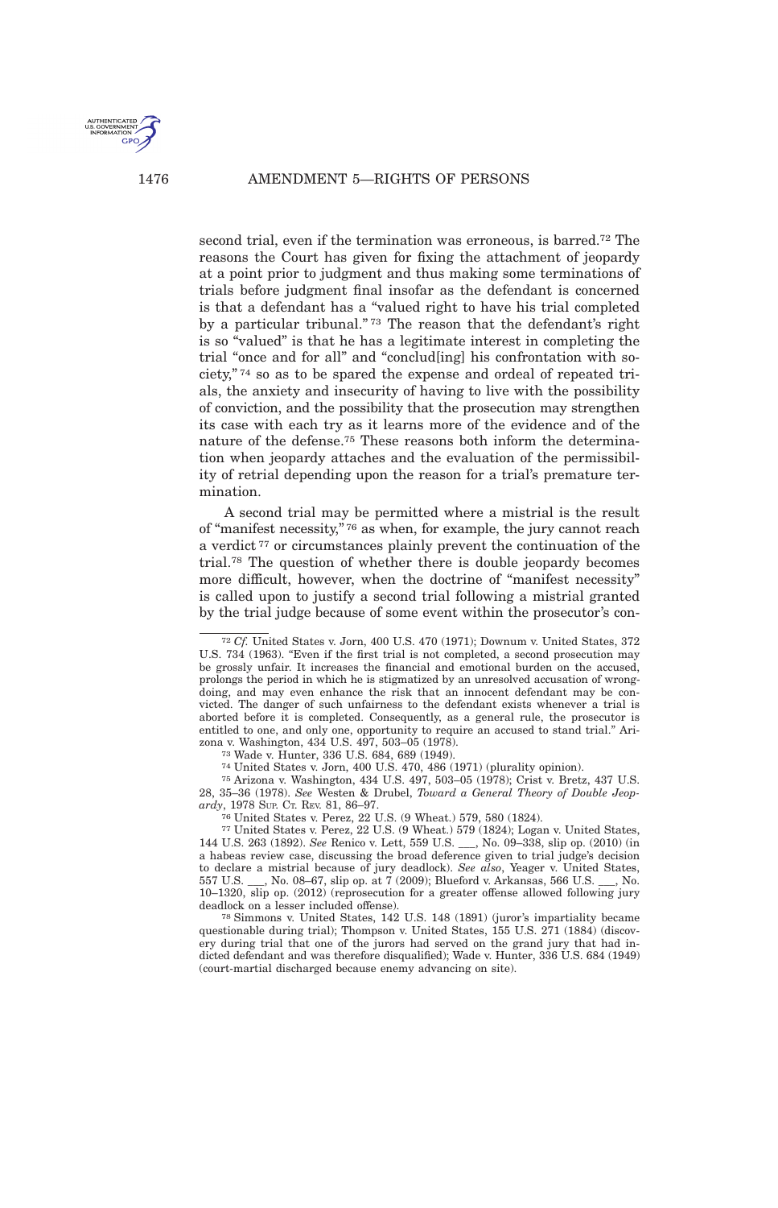second trial, even if the termination was erroneous, is barred.[72] The reasons the Court has given for fixing the attachment of jeopardy at a point prior to judgment and thus making some terminations of trials before judgment final insofar as the defendant is concerned is that a defendant has a "valued right to have his trial completed by a particular tribunal."[73] The reason that the defendant's right is so "valued" is that he has a legitimate interest in completing the trial "once and for all" and "conclud[ing] his confrontation with society,"[74] so as to be spared the expense and ordeal of repeated trials, the anxiety and insecurity of having to live with the possibility of conviction, and the possibility that the prosecution may strengthen its case with each try as it learns more of the evidence and of the nature of the defense.[75] These reasons both inform the determination when jeopardy attaches and the evaluation of the permissibility of retrial depending upon the reason for a trial's premature termination.

A second trial may be permitted where a mistrial is the result of "manifest necessity,"[76] as when, for example, the jury cannot reach a verdict[77] or circumstances plainly prevent the continuation of the trial.[78] The question of whether there is double jeopardy becomes more difficult, however, when the doctrine of "manifest necessity" is called upon to justify a second trial following a mistrial granted by the trial judge because of some event within the prosecutor's con-

---

[72] *Cf.* United States v. Jorn, 400 U.S. 470 (1971); Downum v. United States, 372 U.S. 734 (1963). "Even if the first trial is not completed, a second prosecution may be grossly unfair. It increases the financial and emotional burden on the accused, prolongs the period in which he is stigmatized by an unresolved accusation of wrongdoing, and may even enhance the risk that an innocent defendant may be convicted. The danger of such unfairness to the defendant exists whenever a trial is aborted before it is completed. Consequently, as a general rule, the prosecutor is entitled to one, and only one, opportunity to require an accused to stand trial." Arizona v. Washington, 434 U.S. 497, 503–05 (1978).

[73] Wade v. Hunter, 336 U.S. 684, 689 (1949).

[74] United States v. Jorn, 400 U.S. 470, 486 (1971) (plurality opinion).

[75] Arizona v. Washington, 434 U.S. 497, 503–05 (1978); Crist v. Bretz, 437 U.S. 28, 35–36 (1978). *See* Westen & Drubel, *Toward a General Theory of Double Jeopardy*, 1978 Sup. Ct. Rev. 81, 86–97.

[76] United States v. Perez, 22 U.S. (9 Wheat.) 579, 580 (1824).

[77] United States v. Perez, 22 U.S. (9 Wheat.) 579 (1824); Logan v. United States, 144 U.S. 263 (1892). *See* Renico v. Lett, 559 U.S. ___, No. 09–338, slip op. (2010) (in a habeas review case, discussing the broad deference given to trial judge's decision to declare a mistrial because of jury deadlock). *See also*, Yeager v. United States, 557 U.S. ___, No. 08–67, slip op. at 7 (2009); Blueford v. Arkansas, 566 U.S. ___, No. 10–1320, slip op. (2012) (reprosecution for a greater offense allowed following jury deadlock on a lesser included offense).

[78] Simmons v. United States, 142 U.S. 148 (1891) (juror's impartiality became questionable during trial); Thompson v. United States, 155 U.S. 271 (1884) (discovery during trial that one of the jurors had served on the grand jury that had indicted defendant and was therefore disqualified); Wade v. Hunter, 336 U.S. 684 (1949) (court-martial discharged because enemy advancing on site).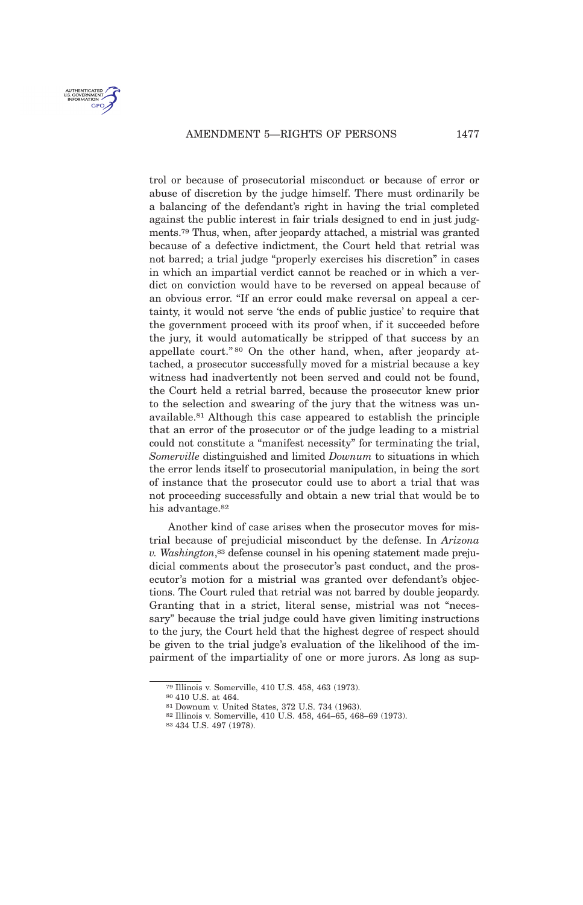trol or because of prosecutorial misconduct or because of error or abuse of discretion by the judge himself. There must ordinarily be a balancing of the defendant's right in having the trial completed against the public interest in fair trials designed to end in just judgments.[79] Thus, when, after jeopardy attached, a mistrial was granted because of a defective indictment, the Court held that retrial was not barred; a trial judge "properly exercises his discretion" in cases in which an impartial verdict cannot be reached or in which a verdict on conviction would have to be reversed on appeal because of an obvious error. "If an error could make reversal on appeal a certainty, it would not serve 'the ends of public justice' to require that the government proceed with its proof when, if it succeeded before the jury, it would automatically be stripped of that success by an appellate court."[80] On the other hand, when, after jeopardy attached, a prosecutor successfully moved for a mistrial because a key witness had inadvertently not been served and could not be found, the Court held a retrial barred, because the prosecutor knew prior to the selection and swearing of the jury that the witness was unavailable.[81] Although this case appeared to establish the principle that an error of the prosecutor or of the judge leading to a mistrial could not constitute a "manifest necessity" for terminating the trial, *Somerville* distinguished and limited *Downum* to situations in which the error lends itself to prosecutorial manipulation, in being the sort of instance that the prosecutor could use to abort a trial that was not proceeding successfully and obtain a new trial that would be to his advantage.[82]

Another kind of case arises when the prosecutor moves for mistrial because of prejudicial misconduct by the defense. In *Arizona v. Washington*,[83] defense counsel in his opening statement made prejudicial comments about the prosecutor's past conduct, and the prosecutor's motion for a mistrial was granted over defendant's objections. The Court ruled that retrial was not barred by double jeopardy. Granting that in a strict, literal sense, mistrial was not "necessary" because the trial judge could have given limiting instructions to the jury, the Court held that the highest degree of respect should be given to the trial judge's evaluation of the likelihood of the impairment of the impartiality of one or more jurors. As long as sup-

[79] Illinois v. Somerville, 410 U.S. 458, 463 (1973).

[80] 410 U.S. at 464.

[81] Downum v. United States, 372 U.S. 734 (1963).

[82] Illinois v. Somerville, 410 U.S. 458, 464–65, 468–69 (1973).

[83] 434 U.S. 497 (1978).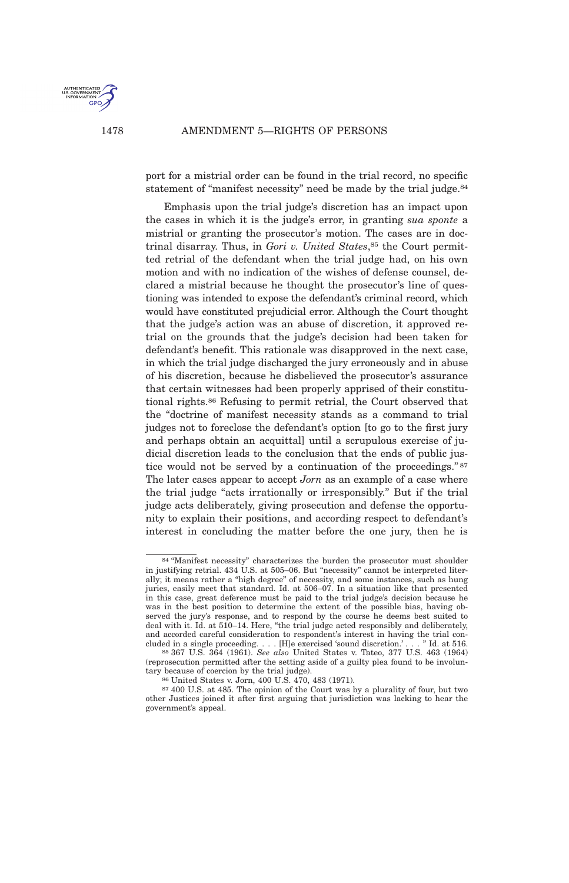port for a mistrial order can be found in the trial record, no specific statement of "manifest necessity" need be made by the trial judge.[84]

Emphasis upon the trial judge's discretion has an impact upon the cases in which it is the judge's error, in granting *sua sponte* a mistrial or granting the prosecutor's motion. The cases are in doctrinal disarray. Thus, in *Gori v. United States*,[85] the Court permitted retrial of the defendant when the trial judge had, on his own motion and with no indication of the wishes of defense counsel, declared a mistrial because he thought the prosecutor's line of questioning was intended to expose the defendant's criminal record, which would have constituted prejudicial error. Although the Court thought that the judge's action was an abuse of discretion, it approved retrial on the grounds that the judge's decision had been taken for defendant's benefit. This rationale was disapproved in the next case, in which the trial judge discharged the jury erroneously and in abuse of his discretion, because he disbelieved the prosecutor's assurance that certain witnesses had been properly apprised of their constitutional rights.[86] Refusing to permit retrial, the Court observed that the "doctrine of manifest necessity stands as a command to trial judges not to foreclose the defendant's option [to go to the first jury and perhaps obtain an acquittal] until a scrupulous exercise of judicial discretion leads to the conclusion that the ends of public justice would not be served by a continuation of the proceedings."[87] The later cases appear to accept *Jorn* as an example of a case where the trial judge "acts irrationally or irresponsibly." But if the trial judge acts deliberately, giving prosecution and defense the opportunity to explain their positions, and according respect to defendant's interest in concluding the matter before the one jury, then he is

---

[84] "Manifest necessity" characterizes the burden the prosecutor must shoulder in justifying retrial. 434 U.S. at 505–06. But "necessity" cannot be interpreted literally; it means rather a "high degree" of necessity, and some instances, such as hung juries, easily meet that standard. Id. at 506–07. In a situation like that presented in this case, great deference must be paid to the trial judge's decision because he was in the best position to determine the extent of the possible bias, having observed the jury's response, and to respond by the course he deems best suited to deal with it. Id. at 510–14. Here, "the trial judge acted responsibly and deliberately, and accorded careful consideration to respondent's interest in having the trial concluded in a single proceeding. . . . [H]e exercised 'sound discretion.' . . . " Id. at 516.

[85] 367 U.S. 364 (1961). *See also* United States v. Tateo, 377 U.S. 463 (1964) (reprosecution permitted after the setting aside of a guilty plea found to be involuntary because of coercion by the trial judge).

[86] United States v. Jorn, 400 U.S. 470, 483 (1971).

[87] 400 U.S. at 485. The opinion of the Court was by a plurality of four, but two other Justices joined it after first arguing that jurisdiction was lacking to hear the government's appeal.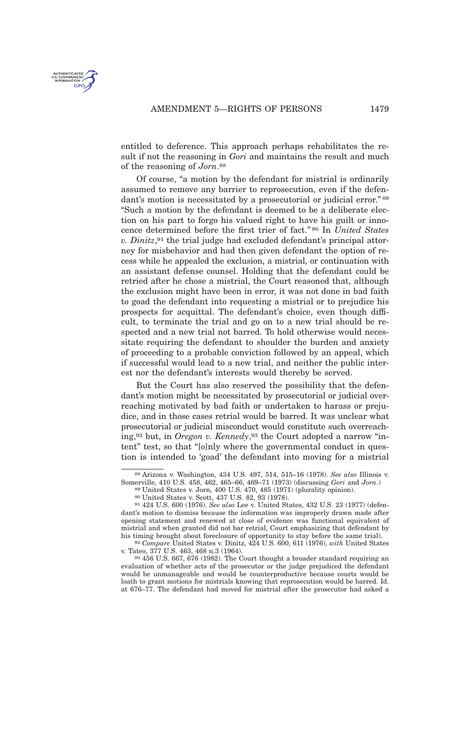entitled to deference. This approach perhaps rehabilitates the result if not the reasoning in *Gori* and maintains the result and much of the reasoning of *Jorn*.[88]

Of course, "a motion by the defendant for mistrial is ordinarily assumed to remove any barrier to reprosecution, even if the defendant's motion is necessitated by a prosecutorial or judicial error."[89] "Such a motion by the defendant is deemed to be a deliberate election on his part to forgo his valued right to have his guilt or innocence determined before the first trier of fact."[90] In *United States v. Dinitz*,[91] the trial judge had excluded defendant's principal attorney for misbehavior and had then given defendant the option of recess while he appealed the exclusion, a mistrial, or continuation with an assistant defense counsel. Holding that the defendant could be retried after he chose a mistrial, the Court reasoned that, although the exclusion might have been in error, it was not done in bad faith to goad the defendant into requesting a mistrial or to prejudice his prospects for acquittal. The defendant's choice, even though difficult, to terminate the trial and go on to a new trial should be respected and a new trial not barred. To hold otherwise would necessitate requiring the defendant to shoulder the burden and anxiety of proceeding to a probable conviction followed by an appeal, which if successful would lead to a new trial, and neither the public interest nor the defendant's interests would thereby be served.

But the Court has also reserved the possibility that the defendant's motion might be necessitated by prosecutorial or judicial overreaching motivated by bad faith or undertaken to harass or prejudice, and in those cases retrial would be barred. It was unclear what prosecutorial or judicial misconduct would constitute such overreaching,[92] but, in *Oregon v. Kennedy*,[93] the Court adopted a narrow "intent" test, so that "[o]nly where the governmental conduct in question is intended to 'goad' the defendant into moving for a mistrial

---

[88] Arizona v. Washington, 434 U.S. 497, 514, 515–16 (1978). *See also* Illinois v. Somerville, 410 U.S. 458, 462, 465–66, 469–71 (1973) (discussing *Gori* and *Jorn*.)

[89] United States v. Jorn, 400 U.S. 470, 485 (1971) (plurality opinion).

[90] United States v. Scott, 437 U.S. 82, 93 (1978).

[91] 424 U.S. 600 (1976). *See also* Lee v. United States, 432 U.S. 23 (1977) (defendant's motion to dismiss because the information was improperly drawn made after opening statement and renewed at close of evidence was functional equivalent of mistrial and when granted did not bar retrial, Court emphasizing that defendant by his timing brought about foreclosure of opportunity to stay before the same trial).

[92] *Compare* United States v. Dinitz, 424 U.S. 600, 611 (1976), *with* United States v. Tateo, 377 U.S. 463, 468 n.3 (1964).

[93] 456 U.S. 667, 676 (1982). The Court thought a broader standard requiring an evaluation of whether acts of the prosecutor or the judge prejudiced the defendant would be unmanageable and would be counterproductive because courts would be loath to grant motions for mistrials knowing that reprosecution would be barred. Id. at 676–77. The defendant had moved for mistrial after the prosecutor had asked a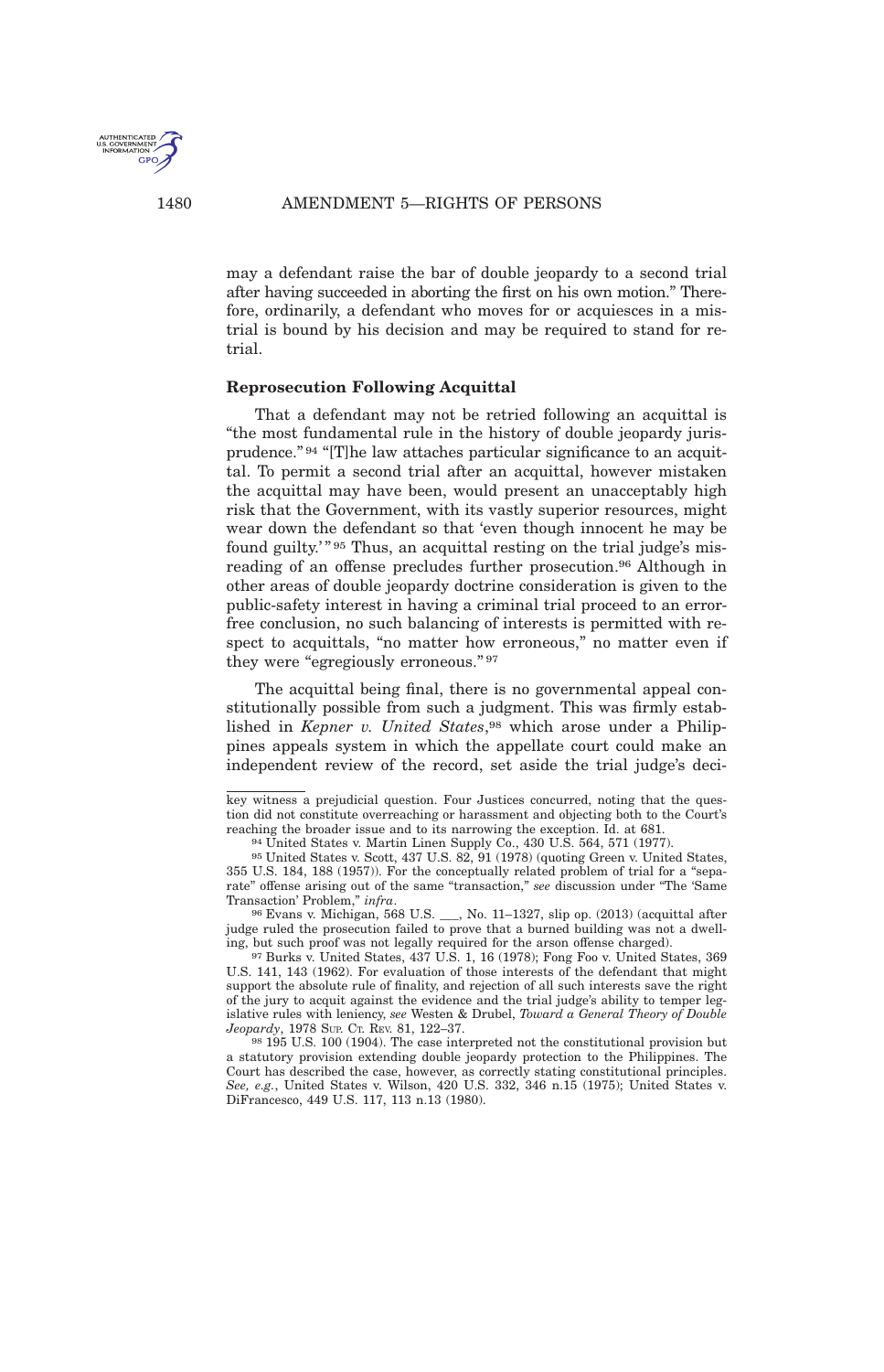may a defendant raise the bar of double jeopardy to a second trial after having succeeded in aborting the first on his own motion." Therefore, ordinarily, a defendant who moves for or acquiesces in a mistrial is bound by his decision and may be required to stand for retrial.

### Reprosecution Following Acquittal

That a defendant may not be retried following an acquittal is "the most fundamental rule in the history of double jeopardy jurisprudence."[94] "[T]he law attaches particular significance to an acquittal. To permit a second trial after an acquittal, however mistaken the acquittal may have been, would present an unacceptably high risk that the Government, with its vastly superior resources, might wear down the defendant so that 'even though innocent he may be found guilty.'"[95] Thus, an acquittal resting on the trial judge's misreading of an offense precludes further prosecution.[96] Although in other areas of double jeopardy doctrine consideration is given to the public-safety interest in having a criminal trial proceed to an error-free conclusion, no such balancing of interests is permitted with respect to acquittals, "no matter how erroneous," no matter even if they were "egregiously erroneous."[97]

The acquittal being final, there is no governmental appeal constitutionally possible from such a judgment. This was firmly established in *Kepner v. United States*,[98] which arose under a Philippines appeals system in which the appellate court could make an independent review of the record, set aside the trial judge's deci-

---

key witness a prejudicial question. Four Justices concurred, noting that the question did not constitute overreaching or harassment and objecting both to the Court's reaching the broader issue and to its narrowing the exception. Id. at 681.

[94] United States v. Martin Linen Supply Co., 430 U.S. 564, 571 (1977).

[95] United States v. Scott, 437 U.S. 82, 91 (1978) (quoting Green v. United States, 355 U.S. 184, 188 (1957)). For the conceptually related problem of trial for a "separate" offense arising out of the same "transaction," *see* discussion under "The 'Same Transaction' Problem," *infra*.

[96] Evans v. Michigan, 568 U.S. ___, No. 11–1327, slip op. (2013) (acquittal after judge ruled the prosecution failed to prove that a burned building was not a dwelling, but such proof was not legally required for the arson offense charged).

[97] Burks v. United States, 437 U.S. 1, 16 (1978); Fong Foo v. United States, 369 U.S. 141, 143 (1962). For evaluation of those interests of the defendant that might support the absolute rule of finality, and rejection of all such interests save the right of the jury to acquit against the evidence and the trial judge's ability to temper legislative rules with leniency, *see* Westen & Drubel, *Toward a General Theory of Double Jeopardy*, 1978 SUP. CT. REV. 81, 122–37.

[98] 195 U.S. 100 (1904). The case interpreted not the constitutional provision but a statutory provision extending double jeopardy protection to the Philippines. The Court has described the case, however, as correctly stating constitutional principles. *See, e.g.*, United States v. Wilson, 420 U.S. 332, 346 n.15 (1975); United States v. DiFrancesco, 449 U.S. 117, 113 n.13 (1980).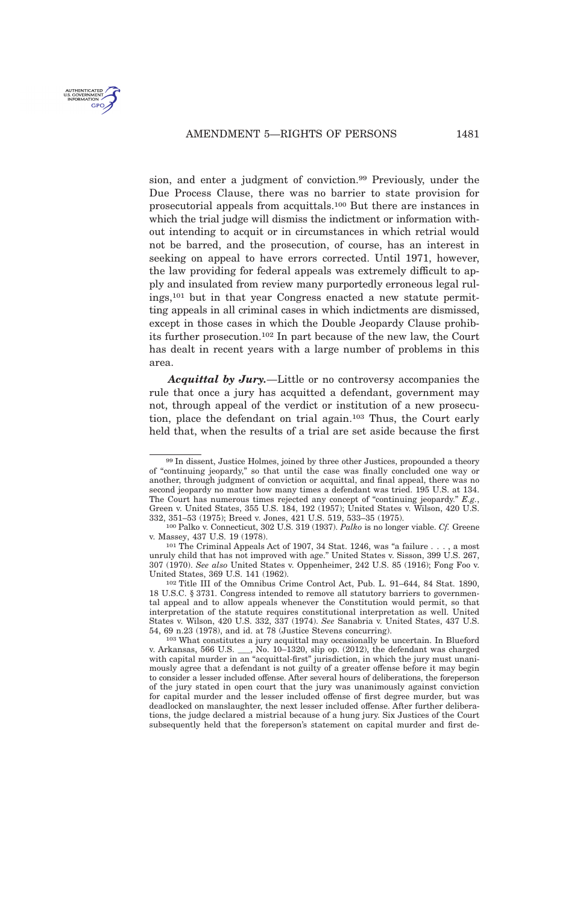sion, and enter a judgment of conviction.[99] Previously, under the Due Process Clause, there was no barrier to state provision for prosecutorial appeals from acquittals.[100] But there are instances in which the trial judge will dismiss the indictment or information without intending to acquit or in circumstances in which retrial would not be barred, and the prosecution, of course, has an interest in seeking on appeal to have errors corrected. Until 1971, however, the law providing for federal appeals was extremely difficult to apply and insulated from review many purportedly erroneous legal rulings,[101] but in that year Congress enacted a new statute permitting appeals in all criminal cases in which indictments are dismissed, except in those cases in which the Double Jeopardy Clause prohibits further prosecution.[102] In part because of the new law, the Court has dealt in recent years with a large number of problems in this area.

***Acquittal by Jury.***—Little or no controversy accompanies the rule that once a jury has acquitted a defendant, government may not, through appeal of the verdict or institution of a new prosecution, place the defendant on trial again.[103] Thus, the Court early held that, when the results of a trial are set aside because the first

---

[99] In dissent, Justice Holmes, joined by three other Justices, propounded a theory of "continuing jeopardy," so that until the case was finally concluded one way or another, through judgment of conviction or acquittal, and final appeal, there was no second jeopardy no matter how many times a defendant was tried. 195 U.S. at 134. The Court has numerous times rejected any concept of "continuing jeopardy." *E.g.*, Green v. United States, 355 U.S. 184, 192 (1957); United States v. Wilson, 420 U.S. 332, 351–53 (1975); Breed v. Jones, 421 U.S. 519, 533–35 (1975).

[100] Palko v. Connecticut, 302 U.S. 319 (1937). *Palko* is no longer viable. *Cf.* Greene v. Massey, 437 U.S. 19 (1978).

[101] The Criminal Appeals Act of 1907, 34 Stat. 1246, was "a failure . . . , a most unruly child that has not improved with age." United States v. Sisson, 399 U.S. 267, 307 (1970). *See also* United States v. Oppenheimer, 242 U.S. 85 (1916); Fong Foo v. United States, 369 U.S. 141 (1962).

[102] Title III of the Omnibus Crime Control Act, Pub. L. 91–644, 84 Stat. 1890, 18 U.S.C. § 3731. Congress intended to remove all statutory barriers to governmental appeal and to allow appeals whenever the Constitution would permit, so that interpretation of the statute requires constitutional interpretation as well. United States v. Wilson, 420 U.S. 332, 337 (1974). *See* Sanabria v. United States, 437 U.S. 54, 69 n.23 (1978), and id. at 78 (Justice Stevens concurring).

[103] What constitutes a jury acquittal may occasionally be uncertain. In Blueford v. Arkansas, 566 U.S. ___, No. 10–1320, slip op. (2012), the defendant was charged with capital murder in an "acquittal-first" jurisdiction, in which the jury must unanimously agree that a defendant is not guilty of a greater offense before it may begin to consider a lesser included offense. After several hours of deliberations, the foreperson of the jury stated in open court that the jury was unanimously against conviction for capital murder and the lesser included offense of first degree murder, but was deadlocked on manslaughter, the next lesser included offense. After further deliberations, the judge declared a mistrial because of a hung jury. Six Justices of the Court subsequently held that the foreperson's statement on capital murder and first de-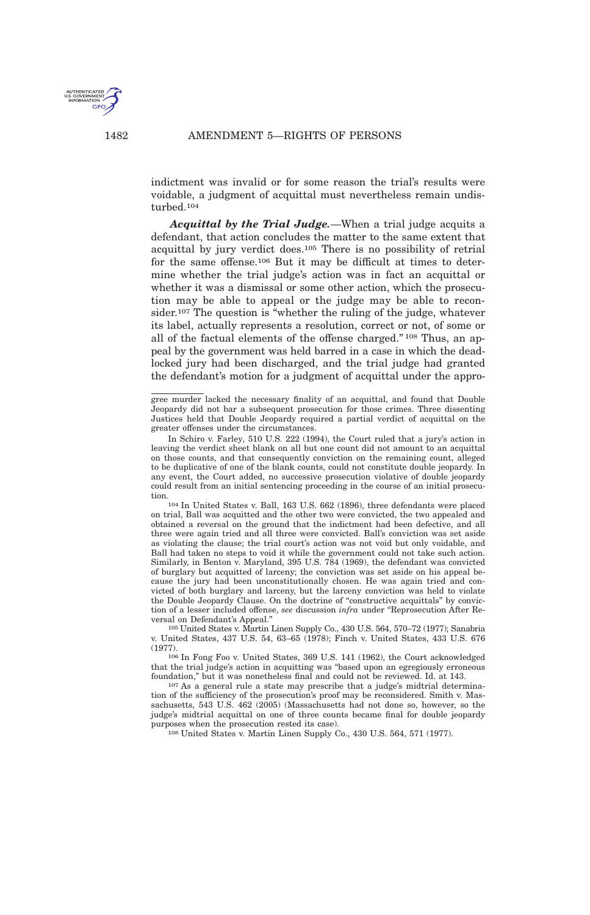indictment was invalid or for some reason the trial's results were voidable, a judgment of acquittal must nevertheless remain undisturbed.[104]

***Acquittal by the Trial Judge.***—When a trial judge acquits a defendant, that action concludes the matter to the same extent that acquittal by jury verdict does.[105] There is no possibility of retrial for the same offense.[106] But it may be difficult at times to determine whether the trial judge's action was in fact an acquittal or whether it was a dismissal or some other action, which the prosecution may be able to appeal or the judge may be able to reconsider.[107] The question is "whether the ruling of the judge, whatever its label, actually represents a resolution, correct or not, of some or all of the factual elements of the offense charged."[108] Thus, an appeal by the government was held barred in a case in which the deadlocked jury had been discharged, and the trial judge had granted the defendant's motion for a judgment of acquittal under the appro-

---

gree murder lacked the necessary finality of an acquittal, and found that Double Jeopardy did not bar a subsequent prosecution for those crimes. Three dissenting Justices held that Double Jeopardy required a partial verdict of acquittal on the greater offenses under the circumstances.

In Schiro v. Farley, 510 U.S. 222 (1994), the Court ruled that a jury's action in leaving the verdict sheet blank on all but one count did not amount to an acquittal on those counts, and that consequently conviction on the remaining count, alleged to be duplicative of one of the blank counts, could not constitute double jeopardy. In any event, the Court added, no successive prosecution violative of double jeopardy could result from an initial sentencing proceeding in the course of an initial prosecution.

[104] In United States v. Ball, 163 U.S. 662 (1896), three defendants were placed on trial, Ball was acquitted and the other two were convicted, the two appealed and obtained a reversal on the ground that the indictment had been defective, and all three were again tried and all three were convicted. Ball's conviction was set aside as violating the clause; the trial court's action was not void but only voidable, and Ball had taken no steps to void it while the government could not take such action. Similarly, in Benton v. Maryland, 395 U.S. 784 (1969), the defendant was convicted of burglary but acquitted of larceny; the conviction was set aside on his appeal because the jury had been unconstitutionally chosen. He was again tried and convicted of both burglary and larceny, but the larceny conviction was held to violate the Double Jeopardy Clause. On the doctrine of "constructive acquittals" by conviction of a lesser included offense, *see* discussion *infra* under "Reprosecution After Reversal on Defendant's Appeal."

[105] United States v. Martin Linen Supply Co., 430 U.S. 564, 570–72 (1977); Sanabria v. United States, 437 U.S. 54, 63–65 (1978); Finch v. United States, 433 U.S. 676 (1977).

[106] In Fong Foo v. United States, 369 U.S. 141 (1962), the Court acknowledged that the trial judge's action in acquitting was "based upon an egregiously erroneous foundation," but it was nonetheless final and could not be reviewed. Id. at 143.

[107] As a general rule a state may prescribe that a judge's midtrial determination of the sufficiency of the prosecution's proof may be reconsidered. Smith v. Massachusetts, 543 U.S. 462 (2005) (Massachusetts had not done so, however, so the judge's midtrial acquittal on one of three counts became final for double jeopardy purposes when the prosecution rested its case).

[108] United States v. Martin Linen Supply Co., 430 U.S. 564, 571 (1977).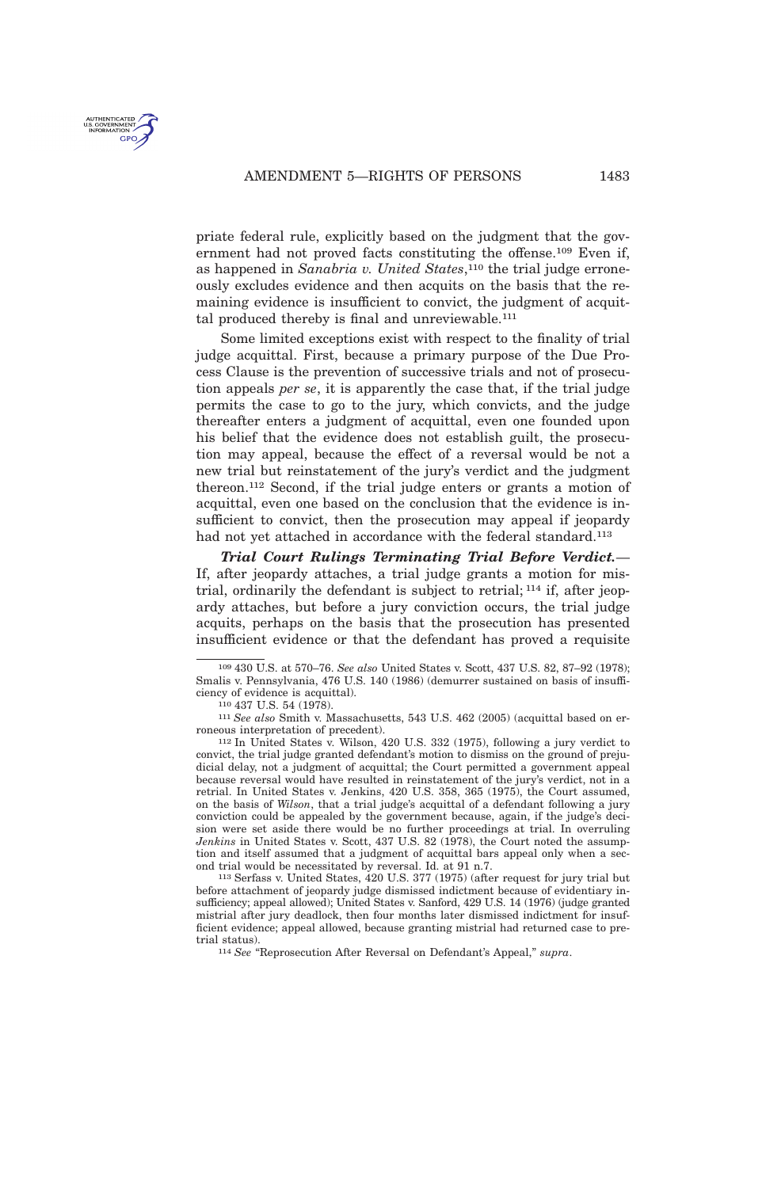priate federal rule, explicitly based on the judgment that the government had not proved facts constituting the offense.[109] Even if, as happened in *Sanabria v. United States*,[110] the trial judge erroneously excludes evidence and then acquits on the basis that the remaining evidence is insufficient to convict, the judgment of acquittal produced thereby is final and unreviewable.[111]

Some limited exceptions exist with respect to the finality of trial judge acquittal. First, because a primary purpose of the Due Process Clause is the prevention of successive trials and not of prosecution appeals *per se*, it is apparently the case that, if the trial judge permits the case to go to the jury, which convicts, and the judge thereafter enters a judgment of acquittal, even one founded upon his belief that the evidence does not establish guilt, the prosecution may appeal, because the effect of a reversal would be not a new trial but reinstatement of the jury's verdict and the judgment thereon.[112] Second, if the trial judge enters or grants a motion of acquittal, even one based on the conclusion that the evidence is insufficient to convict, then the prosecution may appeal if jeopardy had not yet attached in accordance with the federal standard.[113]

***Trial Court Rulings Terminating Trial Before Verdict.***— If, after jeopardy attaches, a trial judge grants a motion for mistrial, ordinarily the defendant is subject to retrial;[114] if, after jeopardy attaches, but before a jury conviction occurs, the trial judge acquits, perhaps on the basis that the prosecution has presented insufficient evidence or that the defendant has proved a requisite

---

[109] 430 U.S. at 570–76. *See also* United States v. Scott, 437 U.S. 82, 87–92 (1978); Smalis v. Pennsylvania, 476 U.S. 140 (1986) (demurrer sustained on basis of insufficiency of evidence is acquittal).

[110] 437 U.S. 54 (1978).

[111] *See also* Smith v. Massachusetts, 543 U.S. 462 (2005) (acquittal based on erroneous interpretation of precedent).

[112] In United States v. Wilson, 420 U.S. 332 (1975), following a jury verdict to convict, the trial judge granted defendant's motion to dismiss on the ground of prejudicial delay, not a judgment of acquittal; the Court permitted a government appeal because reversal would have resulted in reinstatement of the jury's verdict, not in a retrial. In United States v. Jenkins, 420 U.S. 358, 365 (1975), the Court assumed, on the basis of *Wilson*, that a trial judge's acquittal of a defendant following a jury conviction could be appealed by the government because, again, if the judge's decision were set aside there would be no further proceedings at trial. In overruling *Jenkins* in United States v. Scott, 437 U.S. 82 (1978), the Court noted the assumption and itself assumed that a judgment of acquittal bars appeal only when a second trial would be necessitated by reversal. Id. at 91 n.7.

[113] Serfass v. United States, 420 U.S. 377 (1975) (after request for jury trial but before attachment of jeopardy judge dismissed indictment because of evidentiary insufficiency; appeal allowed); United States v. Sanford, 429 U.S. 14 (1976) (judge granted mistrial after jury deadlock, then four months later dismissed indictment for insufficient evidence; appeal allowed, because granting mistrial had returned case to pretrial status).

[114] *See* "Reprosecution After Reversal on Defendant's Appeal," *supra*.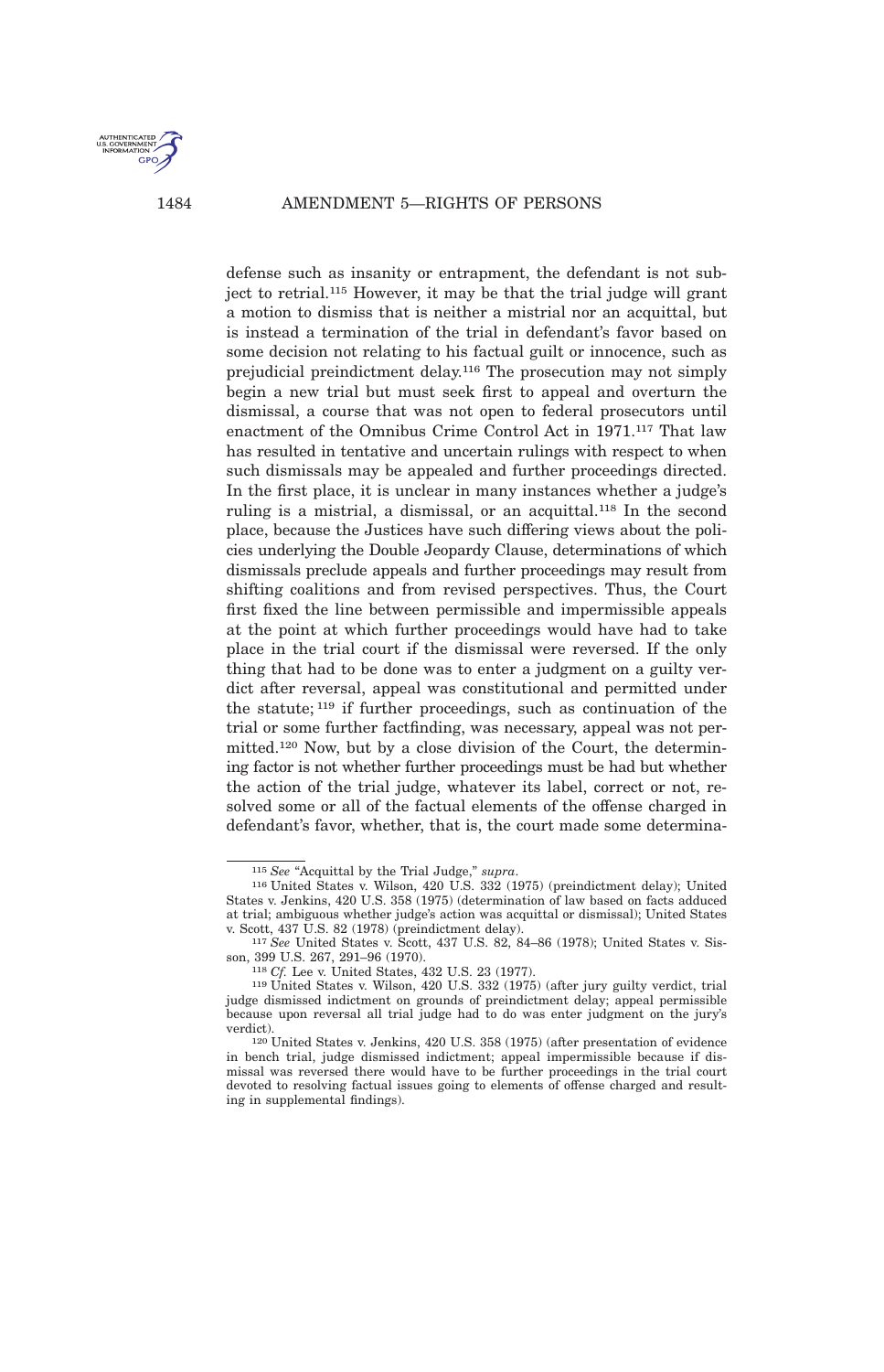defense such as insanity or entrapment, the defendant is not subject to retrial.[115] However, it may be that the trial judge will grant a motion to dismiss that is neither a mistrial nor an acquittal, but is instead a termination of the trial in defendant's favor based on some decision not relating to his factual guilt or innocence, such as prejudicial preindictment delay.[116] The prosecution may not simply begin a new trial but must seek first to appeal and overturn the dismissal, a course that was not open to federal prosecutors until enactment of the Omnibus Crime Control Act in 1971.[117] That law has resulted in tentative and uncertain rulings with respect to when such dismissals may be appealed and further proceedings directed. In the first place, it is unclear in many instances whether a judge's ruling is a mistrial, a dismissal, or an acquittal.[118] In the second place, because the Justices have such differing views about the policies underlying the Double Jeopardy Clause, determinations of which dismissals preclude appeals and further proceedings may result from shifting coalitions and from revised perspectives. Thus, the Court first fixed the line between permissible and impermissible appeals at the point at which further proceedings would have had to take place in the trial court if the dismissal were reversed. If the only thing that had to be done was to enter a judgment on a guilty verdict after reversal, appeal was constitutional and permitted under the statute;[119] if further proceedings, such as continuation of the trial or some further factfinding, was necessary, appeal was not permitted.[120] Now, but by a close division of the Court, the determining factor is not whether further proceedings must be had but whether the action of the trial judge, whatever its label, correct or not, resolved some or all of the factual elements of the offense charged in defendant's favor, whether, that is, the court made some determina-

---

[115] *See* "Acquittal by the Trial Judge," *supra*.

[116] United States v. Wilson, 420 U.S. 332 (1975) (preindictment delay); United States v. Jenkins, 420 U.S. 358 (1975) (determination of law based on facts adduced at trial; ambiguous whether judge's action was acquittal or dismissal); United States v. Scott, 437 U.S. 82 (1978) (preindictment delay).

[117] *See* United States v. Scott, 437 U.S. 82, 84–86 (1978); United States v. Sisson, 399 U.S. 267, 291–96 (1970).

[118] *Cf.* Lee v. United States, 432 U.S. 23 (1977).

[119] United States v. Wilson, 420 U.S. 332 (1975) (after jury guilty verdict, trial judge dismissed indictment on grounds of preindictment delay; appeal permissible because upon reversal all trial judge had to do was enter judgment on the jury's verdict).

[120] United States v. Jenkins, 420 U.S. 358 (1975) (after presentation of evidence in bench trial, judge dismissed indictment; appeal impermissible because if dismissal was reversed there would have to be further proceedings in the trial court devoted to resolving factual issues going to elements of offense charged and resulting in supplemental findings).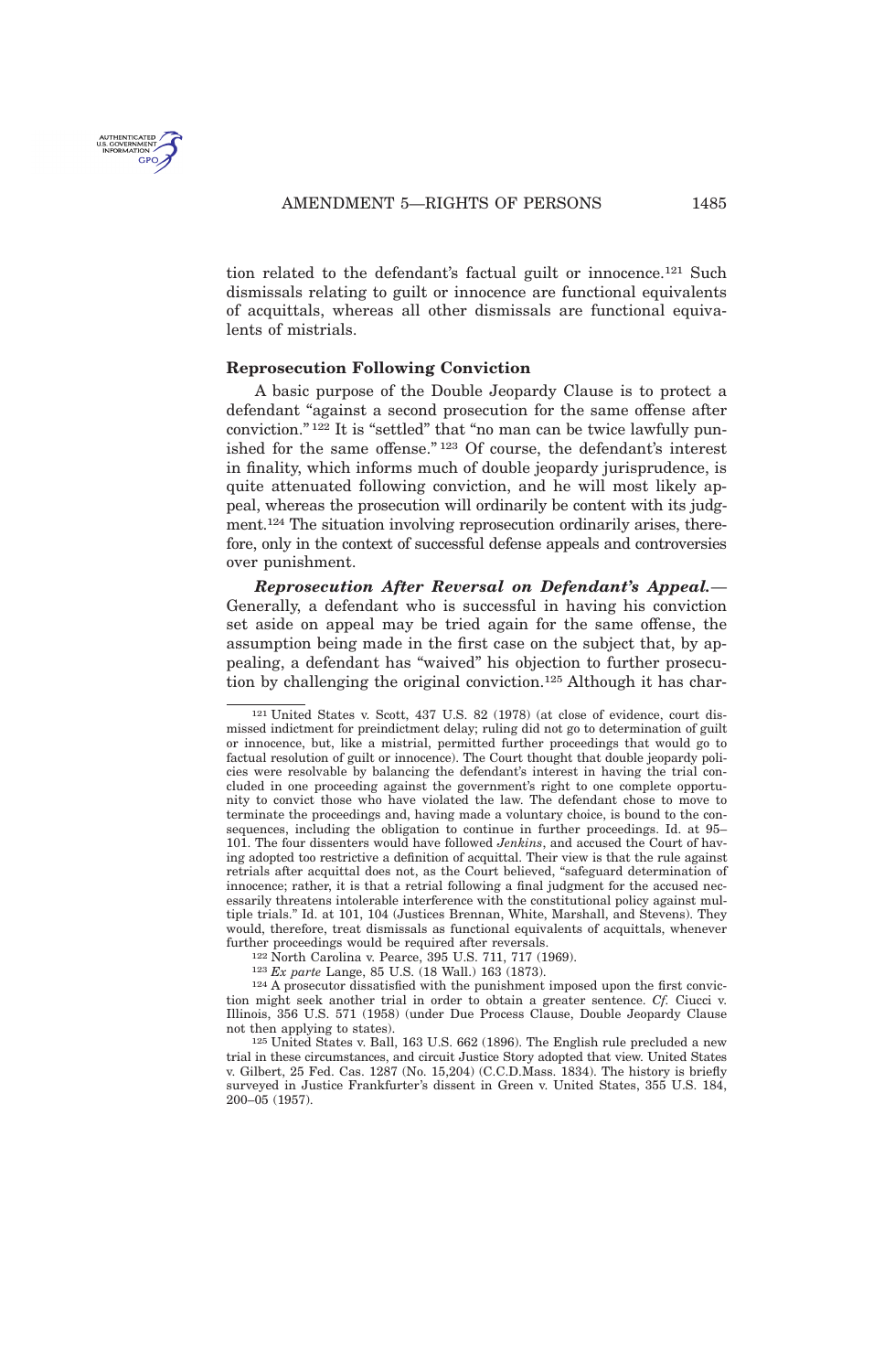tion related to the defendant's factual guilt or innocence.[121] Such dismissals relating to guilt or innocence are functional equivalents of acquittals, whereas all other dismissals are functional equivalents of mistrials.

### Reprosecution Following Conviction

A basic purpose of the Double Jeopardy Clause is to protect a defendant "against a second prosecution for the same offense after conviction."[122] It is "settled" that "no man can be twice lawfully punished for the same offense."[123] Of course, the defendant's interest in finality, which informs much of double jeopardy jurisprudence, is quite attenuated following conviction, and he will most likely appeal, whereas the prosecution will ordinarily be content with its judgment.[124] The situation involving reprosecution ordinarily arises, therefore, only in the context of successful defense appeals and controversies over punishment.

***Reprosecution After Reversal on Defendant's Appeal.***— Generally, a defendant who is successful in having his conviction set aside on appeal may be tried again for the same offense, the assumption being made in the first case on the subject that, by appealing, a defendant has "waived" his objection to further prosecution by challenging the original conviction.[125] Although it has char-

---

[121] United States v. Scott, 437 U.S. 82 (1978) (at close of evidence, court dismissed indictment for preindictment delay; ruling did not go to determination of guilt or innocence, but, like a mistrial, permitted further proceedings that would go to factual resolution of guilt or innocence). The Court thought that double jeopardy policies were resolvable by balancing the defendant's interest in having the trial concluded in one proceeding against the government's right to one complete opportunity to convict those who have violated the law. The defendant chose to move to terminate the proceedings and, having made a voluntary choice, is bound to the consequences, including the obligation to continue in further proceedings. Id. at 95–101. The four dissenters would have followed *Jenkins*, and accused the Court of having adopted too restrictive a definition of acquittal. Their view is that the rule against retrials after acquittal does not, as the Court believed, "safeguard determination of innocence; rather, it is that a retrial following a final judgment for the accused necessarily threatens intolerable interference with the constitutional policy against multiple trials." Id. at 101, 104 (Justices Brennan, White, Marshall, and Stevens). They would, therefore, treat dismissals as functional equivalents of acquittals, whenever further proceedings would be required after reversals.

[122] North Carolina v. Pearce, 395 U.S. 711, 717 (1969).

[123] *Ex parte* Lange, 85 U.S. (18 Wall.) 163 (1873).

[124] A prosecutor dissatisfied with the punishment imposed upon the first conviction might seek another trial in order to obtain a greater sentence. *Cf.* Ciucci v. Illinois, 356 U.S. 571 (1958) (under Due Process Clause, Double Jeopardy Clause not then applying to states).

[125] United States v. Ball, 163 U.S. 662 (1896). The English rule precluded a new trial in these circumstances, and circuit Justice Story adopted that view. United States v. Gilbert, 25 Fed. Cas. 1287 (No. 15,204) (C.C.D.Mass. 1834). The history is briefly surveyed in Justice Frankfurter's dissent in Green v. United States, 355 U.S. 184, 200–05 (1957).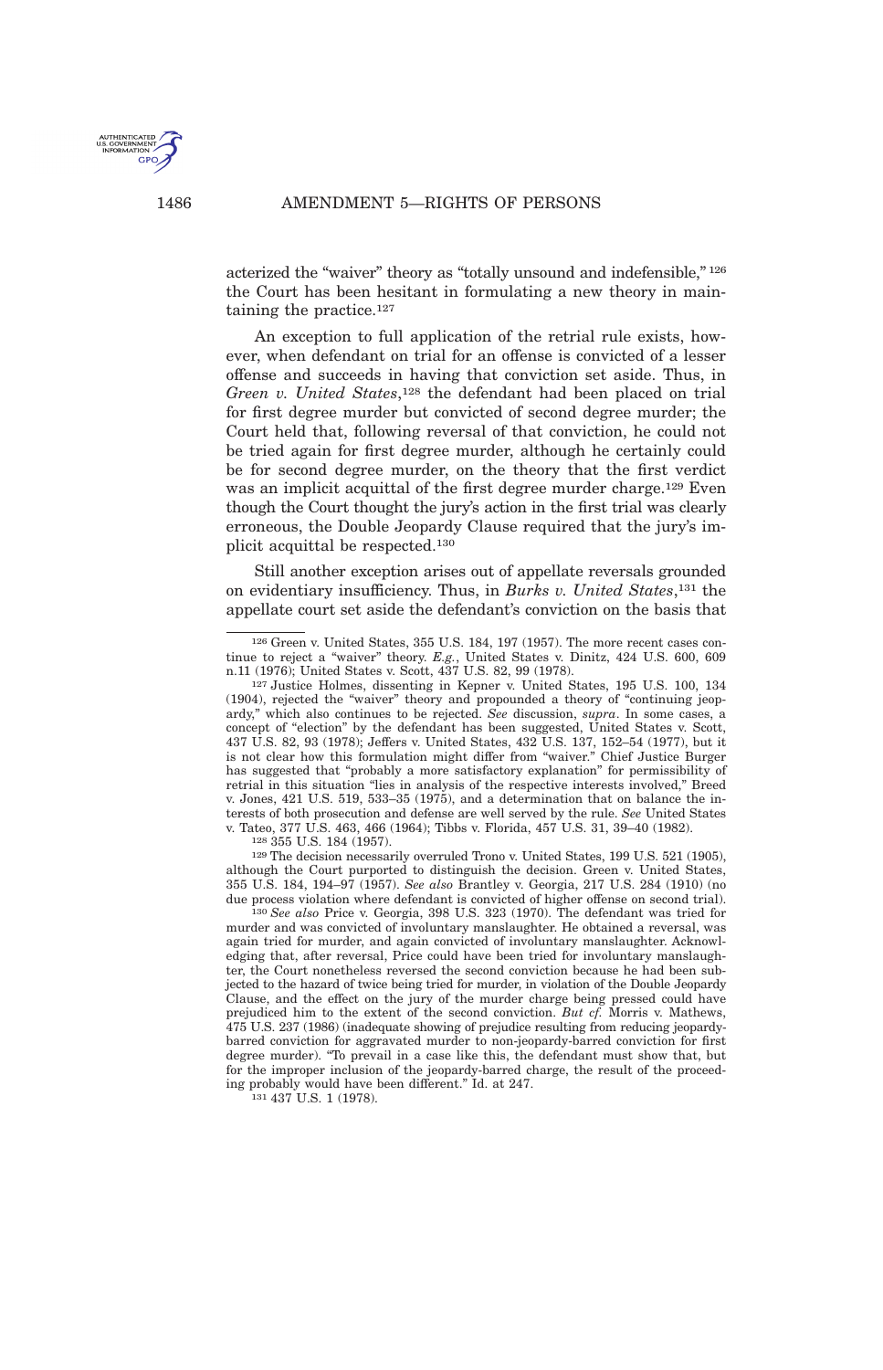acterized the "waiver" theory as "totally unsound and indefensible,"[126] the Court has been hesitant in formulating a new theory in maintaining the practice.[127]

An exception to full application of the retrial rule exists, however, when defendant on trial for an offense is convicted of a lesser offense and succeeds in having that conviction set aside. Thus, in *Green v. United States*,[128] the defendant had been placed on trial for first degree murder but convicted of second degree murder; the Court held that, following reversal of that conviction, he could not be tried again for first degree murder, although he certainly could be for second degree murder, on the theory that the first verdict was an implicit acquittal of the first degree murder charge.[129] Even though the Court thought the jury's action in the first trial was clearly erroneous, the Double Jeopardy Clause required that the jury's implicit acquittal be respected.[130]

Still another exception arises out of appellate reversals grounded on evidentiary insufficiency. Thus, in *Burks v. United States*,[131] the appellate court set aside the defendant's conviction on the basis that

---

[126] Green v. United States, 355 U.S. 184, 197 (1957). The more recent cases continue to reject a "waiver" theory. *E.g.*, United States v. Dinitz, 424 U.S. 600, 609 n.11 (1976); United States v. Scott, 437 U.S. 82, 99 (1978).

[127] Justice Holmes, dissenting in Kepner v. United States, 195 U.S. 100, 134 (1904), rejected the "waiver" theory and propounded a theory of "continuing jeopardy," which also continues to be rejected. *See* discussion, *supra*. In some cases, a concept of "election" by the defendant has been suggested, United States v. Scott, 437 U.S. 82, 93 (1978); Jeffers v. United States, 432 U.S. 137, 152–54 (1977), but it is not clear how this formulation might differ from "waiver." Chief Justice Burger has suggested that "probably a more satisfactory explanation" for permissibility of retrial in this situation "lies in analysis of the respective interests involved," Breed v. Jones, 421 U.S. 519, 533–35 (1975), and a determination that on balance the interests of both prosecution and defense are well served by the rule. *See* United States v. Tateo, 377 U.S. 463, 466 (1964); Tibbs v. Florida, 457 U.S. 31, 39–40 (1982).

[128] 355 U.S. 184 (1957).

[129] The decision necessarily overruled Trono v. United States, 199 U.S. 521 (1905), although the Court purported to distinguish the decision. Green v. United States, 355 U.S. 184, 194–97 (1957). *See also* Brantley v. Georgia, 217 U.S. 284 (1910) (no due process violation where defendant is convicted of higher offense on second trial).

[130] *See also* Price v. Georgia, 398 U.S. 323 (1970). The defendant was tried for murder and was convicted of involuntary manslaughter. He obtained a reversal, was again tried for murder, and again convicted of involuntary manslaughter. Acknowledging that, after reversal, Price could have been tried for involuntary manslaughter, the Court nonetheless reversed the second conviction because he had been subjected to the hazard of twice being tried for murder, in violation of the Double Jeopardy Clause, and the effect on the jury of the murder charge being pressed could have prejudiced him to the extent of the second conviction. *But cf.* Morris v. Mathews, 475 U.S. 237 (1986) (inadequate showing of prejudice resulting from reducing jeopardy-barred conviction for aggravated murder to non-jeopardy-barred conviction for first degree murder). "To prevail in a case like this, the defendant must show that, but for the improper inclusion of the jeopardy-barred charge, the result of the proceeding probably would have been different." Id. at 247.

[131] 437 U.S. 1 (1978).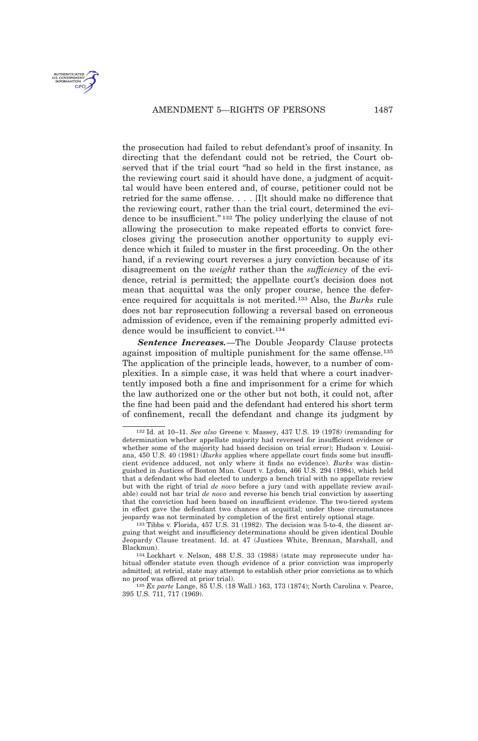the prosecution had failed to rebut defendant's proof of insanity. In directing that the defendant could not be retried, the Court observed that if the trial court "had so held in the first instance, as the reviewing court said it should have done, a judgment of acquittal would have been entered and, of course, petitioner could not be retried for the same offense. . . . [I]t should make no difference that the reviewing court, rather than the trial court, determined the evidence to be insufficient."[132] The policy underlying the clause of not allowing the prosecution to make repeated efforts to convict forecloses giving the prosecution another opportunity to supply evidence which it failed to muster in the first proceeding. On the other hand, if a reviewing court reverses a jury conviction because of its disagreement on the *weight* rather than the *sufficiency* of the evidence, retrial is permitted; the appellate court's decision does not mean that acquittal was the only proper course, hence the deference required for acquittals is not merited.[133] Also, the *Burks* rule does not bar reprosecution following a reversal based on erroneous admission of evidence, even if the remaining properly admitted evidence would be insufficient to convict.[134]

***Sentence Increases.***—The Double Jeopardy Clause protects against imposition of multiple punishment for the same offense.[135] The application of the principle leads, however, to a number of complexities. In a simple case, it was held that where a court inadvertently imposed both a fine and imprisonment for a crime for which the law authorized one or the other but not both, it could not, after the fine had been paid and the defendant had entered his short term of confinement, recall the defendant and change its judgment by

---

[132] Id. at 10–11. *See also* Greene v. Massey, 437 U.S. 19 (1978) (remanding for determination whether appellate majority had reversed for insufficient evidence or whether some of the majority had based decision on trial error); Hudson v. Louisiana, 450 U.S. 40 (1981) (*Burks* applies where appellate court finds some but insufficient evidence adduced, not only where it finds no evidence). *Burks* was distinguished in Justices of Boston Mun. Court v. Lydon, 466 U.S. 294 (1984), which held that a defendant who had elected to undergo a bench trial with no appellate review but with the right of trial *de novo* before a jury (and with appellate review available) could not bar trial *de novo* and reverse his bench trial conviction by asserting that the conviction had been based on insufficient evidence. The two-tiered system in effect gave the defendant two chances at acquittal; under those circumstances jeopardy was not terminated by completion of the first entirely optional stage.

[133] Tibbs v. Florida, 457 U.S. 31 (1982). The decision was 5-to-4, the dissent arguing that weight and insufficiency determinations should be given identical Double Jeopardy Clause treatment. Id. at 47 (Justices White, Brennan, Marshall, and Blackmun).

[134] Lockhart v. Nelson, 488 U.S. 33 (1988) (state may reprosecute under habitual offender statute even though evidence of a prior conviction was improperly admitted; at retrial, state may attempt to establish other prior convictions as to which no proof was offered at prior trial).

[135] *Ex parte* Lange, 85 U.S. (18 Wall.) 163, 173 (1874); North Carolina v. Pearce, 395 U.S. 711, 717 (1969).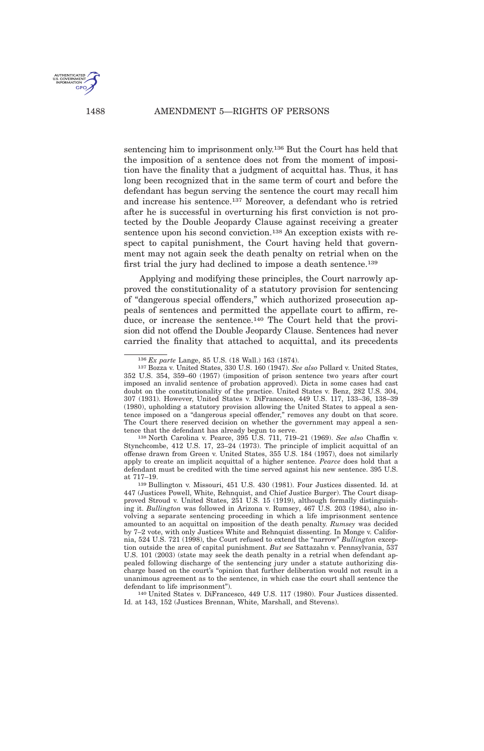sentencing him to imprisonment only.[136] But the Court has held that the imposition of a sentence does not from the moment of imposition have the finality that a judgment of acquittal has. Thus, it has long been recognized that in the same term of court and before the defendant has begun serving the sentence the court may recall him and increase his sentence.[137] Moreover, a defendant who is retried after he is successful in overturning his first conviction is not protected by the Double Jeopardy Clause against receiving a greater sentence upon his second conviction.[138] An exception exists with respect to capital punishment, the Court having held that government may not again seek the death penalty on retrial when on the first trial the jury had declined to impose a death sentence.[139]

Applying and modifying these principles, the Court narrowly approved the constitutionality of a statutory provision for sentencing of "dangerous special offenders," which authorized prosecution appeals of sentences and permitted the appellate court to affirm, reduce, or increase the sentence.[140] The Court held that the provision did not offend the Double Jeopardy Clause. Sentences had never carried the finality that attached to acquittal, and its precedents

---

[136] *Ex parte* Lange, 85 U.S. (18 Wall.) 163 (1874).

[137] Bozza v. United States, 330 U.S. 160 (1947). *See also* Pollard v. United States, 352 U.S. 354, 359–60 (1957) (imposition of prison sentence two years after court imposed an invalid sentence of probation approved). Dicta in some cases had cast doubt on the constitutionality of the practice. United States v. Benz, 282 U.S. 304, 307 (1931). However, United States v. DiFrancesco, 449 U.S. 117, 133–36, 138–39 (1980), upholding a statutory provision allowing the United States to appeal a sentence imposed on a "dangerous special offender," removes any doubt on that score. The Court there reserved decision on whether the government may appeal a sentence that the defendant has already begun to serve.

[138] North Carolina v. Pearce, 395 U.S. 711, 719–21 (1969). *See also* Chaffin v. Stynchcombe, 412 U.S. 17, 23–24 (1973). The principle of implicit acquittal of an offense drawn from Green v. United States, 355 U.S. 184 (1957), does not similarly apply to create an implicit acquittal of a higher sentence. *Pearce* does hold that a defendant must be credited with the time served against his new sentence. 395 U.S. at 717–19.

[139] Bullington v. Missouri, 451 U.S. 430 (1981). Four Justices dissented. Id. at 447 (Justices Powell, White, Rehnquist, and Chief Justice Burger). The Court disapproved Stroud v. United States, 251 U.S. 15 (1919), although formally distinguishing it. *Bullington* was followed in Arizona v. Rumsey, 467 U.S. 203 (1984), also involving a separate sentencing proceeding in which a life imprisonment sentence amounted to an acquittal on imposition of the death penalty. *Rumsey* was decided by 7–2 vote, with only Justices White and Rehnquist dissenting. In Monge v. California, 524 U.S. 721 (1998), the Court refused to extend the "narrow" *Bullington* exception outside the area of capital punishment. *But see* Sattazahn v. Pennsylvania, 537 U.S. 101 (2003) (state may seek the death penalty in a retrial when defendant appealed following discharge of the sentencing jury under a statute authorizing discharge based on the court's "opinion that further deliberation would not result in a unanimous agreement as to the sentence, in which case the court shall sentence the defendant to life imprisonment").

[140] United States v. DiFrancesco, 449 U.S. 117 (1980). Four Justices dissented. Id. at 143, 152 (Justices Brennan, White, Marshall, and Stevens).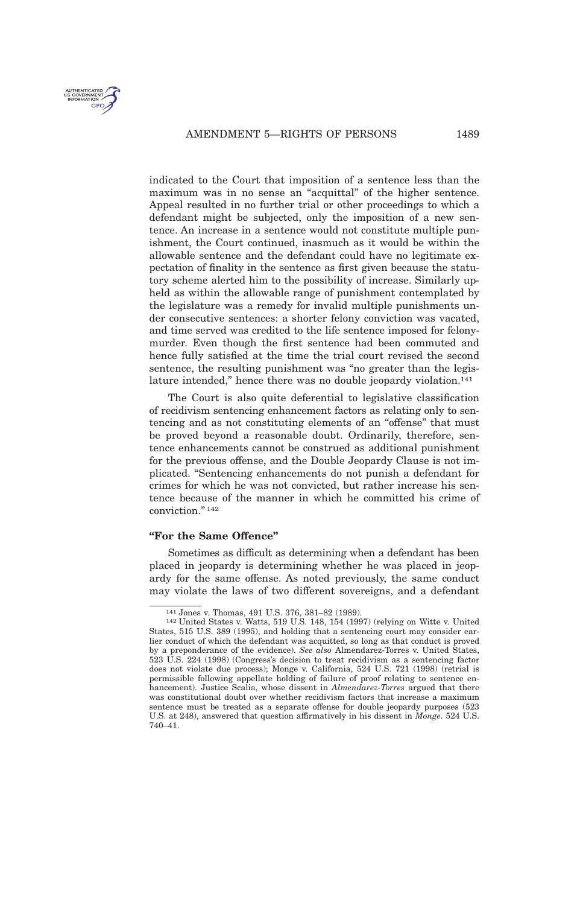indicated to the Court that imposition of a sentence less than the maximum was in no sense an "acquittal" of the higher sentence. Appeal resulted in no further trial or other proceedings to which a defendant might be subjected, only the imposition of a new sentence. An increase in a sentence would not constitute multiple punishment, the Court continued, inasmuch as it would be within the allowable sentence and the defendant could have no legitimate expectation of finality in the sentence as first given because the statutory scheme alerted him to the possibility of increase. Similarly upheld as within the allowable range of punishment contemplated by the legislature was a remedy for invalid multiple punishments under consecutive sentences: a shorter felony conviction was vacated, and time served was credited to the life sentence imposed for felony-murder. Even though the first sentence had been commuted and hence fully satisfied at the time the trial court revised the second sentence, the resulting punishment was "no greater than the legislature intended," hence there was no double jeopardy violation.[141]

The Court is also quite deferential to legislative classification of recidivism sentencing enhancement factors as relating only to sentencing and as not constituting elements of an "offense" that must be proved beyond a reasonable doubt. Ordinarily, therefore, sentence enhancements cannot be construed as additional punishment for the previous offense, and the Double Jeopardy Clause is not implicated. "Sentencing enhancements do not punish a defendant for crimes for which he was not convicted, but rather increase his sentence because of the manner in which he committed his crime of conviction."[142]

### "For the Same Offence"

Sometimes as difficult as determining when a defendant has been placed in jeopardy is determining whether he was placed in jeopardy for the same offense. As noted previously, the same conduct may violate the laws of two different sovereigns, and a defendant

---

[141] Jones v. Thomas, 491 U.S. 376, 381–82 (1989).

[142] United States v. Watts, 519 U.S. 148, 154 (1997) (relying on Witte v. United States, 515 U.S. 389 (1995), and holding that a sentencing court may consider earlier conduct of which the defendant was acquitted, so long as that conduct is proved by a preponderance of the evidence). *See also* Almendarez-Torres v. United States, 523 U.S. 224 (1998) (Congress's decision to treat recidivism as a sentencing factor does not violate due process); Monge v. California, 524 U.S. 721 (1998) (retrial is permissible following appellate holding of failure of proof relating to sentence enhancement). Justice Scalia, whose dissent in *Almendarez-Torres* argued that there was constitutional doubt over whether recidivism factors that increase a maximum sentence must be treated as a separate offense for double jeopardy purposes (523 U.S. at 248), answered that question affirmatively in his dissent in *Monge*. 524 U.S. 740–41.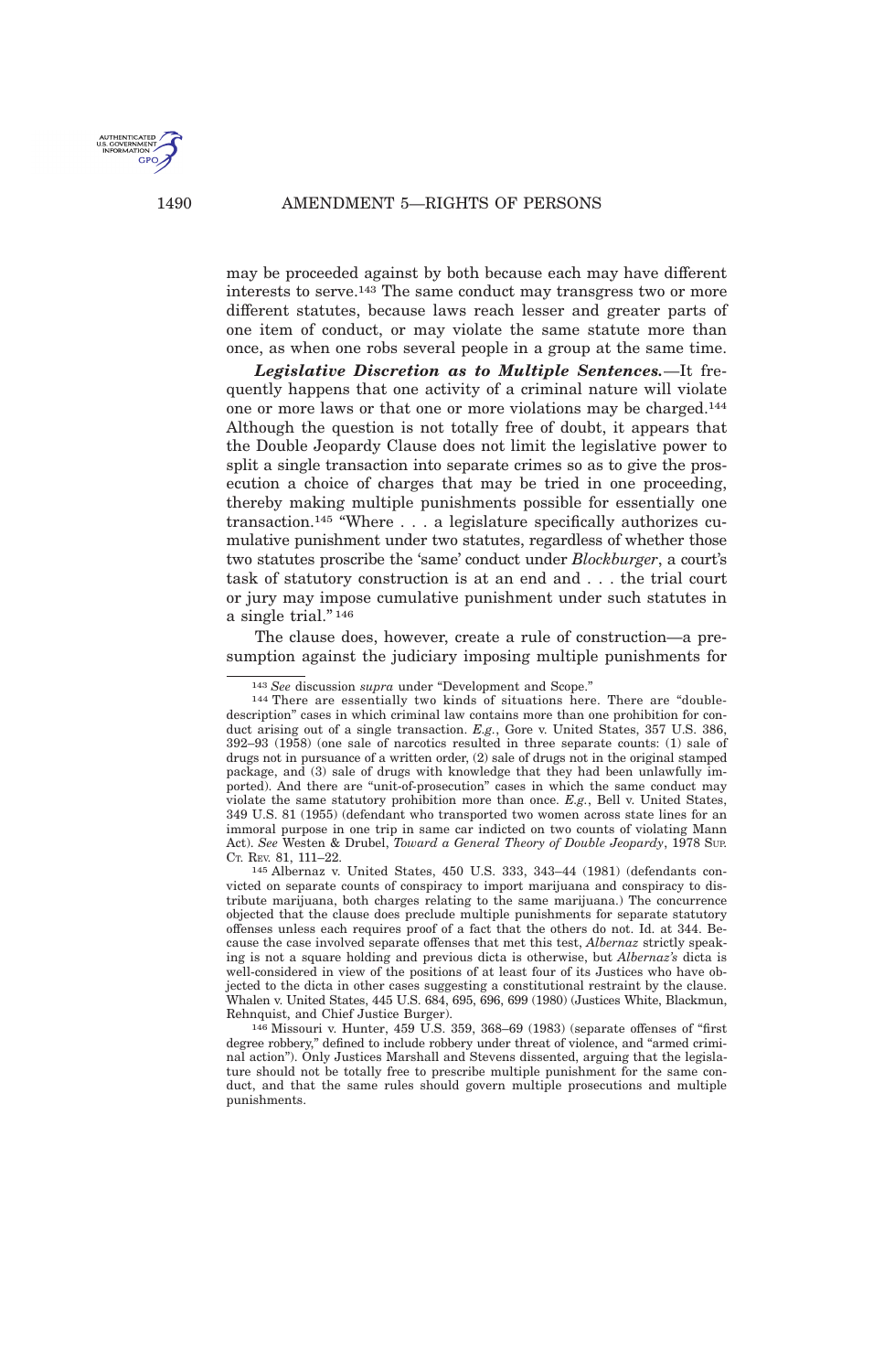may be proceeded against by both because each may have different interests to serve.[143] The same conduct may transgress two or more different statutes, because laws reach lesser and greater parts of one item of conduct, or may violate the same statute more than once, as when one robs several people in a group at the same time.

***Legislative Discretion as to Multiple Sentences.***—It frequently happens that one activity of a criminal nature will violate one or more laws or that one or more violations may be charged.[144] Although the question is not totally free of doubt, it appears that the Double Jeopardy Clause does not limit the legislative power to split a single transaction into separate crimes so as to give the prosecution a choice of charges that may be tried in one proceeding, thereby making multiple punishments possible for essentially one transaction.[145] "Where . . . a legislature specifically authorizes cumulative punishment under two statutes, regardless of whether those two statutes proscribe the 'same' conduct under *Blockburger*, a court's task of statutory construction is at an end and . . . the trial court or jury may impose cumulative punishment under such statutes in a single trial."[146]

The clause does, however, create a rule of construction—a presumption against the judiciary imposing multiple punishments for

---

[143] *See* discussion *supra* under "Development and Scope."

[144] There are essentially two kinds of situations here. There are "double-description" cases in which criminal law contains more than one prohibition for conduct arising out of a single transaction. *E.g.*, Gore v. United States, 357 U.S. 386, 392–93 (1958) (one sale of narcotics resulted in three separate counts: (1) sale of drugs not in pursuance of a written order, (2) sale of drugs not in the original stamped package, and (3) sale of drugs with knowledge that they had been unlawfully imported). And there are "unit-of-prosecution" cases in which the same conduct may violate the same statutory prohibition more than once. *E.g.*, Bell v. United States, 349 U.S. 81 (1955) (defendant who transported two women across state lines for an immoral purpose in one trip in same car indicted on two counts of violating Mann Act). *See* Westen & Drubel, *Toward a General Theory of Double Jeopardy*, 1978 SUP. CT. REV. 81, 111–22.

[145] Albernaz v. United States, 450 U.S. 333, 343–44 (1981) (defendants convicted on separate counts of conspiracy to import marijuana and conspiracy to distribute marijuana, both charges relating to the same marijuana.) The concurrence objected that the clause does preclude multiple punishments for separate statutory offenses unless each requires proof of a fact that the others do not. Id. at 344. Because the case involved separate offenses that met this test, *Albernaz* strictly speaking is not a square holding and previous dicta is otherwise, but *Albernaz's* dicta is well-considered in view of the positions of at least four of its Justices who have objected to the dicta in other cases suggesting a constitutional restraint by the clause. Whalen v. United States, 445 U.S. 684, 695, 696, 699 (1980) (Justices White, Blackmun, Rehnquist, and Chief Justice Burger).

[146] Missouri v. Hunter, 459 U.S. 359, 368–69 (1983) (separate offenses of "first degree robbery," defined to include robbery under threat of violence, and "armed criminal action"). Only Justices Marshall and Stevens dissented, arguing that the legislature should not be totally free to prescribe multiple punishment for the same conduct, and that the same rules should govern multiple prosecutions and multiple punishments.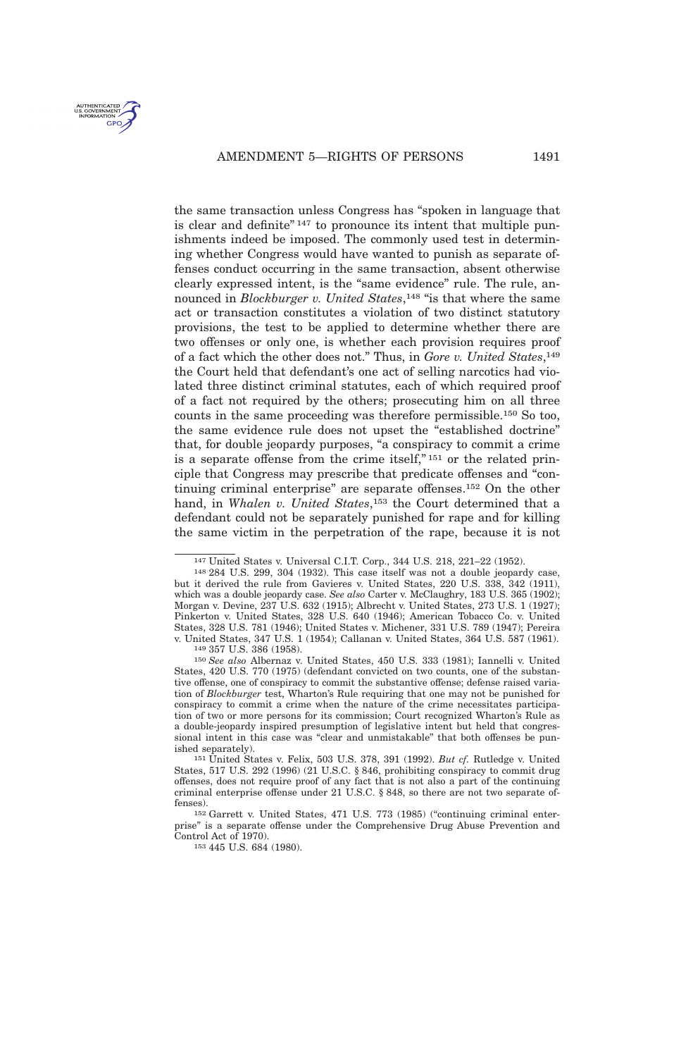the same transaction unless Congress has "spoken in language that is clear and definite"[147] to pronounce its intent that multiple punishments indeed be imposed. The commonly used test in determining whether Congress would have wanted to punish as separate offenses conduct occurring in the same transaction, absent otherwise clearly expressed intent, is the "same evidence" rule. The rule, announced in *Blockburger v. United States*,[148] "is that where the same act or transaction constitutes a violation of two distinct statutory provisions, the test to be applied to determine whether there are two offenses or only one, is whether each provision requires proof of a fact which the other does not." Thus, in *Gore v. United States*,[149] the Court held that defendant's one act of selling narcotics had violated three distinct criminal statutes, each of which required proof of a fact not required by the others; prosecuting him on all three counts in the same proceeding was therefore permissible.[150] So too, the same evidence rule does not upset the "established doctrine" that, for double jeopardy purposes, "a conspiracy to commit a crime is a separate offense from the crime itself,"[151] or the related principle that Congress may prescribe that predicate offenses and "continuing criminal enterprise" are separate offenses.[152] On the other hand, in *Whalen v. United States*,[153] the Court determined that a defendant could not be separately punished for rape and for killing the same victim in the perpetration of the rape, because it is not

---

[147] United States v. Universal C.I.T. Corp., 344 U.S. 218, 221–22 (1952).

[148] 284 U.S. 299, 304 (1932). This case itself was not a double jeopardy case, but it derived the rule from Gavieres v. United States, 220 U.S. 338, 342 (1911), which was a double jeopardy case. *See also* Carter v. McClaughry, 183 U.S. 365 (1902); Morgan v. Devine, 237 U.S. 632 (1915); Albrecht v. United States, 273 U.S. 1 (1927); Pinkerton v. United States, 328 U.S. 640 (1946); American Tobacco Co. v. United States, 328 U.S. 781 (1946); United States v. Michener, 331 U.S. 789 (1947); Pereira v. United States, 347 U.S. 1 (1954); Callanan v. United States, 364 U.S. 587 (1961).

[149] 357 U.S. 386 (1958).

[150] *See also* Albernaz v. United States, 450 U.S. 333 (1981); Iannelli v. United States, 420 U.S. 770 (1975) (defendant convicted on two counts, one of the substantive offense, one of conspiracy to commit the substantive offense; defense raised variation of *Blockburger* test, Wharton's Rule requiring that one may not be punished for conspiracy to commit a crime when the nature of the crime necessitates participation of two or more persons for its commission; Court recognized Wharton's Rule as a double-jeopardy inspired presumption of legislative intent but held that congressional intent in this case was "clear and unmistakable" that both offenses be punished separately).

[151] United States v. Felix, 503 U.S. 378, 391 (1992). *But cf.* Rutledge v. United States, 517 U.S. 292 (1996) (21 U.S.C. § 846, prohibiting conspiracy to commit drug offenses, does not require proof of any fact that is not also a part of the continuing criminal enterprise offense under 21 U.S.C. § 848, so there are not two separate offenses).

[152] Garrett v. United States, 471 U.S. 773 (1985) ("continuing criminal enterprise" is a separate offense under the Comprehensive Drug Abuse Prevention and Control Act of 1970).

[153] 445 U.S. 684 (1980).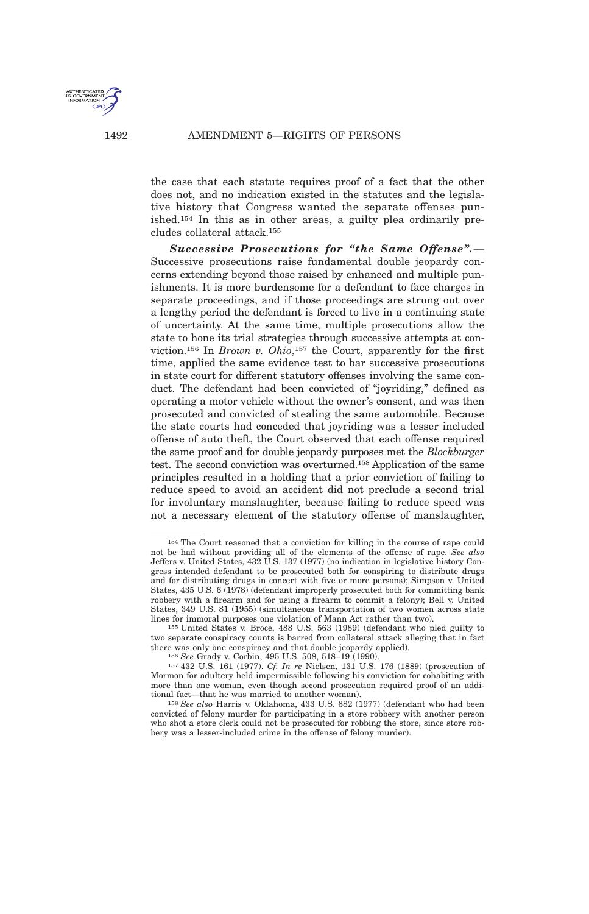the case that each statute requires proof of a fact that the other does not, and no indication existed in the statutes and the legislative history that Congress wanted the separate offenses punished.[154] In this as in other areas, a guilty plea ordinarily precludes collateral attack.[155]

***Successive Prosecutions for "the Same Offense".***— Successive prosecutions raise fundamental double jeopardy concerns extending beyond those raised by enhanced and multiple punishments. It is more burdensome for a defendant to face charges in separate proceedings, and if those proceedings are strung out over a lengthy period the defendant is forced to live in a continuing state of uncertainty. At the same time, multiple prosecutions allow the state to hone its trial strategies through successive attempts at conviction.[156] In *Brown v. Ohio*,[157] the Court, apparently for the first time, applied the same evidence test to bar successive prosecutions in state court for different statutory offenses involving the same conduct. The defendant had been convicted of "joyriding," defined as operating a motor vehicle without the owner's consent, and was then prosecuted and convicted of stealing the same automobile. Because the state courts had conceded that joyriding was a lesser included offense of auto theft, the Court observed that each offense required the same proof and for double jeopardy purposes met the *Blockburger* test. The second conviction was overturned.[158] Application of the same principles resulted in a holding that a prior conviction of failing to reduce speed to avoid an accident did not preclude a second trial for involuntary manslaughter, because failing to reduce speed was not a necessary element of the statutory offense of manslaughter,

---

[154] The Court reasoned that a conviction for killing in the course of rape could not be had without providing all of the elements of the offense of rape. *See also* Jeffers v. United States, 432 U.S. 137 (1977) (no indication in legislative history Congress intended defendant to be prosecuted both for conspiring to distribute drugs and for distributing drugs in concert with five or more persons); Simpson v. United States, 435 U.S. 6 (1978) (defendant improperly prosecuted both for committing bank robbery with a firearm and for using a firearm to commit a felony); Bell v. United States, 349 U.S. 81 (1955) (simultaneous transportation of two women across state lines for immoral purposes one violation of Mann Act rather than two).

[155] United States v. Broce, 488 U.S. 563 (1989) (defendant who pled guilty to two separate conspiracy counts is barred from collateral attack alleging that in fact there was only one conspiracy and that double jeopardy applied).

[156] *See* Grady v. Corbin, 495 U.S. 508, 518–19 (1990).

[157] 432 U.S. 161 (1977). *Cf. In re* Nielsen, 131 U.S. 176 (1889) (prosecution of Mormon for adultery held impermissible following his conviction for cohabiting with more than one woman, even though second prosecution required proof of an additional fact—that he was married to another woman).

[158] *See also* Harris v. Oklahoma, 433 U.S. 682 (1977) (defendant who had been convicted of felony murder for participating in a store robbery with another person who shot a store clerk could not be prosecuted for robbing the store, since store robbery was a lesser-included crime in the offense of felony murder).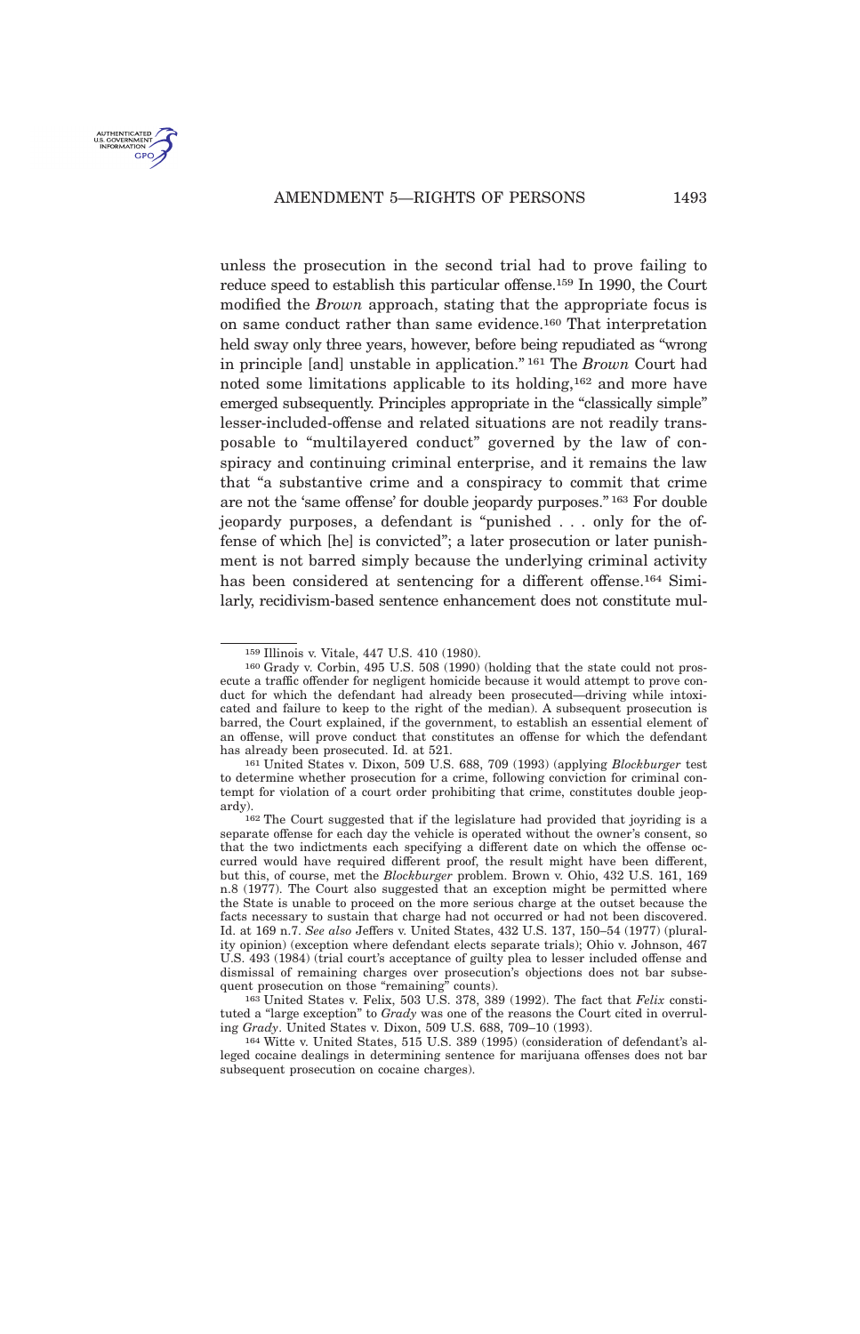unless the prosecution in the second trial had to prove failing to reduce speed to establish this particular offense.[159] In 1990, the Court modified the *Brown* approach, stating that the appropriate focus is on same conduct rather than same evidence.[160] That interpretation held sway only three years, however, before being repudiated as "wrong in principle [and] unstable in application." [161] The *Brown* Court had noted some limitations applicable to its holding,[162] and more have emerged subsequently. Principles appropriate in the "classically simple" lesser-included-offense and related situations are not readily transposable to "multilayered conduct" governed by the law of conspiracy and continuing criminal enterprise, and it remains the law that "a substantive crime and a conspiracy to commit that crime are not the 'same offense' for double jeopardy purposes." [163] For double jeopardy purposes, a defendant is "punished . . . only for the offense of which [he] is convicted"; a later prosecution or later punishment is not barred simply because the underlying criminal activity has been considered at sentencing for a different offense.[164] Similarly, recidivism-based sentence enhancement does not constitute mul-

---

[159] Illinois v. Vitale, 447 U.S. 410 (1980).

[160] Grady v. Corbin, 495 U.S. 508 (1990) (holding that the state could not prosecute a traffic offender for negligent homicide because it would attempt to prove conduct for which the defendant had already been prosecuted—driving while intoxicated and failure to keep to the right of the median). A subsequent prosecution is barred, the Court explained, if the government, to establish an essential element of an offense, will prove conduct that constitutes an offense for which the defendant has already been prosecuted. Id. at 521.

[161] United States v. Dixon, 509 U.S. 688, 709 (1993) (applying *Blockburger* test to determine whether prosecution for a crime, following conviction for criminal contempt for violation of a court order prohibiting that crime, constitutes double jeopardy).

[162] The Court suggested that if the legislature had provided that joyriding is a separate offense for each day the vehicle is operated without the owner's consent, so that the two indictments each specifying a different date on which the offense occurred would have required different proof, the result might have been different, but this, of course, met the *Blockburger* problem. Brown v. Ohio, 432 U.S. 161, 169 n.8 (1977). The Court also suggested that an exception might be permitted where the State is unable to proceed on the more serious charge at the outset because the facts necessary to sustain that charge had not occurred or had not been discovered. Id. at 169 n.7. *See also* Jeffers v. United States, 432 U.S. 137, 150–54 (1977) (plurality opinion) (exception where defendant elects separate trials); Ohio v. Johnson, 467 U.S. 493 (1984) (trial court's acceptance of guilty plea to lesser included offense and dismissal of remaining charges over prosecution's objections does not bar subsequent prosecution on those "remaining" counts).

[163] United States v. Felix, 503 U.S. 378, 389 (1992). The fact that *Felix* constituted a "large exception" to *Grady* was one of the reasons the Court cited in overruling *Grady*. United States v. Dixon, 509 U.S. 688, 709–10 (1993).

[164] Witte v. United States, 515 U.S. 389 (1995) (consideration of defendant's alleged cocaine dealings in determining sentence for marijuana offenses does not bar subsequent prosecution on cocaine charges).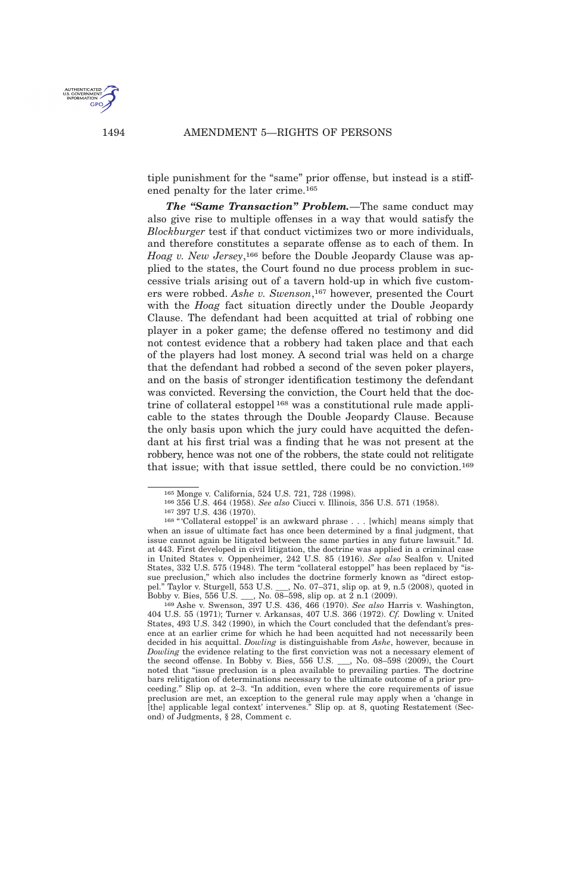tiple punishment for the "same" prior offense, but instead is a stiffened penalty for the later crime.[165]

***The "Same Transaction" Problem.***—The same conduct may also give rise to multiple offenses in a way that would satisfy the *Blockburger* test if that conduct victimizes two or more individuals, and therefore constitutes a separate offense as to each of them. In *Hoag v. New Jersey*,[166] before the Double Jeopardy Clause was applied to the states, the Court found no due process problem in successive trials arising out of a tavern hold-up in which five customers were robbed. *Ashe v. Swenson*,[167] however, presented the Court with the *Hoag* fact situation directly under the Double Jeopardy Clause. The defendant had been acquitted at trial of robbing one player in a poker game; the defense offered no testimony and did not contest evidence that a robbery had taken place and that each of the players had lost money. A second trial was held on a charge that the defendant had robbed a second of the seven poker players, and on the basis of stronger identification testimony the defendant was convicted. Reversing the conviction, the Court held that the doctrine of collateral estoppel[168] was a constitutional rule made applicable to the states through the Double Jeopardy Clause. Because the only basis upon which the jury could have acquitted the defendant at his first trial was a finding that he was not present at the robbery, hence was not one of the robbers, the state could not relitigate that issue; with that issue settled, there could be no conviction.[169]

---

[165] Monge v. California, 524 U.S. 721, 728 (1998).

[166] 356 U.S. 464 (1958). *See also* Ciucci v. Illinois, 356 U.S. 571 (1958).

[167] 397 U.S. 436 (1970).

[168] "'Collateral estoppel' is an awkward phrase . . . [which] means simply that when an issue of ultimate fact has once been determined by a final judgment, that issue cannot again be litigated between the same parties in any future lawsuit." Id. at 443. First developed in civil litigation, the doctrine was applied in a criminal case in United States v. Oppenheimer, 242 U.S. 85 (1916). *See also* Sealfon v. United States, 332 U.S. 575 (1948). The term "collateral estoppel" has been replaced by "issue preclusion," which also includes the doctrine formerly known as "direct estoppel." Taylor v. Sturgell, 553 U.S. ___, No. 07–371, slip op. at 9, n.5 (2008), quoted in Bobby v. Bies, 556 U.S. ___, No. 08–598, slip op. at 2 n.1 (2009).

[169] Ashe v. Swenson, 397 U.S. 436, 466 (1970). *See also* Harris v. Washington, 404 U.S. 55 (1971); Turner v. Arkansas, 407 U.S. 366 (1972). *Cf.* Dowling v. United States, 493 U.S. 342 (1990), in which the Court concluded that the defendant's presence at an earlier crime for which he had been acquitted had not necessarily been decided in his acquittal. *Dowling* is distinguishable from *Ashe*, however, because in *Dowling* the evidence relating to the first conviction was not a necessary element of the second offense. In Bobby v. Bies, 556 U.S. ___, No. 08–598 (2009), the Court noted that "issue preclusion is a plea available to prevailing parties. The doctrine bars relitigation of determinations necessary to the ultimate outcome of a prior proceeding." Slip op. at 2–3. "In addition, even where the core requirements of issue preclusion are met, an exception to the general rule may apply when a 'change in [the] applicable legal context' intervenes." Slip op. at 8, quoting Restatement (Second) of Judgments, § 28, Comment c.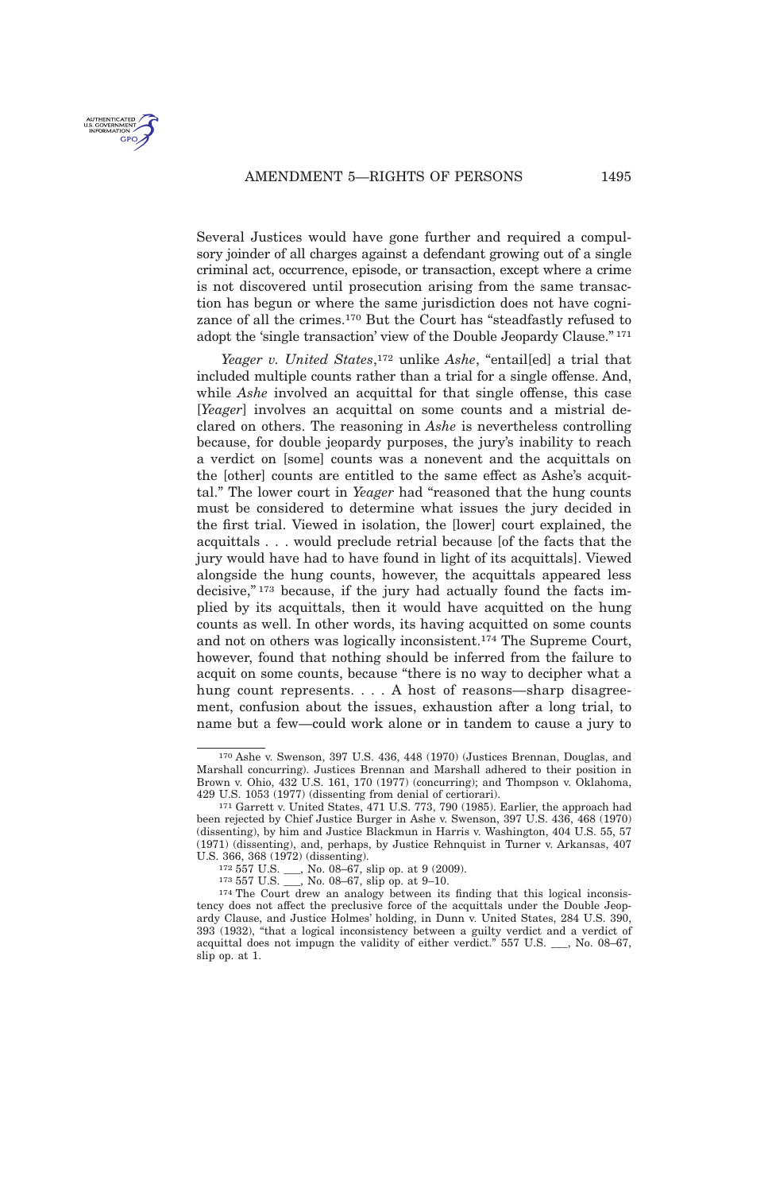Several Justices would have gone further and required a compulsory joinder of all charges against a defendant growing out of a single criminal act, occurrence, episode, or transaction, except where a crime is not discovered until prosecution arising from the same transaction has begun or where the same jurisdiction does not have cognizance of all the crimes.[170] But the Court has "steadfastly refused to adopt the 'single transaction' view of the Double Jeopardy Clause."[171]

*Yeager v. United States*,[172] unlike *Ashe*, "entail[ed] a trial that included multiple counts rather than a trial for a single offense. And, while *Ashe* involved an acquittal for that single offense, this case [*Yeager*] involves an acquittal on some counts and a mistrial declared on others. The reasoning in *Ashe* is nevertheless controlling because, for double jeopardy purposes, the jury's inability to reach a verdict on [some] counts was a nonevent and the acquittals on the [other] counts are entitled to the same effect as Ashe's acquittal." The lower court in *Yeager* had "reasoned that the hung counts must be considered to determine what issues the jury decided in the first trial. Viewed in isolation, the [lower] court explained, the acquittals . . . would preclude retrial because [of the facts that the jury would have had to have found in light of its acquittals]. Viewed alongside the hung counts, however, the acquittals appeared less decisive,"[173] because, if the jury had actually found the facts implied by its acquittals, then it would have acquitted on the hung counts as well. In other words, its having acquitted on some counts and not on others was logically inconsistent.[174] The Supreme Court, however, found that nothing should be inferred from the failure to acquit on some counts, because "there is no way to decipher what a hung count represents. . . . A host of reasons—sharp disagreement, confusion about the issues, exhaustion after a long trial, to name but a few—could work alone or in tandem to cause a jury to

---

[170] Ashe v. Swenson, 397 U.S. 436, 448 (1970) (Justices Brennan, Douglas, and Marshall concurring). Justices Brennan and Marshall adhered to their position in Brown v. Ohio, 432 U.S. 161, 170 (1977) (concurring); and Thompson v. Oklahoma, 429 U.S. 1053 (1977) (dissenting from denial of certiorari).

[171] Garrett v. United States, 471 U.S. 773, 790 (1985). Earlier, the approach had been rejected by Chief Justice Burger in Ashe v. Swenson, 397 U.S. 436, 468 (1970) (dissenting), by him and Justice Blackmun in Harris v. Washington, 404 U.S. 55, 57 (1971) (dissenting), and, perhaps, by Justice Rehnquist in Turner v. Arkansas, 407 U.S. 366, 368 (1972) (dissenting).

[172] 557 U.S. ___, No. 08–67, slip op. at 9 (2009).

[173] 557 U.S. ___, No. 08–67, slip op. at 9–10.

[174] The Court drew an analogy between its finding that this logical inconsistency does not affect the preclusive force of the acquittals under the Double Jeopardy Clause, and Justice Holmes' holding, in Dunn v. United States, 284 U.S. 390, 393 (1932), "that a logical inconsistency between a guilty verdict and a verdict of acquittal does not impugn the validity of either verdict." 557 U.S. ___, No. 08–67, slip op. at 1.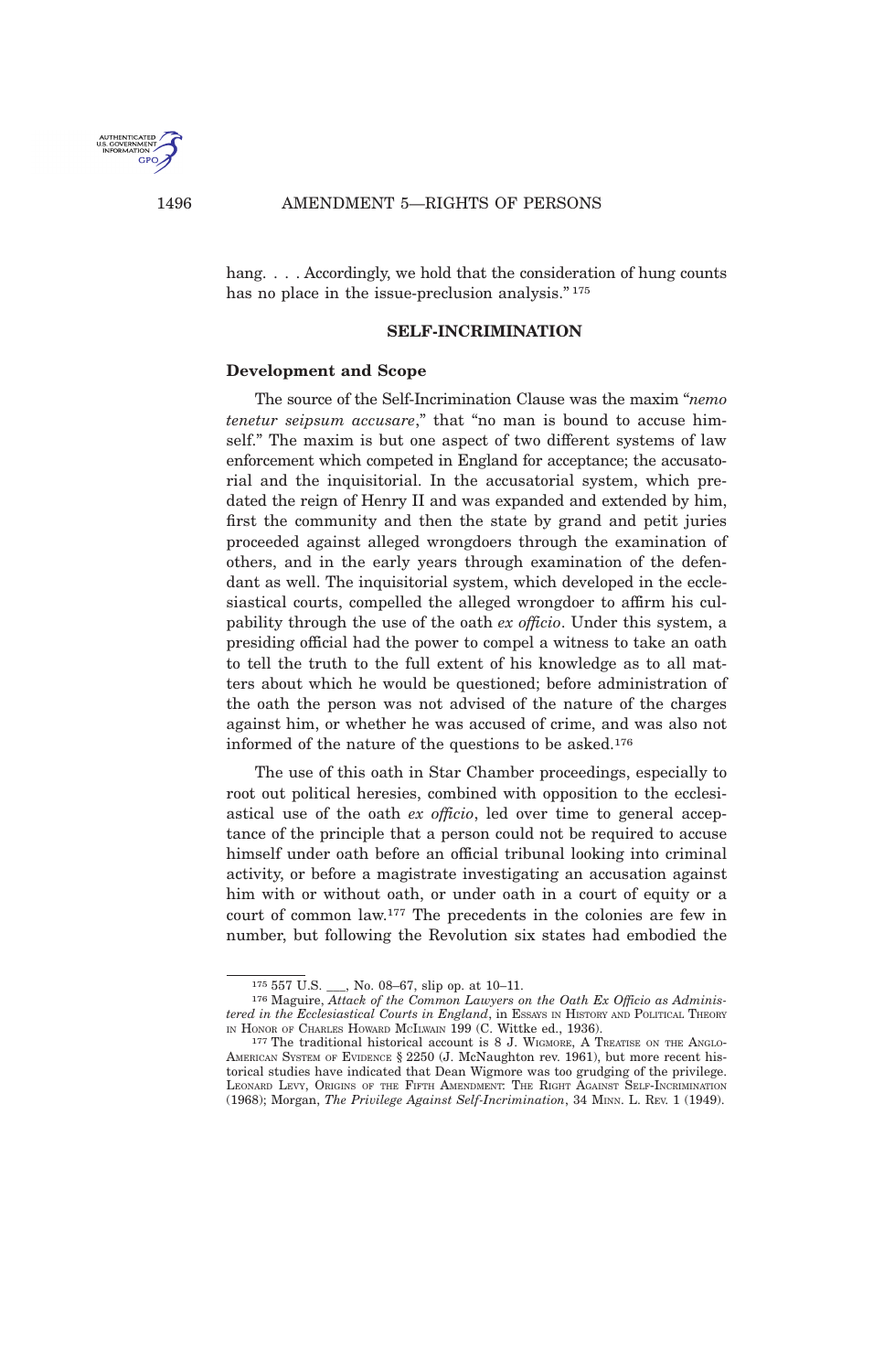hang. . . . Accordingly, we hold that the consideration of hung counts has no place in the issue-preclusion analysis."[175]

## SELF-INCRIMINATION

### Development and Scope

The source of the Self-Incrimination Clause was the maxim "*nemo tenetur seipsum accusare*," that "no man is bound to accuse himself." The maxim is but one aspect of two different systems of law enforcement which competed in England for acceptance; the accusatorial and the inquisitorial. In the accusatorial system, which predated the reign of Henry II and was expanded and extended by him, first the community and then the state by grand and petit juries proceeded against alleged wrongdoers through the examination of others, and in the early years through examination of the defendant as well. The inquisitorial system, which developed in the ecclesiastical courts, compelled the alleged wrongdoer to affirm his culpability through the use of the oath *ex officio*. Under this system, a presiding official had the power to compel a witness to take an oath to tell the truth to the full extent of his knowledge as to all matters about which he would be questioned; before administration of the oath the person was not advised of the nature of the charges against him, or whether he was accused of crime, and was also not informed of the nature of the questions to be asked.[176]

The use of this oath in Star Chamber proceedings, especially to root out political heresies, combined with opposition to the ecclesiastical use of the oath *ex officio*, led over time to general acceptance of the principle that a person could not be required to accuse himself under oath before an official tribunal looking into criminal activity, or before a magistrate investigating an accusation against him with or without oath, or under oath in a court of equity or a court of common law.[177] The precedents in the colonies are few in number, but following the Revolution six states had embodied the

---

[175] 557 U.S. ___, No. 08–67, slip op. at 10–11.

[176] Maguire, *Attack of the Common Lawyers on the Oath Ex Officio as Administered in the Ecclesiastical Courts in England*, in ESSAYS IN HISTORY AND POLITICAL THEORY IN HONOR OF CHARLES HOWARD MCILWAIN 199 (C. Wittke ed., 1936).

[177] The traditional historical account is 8 J. WIGMORE, A TREATISE ON THE ANGLO-AMERICAN SYSTEM OF EVIDENCE § 2250 (J. McNaughton rev. 1961), but more recent historical studies have indicated that Dean Wigmore was too grudging of the privilege. LEONARD LEVY, ORIGINS OF THE FIFTH AMENDMENT: THE RIGHT AGAINST SELF-INCRIMINATION (1968); Morgan, *The Privilege Against Self-Incrimination*, 34 MINN. L. REV. 1 (1949).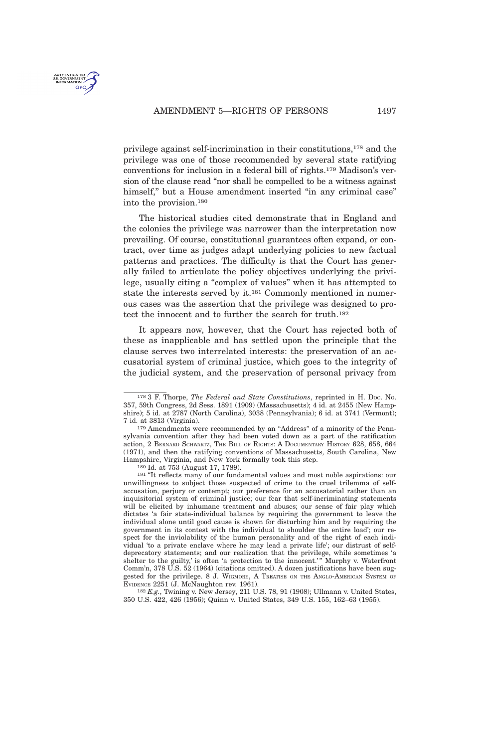privilege against self-incrimination in their constitutions,[178] and the privilege was one of those recommended by several state ratifying conventions for inclusion in a federal bill of rights.[179] Madison's version of the clause read "nor shall be compelled to be a witness against himself," but a House amendment inserted "in any criminal case" into the provision.[180]

The historical studies cited demonstrate that in England and the colonies the privilege was narrower than the interpretation now prevailing. Of course, constitutional guarantees often expand, or contract, over time as judges adapt underlying policies to new factual patterns and practices. The difficulty is that the Court has generally failed to articulate the policy objectives underlying the privilege, usually citing a "complex of values" when it has attempted to state the interests served by it.[181] Commonly mentioned in numerous cases was the assertion that the privilege was designed to protect the innocent and to further the search for truth.[182]

It appears now, however, that the Court has rejected both of these as inapplicable and has settled upon the principle that the clause serves two interrelated interests: the preservation of an accusatorial system of criminal justice, which goes to the integrity of the judicial system, and the preservation of personal privacy from

---

[178] 3 F. Thorpe, *The Federal and State Constitutions*, reprinted in H. Doc. No. 357, 59th Congress, 2d Sess. 1891 (1909) (Massachusetts); 4 id. at 2455 (New Hampshire); 5 id. at 2787 (North Carolina), 3038 (Pennsylvania); 6 id. at 3741 (Vermont); 7 id. at 3813 (Virginia).

[179] Amendments were recommended by an "Address" of a minority of the Pennsylvania convention after they had been voted down as a part of the ratification action, 2 Bernard Schwartz, The Bill of Rights: A Documentary History 628, 658, 664 (1971), and then the ratifying conventions of Massachusetts, South Carolina, New Hampshire, Virginia, and New York formally took this step.

[180] Id. at 753 (August 17, 1789).

[181] "It reflects many of our fundamental values and most noble aspirations: our unwillingness to subject those suspected of crime to the cruel trilemma of self-accusation, perjury or contempt; our preference for an accusatorial rather than an inquisitorial system of criminal justice; our fear that self-incriminating statements will be elicited by inhumane treatment and abuses; our sense of fair play which dictates 'a fair state-individual balance by requiring the government to leave the individual alone until good cause is shown for disturbing him and by requiring the government in its contest with the individual to shoulder the entire load'; our respect for the inviolability of the human personality and of the right of each individual 'to a private enclave where he may lead a private life'; our distrust of self-deprecatory statements; and our realization that the privilege, while sometimes 'a shelter to the guilty,' is often 'a protection to the innocent.'" Murphy v. Waterfront Comm'n, 378 U.S. 52 (1964) (citations omitted). A dozen justifications have been suggested for the privilege. 8 J. Wigmore, A Treatise on the Anglo-American System of Evidence 2251 (J. McNaughton rev. 1961).

[182] *E.g.*, Twining v. New Jersey, 211 U.S. 78, 91 (1908); Ullmann v. United States, 350 U.S. 422, 426 (1956); Quinn v. United States, 349 U.S. 155, 162–63 (1955).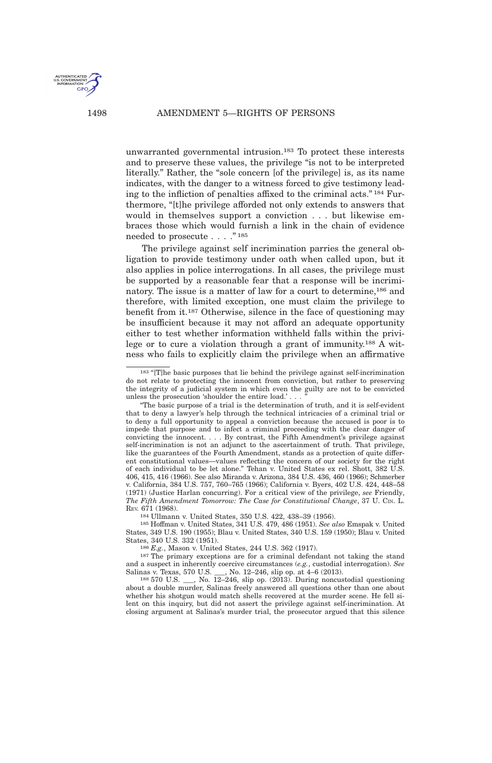unwarranted governmental intrusion.[183] To protect these interests and to preserve these values, the privilege "is not to be interpreted literally." Rather, the "sole concern [of the privilege] is, as its name indicates, with the danger to a witness forced to give testimony leading to the infliction of penalties affixed to the criminal acts." [184] Furthermore, "[t]he privilege afforded not only extends to answers that would in themselves support a conviction . . . but likewise embraces those which would furnish a link in the chain of evidence needed to prosecute . . . ." [185]

The privilege against self incrimination parries the general obligation to provide testimony under oath when called upon, but it also applies in police interrogations. In all cases, the privilege must be supported by a reasonable fear that a response will be incriminatory. The issue is a matter of law for a court to determine,[186] and therefore, with limited exception, one must claim the privilege to benefit from it.[187] Otherwise, silence in the face of questioning may be insufficient because it may not afford an adequate opportunity either to test whether information withheld falls within the privilege or to cure a violation through a grant of immunity.[188] A witness who fails to explicitly claim the privilege when an affirmative

---

[183] "[T]he basic purposes that lie behind the privilege against self-incrimination do not relate to protecting the innocent from conviction, but rather to preserving the integrity of a judicial system in which even the guilty are not to be convicted unless the prosecution 'shoulder the entire load.' . . . "

"The basic purpose of a trial is the determination of truth, and it is self-evident that to deny a lawyer's help through the technical intricacies of a criminal trial or to deny a full opportunity to appeal a conviction because the accused is poor is to impede that purpose and to infect a criminal proceeding with the clear danger of convicting the innocent. . . . By contrast, the Fifth Amendment's privilege against self-incrimination is not an adjunct to the ascertainment of truth. That privilege, like the guarantees of the Fourth Amendment, stands as a protection of quite different constitutional values—values reflecting the concern of our society for the right of each individual to be let alone." Tehan v. United States ex rel. Shott, 382 U.S. 406, 415, 416 (1966). See also Miranda v. Arizona, 384 U.S. 436, 460 (1966); Schmerber v. California, 384 U.S. 757, 760–765 (1966); California v. Byers, 402 U.S. 424, 448–58 (1971) (Justice Harlan concurring). For a critical view of the privilege, *see* Friendly, *The Fifth Amendment Tomorrow: The Case for Constitutional Change*, 37 U. CIN. L. REV. 671 (1968).

[184] Ullmann v. United States, 350 U.S. 422, 438–39 (1956).

[185] Hoffman v. United States, 341 U.S. 479, 486 (1951). *See also* Emspak v. United States, 349 U.S. 190 (1955); Blau v. United States, 340 U.S. 159 (1950); Blau v. United States, 340 U.S. 332 (1951).

[186] *E.g.*, Mason v. United States, 244 U.S. 362 (1917).

[187] The primary exceptions are for a criminal defendant not taking the stand and a suspect in inherently coercive circumstances (*e.g.*, custodial interrogation). *See* Salinas v. Texas, 570 U.S. ___, No. 12–246, slip op. at 4–6 (2013).

[188] 570 U.S. ___, No. 12–246, slip op. (2013). During noncustodial questioning about a double murder, Salinas freely answered all questions other than one about whether his shotgun would match shells recovered at the murder scene. He fell silent on this inquiry, but did not assert the privilege against self-incrimination. At closing argument at Salinas's murder trial, the prosecutor argued that this silence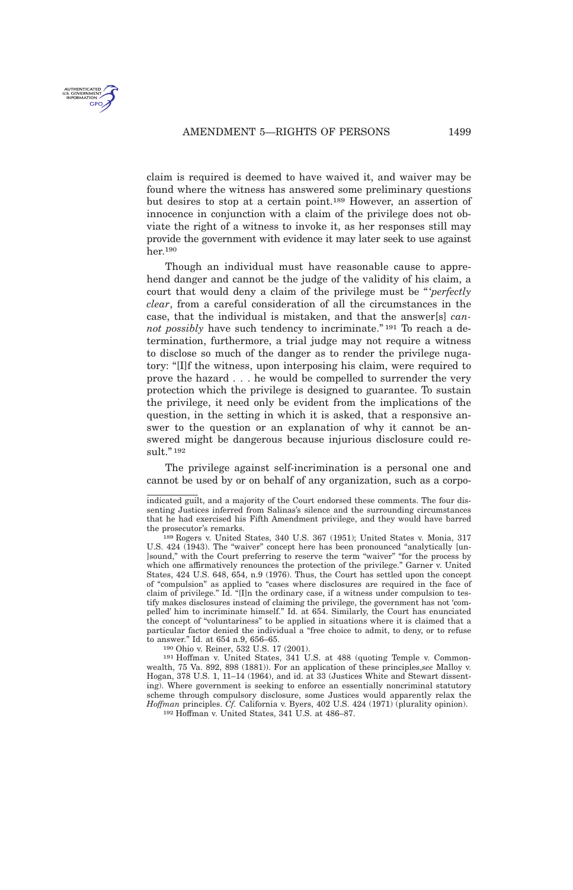claim is required is deemed to have waived it, and waiver may be found where the witness has answered some preliminary questions but desires to stop at a certain point.[189] However, an assertion of innocence in conjunction with a claim of the privilege does not obviate the right of a witness to invoke it, as her responses still may provide the government with evidence it may later seek to use against her.[190]

Though an individual must have reasonable cause to apprehend danger and cannot be the judge of the validity of his claim, a court that would deny a claim of the privilege must be "'*perfectly clear*, from a careful consideration of all the circumstances in the case, that the individual is mistaken, and that the answer[s] *cannot possibly* have such tendency to incriminate."[191] To reach a determination, furthermore, a trial judge may not require a witness to disclose so much of the danger as to render the privilege nugatory: "[I]f the witness, upon interposing his claim, were required to prove the hazard . . . he would be compelled to surrender the very protection which the privilege is designed to guarantee. To sustain the privilege, it need only be evident from the implications of the question, in the setting in which it is asked, that a responsive answer to the question or an explanation of why it cannot be answered might be dangerous because injurious disclosure could result."[192]

The privilege against self-incrimination is a personal one and cannot be used by or on behalf of any organization, such as a corpo-

---

indicated guilt, and a majority of the Court endorsed these comments. The four dissenting Justices inferred from Salinas's silence and the surrounding circumstances that he had exercised his Fifth Amendment privilege, and they would have barred the prosecutor's remarks.

[189] Rogers v. United States, 340 U.S. 367 (1951); United States v. Monia, 317 U.S. 424 (1943). The "waiver" concept here has been pronounced "analytically [un-]sound," with the Court preferring to reserve the term "waiver" "for the process by which one affirmatively renounces the protection of the privilege." Garner v. United States, 424 U.S. 648, 654, n.9 (1976). Thus, the Court has settled upon the concept of "compulsion" as applied to "cases where disclosures are required in the face of claim of privilege." Id. "[I]n the ordinary case, if a witness under compulsion to testify makes disclosures instead of claiming the privilege, the government has not 'compelled' him to incriminate himself." Id. at 654. Similarly, the Court has enunciated the concept of "voluntariness" to be applied in situations where it is claimed that a particular factor denied the individual a "free choice to admit, to deny, or to refuse to answer." Id. at 654 n.9, 656–65.

[190] Ohio v. Reiner, 532 U.S. 17 (2001).

[191] Hoffman v. United States, 341 U.S. at 488 (quoting Temple v. Commonwealth, 75 Va. 892, 898 (1881)). For an application of these principles,*see* Malloy v. Hogan, 378 U.S. 1, 11–14 (1964), and id. at 33 (Justices White and Stewart dissenting). Where government is seeking to enforce an essentially noncriminal statutory scheme through compulsory disclosure, some Justices would apparently relax the *Hoffman* principles. *Cf.* California v. Byers, 402 U.S. 424 (1971) (plurality opinion).

[192] Hoffman v. United States, 341 U.S. at 486–87.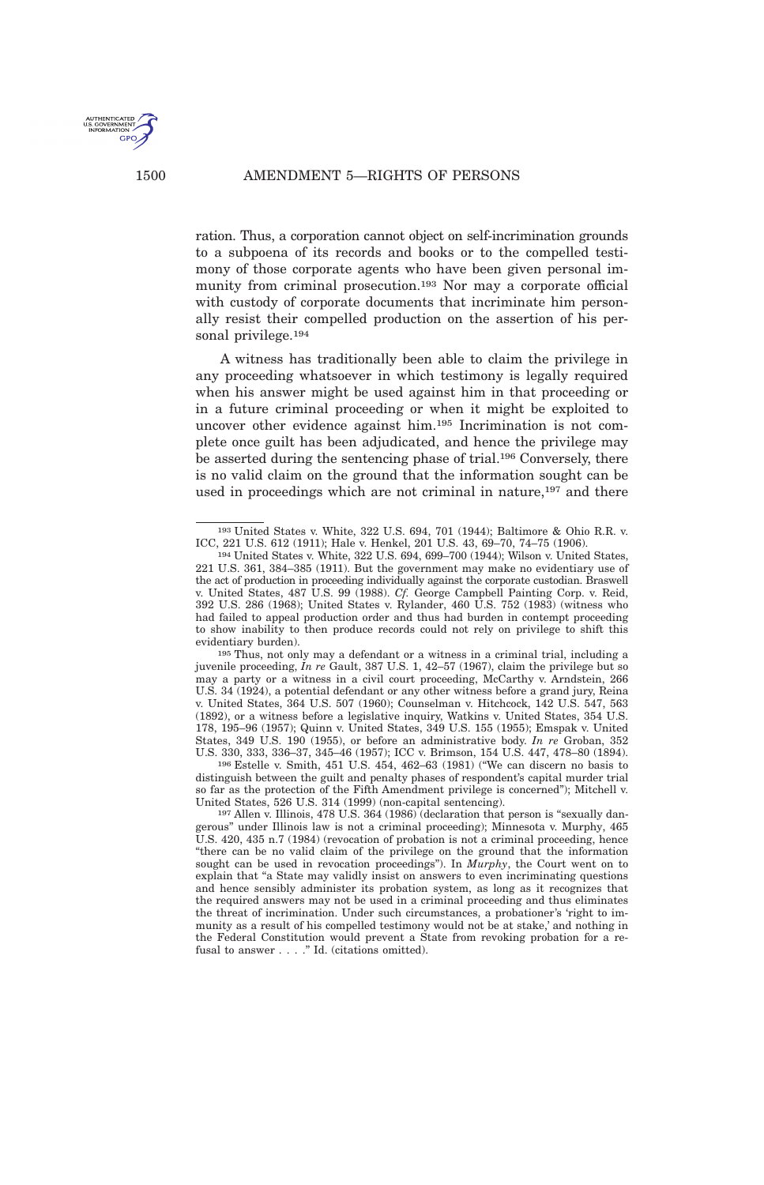ration. Thus, a corporation cannot object on self-incrimination grounds to a subpoena of its records and books or to the compelled testimony of those corporate agents who have been given personal immunity from criminal prosecution.[193] Nor may a corporate official with custody of corporate documents that incriminate him personally resist their compelled production on the assertion of his personal privilege.[194]

A witness has traditionally been able to claim the privilege in any proceeding whatsoever in which testimony is legally required when his answer might be used against him in that proceeding or in a future criminal proceeding or when it might be exploited to uncover other evidence against him.[195] Incrimination is not complete once guilt has been adjudicated, and hence the privilege may be asserted during the sentencing phase of trial.[196] Conversely, there is no valid claim on the ground that the information sought can be used in proceedings which are not criminal in nature,[197] and there

---

[193] United States v. White, 322 U.S. 694, 701 (1944); Baltimore & Ohio R.R. v. ICC, 221 U.S. 612 (1911); Hale v. Henkel, 201 U.S. 43, 69–70, 74–75 (1906).

[194] United States v. White, 322 U.S. 694, 699–700 (1944); Wilson v. United States, 221 U.S. 361, 384–385 (1911). But the government may make no evidentiary use of the act of production in proceeding individually against the corporate custodian. Braswell v. United States, 487 U.S. 99 (1988). *Cf.* George Campbell Painting Corp. v. Reid, 392 U.S. 286 (1968); United States v. Rylander, 460 U.S. 752 (1983) (witness who had failed to appeal production order and thus had burden in contempt proceeding to show inability to then produce records could not rely on privilege to shift this evidentiary burden).

[195] Thus, not only may a defendant or a witness in a criminal trial, including a juvenile proceeding, *In re* Gault, 387 U.S. 1, 42–57 (1967), claim the privilege but so may a party or a witness in a civil court proceeding, McCarthy v. Arndstein, 266 U.S. 34 (1924), a potential defendant or any other witness before a grand jury, Reina v. United States, 364 U.S. 507 (1960); Counselman v. Hitchcock, 142 U.S. 547, 563 (1892), or a witness before a legislative inquiry, Watkins v. United States, 354 U.S. 178, 195–96 (1957); Quinn v. United States, 349 U.S. 155 (1955); Emspak v. United States, 349 U.S. 190 (1955), or before an administrative body. *In re* Groban, 352 U.S. 330, 333, 336–37, 345–46 (1957); ICC v. Brimson, 154 U.S. 447, 478–80 (1894).

[196] Estelle v. Smith, 451 U.S. 454, 462–63 (1981) ("We can discern no basis to distinguish between the guilt and penalty phases of respondent's capital murder trial so far as the protection of the Fifth Amendment privilege is concerned"); Mitchell v. United States, 526 U.S. 314 (1999) (non-capital sentencing).

[197] Allen v. Illinois, 478 U.S. 364 (1986) (declaration that person is "sexually dangerous" under Illinois law is not a criminal proceeding); Minnesota v. Murphy, 465 U.S. 420, 435 n.7 (1984) (revocation of probation is not a criminal proceeding, hence "there can be no valid claim of the privilege on the ground that the information sought can be used in revocation proceedings"). In *Murphy*, the Court went on to explain that "a State may validly insist on answers to even incriminating questions and hence sensibly administer its probation system, as long as it recognizes that the required answers may not be used in a criminal proceeding and thus eliminates the threat of incrimination. Under such circumstances, a probationer's 'right to immunity as a result of his compelled testimony would not be at stake,' and nothing in the Federal Constitution would prevent a State from revoking probation for a refusal to answer . . . ." Id. (citations omitted).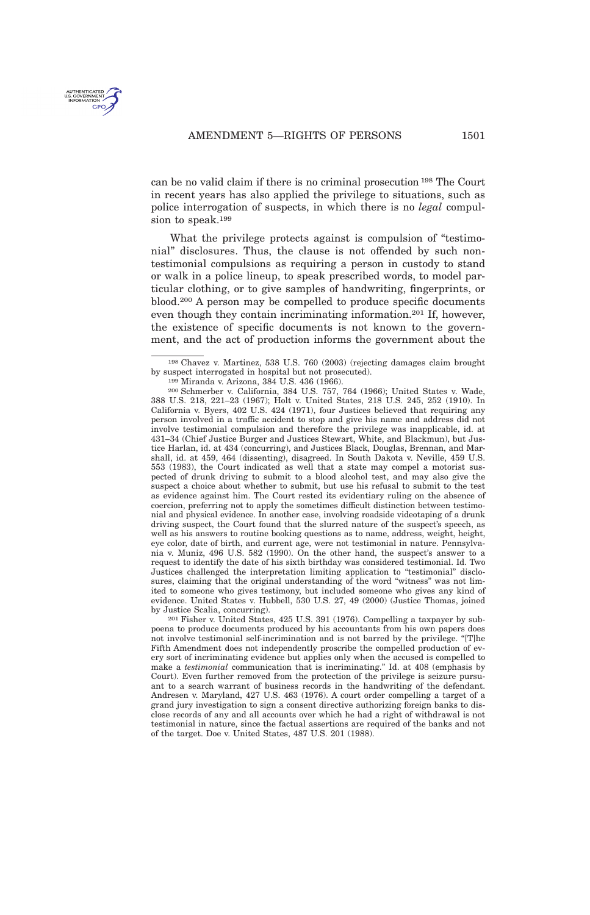can be no valid claim if there is no criminal prosecution[198] The Court in recent years has also applied the privilege to situations, such as police interrogation of suspects, in which there is no *legal* compulsion to speak.[199]

What the privilege protects against is compulsion of "testimonial" disclosures. Thus, the clause is not offended by such non-testimonial compulsions as requiring a person in custody to stand or walk in a police lineup, to speak prescribed words, to model particular clothing, or to give samples of handwriting, fingerprints, or blood.[200] A person may be compelled to produce specific documents even though they contain incriminating information.[201] If, however, the existence of specific documents is not known to the government, and the act of production informs the government about the

---

[198] Chavez v. Martinez, 538 U.S. 760 (2003) (rejecting damages claim brought by suspect interrogated in hospital but not prosecuted).

[199] Miranda v. Arizona, 384 U.S. 436 (1966).

[200] Schmerber v. California, 384 U.S. 757, 764 (1966); United States v. Wade, 388 U.S. 218, 221–23 (1967); Holt v. United States, 218 U.S. 245, 252 (1910). In California v. Byers, 402 U.S. 424 (1971), four Justices believed that requiring any person involved in a traffic accident to stop and give his name and address did not involve testimonial compulsion and therefore the privilege was inapplicable, id. at 431–34 (Chief Justice Burger and Justices Stewart, White, and Blackmun), but Justice Harlan, id. at 434 (concurring), and Justices Black, Douglas, Brennan, and Marshall, id. at 459, 464 (dissenting), disagreed. In South Dakota v. Neville, 459 U.S. 553 (1983), the Court indicated as well that a state may compel a motorist suspected of drunk driving to submit to a blood alcohol test, and may also give the suspect a choice about whether to submit, but use his refusal to submit to the test as evidence against him. The Court rested its evidentiary ruling on the absence of coercion, preferring not to apply the sometimes difficult distinction between testimonial and physical evidence. In another case, involving roadside videotaping of a drunk driving suspect, the Court found that the slurred nature of the suspect's speech, as well as his answers to routine booking questions as to name, address, weight, height, eye color, date of birth, and current age, were not testimonial in nature. Pennsylvania v. Muniz, 496 U.S. 582 (1990). On the other hand, the suspect's answer to a request to identify the date of his sixth birthday was considered testimonial. Id. Two Justices challenged the interpretation limiting application to "testimonial" disclosures, claiming that the original understanding of the word "witness" was not limited to someone who gives testimony, but included someone who gives any kind of evidence. United States v. Hubbell, 530 U.S. 27, 49 (2000) (Justice Thomas, joined by Justice Scalia, concurring).

[201] Fisher v. United States, 425 U.S. 391 (1976). Compelling a taxpayer by subpoena to produce documents produced by his accountants from his own papers does not involve testimonial self-incrimination and is not barred by the privilege. "[T]he Fifth Amendment does not independently proscribe the compelled production of every sort of incriminating evidence but applies only when the accused is compelled to make a *testimonial* communication that is incriminating." Id. at 408 (emphasis by Court). Even further removed from the protection of the privilege is seizure pursuant to a search warrant of business records in the handwriting of the defendant. Andresen v. Maryland, 427 U.S. 463 (1976). A court order compelling a target of a grand jury investigation to sign a consent directive authorizing foreign banks to disclose records of any and all accounts over which he had a right of withdrawal is not testimonial in nature, since the factual assertions are required of the banks and not of the target. Doe v. United States, 487 U.S. 201 (1988).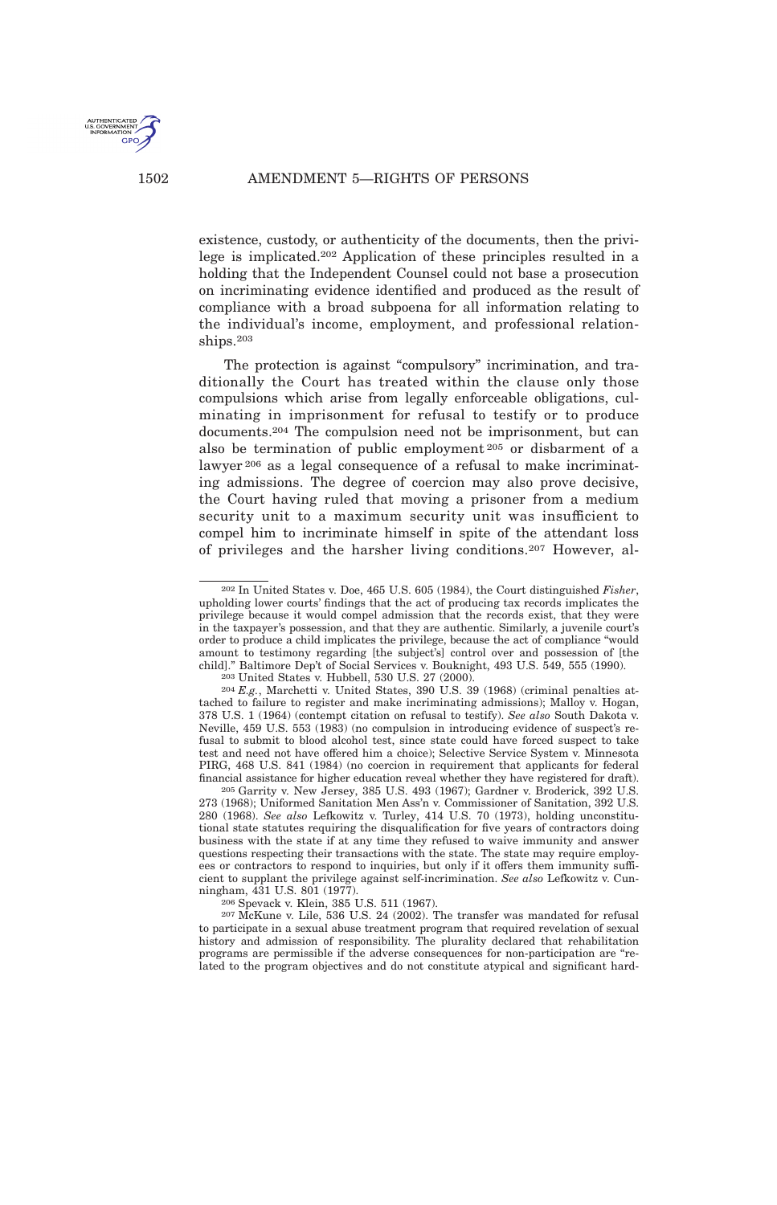existence, custody, or authenticity of the documents, then the privilege is implicated.[202] Application of these principles resulted in a holding that the Independent Counsel could not base a prosecution on incriminating evidence identified and produced as the result of compliance with a broad subpoena for all information relating to the individual's income, employment, and professional relationships.[203]

The protection is against "compulsory" incrimination, and traditionally the Court has treated within the clause only those compulsions which arise from legally enforceable obligations, culminating in imprisonment for refusal to testify or to produce documents.[204] The compulsion need not be imprisonment, but can also be termination of public employment[205] or disbarment of a lawyer[206] as a legal consequence of a refusal to make incriminating admissions. The degree of coercion may also prove decisive, the Court having ruled that moving a prisoner from a medium security unit to a maximum security unit was insufficient to compel him to incriminate himself in spite of the attendant loss of privileges and the harsher living conditions.[207] However, al-

---

[202] In United States v. Doe, 465 U.S. 605 (1984), the Court distinguished *Fisher*, upholding lower courts' findings that the act of producing tax records implicates the privilege because it would compel admission that the records exist, that they were in the taxpayer's possession, and that they are authentic. Similarly, a juvenile court's order to produce a child implicates the privilege, because the act of compliance "would amount to testimony regarding [the subject's] control over and possession of [the child]." Baltimore Dep't of Social Services v. Bouknight, 493 U.S. 549, 555 (1990).

[203] United States v. Hubbell, 530 U.S. 27 (2000).

[204] *E.g.*, Marchetti v. United States, 390 U.S. 39 (1968) (criminal penalties attached to failure to register and make incriminating admissions); Malloy v. Hogan, 378 U.S. 1 (1964) (contempt citation on refusal to testify). *See also* South Dakota v. Neville, 459 U.S. 553 (1983) (no compulsion in introducing evidence of suspect's refusal to submit to blood alcohol test, since state could have forced suspect to take test and need not have offered him a choice); Selective Service System v. Minnesota PIRG, 468 U.S. 841 (1984) (no coercion in requirement that applicants for federal financial assistance for higher education reveal whether they have registered for draft).

[205] Garrity v. New Jersey, 385 U.S. 493 (1967); Gardner v. Broderick, 392 U.S. 273 (1968); Uniformed Sanitation Men Ass'n v. Commissioner of Sanitation, 392 U.S. 280 (1968). *See also* Lefkowitz v. Turley, 414 U.S. 70 (1973), holding unconstitutional state statutes requiring the disqualification for five years of contractors doing business with the state if at any time they refused to waive immunity and answer questions respecting their transactions with the state. The state may require employees or contractors to respond to inquiries, but only if it offers them immunity sufficient to supplant the privilege against self-incrimination. *See also* Lefkowitz v. Cunningham, 431 U.S. 801 (1977).

[206] Spevack v. Klein, 385 U.S. 511 (1967).

[207] McKune v. Lile, 536 U.S. 24 (2002). The transfer was mandated for refusal to participate in a sexual abuse treatment program that required revelation of sexual history and admission of responsibility. The plurality declared that rehabilitation programs are permissible if the adverse consequences for non-participation are "related to the program objectives and do not constitute atypical and significant hard-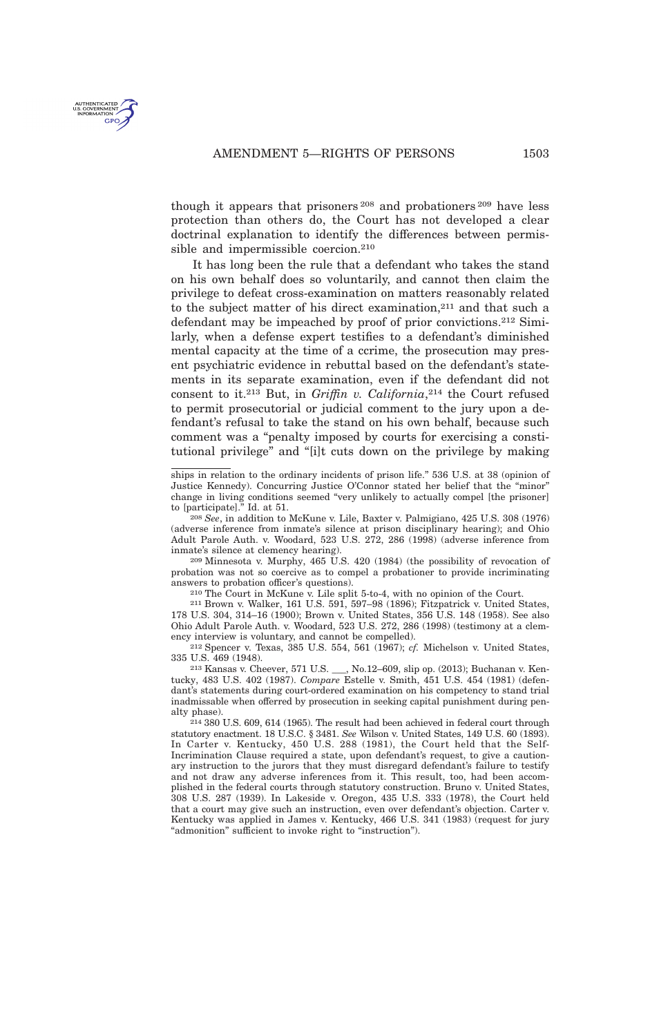though it appears that prisoners [208] and probationers [209] have less protection than others do, the Court has not developed a clear doctrinal explanation to identify the differences between permissible and impermissible coercion.[210]

It has long been the rule that a defendant who takes the stand on his own behalf does so voluntarily, and cannot then claim the privilege to defeat cross-examination on matters reasonably related to the subject matter of his direct examination,[211] and that such a defendant may be impeached by proof of prior convictions.[212] Similarly, when a defense expert testifies to a defendant's diminished mental capacity at the time of a ccrime, the prosecution may present psychiatric evidence in rebuttal based on the defendant's statements in its separate examination, even if the defendant did not consent to it.[213] But, in *Griffin v. California*,[214] the Court refused to permit prosecutorial or judicial comment to the jury upon a defendant's refusal to take the stand on his own behalf, because such comment was a "penalty imposed by courts for exercising a constitutional privilege" and "[i]t cuts down on the privilege by making

---

ships in relation to the ordinary incidents of prison life." 536 U.S. at 38 (opinion of Justice Kennedy). Concurring Justice O'Connor stated her belief that the "minor" change in living conditions seemed "very unlikely to actually compel [the prisoner] to [participate]." Id. at 51.

[208] *See*, in addition to McKune v. Lile, Baxter v. Palmigiano, 425 U.S. 308 (1976) (adverse inference from inmate's silence at prison disciplinary hearing); and Ohio Adult Parole Auth. v. Woodard, 523 U.S. 272, 286 (1998) (adverse inference from inmate's silence at clemency hearing).

[209] Minnesota v. Murphy, 465 U.S. 420 (1984) (the possibility of revocation of probation was not so coercive as to compel a probationer to provide incriminating answers to probation officer's questions).

[210] The Court in McKune v. Lile split 5-to-4, with no opinion of the Court.

[211] Brown v. Walker, 161 U.S. 591, 597–98 (1896); Fitzpatrick v. United States, 178 U.S. 304, 314–16 (1900); Brown v. United States, 356 U.S. 148 (1958). See also Ohio Adult Parole Auth. v. Woodard, 523 U.S. 272, 286 (1998) (testimony at a clemency interview is voluntary, and cannot be compelled).

[212] Spencer v. Texas, 385 U.S. 554, 561 (1967); *cf.* Michelson v. United States, 335 U.S. 469 (1948).

[213] Kansas v. Cheever, 571 U.S. ___, No.12–609, slip op. (2013); Buchanan v. Kentucky, 483 U.S. 402 (1987). *Compare* Estelle v. Smith, 451 U.S. 454 (1981) (defendant's statements during court-ordered examination on his competency to stand trial inadmissable when offerred by prosecution in seeking capital punishment during penalty phase).

[214] 380 U.S. 609, 614 (1965). The result had been achieved in federal court through statutory enactment. 18 U.S.C. § 3481. *See* Wilson v. United States, 149 U.S. 60 (1893). In Carter v. Kentucky, 450 U.S. 288 (1981), the Court held that the Self-Incrimination Clause required a state, upon defendant's request, to give a cautionary instruction to the jurors that they must disregard defendant's failure to testify and not draw any adverse inferences from it. This result, too, had been accomplished in the federal courts through statutory construction. Bruno v. United States, 308 U.S. 287 (1939). In Lakeside v. Oregon, 435 U.S. 333 (1978), the Court held that a court may give such an instruction, even over defendant's objection. Carter v. Kentucky was applied in James v. Kentucky, 466 U.S. 341 (1983) (request for jury "admonition" sufficient to invoke right to "instruction").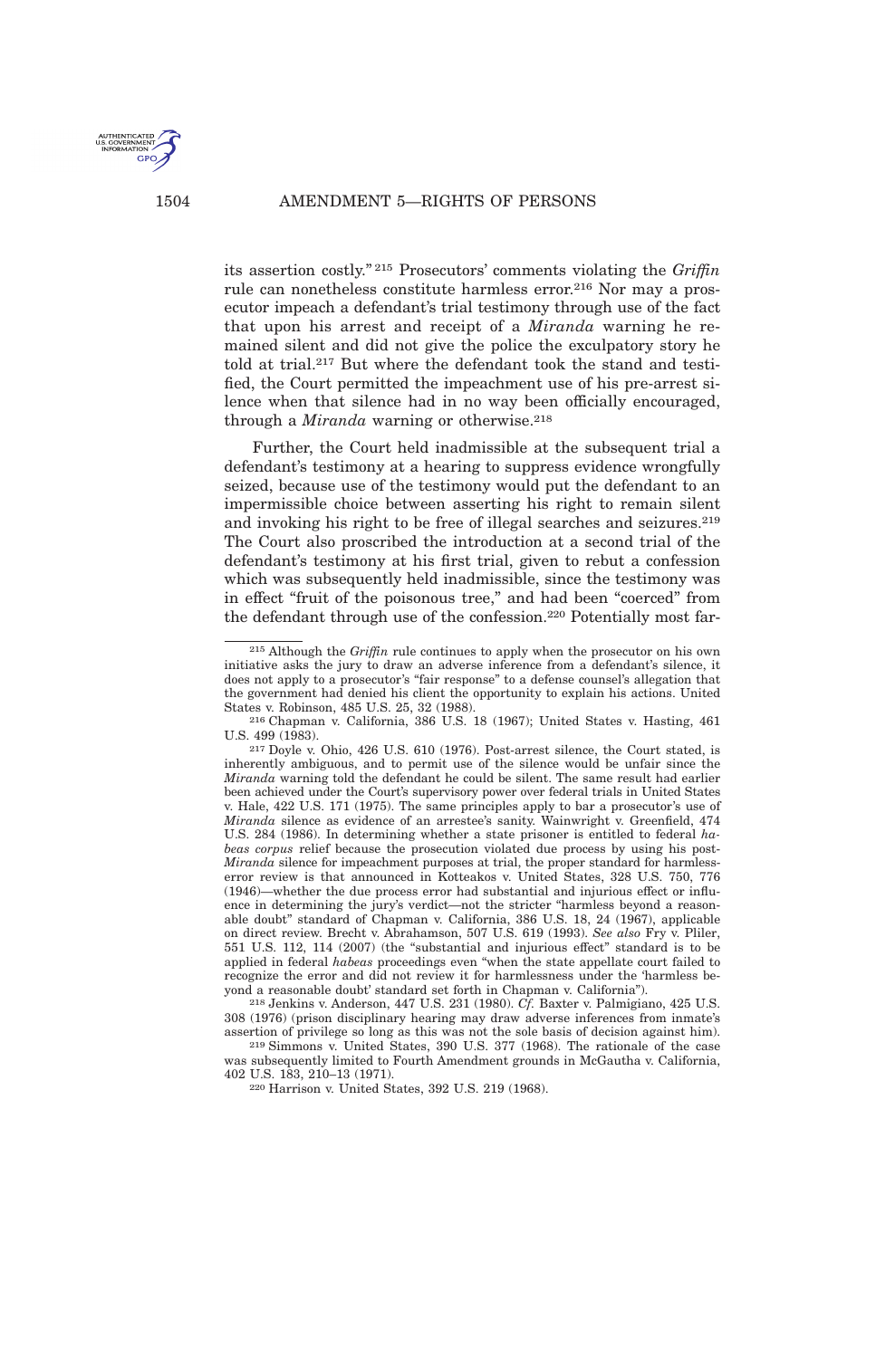its assertion costly."[215] Prosecutors' comments violating the *Griffin* rule can nonetheless constitute harmless error.[216] Nor may a prosecutor impeach a defendant's trial testimony through use of the fact that upon his arrest and receipt of a *Miranda* warning he remained silent and did not give the police the exculpatory story he told at trial.[217] But where the defendant took the stand and testified, the Court permitted the impeachment use of his pre-arrest silence when that silence had in no way been officially encouraged, through a *Miranda* warning or otherwise.[218]

Further, the Court held inadmissible at the subsequent trial a defendant's testimony at a hearing to suppress evidence wrongfully seized, because use of the testimony would put the defendant to an impermissible choice between asserting his right to remain silent and invoking his right to be free of illegal searches and seizures.[219] The Court also proscribed the introduction at a second trial of the defendant's testimony at his first trial, given to rebut a confession which was subsequently held inadmissible, since the testimony was in effect "fruit of the poisonous tree," and had been "coerced" from the defendant through use of the confession.[220] Potentially most far-

---

[215] Although the *Griffin* rule continues to apply when the prosecutor on his own initiative asks the jury to draw an adverse inference from a defendant's silence, it does not apply to a prosecutor's "fair response" to a defense counsel's allegation that the government had denied his client the opportunity to explain his actions. United States v. Robinson, 485 U.S. 25, 32 (1988).

[216] Chapman v. California, 386 U.S. 18 (1967); United States v. Hasting, 461 U.S. 499 (1983).

[217] Doyle v. Ohio, 426 U.S. 610 (1976). Post-arrest silence, the Court stated, is inherently ambiguous, and to permit use of the silence would be unfair since the *Miranda* warning told the defendant he could be silent. The same result had earlier been achieved under the Court's supervisory power over federal trials in United States v. Hale, 422 U.S. 171 (1975). The same principles apply to bar a prosecutor's use of *Miranda* silence as evidence of an arrestee's sanity. Wainwright v. Greenfield, 474 U.S. 284 (1986). In determining whether a state prisoner is entitled to federal *habeas corpus* relief because the prosecution violated due process by using his post-*Miranda* silence for impeachment purposes at trial, the proper standard for harmless-error review is that announced in Kotteakos v. United States, 328 U.S. 750, 776 (1946)—whether the due process error had substantial and injurious effect or influence in determining the jury's verdict—not the stricter "harmless beyond a reasonable doubt" standard of Chapman v. California, 386 U.S. 18, 24 (1967), applicable on direct review. Brecht v. Abrahamson, 507 U.S. 619 (1993). *See also* Fry v. Pliler, 551 U.S. 112, 114 (2007) (the "substantial and injurious effect" standard is to be applied in federal *habeas* proceedings even "when the state appellate court failed to recognize the error and did not review it for harmlessness under the 'harmless beyond a reasonable doubt' standard set forth in Chapman v. California").

[218] Jenkins v. Anderson, 447 U.S. 231 (1980). *Cf.* Baxter v. Palmigiano, 425 U.S. 308 (1976) (prison disciplinary hearing may draw adverse inferences from inmate's assertion of privilege so long as this was not the sole basis of decision against him).

[219] Simmons v. United States, 390 U.S. 377 (1968). The rationale of the case was subsequently limited to Fourth Amendment grounds in McGautha v. California, 402 U.S. 183, 210–13 (1971).

[220] Harrison v. United States, 392 U.S. 219 (1968).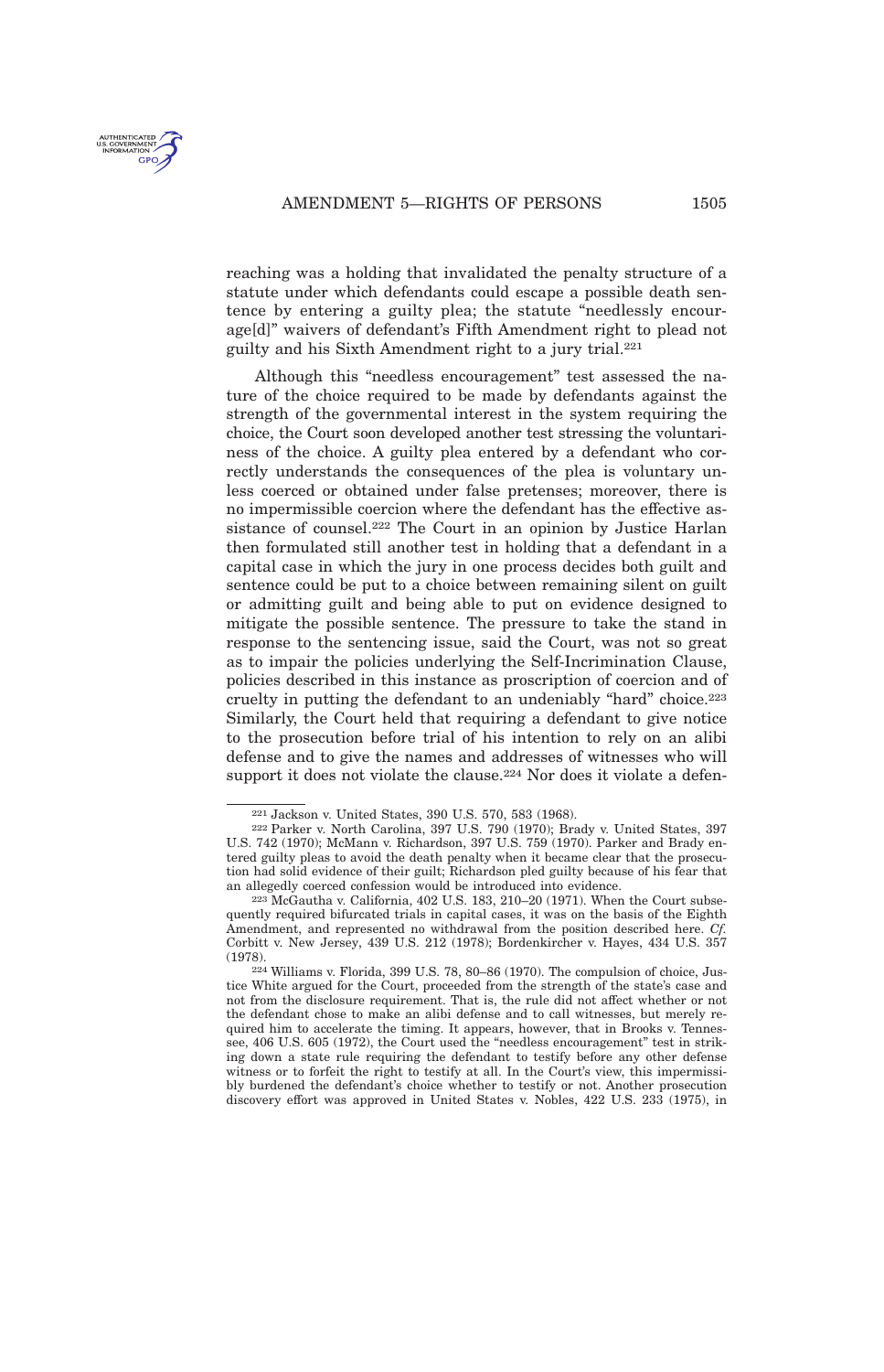reaching was a holding that invalidated the penalty structure of a statute under which defendants could escape a possible death sentence by entering a guilty plea; the statute "needlessly encourage[d]" waivers of defendant's Fifth Amendment right to plead not guilty and his Sixth Amendment right to a jury trial.[221]

Although this "needless encouragement" test assessed the nature of the choice required to be made by defendants against the strength of the governmental interest in the system requiring the choice, the Court soon developed another test stressing the voluntariness of the choice. A guilty plea entered by a defendant who correctly understands the consequences of the plea is voluntary unless coerced or obtained under false pretenses; moreover, there is no impermissible coercion where the defendant has the effective assistance of counsel.[222] The Court in an opinion by Justice Harlan then formulated still another test in holding that a defendant in a capital case in which the jury in one process decides both guilt and sentence could be put to a choice between remaining silent on guilt or admitting guilt and being able to put on evidence designed to mitigate the possible sentence. The pressure to take the stand in response to the sentencing issue, said the Court, was not so great as to impair the policies underlying the Self-Incrimination Clause, policies described in this instance as proscription of coercion and of cruelty in putting the defendant to an undeniably "hard" choice.[223] Similarly, the Court held that requiring a defendant to give notice to the prosecution before trial of his intention to rely on an alibi defense and to give the names and addresses of witnesses who will support it does not violate the clause.[224] Nor does it violate a defen-

---

[221] Jackson v. United States, 390 U.S. 570, 583 (1968).

[222] Parker v. North Carolina, 397 U.S. 790 (1970); Brady v. United States, 397 U.S. 742 (1970); McMann v. Richardson, 397 U.S. 759 (1970). Parker and Brady entered guilty pleas to avoid the death penalty when it became clear that the prosecution had solid evidence of their guilt; Richardson pled guilty because of his fear that an allegedly coerced confession would be introduced into evidence.

[223] McGautha v. California, 402 U.S. 183, 210–20 (1971). When the Court subsequently required bifurcated trials in capital cases, it was on the basis of the Eighth Amendment, and represented no withdrawal from the position described here. *Cf.* Corbitt v. New Jersey, 439 U.S. 212 (1978); Bordenkircher v. Hayes, 434 U.S. 357 (1978).

[224] Williams v. Florida, 399 U.S. 78, 80–86 (1970). The compulsion of choice, Justice White argued for the Court, proceeded from the strength of the state's case and not from the disclosure requirement. That is, the rule did not affect whether or not the defendant chose to make an alibi defense and to call witnesses, but merely required him to accelerate the timing. It appears, however, that in Brooks v. Tennessee, 406 U.S. 605 (1972), the Court used the "needless encouragement" test in striking down a state rule requiring the defendant to testify before any other defense witness or to forfeit the right to testify at all. In the Court's view, this impermissibly burdened the defendant's choice whether to testify or not. Another prosecution discovery effort was approved in United States v. Nobles, 422 U.S. 233 (1975), in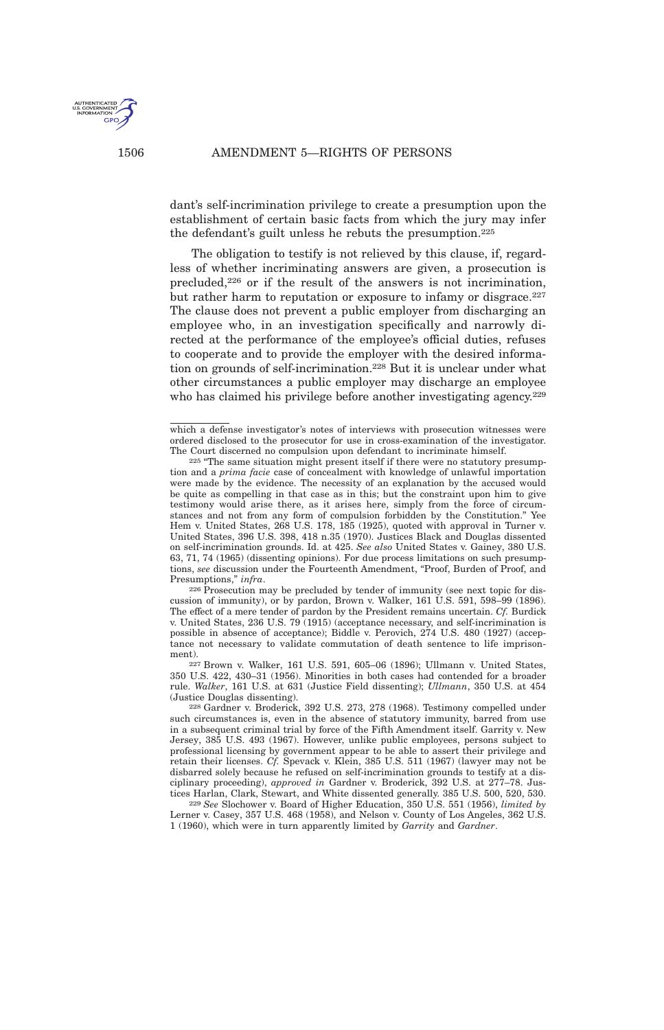dant's self-incrimination privilege to create a presumption upon the establishment of certain basic facts from which the jury may infer the defendant's guilt unless he rebuts the presumption.[225]

The obligation to testify is not relieved by this clause, if, regardless of whether incriminating answers are given, a prosecution is precluded,[226] or if the result of the answers is not incrimination, but rather harm to reputation or exposure to infamy or disgrace.[227] The clause does not prevent a public employer from discharging an employee who, in an investigation specifically and narrowly directed at the performance of the employee's official duties, refuses to cooperate and to provide the employer with the desired information on grounds of self-incrimination.[228] But it is unclear under what other circumstances a public employer may discharge an employee who has claimed his privilege before another investigating agency.[229]

---

which a defense investigator's notes of interviews with prosecution witnesses were ordered disclosed to the prosecutor for use in cross-examination of the investigator. The Court discerned no compulsion upon defendant to incriminate himself.

[225] "The same situation might present itself if there were no statutory presumption and a *prima facie* case of concealment with knowledge of unlawful importation were made by the evidence. The necessity of an explanation by the accused would be quite as compelling in that case as in this; but the constraint upon him to give testimony would arise there, as it arises here, simply from the force of circumstances and not from any form of compulsion forbidden by the Constitution." Yee Hem v. United States, 268 U.S. 178, 185 (1925), quoted with approval in Turner v. United States, 396 U.S. 398, 418 n.35 (1970). Justices Black and Douglas dissented on self-incrimination grounds. Id. at 425. *See also* United States v. Gainey, 380 U.S. 63, 71, 74 (1965) (dissenting opinions). For due process limitations on such presumptions, *see* discussion under the Fourteenth Amendment, "Proof, Burden of Proof, and Presumptions," *infra*.

[226] Prosecution may be precluded by tender of immunity (see next topic for discussion of immunity), or by pardon, Brown v. Walker, 161 U.S. 591, 598–99 (1896). The effect of a mere tender of pardon by the President remains uncertain. *Cf.* Burdick v. United States, 236 U.S. 79 (1915) (acceptance necessary, and self-incrimination is possible in absence of acceptance); Biddle v. Perovich, 274 U.S. 480 (1927) (acceptance not necessary to validate commutation of death sentence to life imprisonment).

[227] Brown v. Walker, 161 U.S. 591, 605–06 (1896); Ullmann v. United States, 350 U.S. 422, 430–31 (1956). Minorities in both cases had contended for a broader rule. *Walker*, 161 U.S. at 631 (Justice Field dissenting); *Ullmann*, 350 U.S. at 454 (Justice Douglas dissenting).

[228] Gardner v. Broderick, 392 U.S. 273, 278 (1968). Testimony compelled under such circumstances is, even in the absence of statutory immunity, barred from use in a subsequent criminal trial by force of the Fifth Amendment itself. Garrity v. New Jersey, 385 U.S. 493 (1967). However, unlike public employees, persons subject to professional licensing by government appear to be able to assert their privilege and retain their licenses. *Cf.* Spevack v. Klein, 385 U.S. 511 (1967) (lawyer may not be disbarred solely because he refused on self-incrimination grounds to testify at a disciplinary proceeding), *approved in* Gardner v. Broderick, 392 U.S. at 277–78. Justices Harlan, Clark, Stewart, and White dissented generally. 385 U.S. 500, 520, 530.

[229] *See* Slochower v. Board of Higher Education, 350 U.S. 551 (1956), *limited by* Lerner v. Casey, 357 U.S. 468 (1958), and Nelson v. County of Los Angeles, 362 U.S. 1 (1960), which were in turn apparently limited by *Garrity* and *Gardner*.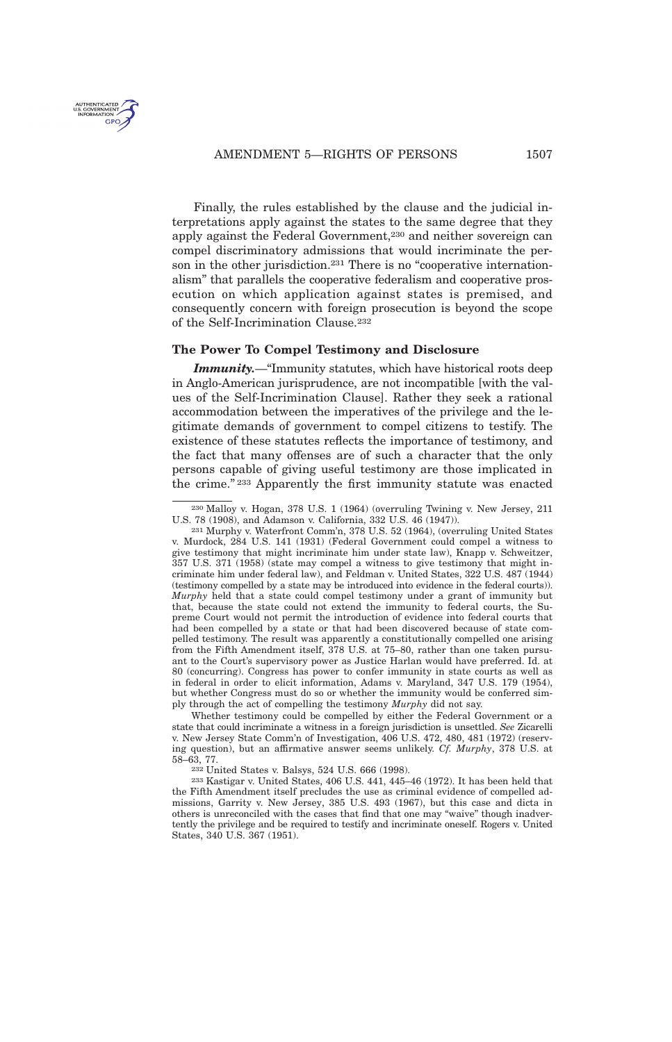Finally, the rules established by the clause and the judicial interpretations apply against the states to the same degree that they apply against the Federal Government,[230] and neither sovereign can compel discriminatory admissions that would incriminate the person in the other jurisdiction.[231] There is no "cooperative internationalism" that parallels the cooperative federalism and cooperative prosecution on which application against states is premised, and consequently concern with foreign prosecution is beyond the scope of the Self-Incrimination Clause.[232]

### The Power To Compel Testimony and Disclosure

***Immunity.***—"Immunity statutes, which have historical roots deep in Anglo-American jurisprudence, are not incompatible [with the values of the Self-Incrimination Clause]. Rather they seek a rational accommodation between the imperatives of the privilege and the legitimate demands of government to compel citizens to testify. The existence of these statutes reflects the importance of testimony, and the fact that many offenses are of such a character that the only persons capable of giving useful testimony are those implicated in the crime." [233] Apparently the first immunity statute was enacted

---

[230] Malloy v. Hogan, 378 U.S. 1 (1964) (overruling Twining v. New Jersey, 211 U.S. 78 (1908), and Adamson v. California, 332 U.S. 46 (1947)).

[231] Murphy v. Waterfront Comm'n, 378 U.S. 52 (1964), (overruling United States v. Murdock, 284 U.S. 141 (1931) (Federal Government could compel a witness to give testimony that might incriminate him under state law), Knapp v. Schweitzer, 357 U.S. 371 (1958) (state may compel a witness to give testimony that might incriminate him under federal law), and Feldman v. United States, 322 U.S. 487 (1944) (testimony compelled by a state may be introduced into evidence in the federal courts)). *Murphy* held that a state could compel testimony under a grant of immunity but that, because the state could not extend the immunity to federal courts, the Supreme Court would not permit the introduction of evidence into federal courts that had been compelled by a state or that had been discovered because of state compelled testimony. The result was apparently a constitutionally compelled one arising from the Fifth Amendment itself, 378 U.S. at 75–80, rather than one taken pursuant to the Court's supervisory power as Justice Harlan would have preferred. Id. at 80 (concurring). Congress has power to confer immunity in state courts as well as in federal in order to elicit information, Adams v. Maryland, 347 U.S. 179 (1954), but whether Congress must do so or whether the immunity would be conferred simply through the act of compelling the testimony *Murphy* did not say.

Whether testimony could be compelled by either the Federal Government or a state that could incriminate a witness in a foreign jurisdiction is unsettled. *See* Zicarelli v. New Jersey State Comm'n of Investigation, 406 U.S. 472, 480, 481 (1972) (reserving question), but an affirmative answer seems unlikely. *Cf. Murphy*, 378 U.S. at 58–63, 77.

[232] United States v. Balsys, 524 U.S. 666 (1998).

[233] Kastigar v. United States, 406 U.S. 441, 445–46 (1972). It has been held that the Fifth Amendment itself precludes the use as criminal evidence of compelled admissions, Garrity v. New Jersey, 385 U.S. 493 (1967), but this case and dicta in others is unreconciled with the cases that find that one may "waive" though inadvertently the privilege and be required to testify and incriminate oneself. Rogers v. United States, 340 U.S. 367 (1951).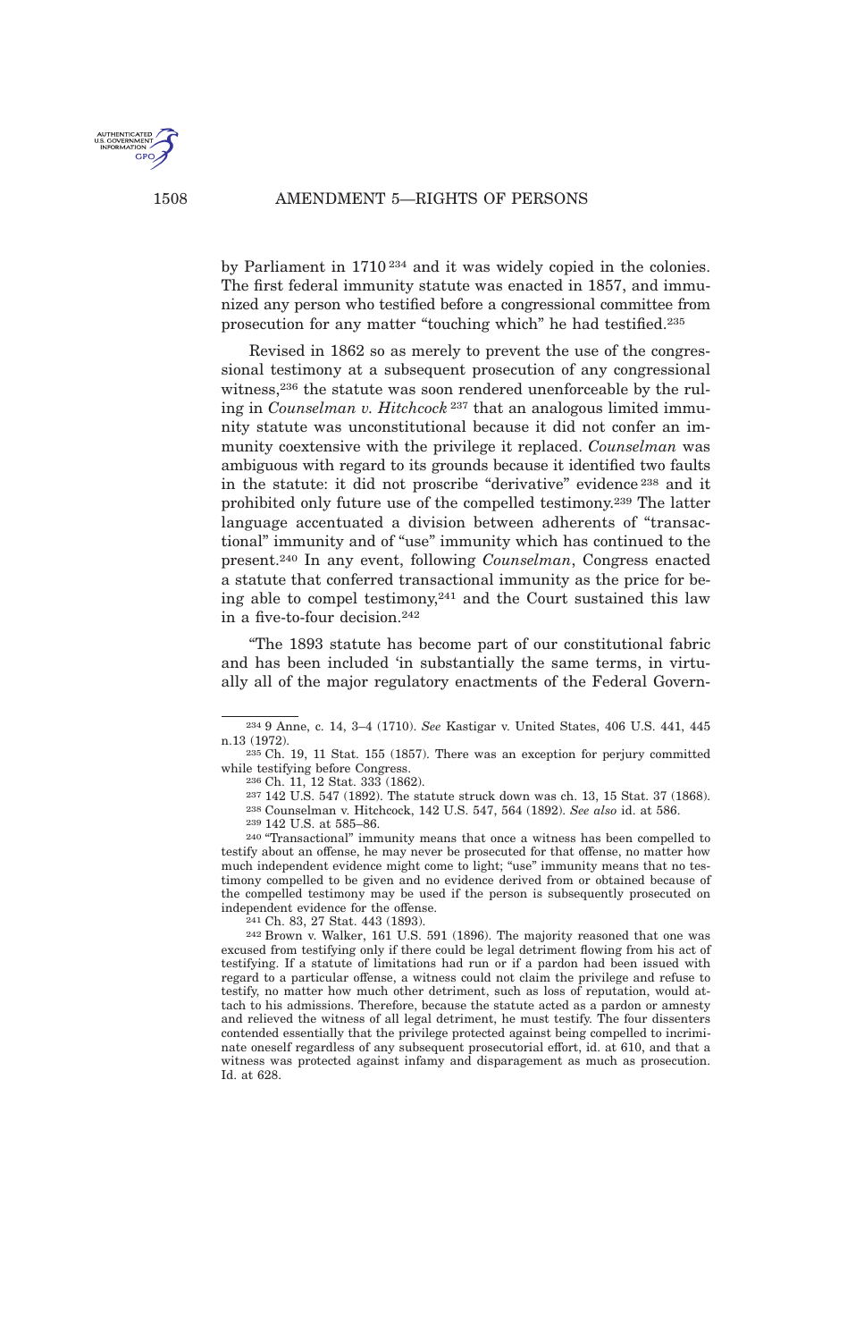by Parliament in 1710[234] and it was widely copied in the colonies. The first federal immunity statute was enacted in 1857, and immunized any person who testified before a congressional committee from prosecution for any matter "touching which" he had testified.[235]

Revised in 1862 so as merely to prevent the use of the congressional testimony at a subsequent prosecution of any congressional witness,[236] the statute was soon rendered unenforceable by the ruling in *Counselman v. Hitchcock*[237] that an analogous limited immunity statute was unconstitutional because it did not confer an immunity coextensive with the privilege it replaced. *Counselman* was ambiguous with regard to its grounds because it identified two faults in the statute: it did not proscribe "derivative" evidence[238] and it prohibited only future use of the compelled testimony.[239] The latter language accentuated a division between adherents of "transactional" immunity and of "use" immunity which has continued to the present.[240] In any event, following *Counselman*, Congress enacted a statute that conferred transactional immunity as the price for being able to compel testimony,[241] and the Court sustained this law in a five-to-four decision.[242]

"The 1893 statute has become part of our constitutional fabric and has been included 'in substantially the same terms, in virtually all of the major regulatory enactments of the Federal Govern-

---

[234] 9 Anne, c. 14, 3–4 (1710). *See* Kastigar v. United States, 406 U.S. 441, 445 n.13 (1972).

[235] Ch. 19, 11 Stat. 155 (1857). There was an exception for perjury committed while testifying before Congress.

[236] Ch. 11, 12 Stat. 333 (1862).

[237] 142 U.S. 547 (1892). The statute struck down was ch. 13, 15 Stat. 37 (1868).

[238] Counselman v. Hitchcock, 142 U.S. 547, 564 (1892). *See also* id. at 586.

[239] 142 U.S. at 585–86.

[240] "Transactional" immunity means that once a witness has been compelled to testify about an offense, he may never be prosecuted for that offense, no matter how much independent evidence might come to light; "use" immunity means that no testimony compelled to be given and no evidence derived from or obtained because of the compelled testimony may be used if the person is subsequently prosecuted on independent evidence for the offense.

[241] Ch. 83, 27 Stat. 443 (1893).

[242] Brown v. Walker, 161 U.S. 591 (1896). The majority reasoned that one was excused from testifying only if there could be legal detriment flowing from his act of testifying. If a statute of limitations had run or if a pardon had been issued with regard to a particular offense, a witness could not claim the privilege and refuse to testify, no matter how much other detriment, such as loss of reputation, would attach to his admissions. Therefore, because the statute acted as a pardon or amnesty and relieved the witness of all legal detriment, he must testify. The four dissenters contended essentially that the privilege protected against being compelled to incriminate oneself regardless of any subsequent prosecutorial effort, id. at 610, and that a witness was protected against infamy and disparagement as much as prosecution. Id. at 628.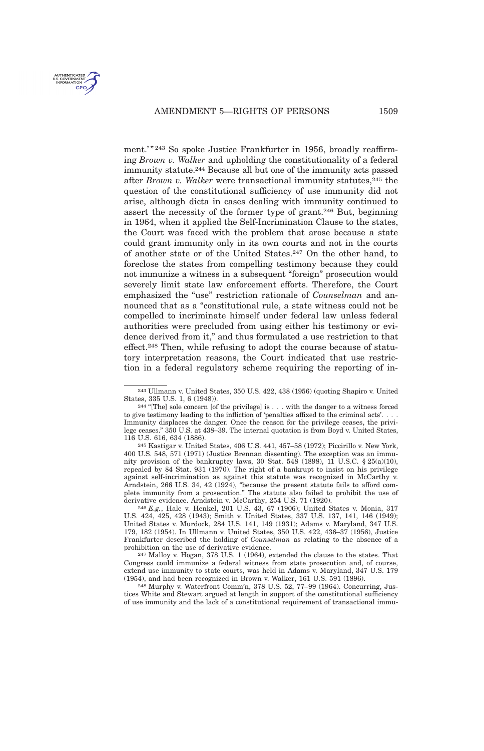ment.' "[243] So spoke Justice Frankfurter in 1956, broadly reaffirming *Brown v. Walker* and upholding the constitutionality of a federal immunity statute.[244] Because all but one of the immunity acts passed after *Brown v. Walker* were transactional immunity statutes,[245] the question of the constitutional sufficiency of use immunity did not arise, although dicta in cases dealing with immunity continued to assert the necessity of the former type of grant.[246] But, beginning in 1964, when it applied the Self-Incrimination Clause to the states, the Court was faced with the problem that arose because a state could grant immunity only in its own courts and not in the courts of another state or of the United States.[247] On the other hand, to foreclose the states from compelling testimony because they could not immunize a witness in a subsequent "foreign" prosecution would severely limit state law enforcement efforts. Therefore, the Court emphasized the "use" restriction rationale of *Counselman* and announced that as a "constitutional rule, a state witness could not be compelled to incriminate himself under federal law unless federal authorities were precluded from using either his testimony or evidence derived from it," and thus formulated a use restriction to that effect.[248] Then, while refusing to adopt the course because of statutory interpretation reasons, the Court indicated that use restriction in a federal regulatory scheme requiring the reporting of in-

---

[243] Ullmann v. United States, 350 U.S. 422, 438 (1956) (quoting Shapiro v. United States, 335 U.S. 1, 6 (1948)).

[244] "[The] sole concern [of the privilege] is . . . with the danger to a witness forced to give testimony leading to the infliction of 'penalties affixed to the criminal acts'. . . . Immunity displaces the danger. Once the reason for the privilege ceases, the privilege ceases." 350 U.S. at 438–39. The internal quotation is from Boyd v. United States, 116 U.S. 616, 634 (1886).

[245] Kastigar v. United States, 406 U.S. 441, 457–58 (1972); Piccirillo v. New York, 400 U.S. 548, 571 (1971) (Justice Brennan dissenting). The exception was an immunity provision of the bankruptcy laws, 30 Stat. 548 (1898), 11 U.S.C. § 25(a)(10), repealed by 84 Stat. 931 (1970). The right of a bankrupt to insist on his privilege against self-incrimination as against this statute was recognized in McCarthy v. Arndstein, 266 U.S. 34, 42 (1924), "because the present statute fails to afford complete immunity from a prosecution." The statute also failed to prohibit the use of derivative evidence. Arndstein v. McCarthy, 254 U.S. 71 (1920).

[246] *E.g.*, Hale v. Henkel, 201 U.S. 43, 67 (1906); United States v. Monia, 317 U.S. 424, 425, 428 (1943); Smith v. United States, 337 U.S. 137, 141, 146 (1949); United States v. Murdock, 284 U.S. 141, 149 (1931); Adams v. Maryland, 347 U.S. 179, 182 (1954). In Ullmann v. United States, 350 U.S. 422, 436–37 (1956), Justice Frankfurter described the holding of *Counselman* as relating to the absence of a prohibition on the use of derivative evidence.

[247] Malloy v. Hogan, 378 U.S. 1 (1964), extended the clause to the states. That Congress could immunize a federal witness from state prosecution and, of course, extend use immunity to state courts, was held in Adams v. Maryland, 347 U.S. 179 (1954), and had been recognized in Brown v. Walker, 161 U.S. 591 (1896).

[248] Murphy v. Waterfront Comm'n, 378 U.S. 52, 77–99 (1964). Concurring, Justices White and Stewart argued at length in support of the constitutional sufficiency of use immunity and the lack of a constitutional requirement of transactional immu-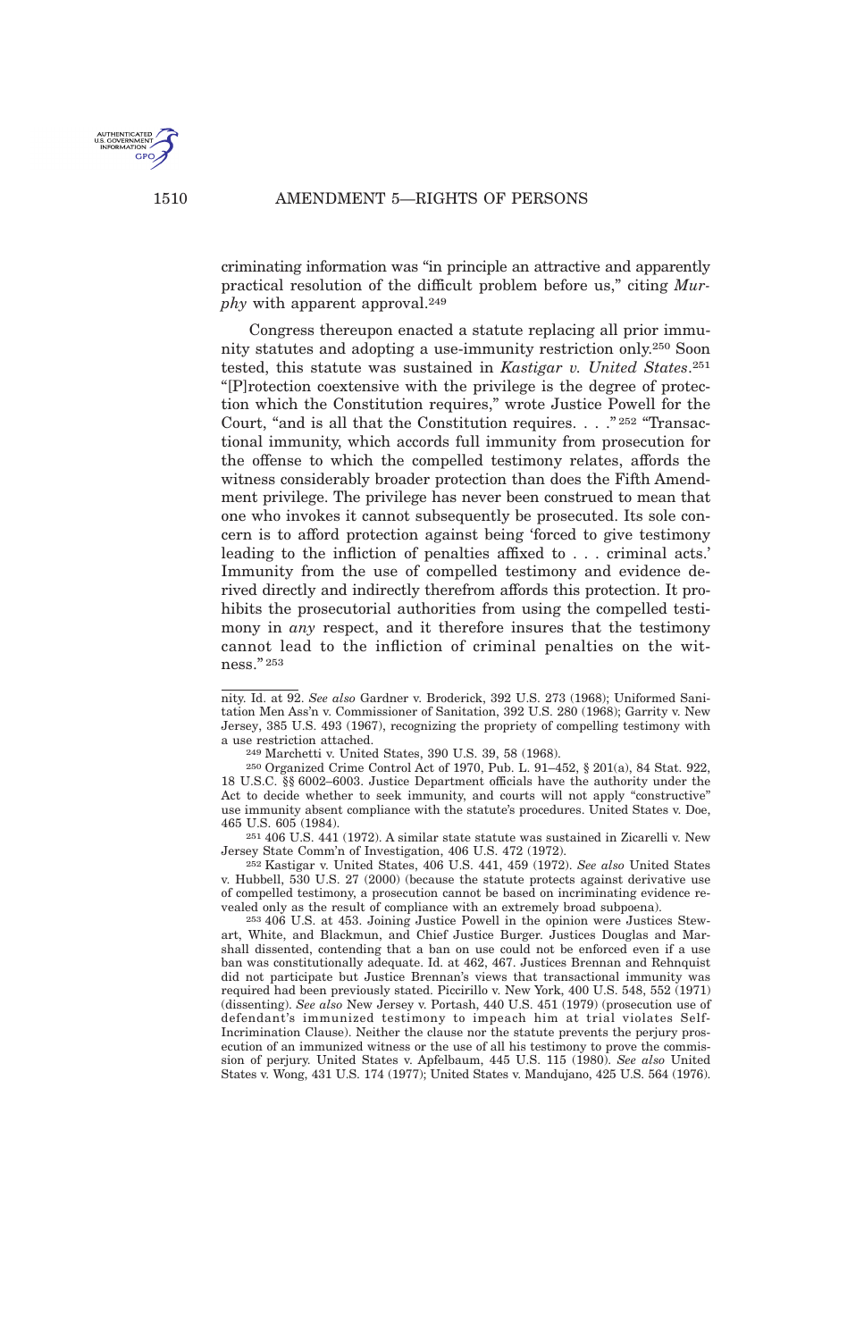criminating information was "in principle an attractive and apparently practical resolution of the difficult problem before us," citing *Murphy* with apparent approval.[249]

Congress thereupon enacted a statute replacing all prior immunity statutes and adopting a use-immunity restriction only.[250] Soon tested, this statute was sustained in *Kastigar v. United States*.[251] "[P]rotection coextensive with the privilege is the degree of protection which the Constitution requires," wrote Justice Powell for the Court, "and is all that the Constitution requires. . . ."[252] "Transactional immunity, which accords full immunity from prosecution for the offense to which the compelled testimony relates, affords the witness considerably broader protection than does the Fifth Amendment privilege. The privilege has never been construed to mean that one who invokes it cannot subsequently be prosecuted. Its sole concern is to afford protection against being 'forced to give testimony leading to the infliction of penalties affixed to . . . criminal acts.' Immunity from the use of compelled testimony and evidence derived directly and indirectly therefrom affords this protection. It prohibits the prosecutorial authorities from using the compelled testimony in *any* respect, and it therefore insures that the testimony cannot lead to the infliction of criminal penalties on the witness."[253]

---

nity. Id. at 92. *See also* Gardner v. Broderick, 392 U.S. 273 (1968); Uniformed Sanitation Men Ass'n v. Commissioner of Sanitation, 392 U.S. 280 (1968); Garrity v. New Jersey, 385 U.S. 493 (1967), recognizing the propriety of compelling testimony with a use restriction attached.

[249] Marchetti v. United States, 390 U.S. 39, 58 (1968).

[250] Organized Crime Control Act of 1970, Pub. L. 91–452, § 201(a), 84 Stat. 922, 18 U.S.C. §§ 6002–6003. Justice Department officials have the authority under the Act to decide whether to seek immunity, and courts will not apply "constructive" use immunity absent compliance with the statute's procedures. United States v. Doe, 465 U.S. 605 (1984).

[251] 406 U.S. 441 (1972). A similar state statute was sustained in Zicarelli v. New Jersey State Comm'n of Investigation, 406 U.S. 472 (1972).

[252] Kastigar v. United States, 406 U.S. 441, 459 (1972). *See also* United States v. Hubbell, 530 U.S. 27 (2000) (because the statute protects against derivative use of compelled testimony, a prosecution cannot be based on incriminating evidence revealed only as the result of compliance with an extremely broad subpoena).

[253] 406 U.S. at 453. Joining Justice Powell in the opinion were Justices Stewart, White, and Blackmun, and Chief Justice Burger. Justices Douglas and Marshall dissented, contending that a ban on use could not be enforced even if a use ban was constitutionally adequate. Id. at 462, 467. Justices Brennan and Rehnquist did not participate but Justice Brennan's views that transactional immunity was required had been previously stated. Piccirillo v. New York, 400 U.S. 548, 552 (1971) (dissenting). *See also* New Jersey v. Portash, 440 U.S. 451 (1979) (prosecution use of defendant's immunized testimony to impeach him at trial violates Self-Incrimination Clause). Neither the clause nor the statute prevents the perjury prosecution of an immunized witness or the use of all his testimony to prove the commission of perjury. United States v. Apfelbaum, 445 U.S. 115 (1980). *See also* United States v. Wong, 431 U.S. 174 (1977); United States v. Mandujano, 425 U.S. 564 (1976).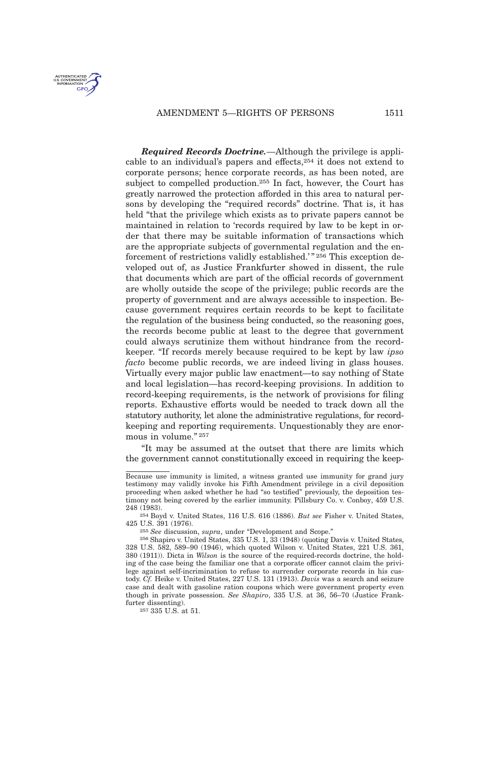***Required Records Doctrine.***—Although the privilege is applicable to an individual's papers and effects,[254] it does not extend to corporate persons; hence corporate records, as has been noted, are subject to compelled production.[255] In fact, however, the Court has greatly narrowed the protection afforded in this area to natural persons by developing the "required records" doctrine. That is, it has held "that the privilege which exists as to private papers cannot be maintained in relation to 'records required by law to be kept in order that there may be suitable information of transactions which are the appropriate subjects of governmental regulation and the enforcement of restrictions validly established.' "[256] This exception developed out of, as Justice Frankfurter showed in dissent, the rule that documents which are part of the official records of government are wholly outside the scope of the privilege; public records are the property of government and are always accessible to inspection. Because government requires certain records to be kept to facilitate the regulation of the business being conducted, so the reasoning goes, the records become public at least to the degree that government could always scrutinize them without hindrance from the recordkeeper. "If records merely because required to be kept by law *ipso facto* become public records, we are indeed living in glass houses. Virtually every major public law enactment—to say nothing of State and local legislation—has record-keeping provisions. In addition to record-keeping requirements, is the network of provisions for filing reports. Exhaustive efforts would be needed to track down all the statutory authority, let alone the administrative regulations, for record-keeping and reporting requirements. Unquestionably they are enormous in volume."[257]

"It may be assumed at the outset that there are limits which the government cannot constitutionally exceed in requiring the keep-

---

Because use immunity is limited, a witness granted use immunity for grand jury testimony may validly invoke his Fifth Amendment privilege in a civil deposition proceeding when asked whether he had "so testified" previously, the deposition testimony not being covered by the earlier immunity. Pillsbury Co. v. Conboy, 459 U.S. 248 (1983).

[254] Boyd v. United States, 116 U.S. 616 (1886). *But see* Fisher v. United States, 425 U.S. 391 (1976).

[255] *See* discussion, *supra*, under "Development and Scope."

[256] Shapiro v. United States, 335 U.S. 1, 33 (1948) (quoting Davis v. United States, 328 U.S. 582, 589–90 (1946), which quoted Wilson v. United States, 221 U.S. 361, 380 (1911)). Dicta in *Wilson* is the source of the required-records doctrine, the holding of the case being the familiar one that a corporate officer cannot claim the privilege against self-incrimination to refuse to surrender corporate records in his custody. *Cf.* Heike v. United States, 227 U.S. 131 (1913). *Davis* was a search and seizure case and dealt with gasoline ration coupons which were government property even though in private possession. *See Shapiro*, 335 U.S. at 36, 56–70 (Justice Frankfurter dissenting).

[257] 335 U.S. at 51.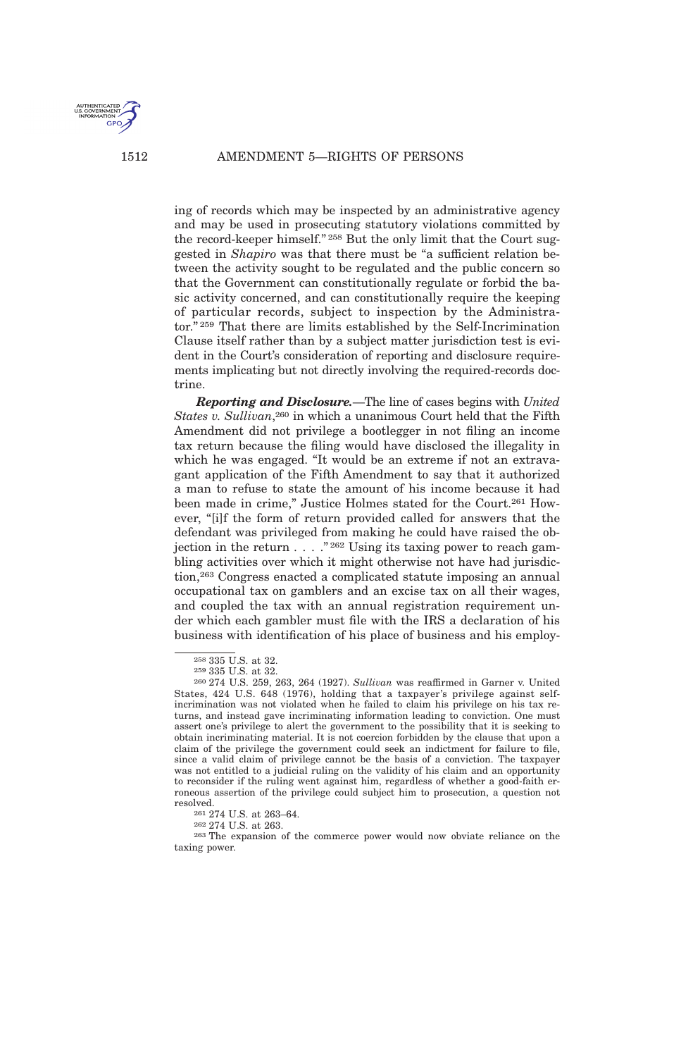ing of records which may be inspected by an administrative agency and may be used in prosecuting statutory violations committed by the record-keeper himself."[258] But the only limit that the Court suggested in *Shapiro* was that there must be "a sufficient relation between the activity sought to be regulated and the public concern so that the Government can constitutionally regulate or forbid the basic activity concerned, and can constitutionally require the keeping of particular records, subject to inspection by the Administrator."[259] That there are limits established by the Self-Incrimination Clause itself rather than by a subject matter jurisdiction test is evident in the Court's consideration of reporting and disclosure requirements implicating but not directly involving the required-records doctrine.

***Reporting and Disclosure.***—The line of cases begins with *United States v. Sullivan*,[260] in which a unanimous Court held that the Fifth Amendment did not privilege a bootlegger in not filing an income tax return because the filing would have disclosed the illegality in which he was engaged. "It would be an extreme if not an extravagant application of the Fifth Amendment to say that it authorized a man to refuse to state the amount of his income because it had been made in crime," Justice Holmes stated for the Court.[261] However, "[i]f the form of return provided called for answers that the defendant was privileged from making he could have raised the objection in the return . . . ."[262] Using its taxing power to reach gambling activities over which it might otherwise not have had jurisdiction,[263] Congress enacted a complicated statute imposing an annual occupational tax on gamblers and an excise tax on all their wages, and coupled the tax with an annual registration requirement under which each gambler must file with the IRS a declaration of his business with identification of his place of business and his employ-

---

[258] 335 U.S. at 32.

[259] 335 U.S. at 32.

[260] 274 U.S. 259, 263, 264 (1927). *Sullivan* was reaffirmed in Garner v. United States, 424 U.S. 648 (1976), holding that a taxpayer's privilege against self-incrimination was not violated when he failed to claim his privilege on his tax returns, and instead gave incriminating information leading to conviction. One must assert one's privilege to alert the government to the possibility that it is seeking to obtain incriminating material. It is not coercion forbidden by the clause that upon a claim of the privilege the government could seek an indictment for failure to file, since a valid claim of privilege cannot be the basis of a conviction. The taxpayer was not entitled to a judicial ruling on the validity of his claim and an opportunity to reconsider if the ruling went against him, regardless of whether a good-faith erroneous assertion of the privilege could subject him to prosecution, a question not resolved.

[261] 274 U.S. at 263–64.

[262] 274 U.S. at 263.

[263] The expansion of the commerce power would now obviate reliance on the taxing power.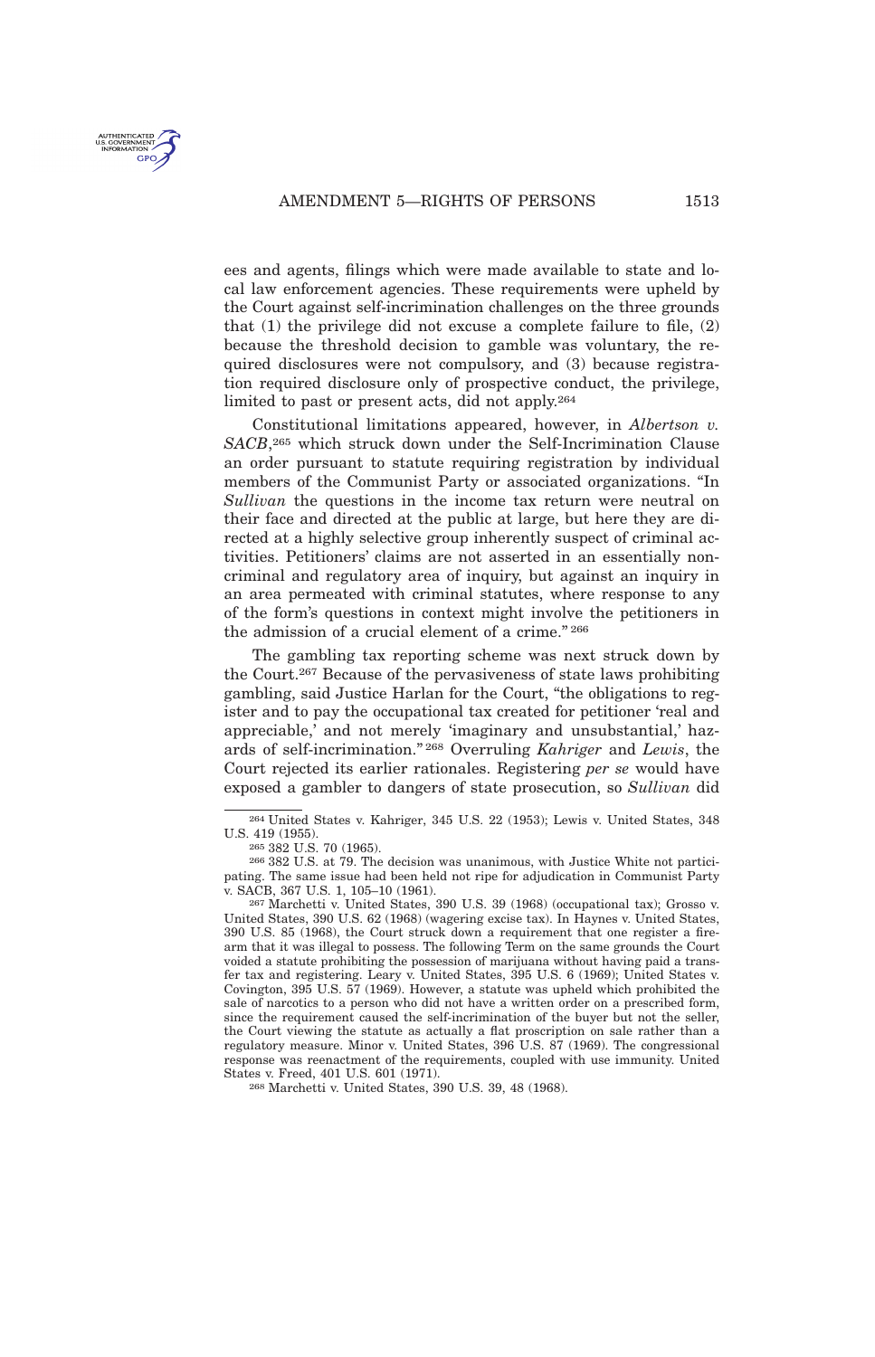ees and agents, filings which were made available to state and local law enforcement agencies. These requirements were upheld by the Court against self-incrimination challenges on the three grounds that (1) the privilege did not excuse a complete failure to file, (2) because the threshold decision to gamble was voluntary, the required disclosures were not compulsory, and (3) because registration required disclosure only of prospective conduct, the privilege, limited to past or present acts, did not apply.[264]

Constitutional limitations appeared, however, in *Albertson v. SACB*,[265] which struck down under the Self-Incrimination Clause an order pursuant to statute requiring registration by individual members of the Communist Party or associated organizations. "In *Sullivan* the questions in the income tax return were neutral on their face and directed at the public at large, but here they are directed at a highly selective group inherently suspect of criminal activities. Petitioners' claims are not asserted in an essentially noncriminal and regulatory area of inquiry, but against an inquiry in an area permeated with criminal statutes, where response to any of the form's questions in context might involve the petitioners in the admission of a crucial element of a crime."[266]

The gambling tax reporting scheme was next struck down by the Court.[267] Because of the pervasiveness of state laws prohibiting gambling, said Justice Harlan for the Court, "the obligations to register and to pay the occupational tax created for petitioner 'real and appreciable,' and not merely 'imaginary and unsubstantial,' hazards of self-incrimination."[268] Overruling *Kahriger* and *Lewis*, the Court rejected its earlier rationales. Registering *per se* would have exposed a gambler to dangers of state prosecution, so *Sullivan* did

---

[264] United States v. Kahriger, 345 U.S. 22 (1953); Lewis v. United States, 348 U.S. 419 (1955).

[265] 382 U.S. 70 (1965).

[266] 382 U.S. at 79. The decision was unanimous, with Justice White not participating. The same issue had been held not ripe for adjudication in Communist Party v. SACB, 367 U.S. 1, 105–10 (1961).

[267] Marchetti v. United States, 390 U.S. 39 (1968) (occupational tax); Grosso v. United States, 390 U.S. 62 (1968) (wagering excise tax). In Haynes v. United States, 390 U.S. 85 (1968), the Court struck down a requirement that one register a firearm that it was illegal to possess. The following Term on the same grounds the Court voided a statute prohibiting the possession of marijuana without having paid a transfer tax and registering. Leary v. United States, 395 U.S. 6 (1969); United States v. Covington, 395 U.S. 57 (1969). However, a statute was upheld which prohibited the sale of narcotics to a person who did not have a written order on a prescribed form, since the requirement caused the self-incrimination of the buyer but not the seller, the Court viewing the statute as actually a flat proscription on sale rather than a regulatory measure. Minor v. United States, 396 U.S. 87 (1969). The congressional response was reenactment of the requirements, coupled with use immunity. United States v. Freed, 401 U.S. 601 (1971).

[268] Marchetti v. United States, 390 U.S. 39, 48 (1968).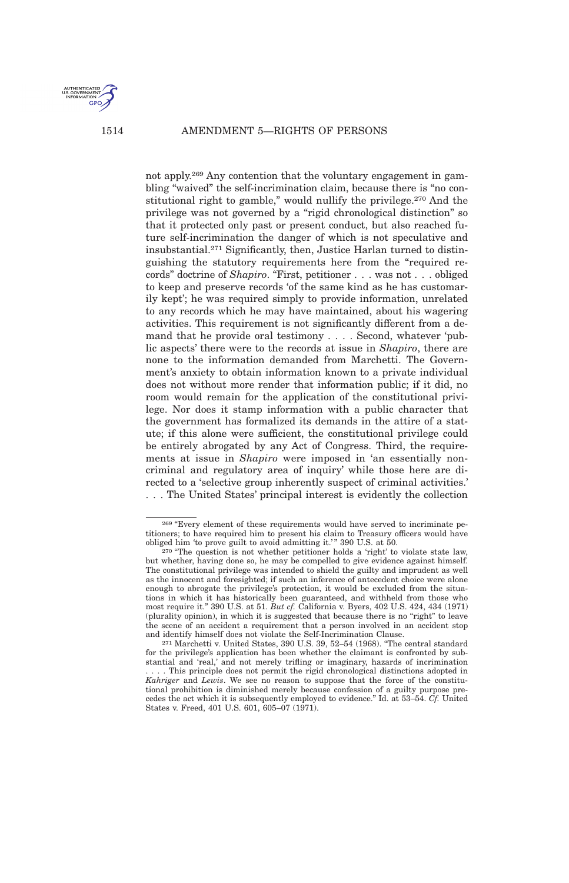not apply.[269] Any contention that the voluntary engagement in gambling "waived" the self-incrimination claim, because there is "no constitutional right to gamble," would nullify the privilege.[270] And the privilege was not governed by a "rigid chronological distinction" so that it protected only past or present conduct, but also reached future self-incrimination the danger of which is not speculative and insubstantial.[271] Significantly, then, Justice Harlan turned to distinguishing the statutory requirements here from the "required records" doctrine of *Shapiro*. "First, petitioner . . . was not . . . obliged to keep and preserve records 'of the same kind as he has customarily kept'; he was required simply to provide information, unrelated to any records which he may have maintained, about his wagering activities. This requirement is not significantly different from a demand that he provide oral testimony . . . . Second, whatever 'public aspects' there were to the records at issue in *Shapiro*, there are none to the information demanded from Marchetti. The Government's anxiety to obtain information known to a private individual does not without more render that information public; if it did, no room would remain for the application of the constitutional privilege. Nor does it stamp information with a public character that the government has formalized its demands in the attire of a statute; if this alone were sufficient, the constitutional privilege could be entirely abrogated by any Act of Congress. Third, the requirements at issue in *Shapiro* were imposed in 'an essentially noncriminal and regulatory area of inquiry' while those here are directed to a 'selective group inherently suspect of criminal activities.' . . . The United States' principal interest is evidently the collection

---

[269] "Every element of these requirements would have served to incriminate petitioners; to have required him to present his claim to Treasury officers would have obliged him 'to prove guilt to avoid admitting it.'" 390 U.S. at 50.

[270] "The question is not whether petitioner holds a 'right' to violate state law, but whether, having done so, he may be compelled to give evidence against himself. The constitutional privilege was intended to shield the guilty and imprudent as well as the innocent and foresighted; if such an inference of antecedent choice were alone enough to abrogate the privilege's protection, it would be excluded from the situations in which it has historically been guaranteed, and withheld from those who most require it." 390 U.S. at 51. *But cf.* California v. Byers, 402 U.S. 424, 434 (1971) (plurality opinion), in which it is suggested that because there is no "right" to leave the scene of an accident a requirement that a person involved in an accident stop and identify himself does not violate the Self-Incrimination Clause.

[271] Marchetti v. United States, 390 U.S. 39, 52–54 (1968). "The central standard for the privilege's application has been whether the claimant is confronted by substantial and 'real,' and not merely trifling or imaginary, hazards of incrimination . . . . This principle does not permit the rigid chronological distinctions adopted in *Kahriger* and *Lewis*. We see no reason to suppose that the force of the constitutional prohibition is diminished merely because confession of a guilty purpose precedes the act which it is subsequently employed to evidence." Id. at 53–54. *Cf.* United States v. Freed, 401 U.S. 601, 605–07 (1971).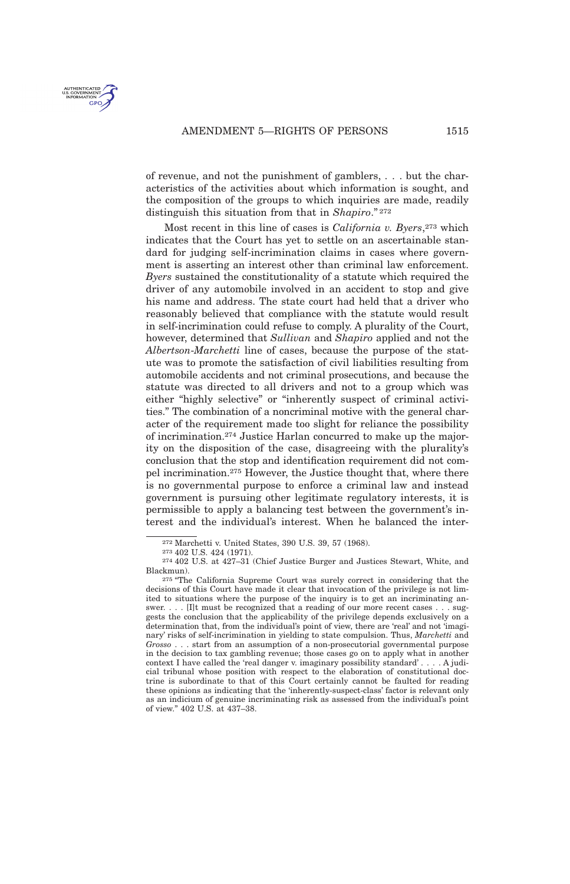of revenue, and not the punishment of gamblers, . . . but the characteristics of the activities about which information is sought, and the composition of the groups to which inquiries are made, readily distinguish this situation from that in *Shapiro*." [272]

Most recent in this line of cases is *California v. Byers*,[273] which indicates that the Court has yet to settle on an ascertainable standard for judging self-incrimination claims in cases where government is asserting an interest other than criminal law enforcement. *Byers* sustained the constitutionality of a statute which required the driver of any automobile involved in an accident to stop and give his name and address. The state court had held that a driver who reasonably believed that compliance with the statute would result in self-incrimination could refuse to comply. A plurality of the Court, however, determined that *Sullivan* and *Shapiro* applied and not the *Albertson-Marchetti* line of cases, because the purpose of the statute was to promote the satisfaction of civil liabilities resulting from automobile accidents and not criminal prosecutions, and because the statute was directed to all drivers and not to a group which was either "highly selective" or "inherently suspect of criminal activities." The combination of a noncriminal motive with the general character of the requirement made too slight for reliance the possibility of incrimination.[274] Justice Harlan concurred to make up the majority on the disposition of the case, disagreeing with the plurality's conclusion that the stop and identification requirement did not compel incrimination.[275] However, the Justice thought that, where there is no governmental purpose to enforce a criminal law and instead government is pursuing other legitimate regulatory interests, it is permissible to apply a balancing test between the government's interest and the individual's interest. When he balanced the inter-

---

[272] Marchetti v. United States, 390 U.S. 39, 57 (1968).

[273] 402 U.S. 424 (1971).

[274] 402 U.S. at 427–31 (Chief Justice Burger and Justices Stewart, White, and Blackmun).

[275] "The California Supreme Court was surely correct in considering that the decisions of this Court have made it clear that invocation of the privilege is not limited to situations where the purpose of the inquiry is to get an incriminating answer. . . . [I]t must be recognized that a reading of our more recent cases . . . suggests the conclusion that the applicability of the privilege depends exclusively on a determination that, from the individual's point of view, there are 'real' and not 'imaginary' risks of self-incrimination in yielding to state compulsion. Thus, *Marchetti* and *Grosso* . . . start from an assumption of a non-prosecutorial governmental purpose in the decision to tax gambling revenue; those cases go on to apply what in another context I have called the 'real danger v. imaginary possibility standard' . . . . A judicial tribunal whose position with respect to the elaboration of constitutional doctrine is subordinate to that of this Court certainly cannot be faulted for reading these opinions as indicating that the 'inherently-suspect-class' factor is relevant only as an indicium of genuine incriminating risk as assessed from the individual's point of view." 402 U.S. at 437–38.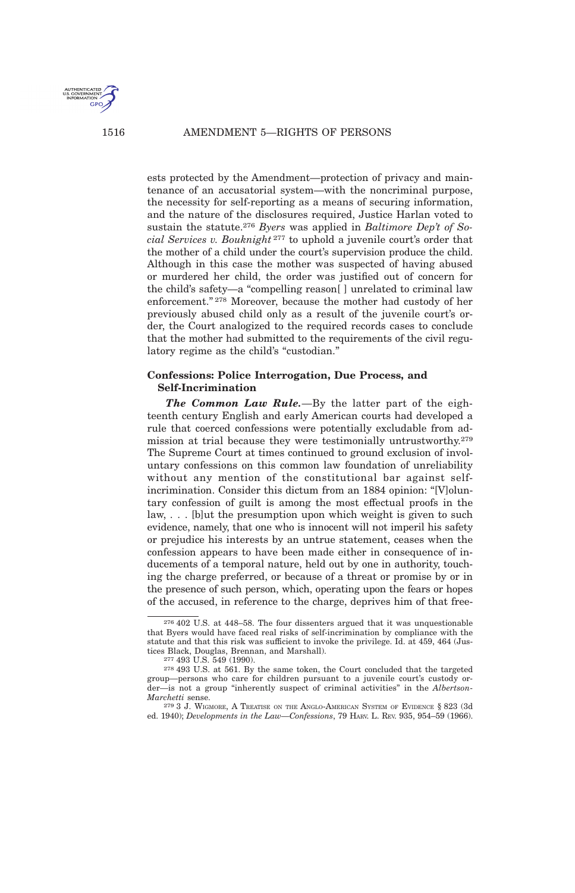ests protected by the Amendment—protection of privacy and maintenance of an accusatorial system—with the noncriminal purpose, the necessity for self-reporting as a means of securing information, and the nature of the disclosures required, Justice Harlan voted to sustain the statute.[276] *Byers* was applied in *Baltimore Dep't of Social Services v. Bouknight*[277] to uphold a juvenile court's order that the mother of a child under the court's supervision produce the child. Although in this case the mother was suspected of having abused or murdered her child, the order was justified out of concern for the child's safety—a "compelling reason[ ] unrelated to criminal law enforcement."[278] Moreover, because the mother had custody of her previously abused child only as a result of the juvenile court's order, the Court analogized to the required records cases to conclude that the mother had submitted to the requirements of the civil regulatory regime as the child's "custodian."

### Confessions: Police Interrogation, Due Process, and Self-Incrimination

***The Common Law Rule.***—By the latter part of the eighteenth century English and early American courts had developed a rule that coerced confessions were potentially excludable from admission at trial because they were testimonially untrustworthy.[279] The Supreme Court at times continued to ground exclusion of involuntary confessions on this common law foundation of unreliability without any mention of the constitutional bar against self-incrimination. Consider this dictum from an 1884 opinion: "[V]oluntary confession of guilt is among the most effectual proofs in the law, . . . [b]ut the presumption upon which weight is given to such evidence, namely, that one who is innocent will not imperil his safety or prejudice his interests by an untrue statement, ceases when the confession appears to have been made either in consequence of inducements of a temporal nature, held out by one in authority, touching the charge preferred, or because of a threat or promise by or in the presence of such person, which, operating upon the fears or hopes of the accused, in reference to the charge, deprives him of that free-

---

[276] 402 U.S. at 448–58. The four dissenters argued that it was unquestionable that Byers would have faced real risks of self-incrimination by compliance with the statute and that this risk was sufficient to invoke the privilege. Id. at 459, 464 (Justices Black, Douglas, Brennan, and Marshall).

[277] 493 U.S. 549 (1990).

[278] 493 U.S. at 561. By the same token, the Court concluded that the targeted group—persons who care for children pursuant to a juvenile court's custody order—is not a group "inherently suspect of criminal activities" in the *Albertson-Marchetti* sense.

[279] 3 J. Wigmore, A Treatise on the Anglo-American System of Evidence § 823 (3d ed. 1940); *Developments in the Law—Confessions*, 79 Harv. L. Rev. 935, 954–59 (1966).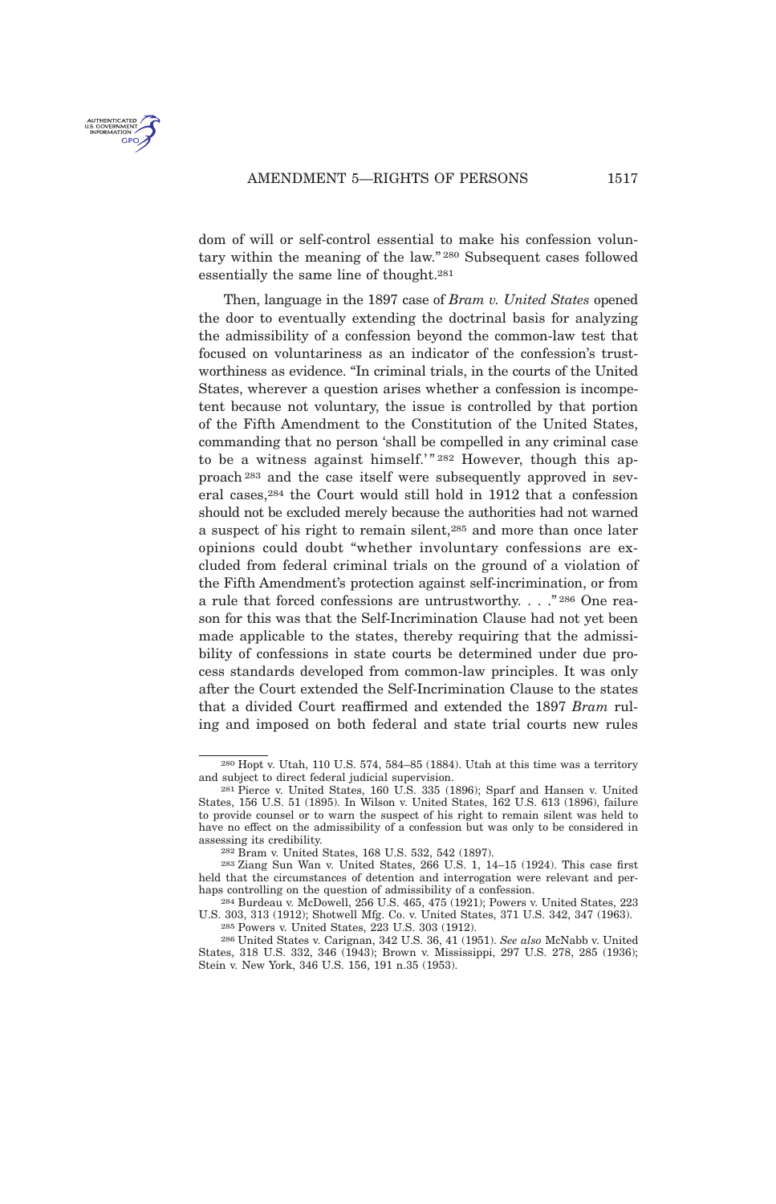dom of will or self-control essential to make his confession voluntary within the meaning of the law."[280] Subsequent cases followed essentially the same line of thought.[281]

Then, language in the 1897 case of *Bram v. United States* opened the door to eventually extending the doctrinal basis for analyzing the admissibility of a confession beyond the common-law test that focused on voluntariness as an indicator of the confession's trustworthiness as evidence. "In criminal trials, in the courts of the United States, wherever a question arises whether a confession is incompetent because not voluntary, the issue is controlled by that portion of the Fifth Amendment to the Constitution of the United States, commanding that no person 'shall be compelled in any criminal case to be a witness against himself.'"[282] However, though this approach[283] and the case itself were subsequently approved in several cases,[284] the Court would still hold in 1912 that a confession should not be excluded merely because the authorities had not warned a suspect of his right to remain silent,[285] and more than once later opinions could doubt "whether involuntary confessions are excluded from federal criminal trials on the ground of a violation of the Fifth Amendment's protection against self-incrimination, or from a rule that forced confessions are untrustworthy. . . ."[286] One reason for this was that the Self-Incrimination Clause had not yet been made applicable to the states, thereby requiring that the admissibility of confessions in state courts be determined under due process standards developed from common-law principles. It was only after the Court extended the Self-Incrimination Clause to the states that a divided Court reaffirmed and extended the 1897 *Bram* ruling and imposed on both federal and state trial courts new rules

---

[280] Hopt v. Utah, 110 U.S. 574, 584–85 (1884). Utah at this time was a territory and subject to direct federal judicial supervision.

[281] Pierce v. United States, 160 U.S. 335 (1896); Sparf and Hansen v. United States, 156 U.S. 51 (1895). In Wilson v. United States, 162 U.S. 613 (1896), failure to provide counsel or to warn the suspect of his right to remain silent was held to have no effect on the admissibility of a confession but was only to be considered in assessing its credibility.

[282] Bram v. United States, 168 U.S. 532, 542 (1897).

[283] Ziang Sun Wan v. United States, 266 U.S. 1, 14–15 (1924). This case first held that the circumstances of detention and interrogation were relevant and perhaps controlling on the question of admissibility of a confession.

[284] Burdeau v. McDowell, 256 U.S. 465, 475 (1921); Powers v. United States, 223 U.S. 303, 313 (1912); Shotwell Mfg. Co. v. United States, 371 U.S. 342, 347 (1963).

[285] Powers v. United States, 223 U.S. 303 (1912).

[286] United States v. Carignan, 342 U.S. 36, 41 (1951). *See also* McNabb v. United States, 318 U.S. 332, 346 (1943); Brown v. Mississippi, 297 U.S. 278, 285 (1936); Stein v. New York, 346 U.S. 156, 191 n.35 (1953).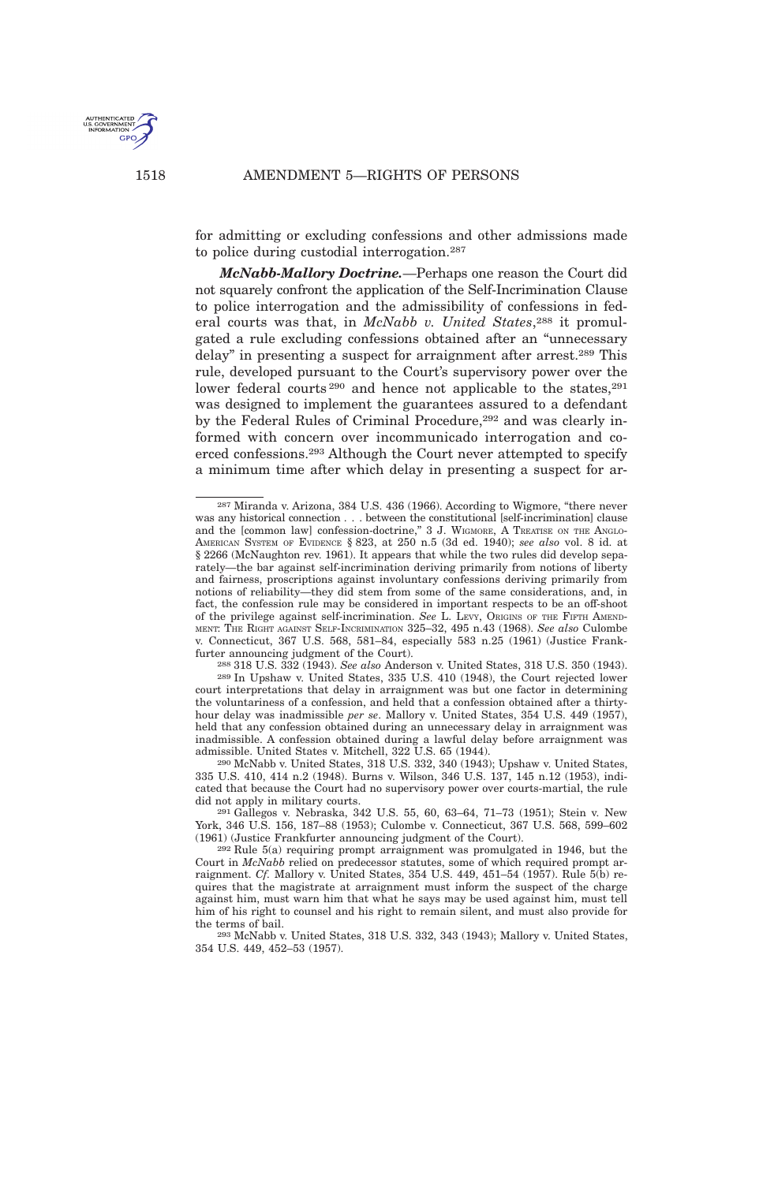for admitting or excluding confessions and other admissions made to police during custodial interrogation.[287]

***McNabb-Mallory Doctrine.***—Perhaps one reason the Court did not squarely confront the application of the Self-Incrimination Clause to police interrogation and the admissibility of confessions in federal courts was that, in *McNabb v. United States*,[288] it promulgated a rule excluding confessions obtained after an "unnecessary delay" in presenting a suspect for arraignment after arrest.[289] This rule, developed pursuant to the Court's supervisory power over the lower federal courts[290] and hence not applicable to the states,[291] was designed to implement the guarantees assured to a defendant by the Federal Rules of Criminal Procedure,[292] and was clearly informed with concern over incommunicado interrogation and coerced confessions.[293] Although the Court never attempted to specify a minimum time after which delay in presenting a suspect for ar-

---

[287] Miranda v. Arizona, 384 U.S. 436 (1966). According to Wigmore, "there never was any historical connection . . . between the constitutional [self-incrimination] clause and the [common law] confession-doctrine," 3 J. WIGMORE, A TREATISE ON THE ANGLO-AMERICAN SYSTEM OF EVIDENCE § 823, at 250 n.5 (3d ed. 1940); *see also* vol. 8 id. at § 2266 (McNaughton rev. 1961). It appears that while the two rules did develop separately—the bar against self-incrimination deriving primarily from notions of liberty and fairness, proscriptions against involuntary confessions deriving primarily from notions of reliability—they did stem from some of the same considerations, and, in fact, the confession rule may be considered in important respects to be an off-shoot of the privilege against self-incrimination. *See* L. LEVY, ORIGINS OF THE FIFTH AMENDMENT: THE RIGHT AGAINST SELF-INCRIMINATION 325–32, 495 n.43 (1968). *See also* Culombe v. Connecticut, 367 U.S. 568, 581–84, especially 583 n.25 (1961) (Justice Frankfurter announcing judgment of the Court).

[288] 318 U.S. 332 (1943). *See also* Anderson v. United States, 318 U.S. 350 (1943).

[289] In Upshaw v. United States, 335 U.S. 410 (1948), the Court rejected lower court interpretations that delay in arraignment was but one factor in determining the voluntariness of a confession, and held that a confession obtained after a thirty-hour delay was inadmissible *per se*. Mallory v. United States, 354 U.S. 449 (1957), held that any confession obtained during an unnecessary delay in arraignment was inadmissible. A confession obtained during a lawful delay before arraignment was admissible. United States v. Mitchell, 322 U.S. 65 (1944).

[290] McNabb v. United States, 318 U.S. 332, 340 (1943); Upshaw v. United States, 335 U.S. 410, 414 n.2 (1948). Burns v. Wilson, 346 U.S. 137, 145 n.12 (1953), indicated that because the Court had no supervisory power over courts-martial, the rule did not apply in military courts.

[291] Gallegos v. Nebraska, 342 U.S. 55, 60, 63–64, 71–73 (1951); Stein v. New York, 346 U.S. 156, 187–88 (1953); Culombe v. Connecticut, 367 U.S. 568, 599–602 (1961) (Justice Frankfurter announcing judgment of the Court).

[292] Rule 5(a) requiring prompt arraignment was promulgated in 1946, but the Court in *McNabb* relied on predecessor statutes, some of which required prompt arraignment. *Cf.* Mallory v. United States, 354 U.S. 449, 451–54 (1957). Rule 5(b) requires that the magistrate at arraignment must inform the suspect of the charge against him, must warn him that what he says may be used against him, must tell him of his right to counsel and his right to remain silent, and must also provide for the terms of bail.

[293] McNabb v. United States, 318 U.S. 332, 343 (1943); Mallory v. United States, 354 U.S. 449, 452–53 (1957).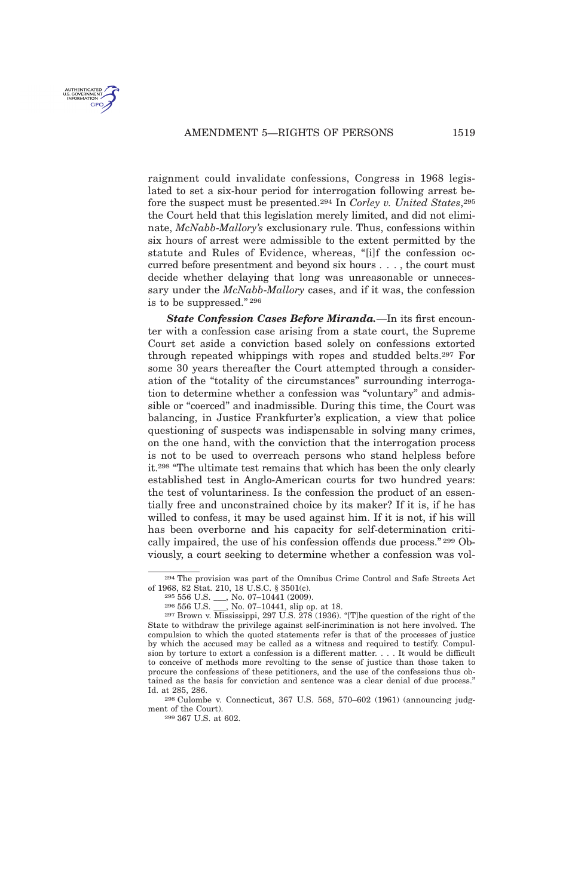raignment could invalidate confessions, Congress in 1968 legislated to set a six-hour period for interrogation following arrest before the suspect must be presented.[294] In *Corley v. United States*,[295] the Court held that this legislation merely limited, and did not eliminate, *McNabb-Mallory's* exclusionary rule. Thus, confessions within six hours of arrest were admissible to the extent permitted by the statute and Rules of Evidence, whereas, "[i]f the confession occurred before presentment and beyond six hours . . . , the court must decide whether delaying that long was unreasonable or unnecessary under the *McNabb-Mallory* cases, and if it was, the confession is to be suppressed."[296]

***State Confession Cases Before Miranda.***—In its first encounter with a confession case arising from a state court, the Supreme Court set aside a conviction based solely on confessions extorted through repeated whippings with ropes and studded belts.[297] For some 30 years thereafter the Court attempted through a consideration of the "totality of the circumstances" surrounding interrogation to determine whether a confession was "voluntary" and admissible or "coerced" and inadmissible. During this time, the Court was balancing, in Justice Frankfurter's explication, a view that police questioning of suspects was indispensable in solving many crimes, on the one hand, with the conviction that the interrogation process is not to be used to overreach persons who stand helpless before it.[298] "The ultimate test remains that which has been the only clearly established test in Anglo-American courts for two hundred years: the test of voluntariness. Is the confession the product of an essentially free and unconstrained choice by its maker? If it is, if he has willed to confess, it may be used against him. If it is not, if his will has been overborne and his capacity for self-determination critically impaired, the use of his confession offends due process."[299] Obviously, a court seeking to determine whether a confession was vol-

---

[294] The provision was part of the Omnibus Crime Control and Safe Streets Act of 1968, 82 Stat. 210, 18 U.S.C. § 3501(c).

[295] 556 U.S. ___, No. 07–10441 (2009).

[296] 556 U.S. ___, No. 07–10441, slip op. at 18.

[297] Brown v. Mississippi, 297 U.S. 278 (1936). "[T]he question of the right of the State to withdraw the privilege against self-incrimination is not here involved. The compulsion to which the quoted statements refer is that of the processes of justice by which the accused may be called as a witness and required to testify. Compulsion by torture to extort a confession is a different matter. . . . It would be difficult to conceive of methods more revolting to the sense of justice than those taken to procure the confessions of these petitioners, and the use of the confessions thus obtained as the basis for conviction and sentence was a clear denial of due process." Id. at 285, 286.

[298] Culombe v. Connecticut, 367 U.S. 568, 570–602 (1961) (announcing judgment of the Court).

[299] 367 U.S. at 602.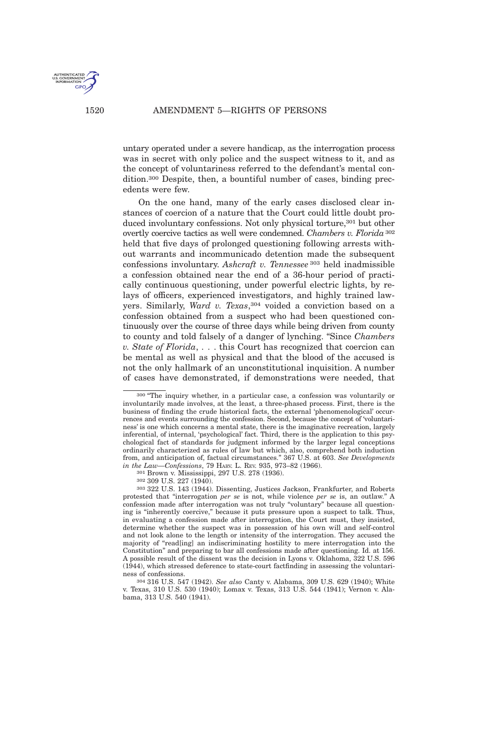untary operated under a severe handicap, as the interrogation process was in secret with only police and the suspect witness to it, and as the concept of voluntariness referred to the defendant's mental condition.[300] Despite, then, a bountiful number of cases, binding precedents were few.

On the one hand, many of the early cases disclosed clear instances of coercion of a nature that the Court could little doubt produced involuntary confessions. Not only physical torture,[301] but other overtly coercive tactics as well were condemned. *Chambers v. Florida*[302] held that five days of prolonged questioning following arrests without warrants and incommunicado detention made the subsequent confessions involuntary. *Ashcraft v. Tennessee*[303] held inadmissible a confession obtained near the end of a 36-hour period of practically continuous questioning, under powerful electric lights, by relays of officers, experienced investigators, and highly trained lawyers. Similarly, *Ward v. Texas*,[304] voided a conviction based on a confession obtained from a suspect who had been questioned continuously over the course of three days while being driven from county to county and told falsely of a danger of lynching. "Since *Chambers v. State of Florida*, . . . this Court has recognized that coercion can be mental as well as physical and that the blood of the accused is not the only hallmark of an unconstitutional inquisition. A number of cases have demonstrated, if demonstrations were needed, that

---

[300] "The inquiry whether, in a particular case, a confession was voluntarily or involuntarily made involves, at the least, a three-phased process. First, there is the business of finding the crude historical facts, the external 'phenomenological' occurrences and events surrounding the confession. Second, because the concept of 'voluntariness' is one which concerns a mental state, there is the imaginative recreation, largely inferential, of internal, 'psychological' fact. Third, there is the application to this psychological fact of standards for judgment informed by the larger legal conceptions ordinarily characterized as rules of law but which, also, comprehend both induction from, and anticipation of, factual circumstances." 367 U.S. at 603. *See Developments in the Law—Confessions*, 79 HARV. L. REV. 935, 973–82 (1966).

[301] Brown v. Mississippi, 297 U.S. 278 (1936).

[302] 309 U.S. 227 (1940).

[303] 322 U.S. 143 (1944). Dissenting, Justices Jackson, Frankfurter, and Roberts protested that "interrogation *per se* is not, while violence *per se* is, an outlaw." A confession made after interrogation was not truly "voluntary" because all questioning is "inherently coercive," because it puts pressure upon a suspect to talk. Thus, in evaluating a confession made after interrogation, the Court must, they insisted, determine whether the suspect was in possession of his own will and self-control and not look alone to the length or intensity of the interrogation. They accused the majority of "read[ing] an indiscriminating hostility to mere interrogation into the Constitution" and preparing to bar all confessions made after questioning. Id. at 156. A possible result of the dissent was the decision in Lyons v. Oklahoma, 322 U.S. 596 (1944), which stressed deference to state-court factfinding in assessing the voluntariness of confessions.

[304] 316 U.S. 547 (1942). *See also* Canty v. Alabama, 309 U.S. 629 (1940); White v. Texas, 310 U.S. 530 (1940); Lomax v. Texas, 313 U.S. 544 (1941); Vernon v. Alabama, 313 U.S. 540 (1941).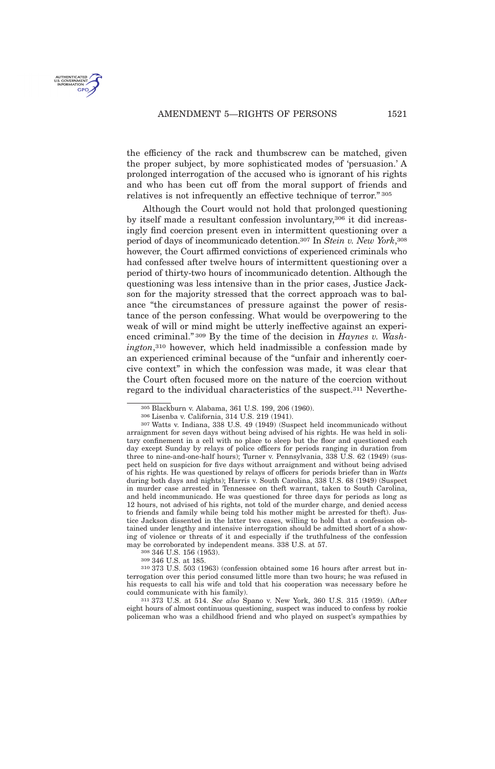the efficiency of the rack and thumbscrew can be matched, given the proper subject, by more sophisticated modes of 'persuasion.' A prolonged interrogation of the accused who is ignorant of his rights and who has been cut off from the moral support of friends and relatives is not infrequently an effective technique of terror." [305]

Although the Court would not hold that prolonged questioning by itself made a resultant confession involuntary,[306] it did increasingly find coercion present even in intermittent questioning over a period of days of incommunicado detention.[307] In *Stein v. New York*,[308] however, the Court affirmed convictions of experienced criminals who had confessed after twelve hours of intermittent questioning over a period of thirty-two hours of incommunicado detention. Although the questioning was less intensive than in the prior cases, Justice Jackson for the majority stressed that the correct approach was to balance "the circumstances of pressure against the power of resistance of the person confessing. What would be overpowering to the weak of will or mind might be utterly ineffective against an experienced criminal." [309] By the time of the decision in *Haynes v. Washington*,[310] however, which held inadmissible a confession made by an experienced criminal because of the "unfair and inherently coercive context" in which the confession was made, it was clear that the Court often focused more on the nature of the coercion without regard to the individual characteristics of the suspect.[311] Neverthe-

---

[305] Blackburn v. Alabama, 361 U.S. 199, 206 (1960).

[306] Lisenba v. California, 314 U.S. 219 (1941).

[307] Watts v. Indiana, 338 U.S. 49 (1949) (Suspect held incommunicado without arraignment for seven days without being advised of his rights. He was held in solitary confinement in a cell with no place to sleep but the floor and questioned each day except Sunday by relays of police officers for periods ranging in duration from three to nine-and-one-half hours); Turner v. Pennsylvania, 338 U.S. 62 (1949) (suspect held on suspicion for five days without arraignment and without being advised of his rights. He was questioned by relays of officers for periods briefer than in *Watts* during both days and nights); Harris v. South Carolina, 338 U.S. 68 (1949) (Suspect in murder case arrested in Tennessee on theft warrant, taken to South Carolina, and held incommunicado. He was questioned for three days for periods as long as 12 hours, not advised of his rights, not told of the murder charge, and denied access to friends and family while being told his mother might be arrested for theft). Justice Jackson dissented in the latter two cases, willing to hold that a confession obtained under lengthy and intensive interrogation should be admitted short of a showing of violence or threats of it and especially if the truthfulness of the confession may be corroborated by independent means. 338 U.S. at 57.

[308] 346 U.S. 156 (1953).

[309] 346 U.S. at 185.

[310] 373 U.S. 503 (1963) (confession obtained some 16 hours after arrest but interrogation over this period consumed little more than two hours; he was refused in his requests to call his wife and told that his cooperation was necessary before he could communicate with his family).

[311] 373 U.S. at 514. *See also* Spano v. New York, 360 U.S. 315 (1959). (After eight hours of almost continuous questioning, suspect was induced to confess by rookie policeman who was a childhood friend and who played on suspect's sympathies by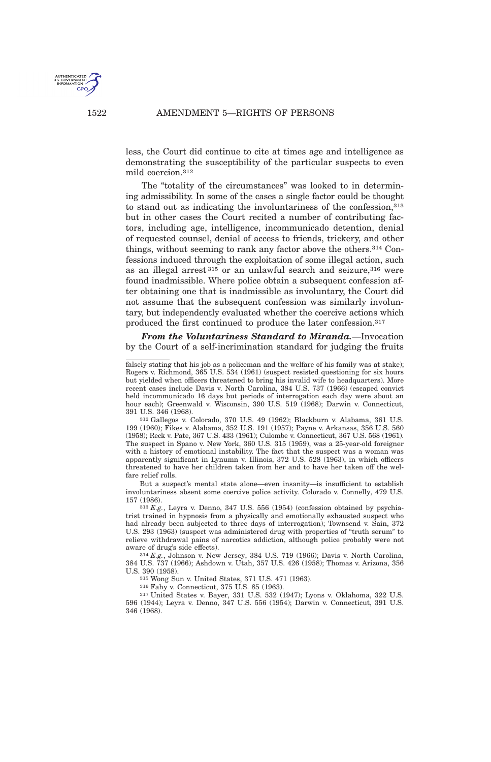less, the Court did continue to cite at times age and intelligence as demonstrating the susceptibility of the particular suspects to even mild coercion.[312]

The "totality of the circumstances" was looked to in determining admissibility. In some of the cases a single factor could be thought to stand out as indicating the involuntariness of the confession,[313] but in other cases the Court recited a number of contributing factors, including age, intelligence, incommunicado detention, denial of requested counsel, denial of access to friends, trickery, and other things, without seeming to rank any factor above the others.[314] Confessions induced through the exploitation of some illegal action, such as an illegal arrest[315] or an unlawful search and seizure,[316] were found inadmissible. Where police obtain a subsequent confession after obtaining one that is inadmissible as involuntary, the Court did not assume that the subsequent confession was similarly involuntary, but independently evaluated whether the coercive actions which produced the first continued to produce the later confession.[317]

***From the Voluntariness Standard to Miranda.***—Invocation by the Court of a self-incrimination standard for judging the fruits

---

falsely stating that his job as a policeman and the welfare of his family was at stake); Rogers v. Richmond, 365 U.S. 534 (1961) (suspect resisted questioning for six hours but yielded when officers threatened to bring his invalid wife to headquarters). More recent cases include Davis v. North Carolina, 384 U.S. 737 (1966) (escaped convict held incommunicado 16 days but periods of interrogation each day were about an hour each); Greenwald v. Wisconsin, 390 U.S. 519 (1968); Darwin v. Connecticut, 391 U.S. 346 (1968).

[312] Gallegos v. Colorado, 370 U.S. 49 (1962); Blackburn v. Alabama, 361 U.S. 199 (1960); Fikes v. Alabama, 352 U.S. 191 (1957); Payne v. Arkansas, 356 U.S. 560 (1958); Reck v. Pate, 367 U.S. 433 (1961); Culombe v. Connecticut, 367 U.S. 568 (1961). The suspect in Spano v. New York, 360 U.S. 315 (1959), was a 25-year-old foreigner with a history of emotional instability. The fact that the suspect was a woman was apparently significant in Lynumn v. Illinois, 372 U.S. 528 (1963), in which officers threatened to have her children taken from her and to have her taken off the welfare relief rolls.

But a suspect's mental state alone—even insanity—is insufficient to establish involuntariness absent some coercive police activity. Colorado v. Connelly, 479 U.S. 157 (1986).

[313] *E.g.*, Leyra v. Denno, 347 U.S. 556 (1954) (confession obtained by psychiatrist trained in hypnosis from a physically and emotionally exhausted suspect who had already been subjected to three days of interrogation); Townsend v. Sain, 372 U.S. 293 (1963) (suspect was administered drug with properties of "truth serum" to relieve withdrawal pains of narcotics addiction, although police probably were not aware of drug's side effects).

[314] *E.g.*, Johnson v. New Jersey, 384 U.S. 719 (1966); Davis v. North Carolina, 384 U.S. 737 (1966); Ashdown v. Utah, 357 U.S. 426 (1958); Thomas v. Arizona, 356 U.S. 390 (1958).

[315] Wong Sun v. United States, 371 U.S. 471 (1963).

[316] Fahy v. Connecticut, 375 U.S. 85 (1963).

[317] United States v. Bayer, 331 U.S. 532 (1947); Lyons v. Oklahoma, 322 U.S. 596 (1944); Leyra v. Denno, 347 U.S. 556 (1954); Darwin v. Connecticut, 391 U.S. 346 (1968).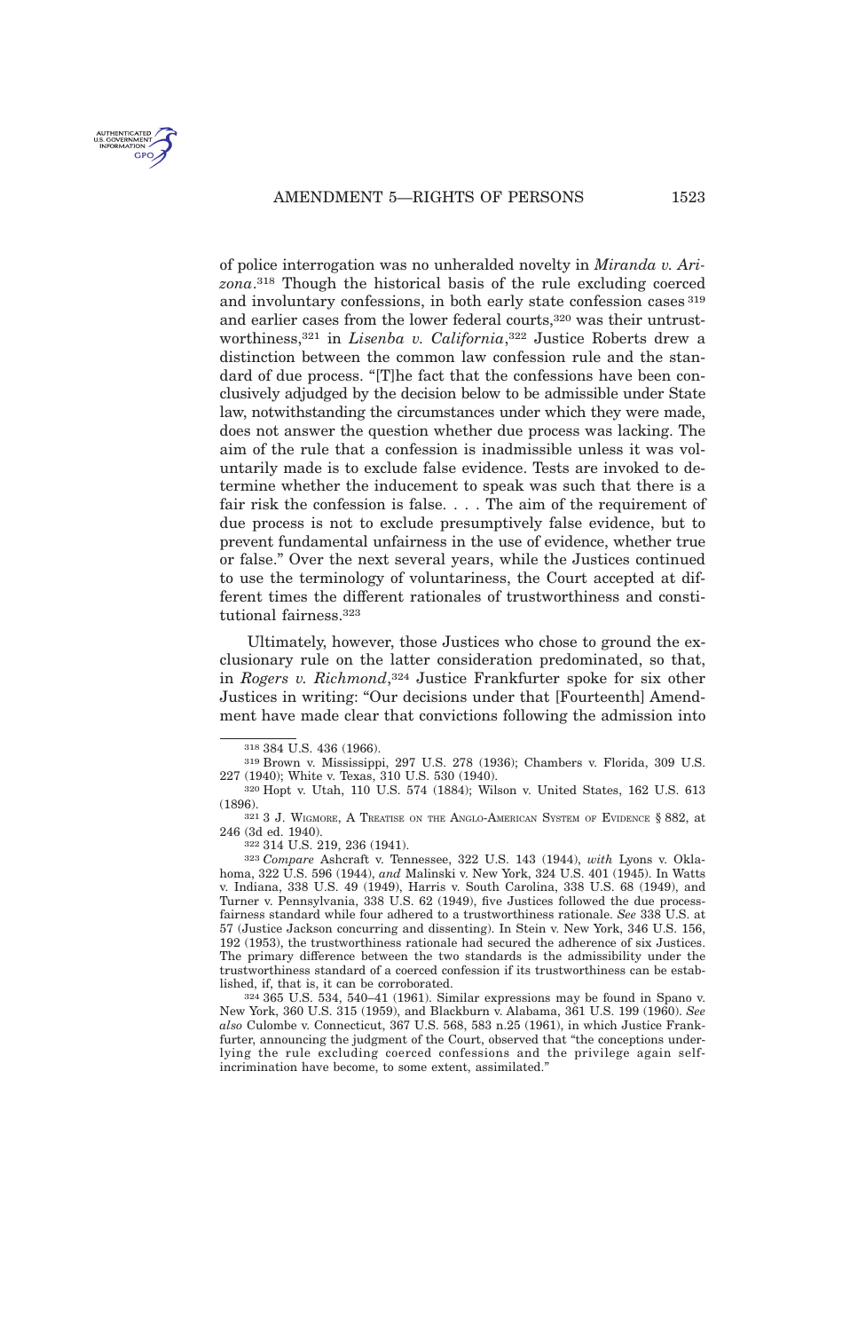of police interrogation was no unheralded novelty in *Miranda v. Arizona*.[318] Though the historical basis of the rule excluding coerced and involuntary confessions, in both early state confession cases[319] and earlier cases from the lower federal courts,[320] was their untrustworthiness,[321] in *Lisenba v. California*,[322] Justice Roberts drew a distinction between the common law confession rule and the standard of due process. "[T]he fact that the confessions have been conclusively adjudged by the decision below to be admissible under State law, notwithstanding the circumstances under which they were made, does not answer the question whether due process was lacking. The aim of the rule that a confession is inadmissible unless it was voluntarily made is to exclude false evidence. Tests are invoked to determine whether the inducement to speak was such that there is a fair risk the confession is false. . . . The aim of the requirement of due process is not to exclude presumptively false evidence, but to prevent fundamental unfairness in the use of evidence, whether true or false." Over the next several years, while the Justices continued to use the terminology of voluntariness, the Court accepted at different times the different rationales of trustworthiness and constitutional fairness.[323]

Ultimately, however, those Justices who chose to ground the exclusionary rule on the latter consideration predominated, so that, in *Rogers v. Richmond*,[324] Justice Frankfurter spoke for six other Justices in writing: "Our decisions under that [Fourteenth] Amendment have made clear that convictions following the admission into

---

[318] 384 U.S. 436 (1966).

[319] Brown v. Mississippi, 297 U.S. 278 (1936); Chambers v. Florida, 309 U.S. 227 (1940); White v. Texas, 310 U.S. 530 (1940).

[320] Hopt v. Utah, 110 U.S. 574 (1884); Wilson v. United States, 162 U.S. 613 (1896).

[321] 3 J. Wigmore, A Treatise on the Anglo-American System of Evidence § 882, at 246 (3d ed. 1940).

[322] 314 U.S. 219, 236 (1941).

[323] *Compare* Ashcraft v. Tennessee, 322 U.S. 143 (1944), *with* Lyons v. Oklahoma, 322 U.S. 596 (1944), *and* Malinski v. New York, 324 U.S. 401 (1945). In Watts v. Indiana, 338 U.S. 49 (1949), Harris v. South Carolina, 338 U.S. 68 (1949), and Turner v. Pennsylvania, 338 U.S. 62 (1949), five Justices followed the due process-fairness standard while four adhered to a trustworthiness rationale. *See* 338 U.S. at 57 (Justice Jackson concurring and dissenting). In Stein v. New York, 346 U.S. 156, 192 (1953), the trustworthiness rationale had secured the adherence of six Justices. The primary difference between the two standards is the admissibility under the trustworthiness standard of a coerced confession if its trustworthiness can be established, if, that is, it can be corroborated.

[324] 365 U.S. 534, 540–41 (1961). Similar expressions may be found in Spano v. New York, 360 U.S. 315 (1959), and Blackburn v. Alabama, 361 U.S. 199 (1960). *See also* Culombe v. Connecticut, 367 U.S. 568, 583 n.25 (1961), in which Justice Frankfurter, announcing the judgment of the Court, observed that "the conceptions underlying the rule excluding coerced confessions and the privilege again self-incrimination have become, to some extent, assimilated."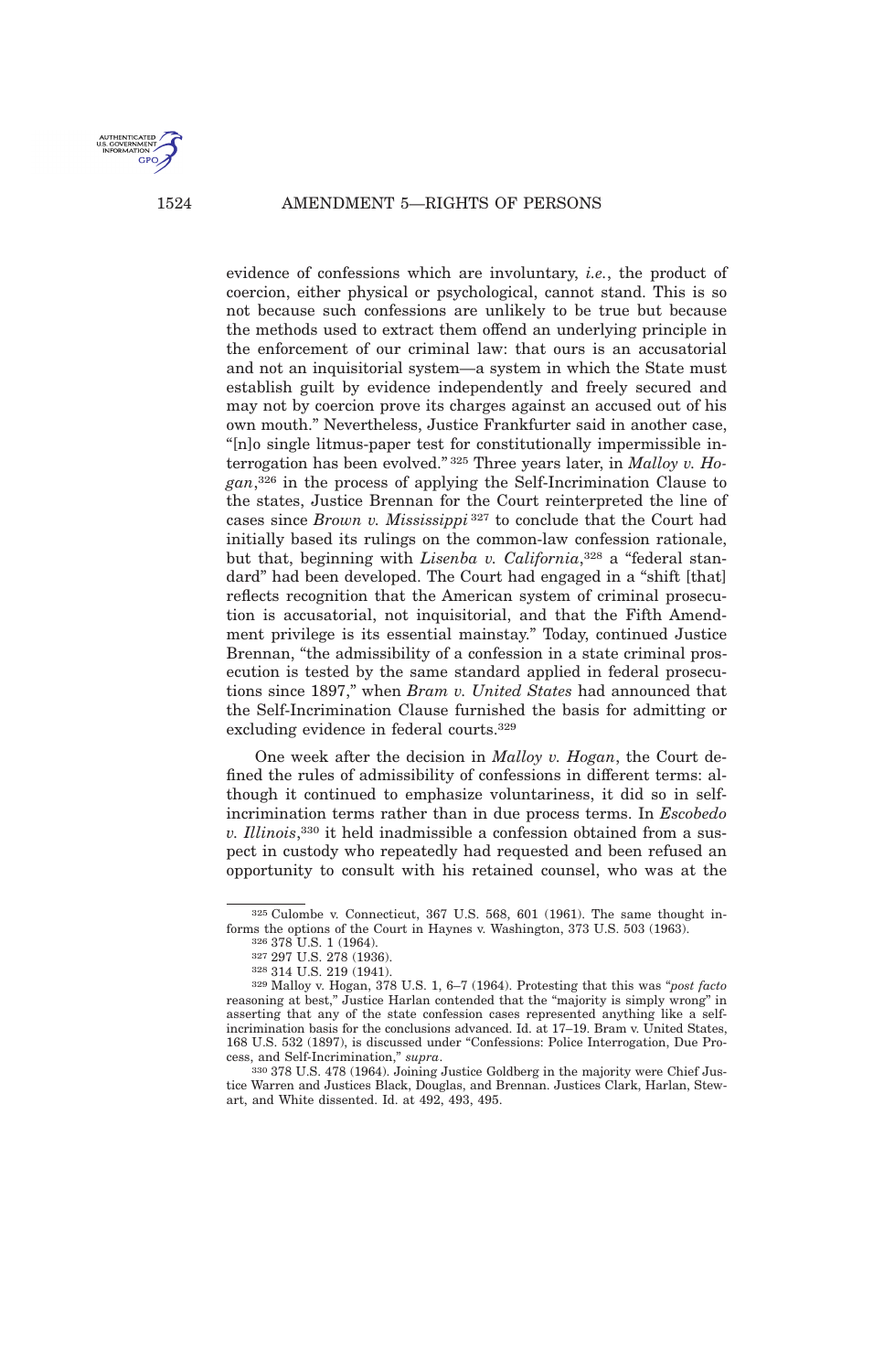evidence of confessions which are involuntary, *i.e.*, the product of coercion, either physical or psychological, cannot stand. This is so not because such confessions are unlikely to be true but because the methods used to extract them offend an underlying principle in the enforcement of our criminal law: that ours is an accusatorial and not an inquisitorial system—a system in which the State must establish guilt by evidence independently and freely secured and may not by coercion prove its charges against an accused out of his own mouth." Nevertheless, Justice Frankfurter said in another case, "[n]o single litmus-paper test for constitutionally impermissible interrogation has been evolved." [325] Three years later, in *Malloy v. Hogan*,[326] in the process of applying the Self-Incrimination Clause to the states, Justice Brennan for the Court reinterpreted the line of cases since *Brown v. Mississippi* [327] to conclude that the Court had initially based its rulings on the common-law confession rationale, but that, beginning with *Lisenba v. California*,[328] a "federal standard" had been developed. The Court had engaged in a "shift [that] reflects recognition that the American system of criminal prosecution is accusatorial, not inquisitorial, and that the Fifth Amendment privilege is its essential mainstay." Today, continued Justice Brennan, "the admissibility of a confession in a state criminal prosecution is tested by the same standard applied in federal prosecutions since 1897," when *Bram v. United States* had announced that the Self-Incrimination Clause furnished the basis for admitting or excluding evidence in federal courts.[329]

One week after the decision in *Malloy v. Hogan*, the Court defined the rules of admissibility of confessions in different terms: although it continued to emphasize voluntariness, it did so in self-incrimination terms rather than in due process terms. In *Escobedo v. Illinois*,[330] it held inadmissible a confession obtained from a suspect in custody who repeatedly had requested and been refused an opportunity to consult with his retained counsel, who was at the

---

[325] Culombe v. Connecticut, 367 U.S. 568, 601 (1961). The same thought informs the options of the Court in Haynes v. Washington, 373 U.S. 503 (1963).

[326] 378 U.S. 1 (1964).

[327] 297 U.S. 278 (1936).

[328] 314 U.S. 219 (1941).

[329] Malloy v. Hogan, 378 U.S. 1, 6–7 (1964). Protesting that this was "*post facto* reasoning at best," Justice Harlan contended that the "majority is simply wrong" in asserting that any of the state confession cases represented anything like a self-incrimination basis for the conclusions advanced. Id. at 17–19. Bram v. United States, 168 U.S. 532 (1897), is discussed under "Confessions: Police Interrogation, Due Process, and Self-Incrimination," *supra*.

[330] 378 U.S. 478 (1964). Joining Justice Goldberg in the majority were Chief Justice Warren and Justices Black, Douglas, and Brennan. Justices Clark, Harlan, Stewart, and White dissented. Id. at 492, 493, 495.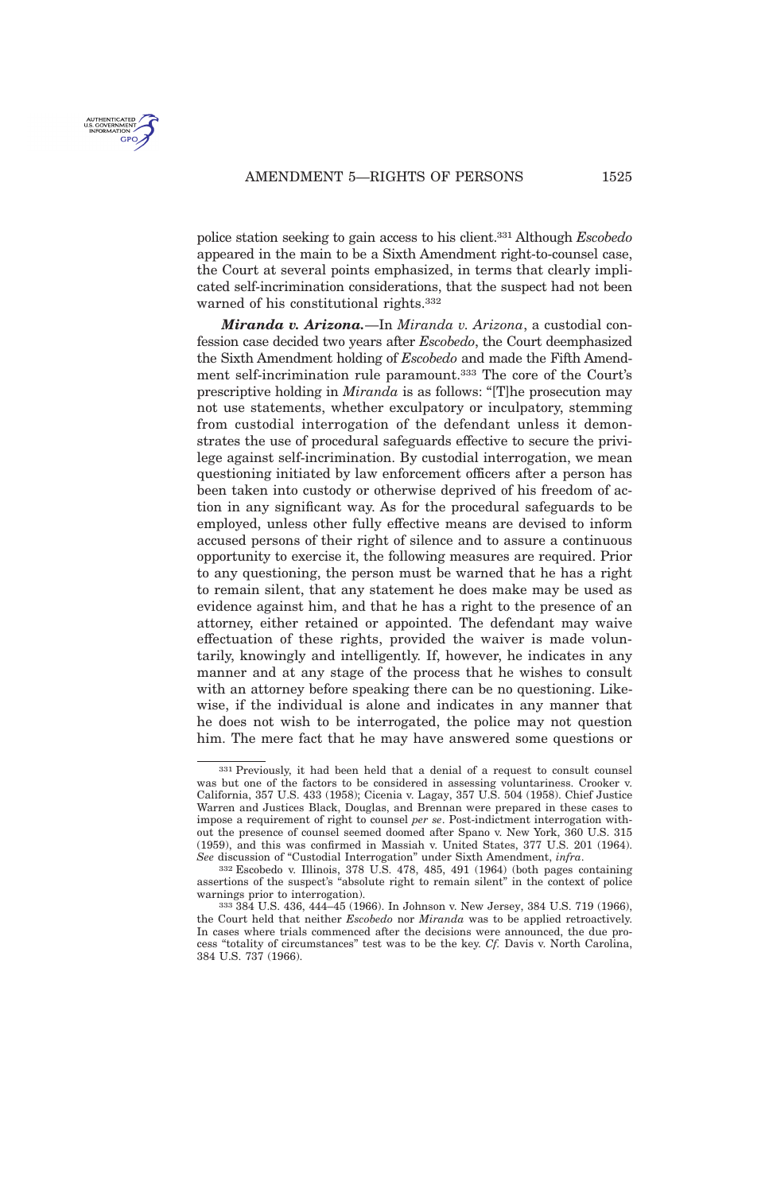police station seeking to gain access to his client.[331] Although *Escobedo* appeared in the main to be a Sixth Amendment right-to-counsel case, the Court at several points emphasized, in terms that clearly implicated self-incrimination considerations, that the suspect had not been warned of his constitutional rights.[332]

***Miranda v. Arizona.***—In *Miranda v. Arizona*, a custodial confession case decided two years after *Escobedo*, the Court deemphasized the Sixth Amendment holding of *Escobedo* and made the Fifth Amendment self-incrimination rule paramount.[333] The core of the Court's prescriptive holding in *Miranda* is as follows: "[T]he prosecution may not use statements, whether exculpatory or inculpatory, stemming from custodial interrogation of the defendant unless it demonstrates the use of procedural safeguards effective to secure the privilege against self-incrimination. By custodial interrogation, we mean questioning initiated by law enforcement officers after a person has been taken into custody or otherwise deprived of his freedom of action in any significant way. As for the procedural safeguards to be employed, unless other fully effective means are devised to inform accused persons of their right of silence and to assure a continuous opportunity to exercise it, the following measures are required. Prior to any questioning, the person must be warned that he has a right to remain silent, that any statement he does make may be used as evidence against him, and that he has a right to the presence of an attorney, either retained or appointed. The defendant may waive effectuation of these rights, provided the waiver is made voluntarily, knowingly and intelligently. If, however, he indicates in any manner and at any stage of the process that he wishes to consult with an attorney before speaking there can be no questioning. Likewise, if the individual is alone and indicates in any manner that he does not wish to be interrogated, the police may not question him. The mere fact that he may have answered some questions or

---

[331] Previously, it had been held that a denial of a request to consult counsel was but one of the factors to be considered in assessing voluntariness. Crooker v. California, 357 U.S. 433 (1958); Cicenia v. Lagay, 357 U.S. 504 (1958). Chief Justice Warren and Justices Black, Douglas, and Brennan were prepared in these cases to impose a requirement of right to counsel *per se*. Post-indictment interrogation without the presence of counsel seemed doomed after Spano v. New York, 360 U.S. 315 (1959), and this was confirmed in Massiah v. United States, 377 U.S. 201 (1964). *See* discussion of "Custodial Interrogation" under Sixth Amendment, *infra*.

[332] Escobedo v. Illinois, 378 U.S. 478, 485, 491 (1964) (both pages containing assertions of the suspect's "absolute right to remain silent" in the context of police warnings prior to interrogation).

[333] 384 U.S. 436, 444–45 (1966). In Johnson v. New Jersey, 384 U.S. 719 (1966), the Court held that neither *Escobedo* nor *Miranda* was to be applied retroactively. In cases where trials commenced after the decisions were announced, the due process "totality of circumstances" test was to be the key. *Cf.* Davis v. North Carolina, 384 U.S. 737 (1966).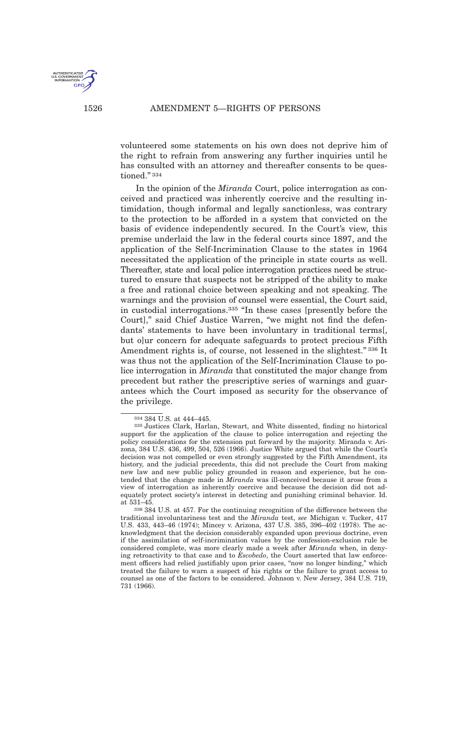volunteered some statements on his own does not deprive him of the right to refrain from answering any further inquiries until he has consulted with an attorney and thereafter consents to be questioned."[334]

In the opinion of the *Miranda* Court, police interrogation as conceived and practiced was inherently coercive and the resulting intimidation, though informal and legally sanctionless, was contrary to the protection to be afforded in a system that convicted on the basis of evidence independently secured. In the Court's view, this premise underlaid the law in the federal courts since 1897, and the application of the Self-Incrimination Clause to the states in 1964 necessitated the application of the principle in state courts as well. Thereafter, state and local police interrogation practices need be structured to ensure that suspects not be stripped of the ability to make a free and rational choice between speaking and not speaking. The warnings and the provision of counsel were essential, the Court said, in custodial interrogations.[335] "In these cases [presently before the Court]," said Chief Justice Warren, "we might not find the defendants' statements to have been involuntary in traditional terms[, but o]ur concern for adequate safeguards to protect precious Fifth Amendment rights is, of course, not lessened in the slightest."[336] It was thus not the application of the Self-Incrimination Clause to police interrogation in *Miranda* that constituted the major change from precedent but rather the prescriptive series of warnings and guarantees which the Court imposed as security for the observance of the privilege.

---

[334] 384 U.S. at 444–445.

[335] Justices Clark, Harlan, Stewart, and White dissented, finding no historical support for the application of the clause to police interrogation and rejecting the policy considerations for the extension put forward by the majority. Miranda v. Arizona, 384 U.S. 436, 499, 504, 526 (1966). Justice White argued that while the Court's decision was not compelled or even strongly suggested by the Fifth Amendment, its history, and the judicial precedents, this did not preclude the Court from making new law and new public policy grounded in reason and experience, but he contended that the change made in *Miranda* was ill-conceived because it arose from a view of interrogation as inherently coercive and because the decision did not adequately protect society's interest in detecting and punishing criminal behavior. Id. at 531–45.

[336] 384 U.S. at 457. For the continuing recognition of the difference between the traditional involuntariness test and the *Miranda* test, *see* Michigan v. Tucker, 417 U.S. 433, 443–46 (1974); Mincey v. Arizona, 437 U.S. 385, 396–402 (1978). The acknowledgment that the decision considerably expanded upon previous doctrine, even if the assimilation of self-incrimination values by the confession-exclusion rule be considered complete, was more clearly made a week after *Miranda* when, in denying retroactivity to that case and to *Escobedo*, the Court asserted that law enforcement officers had relied justifiably upon prior cases, "now no longer binding," which treated the failure to warn a suspect of his rights or the failure to grant access to counsel as one of the factors to be considered. Johnson v. New Jersey, 384 U.S. 719, 731 (1966).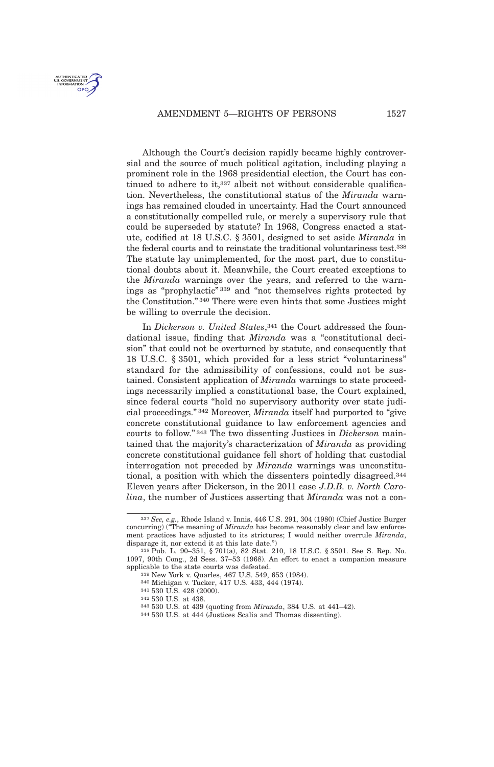Although the Court's decision rapidly became highly controversial and the source of much political agitation, including playing a prominent role in the 1968 presidential election, the Court has continued to adhere to it,[337] albeit not without considerable qualification. Nevertheless, the constitutional status of the *Miranda* warnings has remained clouded in uncertainty. Had the Court announced a constitutionally compelled rule, or merely a supervisory rule that could be superseded by statute? In 1968, Congress enacted a statute, codified at 18 U.S.C. § 3501, designed to set aside *Miranda* in the federal courts and to reinstate the traditional voluntariness test.[338] The statute lay unimplemented, for the most part, due to constitutional doubts about it. Meanwhile, the Court created exceptions to the *Miranda* warnings over the years, and referred to the warnings as "prophylactic"[339] and "not themselves rights protected by the Constitution."[340] There were even hints that some Justices might be willing to overrule the decision.

In *Dickerson v. United States*,[341] the Court addressed the foundational issue, finding that *Miranda* was a "constitutional decision" that could not be overturned by statute, and consequently that 18 U.S.C. § 3501, which provided for a less strict "voluntariness" standard for the admissibility of confessions, could not be sustained. Consistent application of *Miranda* warnings to state proceedings necessarily implied a constitutional base, the Court explained, since federal courts "hold no supervisory authority over state judicial proceedings."[342] Moreover, *Miranda* itself had purported to "give concrete constitutional guidance to law enforcement agencies and courts to follow."[343] The two dissenting Justices in *Dickerson* maintained that the majority's characterization of *Miranda* as providing concrete constitutional guidance fell short of holding that custodial interrogation not preceded by *Miranda* warnings was unconstitutional, a position with which the dissenters pointedly disagreed.[344] Eleven years after Dickerson, in the 2011 case *J.D.B. v. North Carolina*, the number of Justices asserting that *Miranda* was not a con-

---

[337] *See, e.g.*, Rhode Island v. Innis, 446 U.S. 291, 304 (1980) (Chief Justice Burger concurring) ("The meaning of *Miranda* has become reasonably clear and law enforcement practices have adjusted to its strictures; I would neither overrule *Miranda*, disparage it, nor extend it at this late date.")

[338] Pub. L. 90–351, § 701(a), 82 Stat. 210, 18 U.S.C. § 3501. See S. Rep. No. 1097, 90th Cong., 2d Sess. 37–53 (1968). An effort to enact a companion measure applicable to the state courts was defeated.

[339] New York v. Quarles, 467 U.S. 549, 653 (1984).

[340] Michigan v. Tucker, 417 U.S. 433, 444 (1974).

[341] 530 U.S. 428 (2000).

[342] 530 U.S. at 438.

[343] 530 U.S. at 439 (quoting from *Miranda*, 384 U.S. at 441–42).

[344] 530 U.S. at 444 (Justices Scalia and Thomas dissenting).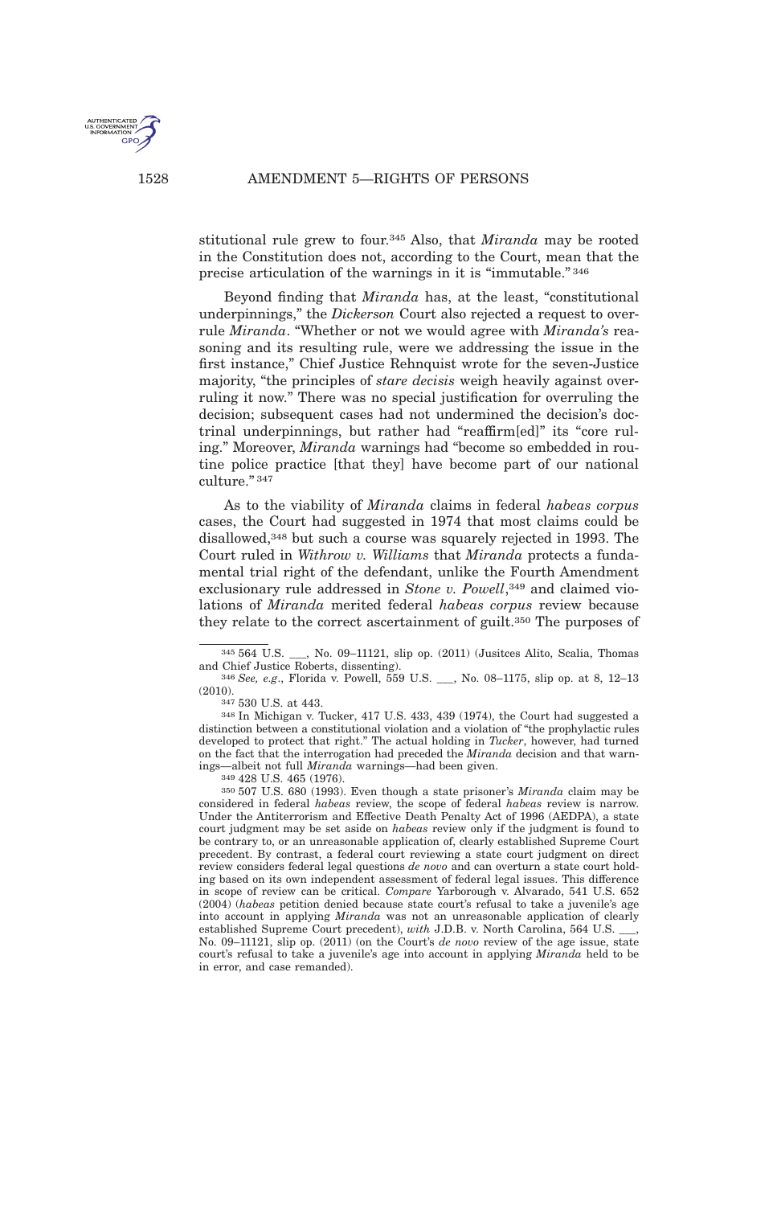stitutional rule grew to four.[345] Also, that *Miranda* may be rooted in the Constitution does not, according to the Court, mean that the precise articulation of the warnings in it is "immutable."[346]

Beyond finding that *Miranda* has, at the least, "constitutional underpinnings," the *Dickerson* Court also rejected a request to overrule *Miranda*. "Whether or not we would agree with *Miranda's* reasoning and its resulting rule, were we addressing the issue in the first instance," Chief Justice Rehnquist wrote for the seven-Justice majority, "the principles of *stare decisis* weigh heavily against overruling it now." There was no special justification for overruling the decision; subsequent cases had not undermined the decision's doctrinal underpinnings, but rather had "reaffirm[ed]" its "core ruling." Moreover, *Miranda* warnings had "become so embedded in routine police practice [that they] have become part of our national culture."[347]

As to the viability of *Miranda* claims in federal *habeas corpus* cases, the Court had suggested in 1974 that most claims could be disallowed,[348] but such a course was squarely rejected in 1993. The Court ruled in *Withrow v. Williams* that *Miranda* protects a fundamental trial right of the defendant, unlike the Fourth Amendment exclusionary rule addressed in *Stone v. Powell*,[349] and claimed violations of *Miranda* merited federal *habeas corpus* review because they relate to the correct ascertainment of guilt.[350] The purposes of

---

[345] 564 U.S. ___, No. 09–11121, slip op. (2011) (Jusitces Alito, Scalia, Thomas and Chief Justice Roberts, dissenting).

[346] *See, e.g*., Florida v. Powell, 559 U.S. ___, No. 08–1175, slip op. at 8, 12–13 (2010).

[347] 530 U.S. at 443.

[348] In Michigan v. Tucker, 417 U.S. 433, 439 (1974), the Court had suggested a distinction between a constitutional violation and a violation of "the prophylactic rules developed to protect that right." The actual holding in *Tucker*, however, had turned on the fact that the interrogation had preceded the *Miranda* decision and that warnings—albeit not full *Miranda* warnings—had been given.

[349] 428 U.S. 465 (1976).

[350] 507 U.S. 680 (1993). Even though a state prisoner's *Miranda* claim may be considered in federal *habeas* review, the scope of federal *habeas* review is narrow. Under the Antiterrorism and Effective Death Penalty Act of 1996 (AEDPA), a state court judgment may be set aside on *habeas* review only if the judgment is found to be contrary to, or an unreasonable application of, clearly established Supreme Court precedent. By contrast, a federal court reviewing a state court judgment on direct review considers federal legal questions *de novo* and can overturn a state court holding based on its own independent assessment of federal legal issues. This difference in scope of review can be critical. *Compare* Yarborough v. Alvarado, 541 U.S. 652 (2004) (*habeas* petition denied because state court's refusal to take a juvenile's age into account in applying *Miranda* was not an unreasonable application of clearly established Supreme Court precedent), *with* J.D.B. v. North Carolina, 564 U.S. ___, No. 09–11121, slip op. (2011) (on the Court's *de novo* review of the age issue, state court's refusal to take a juvenile's age into account in applying *Miranda* held to be in error, and case remanded).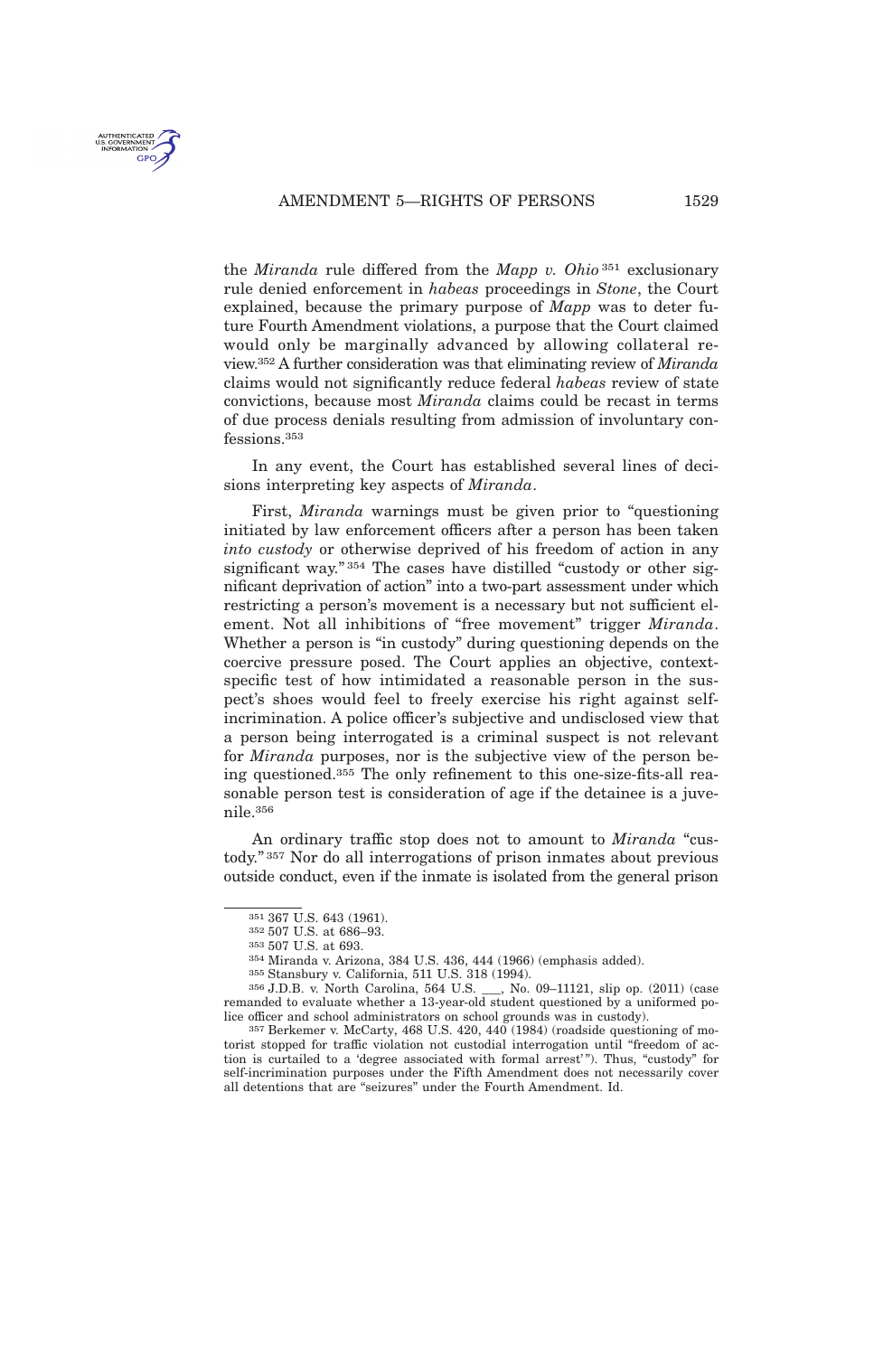the *Miranda* rule differed from the *Mapp v. Ohio*[351] exclusionary rule denied enforcement in *habeas* proceedings in *Stone*, the Court explained, because the primary purpose of *Mapp* was to deter future Fourth Amendment violations, a purpose that the Court claimed would only be marginally advanced by allowing collateral review.[352] A further consideration was that eliminating review of *Miranda* claims would not significantly reduce federal *habeas* review of state convictions, because most *Miranda* claims could be recast in terms of due process denials resulting from admission of involuntary confessions.[353]

In any event, the Court has established several lines of decisions interpreting key aspects of *Miranda*.

First, *Miranda* warnings must be given prior to "questioning initiated by law enforcement officers after a person has been taken *into custody* or otherwise deprived of his freedom of action in any significant way."[354] The cases have distilled "custody or other significant deprivation of action" into a two-part assessment under which restricting a person's movement is a necessary but not sufficient element. Not all inhibitions of "free movement" trigger *Miranda*. Whether a person is "in custody" during questioning depends on the coercive pressure posed. The Court applies an objective, context-specific test of how intimidated a reasonable person in the suspect's shoes would feel to freely exercise his right against self-incrimination. A police officer's subjective and undisclosed view that a person being interrogated is a criminal suspect is not relevant for *Miranda* purposes, nor is the subjective view of the person being questioned.[355] The only refinement to this one-size-fits-all reasonable person test is consideration of age if the detainee is a juvenile.[356]

An ordinary traffic stop does not to amount to *Miranda* "custody."[357] Nor do all interrogations of prison inmates about previous outside conduct, even if the inmate is isolated from the general prison

---

[351] 367 U.S. 643 (1961).

[352] 507 U.S. at 686–93.

[353] 507 U.S. at 693.

[354] Miranda v. Arizona, 384 U.S. 436, 444 (1966) (emphasis added).

[355] Stansbury v. California, 511 U.S. 318 (1994).

[356] J.D.B. v. North Carolina, 564 U.S. ___, No. 09–11121, slip op. (2011) (case remanded to evaluate whether a 13-year-old student questioned by a uniformed police officer and school administrators on school grounds was in custody).

[357] Berkemer v. McCarty, 468 U.S. 420, 440 (1984) (roadside questioning of motorist stopped for traffic violation not custodial interrogation until "freedom of action is curtailed to a 'degree associated with formal arrest'"). Thus, "custody" for self-incrimination purposes under the Fifth Amendment does not necessarily cover all detentions that are "seizures" under the Fourth Amendment. Id.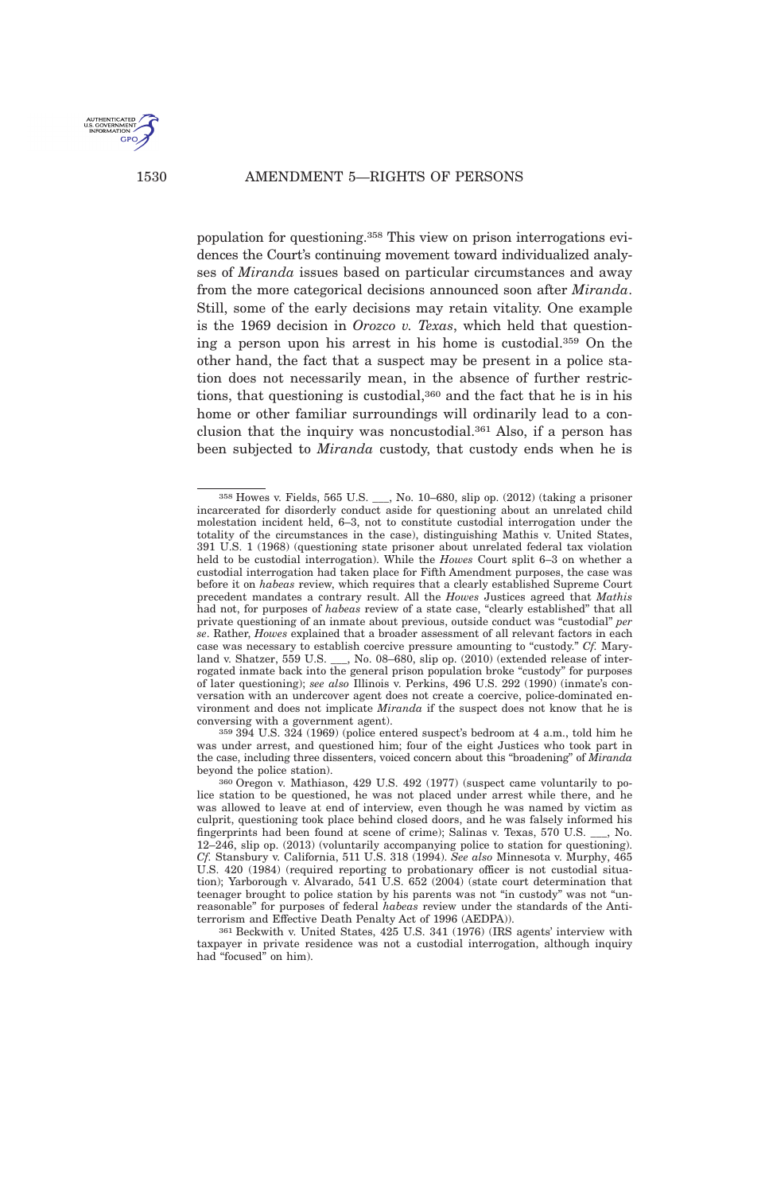population for questioning.[358] This view on prison interrogations evidences the Court's continuing movement toward individualized analyses of *Miranda* issues based on particular circumstances and away from the more categorical decisions announced soon after *Miranda*. Still, some of the early decisions may retain vitality. One example is the 1969 decision in *Orozco v. Texas*, which held that questioning a person upon his arrest in his home is custodial.[359] On the other hand, the fact that a suspect may be present in a police station does not necessarily mean, in the absence of further restrictions, that questioning is custodial,[360] and the fact that he is in his home or other familiar surroundings will ordinarily lead to a conclusion that the inquiry was noncustodial.[361] Also, if a person has been subjected to *Miranda* custody, that custody ends when he is

---

[358] Howes v. Fields, 565 U.S. ___, No. 10–680, slip op. (2012) (taking a prisoner incarcerated for disorderly conduct aside for questioning about an unrelated child molestation incident held, 6–3, not to constitute custodial interrogation under the totality of the circumstances in the case), distinguishing Mathis v. United States, 391 U.S. 1 (1968) (questioning state prisoner about unrelated federal tax violation held to be custodial interrogation). While the *Howes* Court split 6–3 on whether a custodial interrogation had taken place for Fifth Amendment purposes, the case was before it on *habeas* review, which requires that a clearly established Supreme Court precedent mandates a contrary result. All the *Howes* Justices agreed that *Mathis* had not, for purposes of *habeas* review of a state case, "clearly established" that all private questioning of an inmate about previous, outside conduct was "custodial" *per se*. Rather, *Howes* explained that a broader assessment of all relevant factors in each case was necessary to establish coercive pressure amounting to "custody." *Cf.* Maryland v. Shatzer, 559 U.S. ___, No. 08–680, slip op. (2010) (extended release of interrogated inmate back into the general prison population broke "custody" for purposes of later questioning); *see also* Illinois v. Perkins, 496 U.S. 292 (1990) (inmate's conversation with an undercover agent does not create a coercive, police-dominated environment and does not implicate *Miranda* if the suspect does not know that he is conversing with a government agent).

[359] 394 U.S. 324 (1969) (police entered suspect's bedroom at 4 a.m., told him he was under arrest, and questioned him; four of the eight Justices who took part in the case, including three dissenters, voiced concern about this "broadening" of *Miranda* beyond the police station).

[360] Oregon v. Mathiason, 429 U.S. 492 (1977) (suspect came voluntarily to police station to be questioned, he was not placed under arrest while there, and he was allowed to leave at end of interview, even though he was named by victim as culprit, questioning took place behind closed doors, and he was falsely informed his fingerprints had been found at scene of crime); Salinas v. Texas, 570 U.S. ___, No. 12–246, slip op. (2013) (voluntarily accompanying police to station for questioning). *Cf.* Stansbury v. California, 511 U.S. 318 (1994). *See also* Minnesota v. Murphy, 465 U.S. 420 (1984) (required reporting to probationary officer is not custodial situation); Yarborough v. Alvarado, 541 U.S. 652 (2004) (state court determination that teenager brought to police station by his parents was not "in custody" was not "unreasonable" for purposes of federal *habeas* review under the standards of the Antiterrorism and Effective Death Penalty Act of 1996 (AEDPA)).

[361] Beckwith v. United States, 425 U.S. 341 (1976) (IRS agents' interview with taxpayer in private residence was not a custodial interrogation, although inquiry had "focused" on him).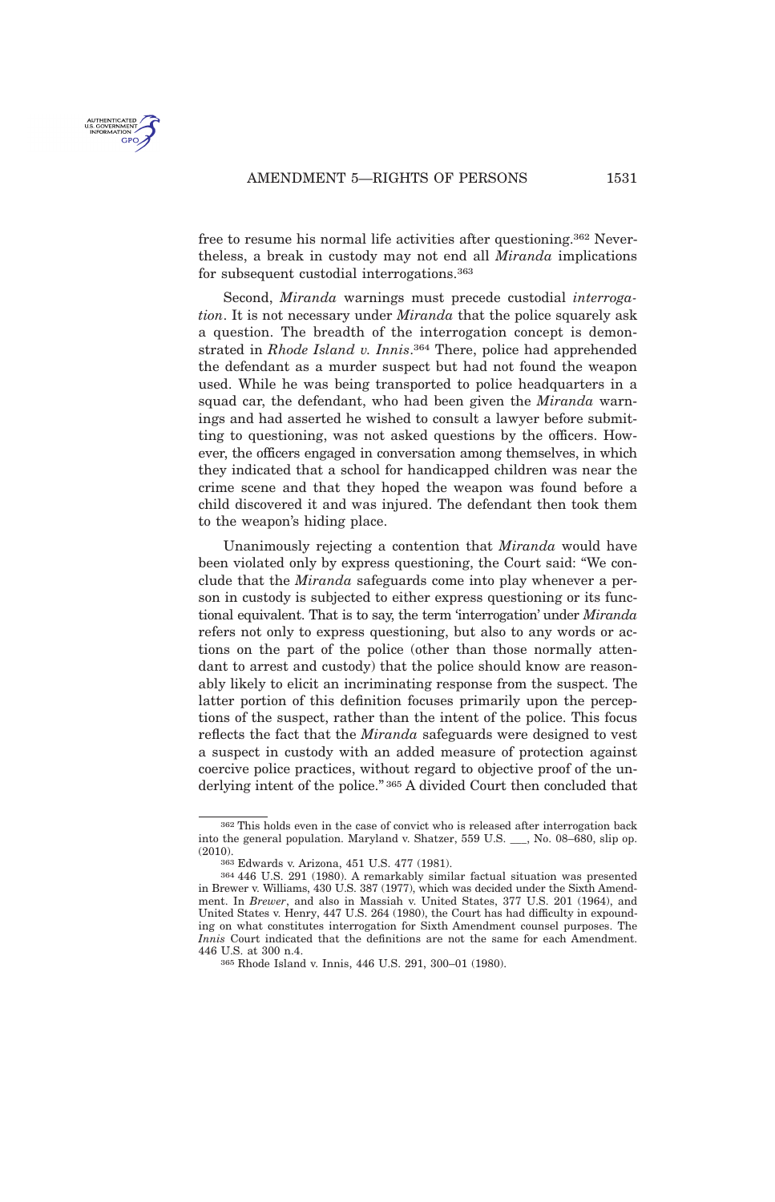free to resume his normal life activities after questioning.[362] Nevertheless, a break in custody may not end all *Miranda* implications for subsequent custodial interrogations.[363]

Second, *Miranda* warnings must precede custodial *interrogation*. It is not necessary under *Miranda* that the police squarely ask a question. The breadth of the interrogation concept is demonstrated in *Rhode Island v. Innis*.[364] There, police had apprehended the defendant as a murder suspect but had not found the weapon used. While he was being transported to police headquarters in a squad car, the defendant, who had been given the *Miranda* warnings and had asserted he wished to consult a lawyer before submitting to questioning, was not asked questions by the officers. However, the officers engaged in conversation among themselves, in which they indicated that a school for handicapped children was near the crime scene and that they hoped the weapon was found before a child discovered it and was injured. The defendant then took them to the weapon's hiding place.

Unanimously rejecting a contention that *Miranda* would have been violated only by express questioning, the Court said: "We conclude that the *Miranda* safeguards come into play whenever a person in custody is subjected to either express questioning or its functional equivalent. That is to say, the term 'interrogation' under *Miranda* refers not only to express questioning, but also to any words or actions on the part of the police (other than those normally attendant to arrest and custody) that the police should know are reasonably likely to elicit an incriminating response from the suspect. The latter portion of this definition focuses primarily upon the perceptions of the suspect, rather than the intent of the police. This focus reflects the fact that the *Miranda* safeguards were designed to vest a suspect in custody with an added measure of protection against coercive police practices, without regard to objective proof of the underlying intent of the police."[365] A divided Court then concluded that

---

[362] This holds even in the case of convict who is released after interrogation back into the general population. Maryland v. Shatzer, 559 U.S. ___, No. 08–680, slip op. (2010).

[363] Edwards v. Arizona, 451 U.S. 477 (1981).

[364] 446 U.S. 291 (1980). A remarkably similar factual situation was presented in Brewer v. Williams, 430 U.S. 387 (1977), which was decided under the Sixth Amendment. In *Brewer*, and also in Massiah v. United States, 377 U.S. 201 (1964), and United States v. Henry, 447 U.S. 264 (1980), the Court has had difficulty in expounding on what constitutes interrogation for Sixth Amendment counsel purposes. The *Innis* Court indicated that the definitions are not the same for each Amendment. 446 U.S. at 300 n.4.

[365] Rhode Island v. Innis, 446 U.S. 291, 300–01 (1980).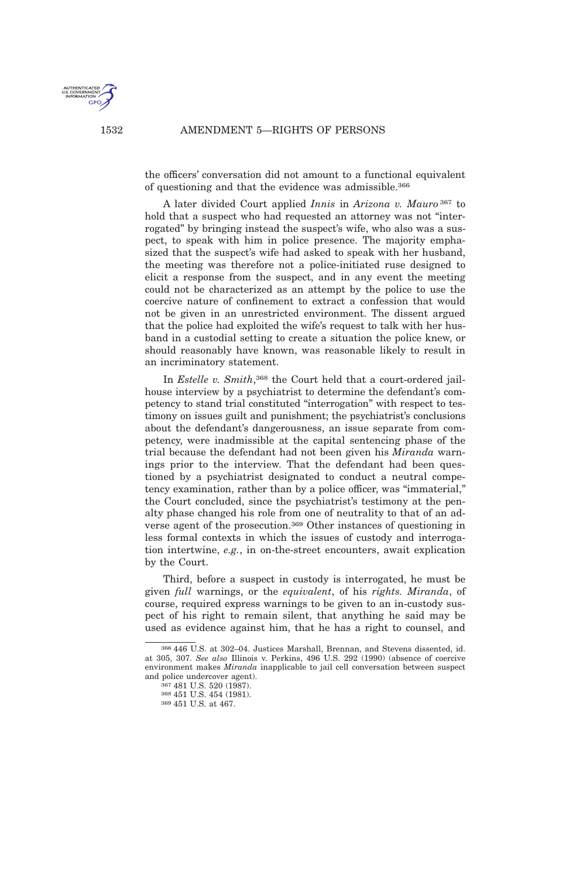the officers' conversation did not amount to a functional equivalent of questioning and that the evidence was admissible.[366]

A later divided Court applied *Innis* in *Arizona v. Mauro*[367] to hold that a suspect who had requested an attorney was not "interrogated" by bringing instead the suspect's wife, who also was a suspect, to speak with him in police presence. The majority emphasized that the suspect's wife had asked to speak with her husband, the meeting was therefore not a police-initiated ruse designed to elicit a response from the suspect, and in any event the meeting could not be characterized as an attempt by the police to use the coercive nature of confinement to extract a confession that would not be given in an unrestricted environment. The dissent argued that the police had exploited the wife's request to talk with her husband in a custodial setting to create a situation the police knew, or should reasonably have known, was reasonable likely to result in an incriminatory statement.

In *Estelle v. Smith*,[368] the Court held that a court-ordered jailhouse interview by a psychiatrist to determine the defendant's competency to stand trial constituted "interrogation" with respect to testimony on issues guilt and punishment; the psychiatrist's conclusions about the defendant's dangerousness, an issue separate from competency, were inadmissible at the capital sentencing phase of the trial because the defendant had not been given his *Miranda* warnings prior to the interview. That the defendant had been questioned by a psychiatrist designated to conduct a neutral competency examination, rather than by a police officer, was "immaterial," the Court concluded, since the psychiatrist's testimony at the penalty phase changed his role from one of neutrality to that of an adverse agent of the prosecution.[369] Other instances of questioning in less formal contexts in which the issues of custody and interrogation intertwine, *e.g.*, in on-the-street encounters, await explication by the Court.

Third, before a suspect in custody is interrogated, he must be given *full* warnings, or the *equivalent*, of his *rights. Miranda*, of course, required express warnings to be given to an in-custody suspect of his right to remain silent, that anything he said may be used as evidence against him, that he has a right to counsel, and

---

[366] 446 U.S. at 302–04. Justices Marshall, Brennan, and Stevens dissented, id. at 305, 307. *See also* Illinois v. Perkins, 496 U.S. 292 (1990) (absence of coercive environment makes *Miranda* inapplicable to jail cell conversation between suspect and police undercover agent).

[367] 481 U.S. 520 (1987).

[368] 451 U.S. 454 (1981).

[369] 451 U.S. at 467.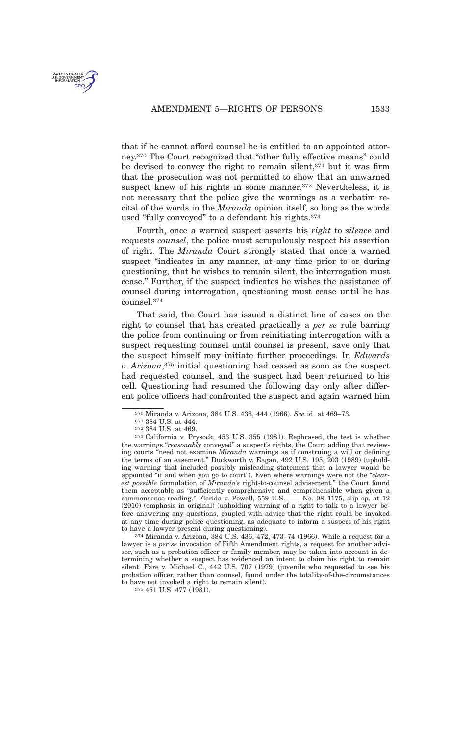that if he cannot afford counsel he is entitled to an appointed attorney.[370] The Court recognized that "other fully effective means" could be devised to convey the right to remain silent,[371] but it was firm that the prosecution was not permitted to show that an unwarned suspect knew of his rights in some manner.[372] Nevertheless, it is not necessary that the police give the warnings as a verbatim recital of the words in the *Miranda* opinion itself, so long as the words used "fully conveyed" to a defendant his rights.[373]

Fourth, once a warned suspect asserts his *right* to *silence* and requests *counsel*, the police must scrupulously respect his assertion of right. The *Miranda* Court strongly stated that once a warned suspect "indicates in any manner, at any time prior to or during questioning, that he wishes to remain silent, the interrogation must cease." Further, if the suspect indicates he wishes the assistance of counsel during interrogation, questioning must cease until he has counsel.[374]

That said, the Court has issued a distinct line of cases on the right to counsel that has created practically a *per se* rule barring the police from continuing or from reinitiating interrogation with a suspect requesting counsel until counsel is present, save only that the suspect himself may initiate further proceedings. In *Edwards v. Arizona*,[375] initial questioning had ceased as soon as the suspect had requested counsel, and the suspect had been returned to his cell. Questioning had resumed the following day only after different police officers had confronted the suspect and again warned him

---

[370] Miranda v. Arizona, 384 U.S. 436, 444 (1966). *See* id. at 469–73.

[371] 384 U.S. at 444.

[372] 384 U.S. at 469.

[373] California v. Prysock, 453 U.S. 355 (1981). Rephrased, the test is whether the warnings "*reasonably* conveyed" a suspect's rights, the Court adding that reviewing courts "need not examine *Miranda* warnings as if construing a will or defining the terms of an easement." Duckworth v. Eagan, 492 U.S. 195, 203 (1989) (upholding warning that included possibly misleading statement that a lawyer would be appointed "if and when you go to court"). Even where warnings were not the "*clearest possible* formulation of *Miranda's* right-to-counsel advisement," the Court found them acceptable as "sufficiently comprehensive and comprehensible when given a commonsense reading." Florida v. Powell, 559 U.S. ___, No. 08–1175, slip op. at 12 (2010) (emphasis in original) (upholding warning of a right to talk to a lawyer before answering any questions, coupled with advice that the right could be invoked at any time during police questioning, as adequate to inform a suspect of his right to have a lawyer present during questioning).

[374] Miranda v. Arizona, 384 U.S. 436, 472, 473–74 (1966). While a request for a lawyer is a *per se* invocation of Fifth Amendment rights, a request for another advisor, such as a probation officer or family member, may be taken into account in determining whether a suspect has evidenced an intent to claim his right to remain silent. Fare v. Michael C., 442 U.S. 707 (1979) (juvenile who requested to see his probation officer, rather than counsel, found under the totality-of-the-circumstances to have not invoked a right to remain silent).

[375] 451 U.S. 477 (1981).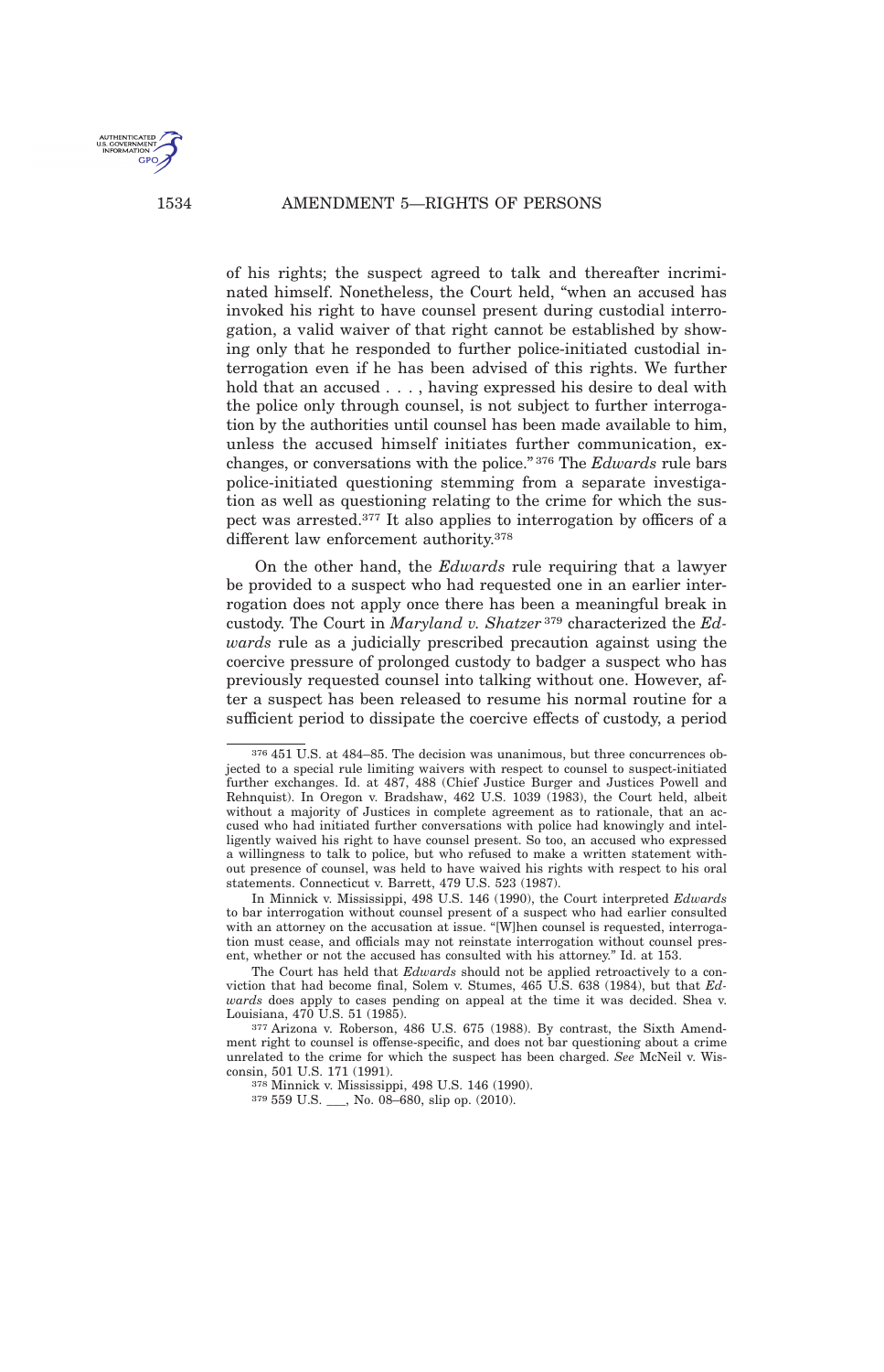of his rights; the suspect agreed to talk and thereafter incriminated himself. Nonetheless, the Court held, "when an accused has invoked his right to have counsel present during custodial interrogation, a valid waiver of that right cannot be established by showing only that he responded to further police-initiated custodial interrogation even if he has been advised of this rights. We further hold that an accused . . . , having expressed his desire to deal with the police only through counsel, is not subject to further interrogation by the authorities until counsel has been made available to him, unless the accused himself initiates further communication, exchanges, or conversations with the police."[376] The *Edwards* rule bars police-initiated questioning stemming from a separate investigation as well as questioning relating to the crime for which the suspect was arrested.[377] It also applies to interrogation by officers of a different law enforcement authority.[378]

On the other hand, the *Edwards* rule requiring that a lawyer be provided to a suspect who had requested one in an earlier interrogation does not apply once there has been a meaningful break in custody. The Court in *Maryland v. Shatzer*[379] characterized the *Edwards* rule as a judicially prescribed precaution against using the coercive pressure of prolonged custody to badger a suspect who has previously requested counsel into talking without one. However, after a suspect has been released to resume his normal routine for a sufficient period to dissipate the coercive effects of custody, a period

---

[376] 451 U.S. at 484–85. The decision was unanimous, but three concurrences objected to a special rule limiting waivers with respect to counsel to suspect-initiated further exchanges. Id. at 487, 488 (Chief Justice Burger and Justices Powell and Rehnquist). In Oregon v. Bradshaw, 462 U.S. 1039 (1983), the Court held, albeit without a majority of Justices in complete agreement as to rationale, that an accused who had initiated further conversations with police had knowingly and intelligently waived his right to have counsel present. So too, an accused who expressed a willingness to talk to police, but who refused to make a written statement without presence of counsel, was held to have waived his rights with respect to his oral statements. Connecticut v. Barrett, 479 U.S. 523 (1987).

In Minnick v. Mississippi, 498 U.S. 146 (1990), the Court interpreted *Edwards* to bar interrogation without counsel present of a suspect who had earlier consulted with an attorney on the accusation at issue. "[W]hen counsel is requested, interrogation must cease, and officials may not reinstate interrogation without counsel present, whether or not the accused has consulted with his attorney." Id. at 153.

The Court has held that *Edwards* should not be applied retroactively to a conviction that had become final, Solem v. Stumes, 465 U.S. 638 (1984), but that *Edwards* does apply to cases pending on appeal at the time it was decided. Shea v. Louisiana, 470 U.S. 51 (1985).

[377] Arizona v. Roberson, 486 U.S. 675 (1988). By contrast, the Sixth Amendment right to counsel is offense-specific, and does not bar questioning about a crime unrelated to the crime for which the suspect has been charged. *See* McNeil v. Wisconsin, 501 U.S. 171 (1991).

[378] Minnick v. Mississippi, 498 U.S. 146 (1990).

[379] 559 U.S. ___, No. 08–680, slip op. (2010).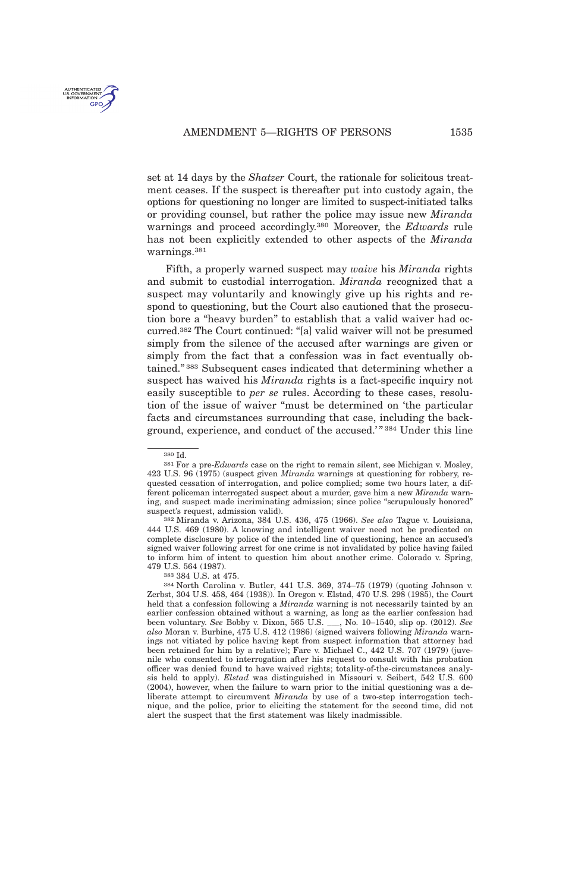set at 14 days by the *Shatzer* Court, the rationale for solicitous treatment ceases. If the suspect is thereafter put into custody again, the options for questioning no longer are limited to suspect-initiated talks or providing counsel, but rather the police may issue new *Miranda* warnings and proceed accordingly.[380] Moreover, the *Edwards* rule has not been explicitly extended to other aspects of the *Miranda* warnings.[381]

Fifth, a properly warned suspect may *waive* his *Miranda* rights and submit to custodial interrogation. *Miranda* recognized that a suspect may voluntarily and knowingly give up his rights and respond to questioning, but the Court also cautioned that the prosecution bore a "heavy burden" to establish that a valid waiver had occurred.[382] The Court continued: "[a] valid waiver will not be presumed simply from the silence of the accused after warnings are given or simply from the fact that a confession was in fact eventually obtained."[383] Subsequent cases indicated that determining whether a suspect has waived his *Miranda* rights is a fact-specific inquiry not easily susceptible to *per se* rules. According to these cases, resolution of the issue of waiver "must be determined on 'the particular facts and circumstances surrounding that case, including the background, experience, and conduct of the accused.'"[384] Under this line

---

[380] Id.

[381] For a pre-*Edwards* case on the right to remain silent, see Michigan v. Mosley, 423 U.S. 96 (1975) (suspect given *Miranda* warnings at questioning for robbery, requested cessation of interrogation, and police complied; some two hours later, a different policeman interrogated suspect about a murder, gave him a new *Miranda* warning, and suspect made incriminating admission; since police "scrupulously honored" suspect's request, admission valid).

[382] Miranda v. Arizona, 384 U.S. 436, 475 (1966). *See also* Tague v. Louisiana, 444 U.S. 469 (1980). A knowing and intelligent waiver need not be predicated on complete disclosure by police of the intended line of questioning, hence an accused's signed waiver following arrest for one crime is not invalidated by police having failed to inform him of intent to question him about another crime. Colorado v. Spring, 479 U.S. 564 (1987).

[383] 384 U.S. at 475.

[384] North Carolina v. Butler, 441 U.S. 369, 374–75 (1979) (quoting Johnson v. Zerbst, 304 U.S. 458, 464 (1938)). In Oregon v. Elstad, 470 U.S. 298 (1985), the Court held that a confession following a *Miranda* warning is not necessarily tainted by an earlier confession obtained without a warning, as long as the earlier confession had been voluntary. *See* Bobby v. Dixon, 565 U.S. ___, No. 10–1540, slip op. (2012). *See also* Moran v. Burbine, 475 U.S. 412 (1986) (signed waivers following *Miranda* warnings not vitiated by police having kept from suspect information that attorney had been retained for him by a relative); Fare v. Michael C., 442 U.S. 707 (1979) (juvenile who consented to interrogation after his request to consult with his probation officer was denied found to have waived rights; totality-of-the-circumstances analysis held to apply). *Elstad* was distinguished in Missouri v. Seibert, 542 U.S. 600 (2004), however, when the failure to warn prior to the initial questioning was a deliberate attempt to circumvent *Miranda* by use of a two-step interrogation technique, and the police, prior to eliciting the statement for the second time, did not alert the suspect that the first statement was likely inadmissible.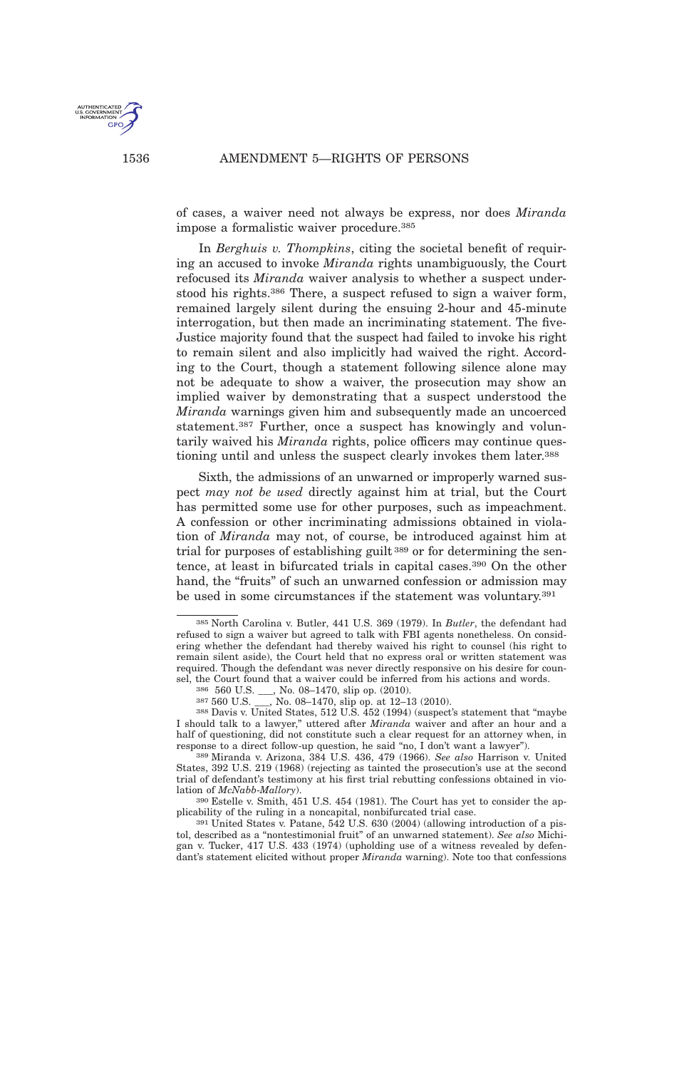of cases, a waiver need not always be express, nor does *Miranda* impose a formalistic waiver procedure.[385]

In *Berghuis v. Thompkins*, citing the societal benefit of requiring an accused to invoke *Miranda* rights unambiguously, the Court refocused its *Miranda* waiver analysis to whether a suspect understood his rights.[386] There, a suspect refused to sign a waiver form, remained largely silent during the ensuing 2-hour and 45-minute interrogation, but then made an incriminating statement. The five-Justice majority found that the suspect had failed to invoke his right to remain silent and also implicitly had waived the right. According to the Court, though a statement following silence alone may not be adequate to show a waiver, the prosecution may show an implied waiver by demonstrating that a suspect understood the *Miranda* warnings given him and subsequently made an uncoerced statement.[387] Further, once a suspect has knowingly and voluntarily waived his *Miranda* rights, police officers may continue questioning until and unless the suspect clearly invokes them later.[388]

Sixth, the admissions of an unwarned or improperly warned suspect *may not be used* directly against him at trial, but the Court has permitted some use for other purposes, such as impeachment. A confession or other incriminating admissions obtained in violation of *Miranda* may not, of course, be introduced against him at trial for purposes of establishing guilt[389] or for determining the sentence, at least in bifurcated trials in capital cases.[390] On the other hand, the "fruits" of such an unwarned confession or admission may be used in some circumstances if the statement was voluntary.[391]

---

[385] North Carolina v. Butler, 441 U.S. 369 (1979). In *Butler*, the defendant had refused to sign a waiver but agreed to talk with FBI agents nonetheless. On considering whether the defendant had thereby waived his right to counsel (his right to remain silent aside), the Court held that no express oral or written statement was required. Though the defendant was never directly responsive on his desire for counsel, the Court found that a waiver could be inferred from his actions and words.

[386] 560 U.S. ___, No. 08–1470, slip op. (2010).

[387] 560 U.S. ___, No. 08–1470, slip op. at 12–13 (2010).

[388] Davis v. United States, 512 U.S. 452 (1994) (suspect's statement that "maybe I should talk to a lawyer," uttered after *Miranda* waiver and after an hour and a half of questioning, did not constitute such a clear request for an attorney when, in response to a direct follow-up question, he said "no, I don't want a lawyer").

[389] Miranda v. Arizona, 384 U.S. 436, 479 (1966). *See also* Harrison v. United States, 392 U.S. 219 (1968) (rejecting as tainted the prosecution's use at the second trial of defendant's testimony at his first trial rebutting confessions obtained in violation of *McNabb-Mallory*).

[390] Estelle v. Smith, 451 U.S. 454 (1981). The Court has yet to consider the applicability of the ruling in a noncapital, nonbifurcated trial case.

[391] United States v. Patane, 542 U.S. 630 (2004) (allowing introduction of a pistol, described as a "nontestimonial fruit" of an unwarned statement). *See also* Michigan v. Tucker, 417 U.S. 433 (1974) (upholding use of a witness revealed by defendant's statement elicited without proper *Miranda* warning). Note too that confessions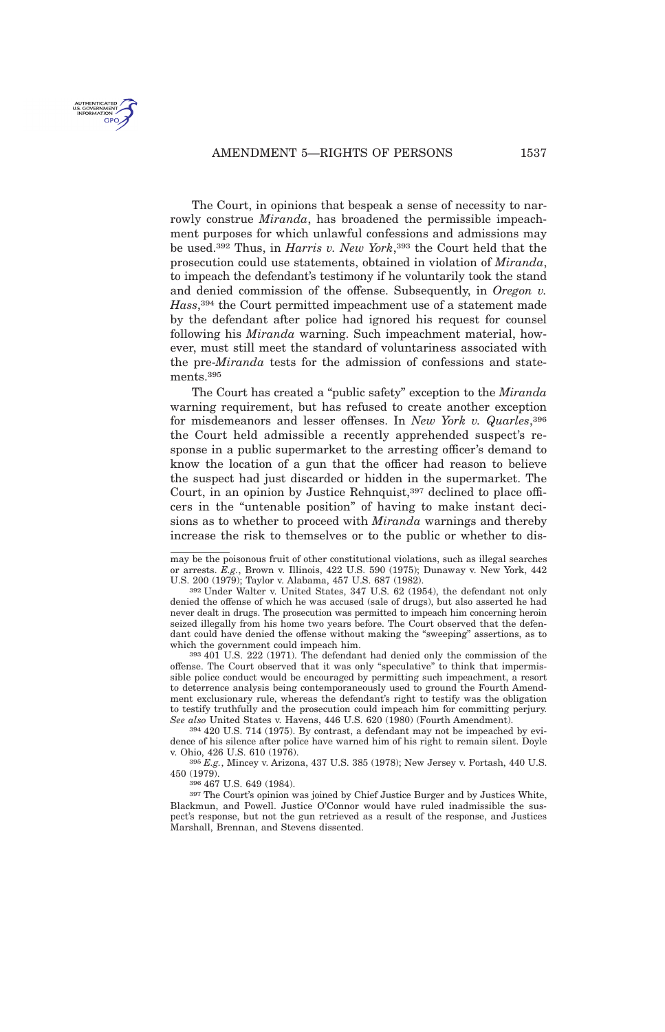The Court, in opinions that bespeak a sense of necessity to narrowly construe *Miranda*, has broadened the permissible impeachment purposes for which unlawful confessions and admissions may be used.[392] Thus, in *Harris v. New York*,[393] the Court held that the prosecution could use statements, obtained in violation of *Miranda*, to impeach the defendant's testimony if he voluntarily took the stand and denied commission of the offense. Subsequently, in *Oregon v. Hass*,[394] the Court permitted impeachment use of a statement made by the defendant after police had ignored his request for counsel following his *Miranda* warning. Such impeachment material, however, must still meet the standard of voluntariness associated with the pre-*Miranda* tests for the admission of confessions and statements.[395]

The Court has created a "public safety" exception to the *Miranda* warning requirement, but has refused to create another exception for misdemeanors and lesser offenses. In *New York v. Quarles*,[396] the Court held admissible a recently apprehended suspect's response in a public supermarket to the arresting officer's demand to know the location of a gun that the officer had reason to believe the suspect had just discarded or hidden in the supermarket. The Court, in an opinion by Justice Rehnquist,[397] declined to place officers in the "untenable position" of having to make instant decisions as to whether to proceed with *Miranda* warnings and thereby increase the risk to themselves or to the public or whether to dis-

---

may be the poisonous fruit of other constitutional violations, such as illegal searches or arrests. *E.g.*, Brown v. Illinois, 422 U.S. 590 (1975); Dunaway v. New York, 442 U.S. 200 (1979); Taylor v. Alabama, 457 U.S. 687 (1982).

[392] Under Walter v. United States, 347 U.S. 62 (1954), the defendant not only denied the offense of which he was accused (sale of drugs), but also asserted he had never dealt in drugs. The prosecution was permitted to impeach him concerning heroin seized illegally from his home two years before. The Court observed that the defendant could have denied the offense without making the "sweeping" assertions, as to which the government could impeach him.

[393] 401 U.S. 222 (1971). The defendant had denied only the commission of the offense. The Court observed that it was only "speculative" to think that impermissible police conduct would be encouraged by permitting such impeachment, a resort to deterrence analysis being contemporaneously used to ground the Fourth Amendment exclusionary rule, whereas the defendant's right to testify was the obligation to testify truthfully and the prosecution could impeach him for committing perjury. *See also* United States v. Havens, 446 U.S. 620 (1980) (Fourth Amendment).

[394] 420 U.S. 714 (1975). By contrast, a defendant may not be impeached by evidence of his silence after police have warned him of his right to remain silent. Doyle v. Ohio, 426 U.S. 610 (1976).

[395] *E.g.*, Mincey v. Arizona, 437 U.S. 385 (1978); New Jersey v. Portash, 440 U.S. 450 (1979).

[396] 467 U.S. 649 (1984).

[397] The Court's opinion was joined by Chief Justice Burger and by Justices White, Blackmun, and Powell. Justice O'Connor would have ruled inadmissible the suspect's response, but not the gun retrieved as a result of the response, and Justices Marshall, Brennan, and Stevens dissented.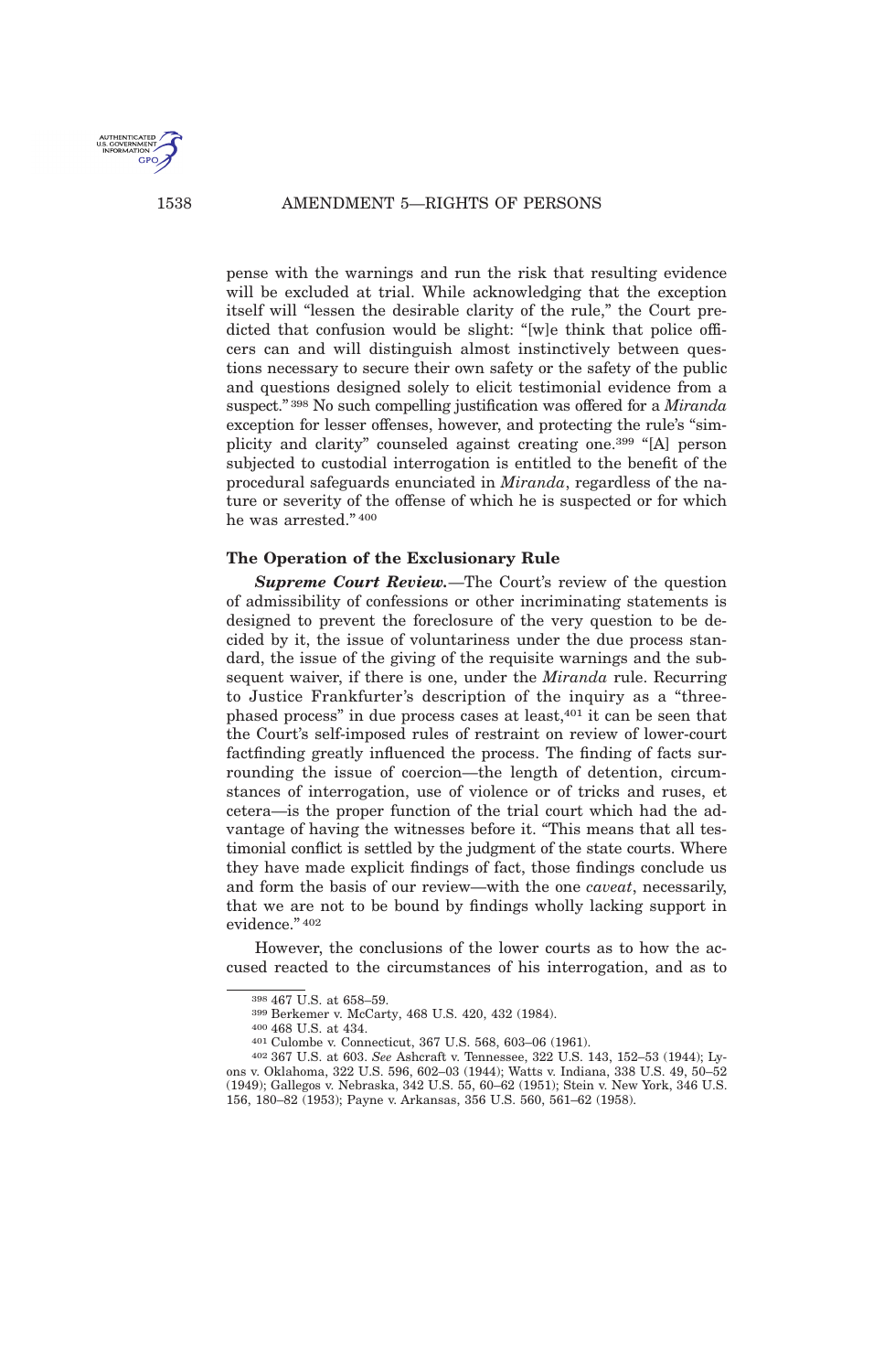pense with the warnings and run the risk that resulting evidence will be excluded at trial. While acknowledging that the exception itself will "lessen the desirable clarity of the rule," the Court predicted that confusion would be slight: "[w]e think that police officers can and will distinguish almost instinctively between questions necessary to secure their own safety or the safety of the public and questions designed solely to elicit testimonial evidence from a suspect."[398] No such compelling justification was offered for a *Miranda* exception for lesser offenses, however, and protecting the rule's "simplicity and clarity" counseled against creating one.[399] "[A] person subjected to custodial interrogation is entitled to the benefit of the procedural safeguards enunciated in *Miranda*, regardless of the nature or severity of the offense of which he is suspected or for which he was arrested."[400]

### The Operation of the Exclusionary Rule

***Supreme Court Review.***—The Court's review of the question of admissibility of confessions or other incriminating statements is designed to prevent the foreclosure of the very question to be decided by it, the issue of voluntariness under the due process standard, the issue of the giving of the requisite warnings and the subsequent waiver, if there is one, under the *Miranda* rule. Recurring to Justice Frankfurter's description of the inquiry as a "three-phased process" in due process cases at least,[401] it can be seen that the Court's self-imposed rules of restraint on review of lower-court factfinding greatly influenced the process. The finding of facts surrounding the issue of coercion—the length of detention, circumstances of interrogation, use of violence or of tricks and ruses, et cetera—is the proper function of the trial court which had the advantage of having the witnesses before it. "This means that all testimonial conflict is settled by the judgment of the state courts. Where they have made explicit findings of fact, those findings conclude us and form the basis of our review—with the one *caveat*, necessarily, that we are not to be bound by findings wholly lacking support in evidence."[402]

However, the conclusions of the lower courts as to how the accused reacted to the circumstances of his interrogation, and as to

[398] 467 U.S. at 658–59.

[399] Berkemer v. McCarty, 468 U.S. 420, 432 (1984).

[400] 468 U.S. at 434.

[401] Culombe v. Connecticut, 367 U.S. 568, 603–06 (1961).

[402] 367 U.S. at 603. *See* Ashcraft v. Tennessee, 322 U.S. 143, 152–53 (1944); Lyons v. Oklahoma, 322 U.S. 596, 602–03 (1944); Watts v. Indiana, 338 U.S. 49, 50–52 (1949); Gallegos v. Nebraska, 342 U.S. 55, 60–62 (1951); Stein v. New York, 346 U.S. 156, 180–82 (1953); Payne v. Arkansas, 356 U.S. 560, 561–62 (1958).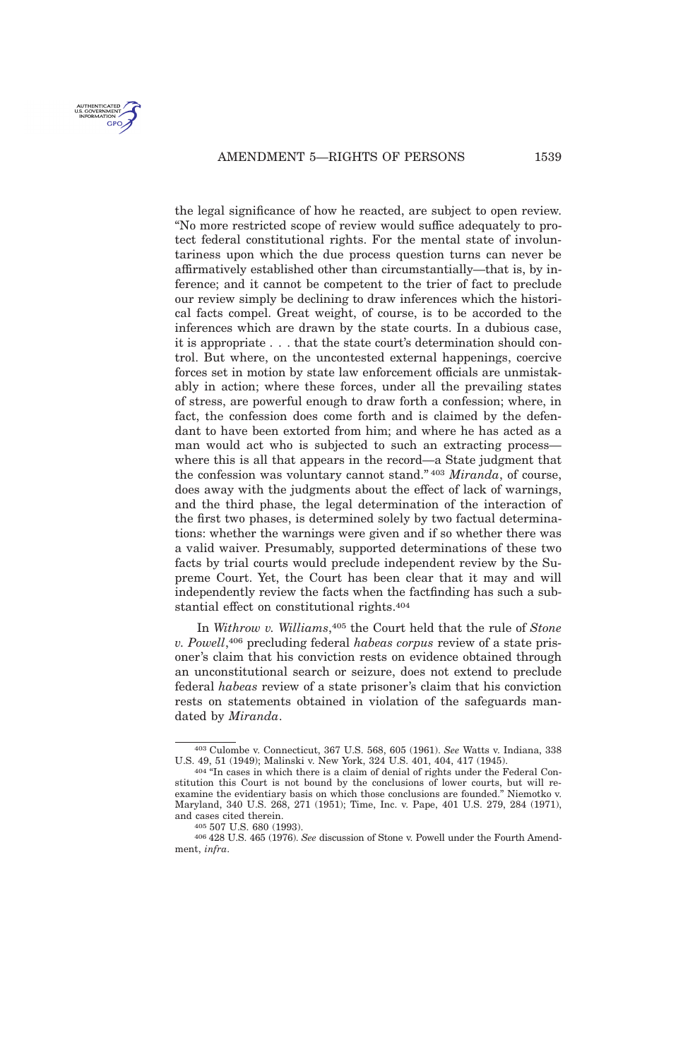the legal significance of how he reacted, are subject to open review. "No more restricted scope of review would suffice adequately to protect federal constitutional rights. For the mental state of involuntariness upon which the due process question turns can never be affirmatively established other than circumstantially—that is, by inference; and it cannot be competent to the trier of fact to preclude our review simply by declining to draw inferences which the historical facts compel. Great weight, of course, is to be accorded to the inferences which are drawn by the state courts. In a dubious case, it is appropriate . . . that the state court's determination should control. But where, on the uncontested external happenings, coercive forces set in motion by state law enforcement officials are unmistakably in action; where these forces, under all the prevailing states of stress, are powerful enough to draw forth a confession; where, in fact, the confession does come forth and is claimed by the defendant to have been extorted from him; and where he has acted as a man would act who is subjected to such an extracting process—where this is all that appears in the record—a State judgment that the confession was voluntary cannot stand."[403] *Miranda*, of course, does away with the judgments about the effect of lack of warnings, and the third phase, the legal determination of the interaction of the first two phases, is determined solely by two factual determinations: whether the warnings were given and if so whether there was a valid waiver. Presumably, supported determinations of these two facts by trial courts would preclude independent review by the Supreme Court. Yet, the Court has been clear that it may and will independently review the facts when the factfinding has such a substantial effect on constitutional rights.[404]

In *Withrow v. Williams*,[405] the Court held that the rule of *Stone v. Powell*,[406] precluding federal *habeas corpus* review of a state prisoner's claim that his conviction rests on evidence obtained through an unconstitutional search or seizure, does not extend to preclude federal *habeas* review of a state prisoner's claim that his conviction rests on statements obtained in violation of the safeguards mandated by *Miranda*.

---

[403] Culombe v. Connecticut, 367 U.S. 568, 605 (1961). *See* Watts v. Indiana, 338 U.S. 49, 51 (1949); Malinski v. New York, 324 U.S. 401, 404, 417 (1945).

[404] "In cases in which there is a claim of denial of rights under the Federal Constitution this Court is not bound by the conclusions of lower courts, but will reexamine the evidentiary basis on which those conclusions are founded." Niemotko v. Maryland, 340 U.S. 268, 271 (1951); Time, Inc. v. Pape, 401 U.S. 279, 284 (1971), and cases cited therein.

[405] 507 U.S. 680 (1993).

[406] 428 U.S. 465 (1976). *See* discussion of Stone v. Powell under the Fourth Amendment, *infra*.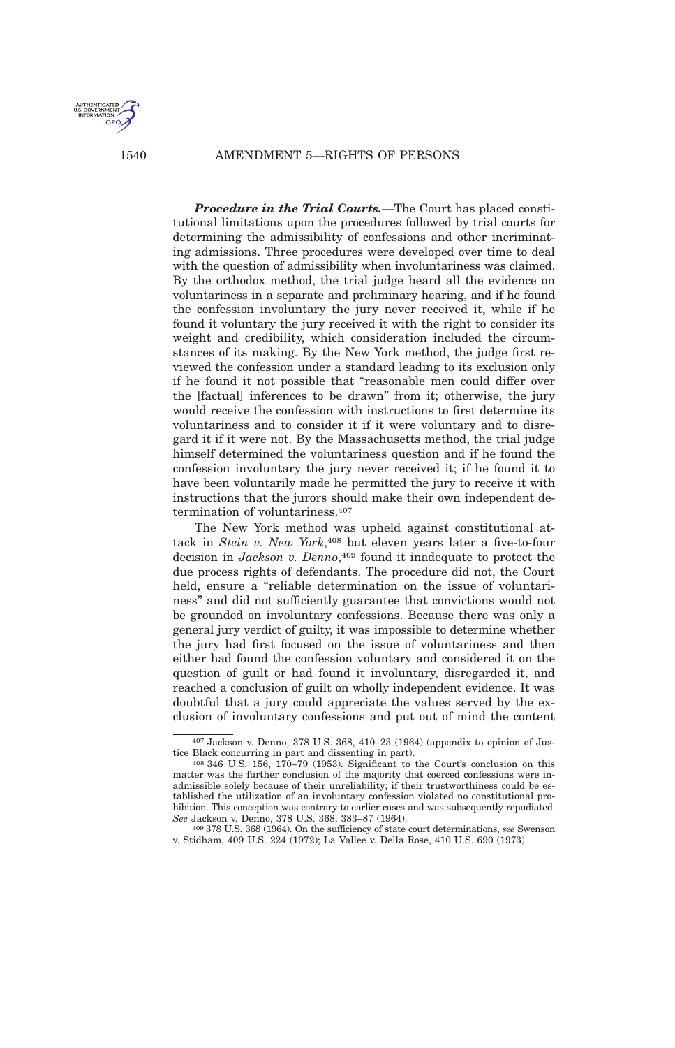***Procedure in the Trial Courts.***—The Court has placed constitutional limitations upon the procedures followed by trial courts for determining the admissibility of confessions and other incriminating admissions. Three procedures were developed over time to deal with the question of admissibility when involuntariness was claimed. By the orthodox method, the trial judge heard all the evidence on voluntariness in a separate and preliminary hearing, and if he found the confession involuntary the jury never received it, while if he found it voluntary the jury received it with the right to consider its weight and credibility, which consideration included the circumstances of its making. By the New York method, the judge first reviewed the confession under a standard leading to its exclusion only if he found it not possible that "reasonable men could differ over the [factual] inferences to be drawn" from it; otherwise, the jury would receive the confession with instructions to first determine its voluntariness and to consider it if it were voluntary and to disregard it if it were not. By the Massachusetts method, the trial judge himself determined the voluntariness question and if he found the confession involuntary the jury never received it; if he found it to have been voluntarily made he permitted the jury to receive it with instructions that the jurors should make their own independent determination of voluntariness.[407]

The New York method was upheld against constitutional attack in *Stein v. New York*,[408] but eleven years later a five-to-four decision in *Jackson v. Denno*,[409] found it inadequate to protect the due process rights of defendants. The procedure did not, the Court held, ensure a "reliable determination on the issue of voluntariness" and did not sufficiently guarantee that convictions would not be grounded on involuntary confessions. Because there was only a general jury verdict of guilty, it was impossible to determine whether the jury had first focused on the issue of voluntariness and then either had found the confession voluntary and considered it on the question of guilt or had found it involuntary, disregarded it, and reached a conclusion of guilt on wholly independent evidence. It was doubtful that a jury could appreciate the values served by the exclusion of involuntary confessions and put out of mind the content

---

[407] Jackson v. Denno, 378 U.S. 368, 410–23 (1964) (appendix to opinion of Justice Black concurring in part and dissenting in part).

[408] 346 U.S. 156, 170–79 (1953). Significant to the Court's conclusion on this matter was the further conclusion of the majority that coerced confessions were inadmissible solely because of their unreliability; if their trustworthiness could be established the utilization of an involuntary confession violated no constitutional prohibition. This conception was contrary to earlier cases and was subsequently repudiated. *See* Jackson v. Denno, 378 U.S. 368, 383–87 (1964).

[409] 378 U.S. 368 (1964). On the sufficiency of state court determinations, *see* Swenson v. Stidham, 409 U.S. 224 (1972); La Vallee v. Della Rose, 410 U.S. 690 (1973).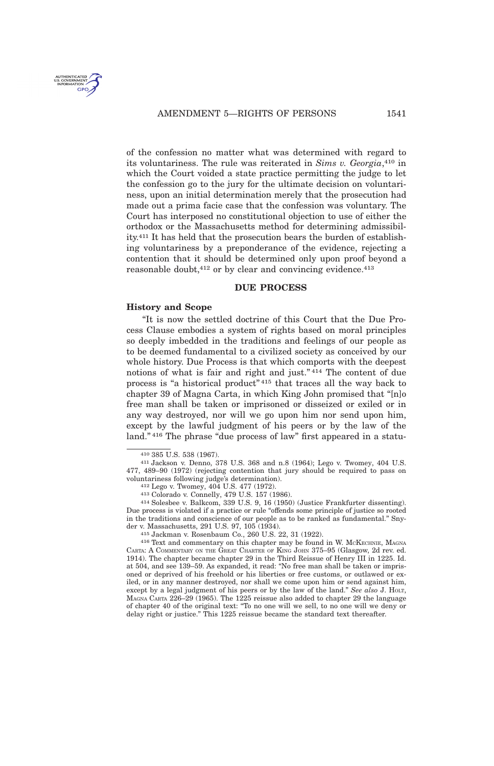of the confession no matter what was determined with regard to its voluntariness. The rule was reiterated in *Sims v. Georgia*,[410] in which the Court voided a state practice permitting the judge to let the confession go to the jury for the ultimate decision on voluntariness, upon an initial determination merely that the prosecution had made out a prima facie case that the confession was voluntary. The Court has interposed no constitutional objection to use of either the orthodox or the Massachusetts method for determining admissibility.[411] It has held that the prosecution bears the burden of establishing voluntariness by a preponderance of the evidence, rejecting a contention that it should be determined only upon proof beyond a reasonable doubt,[412] or by clear and convincing evidence.[413]

## DUE PROCESS

### History and Scope

"It is now the settled doctrine of this Court that the Due Process Clause embodies a system of rights based on moral principles so deeply imbedded in the traditions and feelings of our people as to be deemed fundamental to a civilized society as conceived by our whole history. Due Process is that which comports with the deepest notions of what is fair and right and just."[414] The content of due process is "a historical product"[415] that traces all the way back to chapter 39 of Magna Carta, in which King John promised that "[n]o free man shall be taken or imprisoned or disseized or exiled or in any way destroyed, nor will we go upon him nor send upon him, except by the lawful judgment of his peers or by the law of the land."[416] The phrase "due process of law" first appeared in a statu-

---

[410] 385 U.S. 538 (1967).

[411] Jackson v. Denno, 378 U.S. 368 and n.8 (1964); Lego v. Twomey, 404 U.S. 477, 489–90 (1972) (rejecting contention that jury should be required to pass on voluntariness following judge's determination).

[412] Lego v. Twomey, 404 U.S. 477 (1972).

[413] Colorado v. Connelly, 479 U.S. 157 (1986).

[414] Solesbee v. Balkcom, 339 U.S. 9, 16 (1950) (Justice Frankfurter dissenting). Due process is violated if a practice or rule "offends some principle of justice so rooted in the traditions and conscience of our people as to be ranked as fundamental." Snyder v. Massachusetts, 291 U.S. 97, 105 (1934).

[415] Jackman v. Rosenbaum Co., 260 U.S. 22, 31 (1922).

[416] Text and commentary on this chapter may be found in W. McKechnie, Magna Carta: A Commentary on the Great Charter of King John 375–95 (Glasgow, 2d rev. ed. 1914). The chapter became chapter 29 in the Third Reissue of Henry III in 1225. Id. at 504, and see 139–59. As expanded, it read: "No free man shall be taken or imprisoned or deprived of his freehold or his liberties or free customs, or outlawed or exiled, or in any manner destroyed, nor shall we come upon him or send against him, except by a legal judgment of his peers or by the law of the land." *See also* J. Holt, Magna Carta 226–29 (1965). The 1225 reissue also added to chapter 29 the language of chapter 40 of the original text: "To no one will we sell, to no one will we deny or delay right or justice." This 1225 reissue became the standard text thereafter.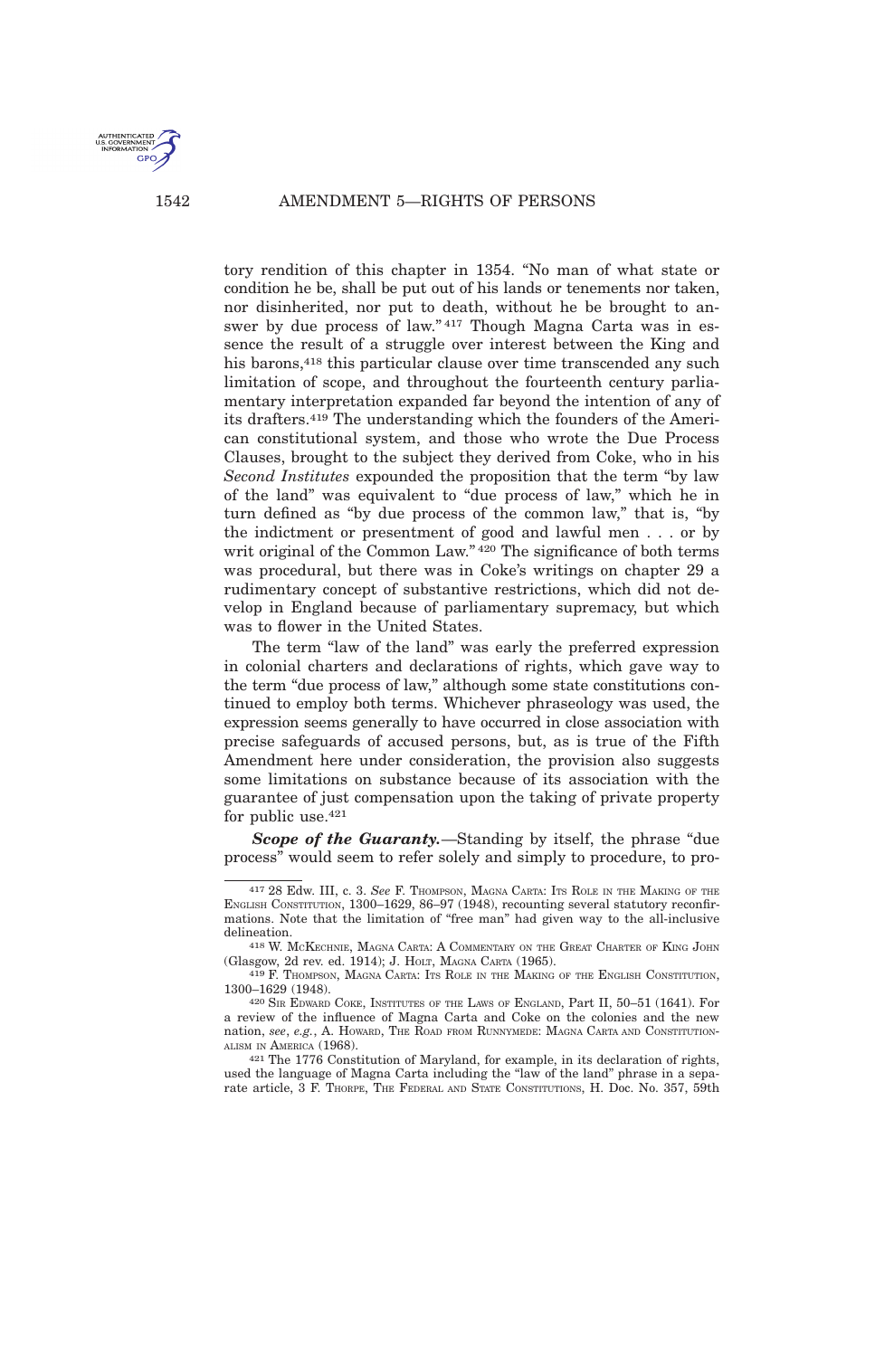tory rendition of this chapter in 1354. "No man of what state or condition he be, shall be put out of his lands or tenements nor taken, nor disinherited, nor put to death, without he be brought to answer by due process of law." [417] Though Magna Carta was in essence the result of a struggle over interest between the King and his barons,[418] this particular clause over time transcended any such limitation of scope, and throughout the fourteenth century parliamentary interpretation expanded far beyond the intention of any of its drafters.[419] The understanding which the founders of the American constitutional system, and those who wrote the Due Process Clauses, brought to the subject they derived from Coke, who in his *Second Institutes* expounded the proposition that the term "by law of the land" was equivalent to "due process of law," which he in turn defined as "by due process of the common law," that is, "by the indictment or presentment of good and lawful men . . . or by writ original of the Common Law." [420] The significance of both terms was procedural, but there was in Coke's writings on chapter 29 a rudimentary concept of substantive restrictions, which did not develop in England because of parliamentary supremacy, but which was to flower in the United States.

The term "law of the land" was early the preferred expression in colonial charters and declarations of rights, which gave way to the term "due process of law," although some state constitutions continued to employ both terms. Whichever phraseology was used, the expression seems generally to have occurred in close association with precise safeguards of accused persons, but, as is true of the Fifth Amendment here under consideration, the provision also suggests some limitations on substance because of its association with the guarantee of just compensation upon the taking of private property for public use.[421]

***Scope of the Guaranty.***—Standing by itself, the phrase "due process" would seem to refer solely and simply to procedure, to pro-

---

[417] 28 Edw. III, c. 3. *See* F. Thompson, Magna Carta: Its Role in the Making of the English Constitution, 1300–1629, 86–97 (1948), recounting several statutory reconfirmations. Note that the limitation of "free man" had given way to the all-inclusive delineation.

[418] W. McKechnie, Magna Carta: A Commentary on the Great Charter of King John (Glasgow, 2d rev. ed. 1914); J. Holt, Magna Carta (1965).

[419] F. Thompson, Magna Carta: Its Role in the Making of the English Constitution, 1300–1629 (1948).

[420] Sir Edward Coke, Institutes of the Laws of England, Part II, 50–51 (1641). For a review of the influence of Magna Carta and Coke on the colonies and the new nation, *see*, *e.g.*, A. Howard, The Road from Runnymede: Magna Carta and Constitutionalism in America (1968).

[421] The 1776 Constitution of Maryland, for example, in its declaration of rights, used the language of Magna Carta including the "law of the land" phrase in a separate article, 3 F. Thorpe, The Federal and State Constitutions, H. Doc. No. 357, 59th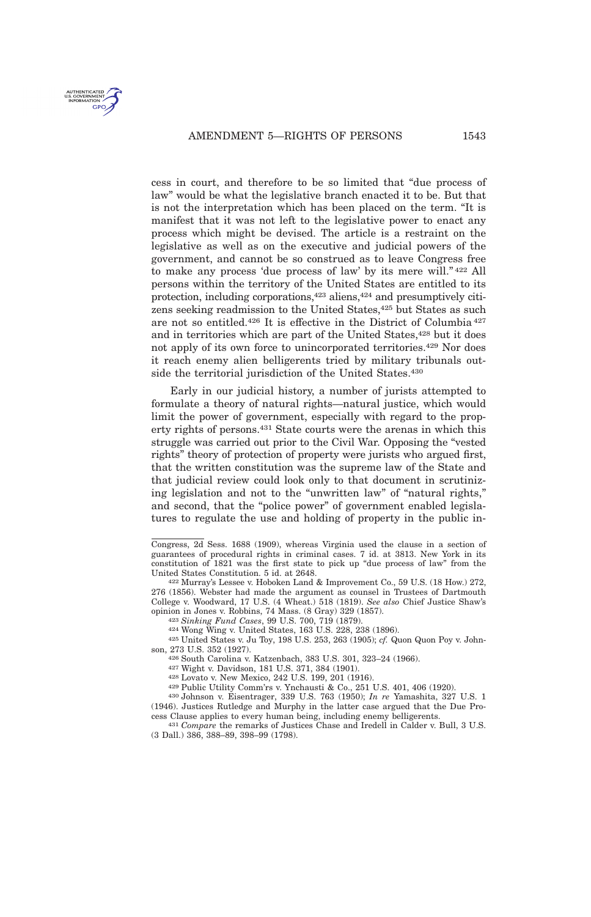cess in court, and therefore to be so limited that "due process of law" would be what the legislative branch enacted it to be. But that is not the interpretation which has been placed on the term. "It is manifest that it was not left to the legislative power to enact any process which might be devised. The article is a restraint on the legislative as well as on the executive and judicial powers of the government, and cannot be so construed as to leave Congress free to make any process 'due process of law' by its mere will."[422] All persons within the territory of the United States are entitled to its protection, including corporations,[423] aliens,[424] and presumptively citizens seeking readmission to the United States,[425] but States as such are not so entitled.[426] It is effective in the District of Columbia[427] and in territories which are part of the United States,[428] but it does not apply of its own force to unincorporated territories.[429] Nor does it reach enemy alien belligerents tried by military tribunals outside the territorial jurisdiction of the United States.[430]

Early in our judicial history, a number of jurists attempted to formulate a theory of natural rights—natural justice, which would limit the power of government, especially with regard to the property rights of persons.[431] State courts were the arenas in which this struggle was carried out prior to the Civil War. Opposing the "vested rights" theory of protection of property were jurists who argued first, that the written constitution was the supreme law of the State and that judicial review could look only to that document in scrutinizing legislation and not to the "unwritten law" of "natural rights," and second, that the "police power" of government enabled legislatures to regulate the use and holding of property in the public in-

---

Congress, 2d Sess. 1688 (1909), whereas Virginia used the clause in a section of guarantees of procedural rights in criminal cases. 7 id. at 3813. New York in its constitution of 1821 was the first state to pick up "due process of law" from the United States Constitution. 5 id. at 2648.

[422] Murray's Lessee v. Hoboken Land & Improvement Co., 59 U.S. (18 How.) 272, 276 (1856). Webster had made the argument as counsel in Trustees of Dartmouth College v. Woodward, 17 U.S. (4 Wheat.) 518 (1819). *See also* Chief Justice Shaw's opinion in Jones v. Robbins, 74 Mass. (8 Gray) 329 (1857).

[423] *Sinking Fund Cases*, 99 U.S. 700, 719 (1879).

[424] Wong Wing v. United States, 163 U.S. 228, 238 (1896).

[425] United States v. Ju Toy, 198 U.S. 253, 263 (1905); *cf.* Quon Quon Poy v. Johnson, 273 U.S. 352 (1927).

[426] South Carolina v. Katzenbach, 383 U.S. 301, 323–24 (1966).

[427] Wight v. Davidson, 181 U.S. 371, 384 (1901).

[428] Lovato v. New Mexico, 242 U.S. 199, 201 (1916).

[429] Public Utility Comm'rs v. Ynchausti & Co., 251 U.S. 401, 406 (1920).

[430] Johnson v. Eisentrager, 339 U.S. 763 (1950); *In re* Yamashita, 327 U.S. 1 (1946). Justices Rutledge and Murphy in the latter case argued that the Due Process Clause applies to every human being, including enemy belligerents.

[431] *Compare* the remarks of Justices Chase and Iredell in Calder v. Bull, 3 U.S. (3 Dall.) 386, 388–89, 398–99 (1798).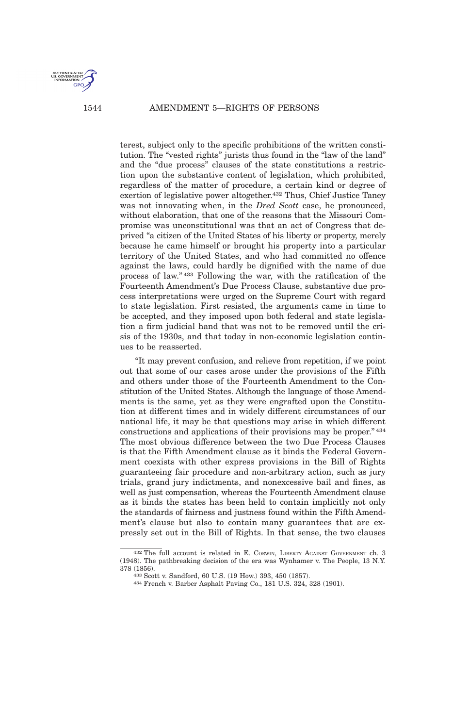terest, subject only to the specific prohibitions of the written constitution. The "vested rights" jurists thus found in the "law of the land" and the "due process" clauses of the state constitutions a restriction upon the substantive content of legislation, which prohibited, regardless of the matter of procedure, a certain kind or degree of exertion of legislative power altogether.[432] Thus, Chief Justice Taney was not innovating when, in the *Dred Scott* case, he pronounced, without elaboration, that one of the reasons that the Missouri Compromise was unconstitutional was that an act of Congress that deprived "a citizen of the United States of his liberty or property, merely because he came himself or brought his property into a particular territory of the United States, and who had committed no offence against the laws, could hardly be dignified with the name of due process of law."[433] Following the war, with the ratification of the Fourteenth Amendment's Due Process Clause, substantive due process interpretations were urged on the Supreme Court with regard to state legislation. First resisted, the arguments came in time to be accepted, and they imposed upon both federal and state legislation a firm judicial hand that was not to be removed until the crisis of the 1930s, and that today in non-economic legislation continues to be reasserted.

"It may prevent confusion, and relieve from repetition, if we point out that some of our cases arose under the provisions of the Fifth and others under those of the Fourteenth Amendment to the Constitution of the United States. Although the language of those Amendments is the same, yet as they were engrafted upon the Constitution at different times and in widely different circumstances of our national life, it may be that questions may arise in which different constructions and applications of their provisions may be proper."[434] The most obvious difference between the two Due Process Clauses is that the Fifth Amendment clause as it binds the Federal Government coexists with other express provisions in the Bill of Rights guaranteeing fair procedure and non-arbitrary action, such as jury trials, grand jury indictments, and nonexcessive bail and fines, as well as just compensation, whereas the Fourteenth Amendment clause as it binds the states has been held to contain implicitly not only the standards of fairness and justness found within the Fifth Amendment's clause but also to contain many guarantees that are expressly set out in the Bill of Rights. In that sense, the two clauses

---

[432] The full account is related in E. Corwin, Liberty Against Government ch. 3 (1948). The pathbreaking decision of the era was Wynhamer v. The People, 13 N.Y. 378 (1856).

[433] Scott v. Sandford, 60 U.S. (19 How.) 393, 450 (1857).

[434] French v. Barber Asphalt Paving Co., 181 U.S. 324, 328 (1901).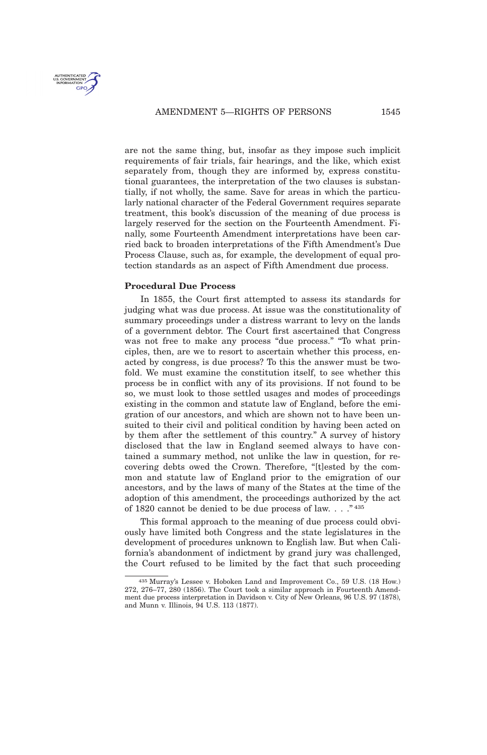are not the same thing, but, insofar as they impose such implicit requirements of fair trials, fair hearings, and the like, which exist separately from, though they are informed by, express constitutional guarantees, the interpretation of the two clauses is substantially, if not wholly, the same. Save for areas in which the particularly national character of the Federal Government requires separate treatment, this book's discussion of the meaning of due process is largely reserved for the section on the Fourteenth Amendment. Finally, some Fourteenth Amendment interpretations have been carried back to broaden interpretations of the Fifth Amendment's Due Process Clause, such as, for example, the development of equal protection standards as an aspect of Fifth Amendment due process.

### Procedural Due Process

In 1855, the Court first attempted to assess its standards for judging what was due process. At issue was the constitutionality of summary proceedings under a distress warrant to levy on the lands of a government debtor. The Court first ascertained that Congress was not free to make any process "due process." "To what principles, then, are we to resort to ascertain whether this process, enacted by congress, is due process? To this the answer must be twofold. We must examine the constitution itself, to see whether this process be in conflict with any of its provisions. If not found to be so, we must look to those settled usages and modes of proceedings existing in the common and statute law of England, before the emigration of our ancestors, and which are shown not to have been unsuited to their civil and political condition by having been acted on by them after the settlement of this country." A survey of history disclosed that the law in England seemed always to have contained a summary method, not unlike the law in question, for recovering debts owed the Crown. Therefore, "[t]ested by the common and statute law of England prior to the emigration of our ancestors, and by the laws of many of the States at the time of the adoption of this amendment, the proceedings authorized by the act of 1820 cannot be denied to be due process of law. . . ."[435]

This formal approach to the meaning of due process could obviously have limited both Congress and the state legislatures in the development of procedures unknown to English law. But when California's abandonment of indictment by grand jury was challenged, the Court refused to be limited by the fact that such proceeding

---

[435] Murray's Lessee v. Hoboken Land and Improvement Co., 59 U.S. (18 How.) 272, 276–77, 280 (1856). The Court took a similar approach in Fourteenth Amendment due process interpretation in Davidson v. City of New Orleans, 96 U.S. 97 (1878), and Munn v. Illinois, 94 U.S. 113 (1877).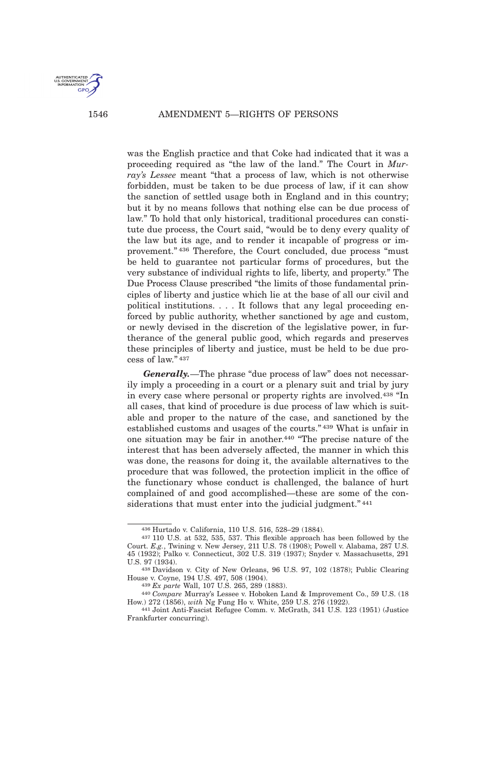was the English practice and that Coke had indicated that it was a proceeding required as "the law of the land." The Court in *Murray's Lessee* meant "that a process of law, which is not otherwise forbidden, must be taken to be due process of law, if it can show the sanction of settled usage both in England and in this country; but it by no means follows that nothing else can be due process of law." To hold that only historical, traditional procedures can constitute due process, the Court said, "would be to deny every quality of the law but its age, and to render it incapable of progress or improvement."[436] Therefore, the Court concluded, due process "must be held to guarantee not particular forms of procedures, but the very substance of individual rights to life, liberty, and property." The Due Process Clause prescribed "the limits of those fundamental principles of liberty and justice which lie at the base of all our civil and political institutions. . . . It follows that any legal proceeding enforced by public authority, whether sanctioned by age and custom, or newly devised in the discretion of the legislative power, in furtherance of the general public good, which regards and preserves these principles of liberty and justice, must be held to be due process of law."[437]

***Generally.***—The phrase "due process of law" does not necessarily imply a proceeding in a court or a plenary suit and trial by jury in every case where personal or property rights are involved.[438] "In all cases, that kind of procedure is due process of law which is suitable and proper to the nature of the case, and sanctioned by the established customs and usages of the courts."[439] What is unfair in one situation may be fair in another.[440] "The precise nature of the interest that has been adversely affected, the manner in which this was done, the reasons for doing it, the available alternatives to the procedure that was followed, the protection implicit in the office of the functionary whose conduct is challenged, the balance of hurt complained of and good accomplished—these are some of the considerations that must enter into the judicial judgment."[441]

---

[436] Hurtado v. California, 110 U.S. 516, 528–29 (1884).

[437] 110 U.S. at 532, 535, 537. This flexible approach has been followed by the Court. *E.g.*, Twining v. New Jersey, 211 U.S. 78 (1908); Powell v. Alabama, 287 U.S. 45 (1932); Palko v. Connecticut, 302 U.S. 319 (1937); Snyder v. Massachusetts, 291 U.S. 97 (1934).

[438] Davidson v. City of New Orleans, 96 U.S. 97, 102 (1878); Public Clearing House v. Coyne, 194 U.S. 497, 508 (1904).

[439] *Ex parte* Wall, 107 U.S. 265, 289 (1883).

[440] *Compare* Murray's Lessee v. Hoboken Land & Improvement Co., 59 U.S. (18 How.) 272 (1856), *with* Ng Fung Ho v. White, 259 U.S. 276 (1922).

[441] Joint Anti-Fascist Refugee Comm. v. McGrath, 341 U.S. 123 (1951) (Justice Frankfurter concurring).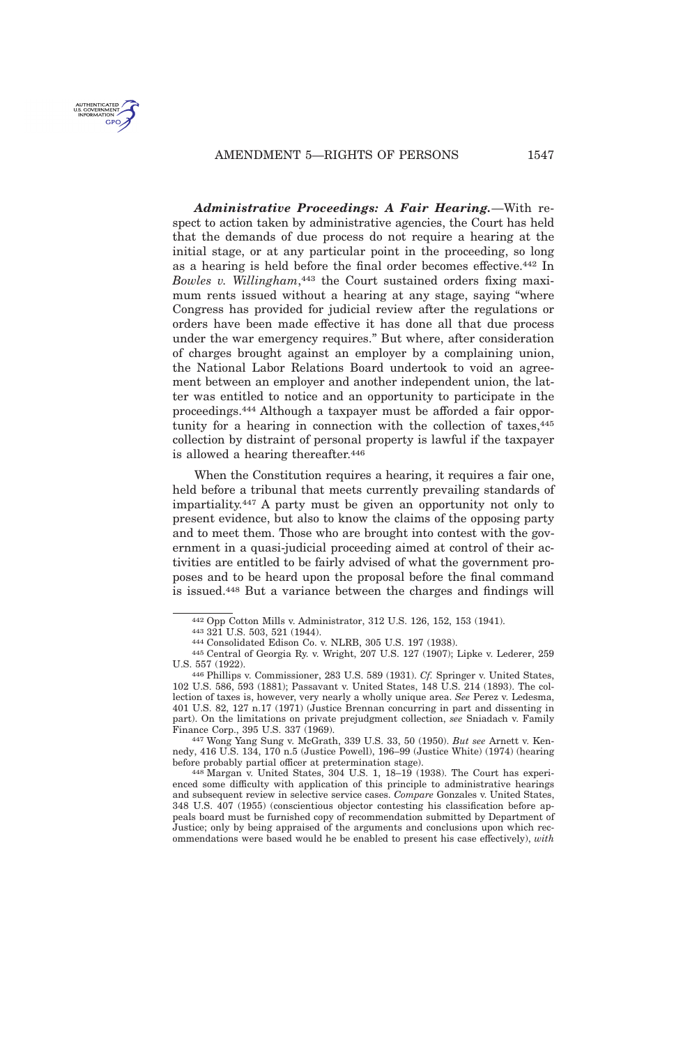***Administrative Proceedings: A Fair Hearing.***—With respect to action taken by administrative agencies, the Court has held that the demands of due process do not require a hearing at the initial stage, or at any particular point in the proceeding, so long as a hearing is held before the final order becomes effective.[442] In *Bowles v. Willingham*,[443] the Court sustained orders fixing maximum rents issued without a hearing at any stage, saying "where Congress has provided for judicial review after the regulations or orders have been made effective it has done all that due process under the war emergency requires." But where, after consideration of charges brought against an employer by a complaining union, the National Labor Relations Board undertook to void an agreement between an employer and another independent union, the latter was entitled to notice and an opportunity to participate in the proceedings.[444] Although a taxpayer must be afforded a fair opportunity for a hearing in connection with the collection of taxes,[445] collection by distraint of personal property is lawful if the taxpayer is allowed a hearing thereafter.[446]

When the Constitution requires a hearing, it requires a fair one, held before a tribunal that meets currently prevailing standards of impartiality.[447] A party must be given an opportunity not only to present evidence, but also to know the claims of the opposing party and to meet them. Those who are brought into contest with the government in a quasi-judicial proceeding aimed at control of their activities are entitled to be fairly advised of what the government proposes and to be heard upon the proposal before the final command is issued.[448] But a variance between the charges and findings will

---

[442] Opp Cotton Mills v. Administrator, 312 U.S. 126, 152, 153 (1941).

[443] 321 U.S. 503, 521 (1944).

[444] Consolidated Edison Co. v. NLRB, 305 U.S. 197 (1938).

[445] Central of Georgia Ry. v. Wright, 207 U.S. 127 (1907); Lipke v. Lederer, 259 U.S. 557 (1922).

[446] Phillips v. Commissioner, 283 U.S. 589 (1931). *Cf.* Springer v. United States, 102 U.S. 586, 593 (1881); Passavant v. United States, 148 U.S. 214 (1893). The collection of taxes is, however, very nearly a wholly unique area. *See* Perez v. Ledesma, 401 U.S. 82, 127 n.17 (1971) (Justice Brennan concurring in part and dissenting in part). On the limitations on private prejudgment collection, *see* Sniadach v. Family Finance Corp., 395 U.S. 337 (1969).

[447] Wong Yang Sung v. McGrath, 339 U.S. 33, 50 (1950). *But see* Arnett v. Kennedy, 416 U.S. 134, 170 n.5 (Justice Powell), 196–99 (Justice White) (1974) (hearing before probably partial officer at pretermination stage).

[448] Margan v. United States, 304 U.S. 1, 18–19 (1938). The Court has experienced some difficulty with application of this principle to administrative hearings and subsequent review in selective service cases. *Compare* Gonzales v. United States, 348 U.S. 407 (1955) (conscientious objector contesting his classification before appeals board must be furnished copy of recommendation submitted by Department of Justice; only by being appraised of the arguments and conclusions upon which recommendations were based would he be enabled to present his case effectively), *with*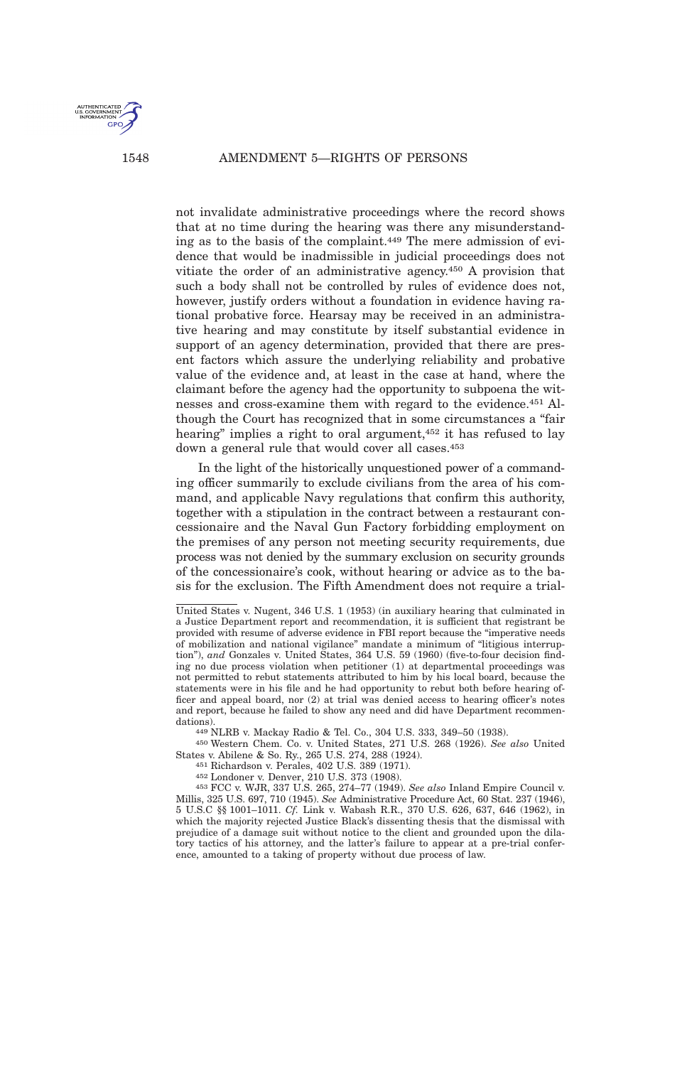not invalidate administrative proceedings where the record shows that at no time during the hearing was there any misunderstanding as to the basis of the complaint.[449] The mere admission of evidence that would be inadmissible in judicial proceedings does not vitiate the order of an administrative agency.[450] A provision that such a body shall not be controlled by rules of evidence does not, however, justify orders without a foundation in evidence having rational probative force. Hearsay may be received in an administrative hearing and may constitute by itself substantial evidence in support of an agency determination, provided that there are present factors which assure the underlying reliability and probative value of the evidence and, at least in the case at hand, where the claimant before the agency had the opportunity to subpoena the witnesses and cross-examine them with regard to the evidence.[451] Although the Court has recognized that in some circumstances a "fair hearing" implies a right to oral argument,[452] it has refused to lay down a general rule that would cover all cases.[453]

In the light of the historically unquestioned power of a commanding officer summarily to exclude civilians from the area of his command, and applicable Navy regulations that confirm this authority, together with a stipulation in the contract between a restaurant concessionaire and the Naval Gun Factory forbidding employment on the premises of any person not meeting security requirements, due process was not denied by the summary exclusion on security grounds of the concessionaire's cook, without hearing or advice as to the basis for the exclusion. The Fifth Amendment does not require a trial-

---

United States v. Nugent, 346 U.S. 1 (1953) (in auxiliary hearing that culminated in a Justice Department report and recommendation, it is sufficient that registrant be provided with resume of adverse evidence in FBI report because the "imperative needs of mobilization and national vigilance" mandate a minimum of "litigious interruption"), *and* Gonzales v. United States, 364 U.S. 59 (1960) (five-to-four decision finding no due process violation when petitioner (1) at departmental proceedings was not permitted to rebut statements attributed to him by his local board, because the statements were in his file and he had opportunity to rebut both before hearing officer and appeal board, nor (2) at trial was denied access to hearing officer's notes and report, because he failed to show any need and did have Department recommendations).

[449] NLRB v. Mackay Radio & Tel. Co., 304 U.S. 333, 349–50 (1938).

[450] Western Chem. Co. v. United States, 271 U.S. 268 (1926). *See also* United States v. Abilene & So. Ry., 265 U.S. 274, 288 (1924).

[451] Richardson v. Perales, 402 U.S. 389 (1971).

[452] Londoner v. Denver, 210 U.S. 373 (1908).

[453] FCC v. WJR, 337 U.S. 265, 274–77 (1949). *See also* Inland Empire Council v. Millis, 325 U.S. 697, 710 (1945). *See* Administrative Procedure Act, 60 Stat. 237 (1946), 5 U.S.C §§ 1001–1011. *Cf.* Link v. Wabash R.R., 370 U.S. 626, 637, 646 (1962), in which the majority rejected Justice Black's dissenting thesis that the dismissal with prejudice of a damage suit without notice to the client and grounded upon the dilatory tactics of his attorney, and the latter's failure to appear at a pre-trial conference, amounted to a taking of property without due process of law.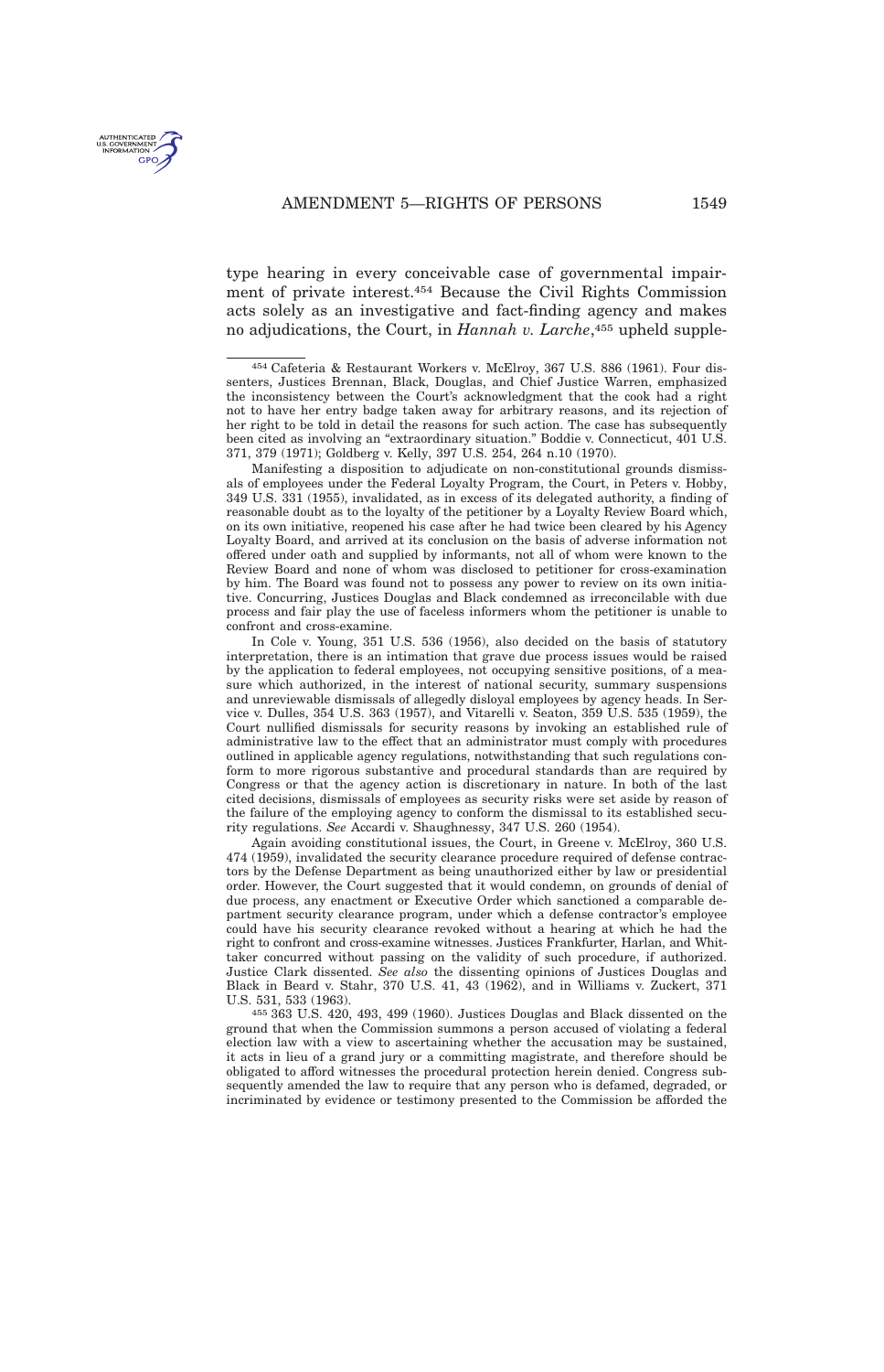type hearing in every conceivable case of governmental impairment of private interest.[454] Because the Civil Rights Commission acts solely as an investigative and fact-finding agency and makes no adjudications, the Court, in *Hannah v. Larche*,[455] upheld supple-

---

[454] Cafeteria & Restaurant Workers v. McElroy, 367 U.S. 886 (1961). Four dissenters, Justices Brennan, Black, Douglas, and Chief Justice Warren, emphasized the inconsistency between the Court's acknowledgment that the cook had a right not to have her entry badge taken away for arbitrary reasons, and its rejection of her right to be told in detail the reasons for such action. The case has subsequently been cited as involving an "extraordinary situation." Boddie v. Connecticut, 401 U.S. 371, 379 (1971); Goldberg v. Kelly, 397 U.S. 254, 264 n.10 (1970).

Manifesting a disposition to adjudicate on non-constitutional grounds dismissals of employees under the Federal Loyalty Program, the Court, in Peters v. Hobby, 349 U.S. 331 (1955), invalidated, as in excess of its delegated authority, a finding of reasonable doubt as to the loyalty of the petitioner by a Loyalty Review Board which, on its own initiative, reopened his case after he had twice been cleared by his Agency Loyalty Board, and arrived at its conclusion on the basis of adverse information not offered under oath and supplied by informants, not all of whom were known to the Review Board and none of whom was disclosed to petitioner for cross-examination by him. The Board was found not to possess any power to review on its own initiative. Concurring, Justices Douglas and Black condemned as irreconcilable with due process and fair play the use of faceless informers whom the petitioner is unable to confront and cross-examine.

In Cole v. Young, 351 U.S. 536 (1956), also decided on the basis of statutory interpretation, there is an intimation that grave due process issues would be raised by the application to federal employees, not occupying sensitive positions, of a measure which authorized, in the interest of national security, summary suspensions and unreviewable dismissals of allegedly disloyal employees by agency heads. In Service v. Dulles, 354 U.S. 363 (1957), and Vitarelli v. Seaton, 359 U.S. 535 (1959), the Court nullified dismissals for security reasons by invoking an established rule of administrative law to the effect that an administrator must comply with procedures outlined in applicable agency regulations, notwithstanding that such regulations conform to more rigorous substantive and procedural standards than are required by Congress or that the agency action is discretionary in nature. In both of the last cited decisions, dismissals of employees as security risks were set aside by reason of the failure of the employing agency to conform the dismissal to its established security regulations. *See* Accardi v. Shaughnessy, 347 U.S. 260 (1954).

Again avoiding constitutional issues, the Court, in Greene v. McElroy, 360 U.S. 474 (1959), invalidated the security clearance procedure required of defense contractors by the Defense Department as being unauthorized either by law or presidential order. However, the Court suggested that it would condemn, on grounds of denial of due process, any enactment or Executive Order which sanctioned a comparable department security clearance program, under which a defense contractor's employee could have his security clearance revoked without a hearing at which he had the right to confront and cross-examine witnesses. Justices Frankfurter, Harlan, and Whittaker concurred without passing on the validity of such procedure, if authorized. Justice Clark dissented. *See also* the dissenting opinions of Justices Douglas and Black in Beard v. Stahr, 370 U.S. 41, 43 (1962), and in Williams v. Zuckert, 371 U.S. 531, 533 (1963).

[455] 363 U.S. 420, 493, 499 (1960). Justices Douglas and Black dissented on the ground that when the Commission summons a person accused of violating a federal election law with a view to ascertaining whether the accusation may be sustained, it acts in lieu of a grand jury or a committing magistrate, and therefore should be obligated to afford witnesses the procedural protection herein denied. Congress subsequently amended the law to require that any person who is defamed, degraded, or incriminated by evidence or testimony presented to the Commission be afforded the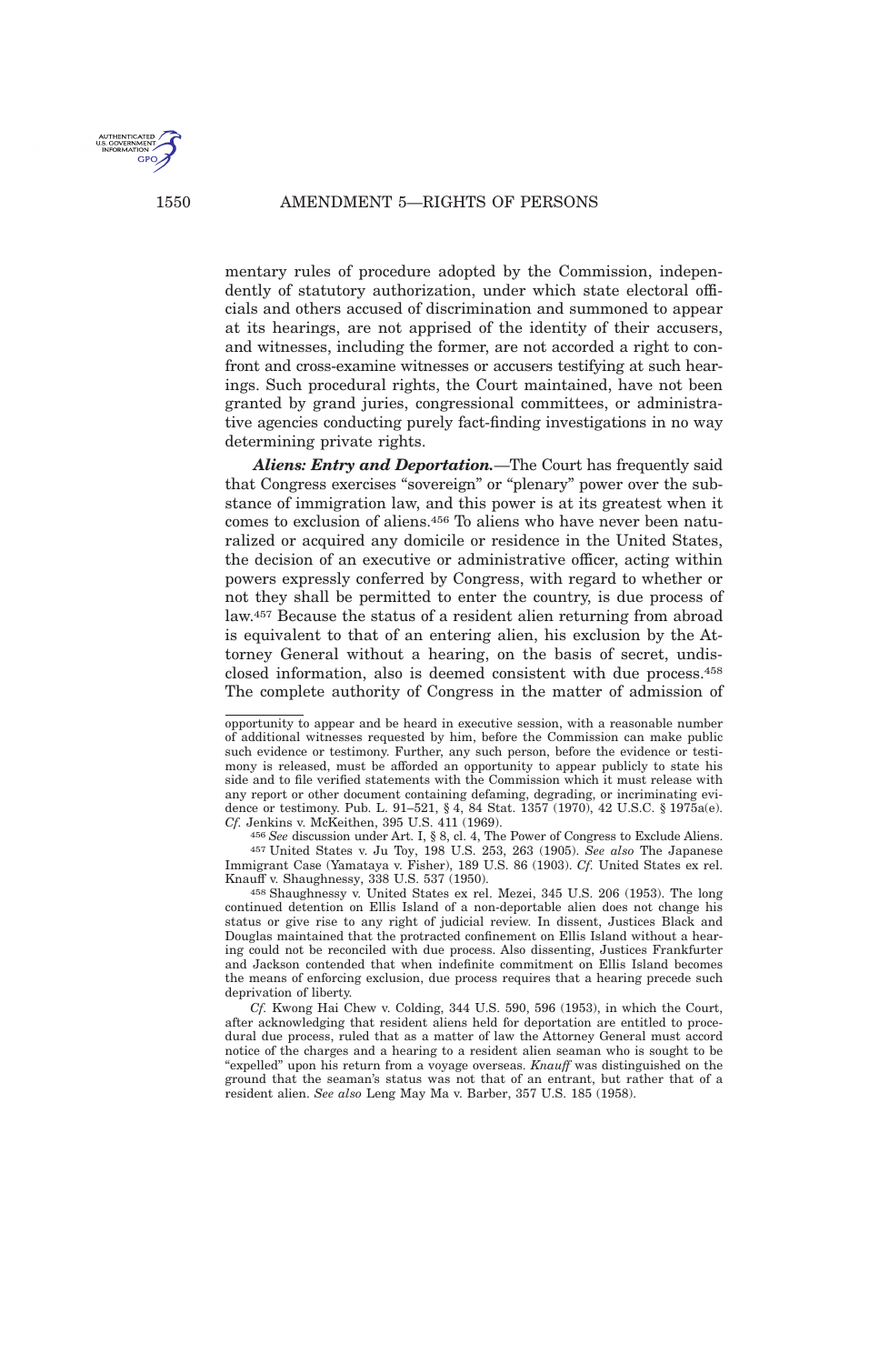mentary rules of procedure adopted by the Commission, independently of statutory authorization, under which state electoral officials and others accused of discrimination and summoned to appear at its hearings, are not apprised of the identity of their accusers, and witnesses, including the former, are not accorded a right to confront and cross-examine witnesses or accusers testifying at such hearings. Such procedural rights, the Court maintained, have not been granted by grand juries, congressional committees, or administrative agencies conducting purely fact-finding investigations in no way determining private rights.

***Aliens: Entry and Deportation.***—The Court has frequently said that Congress exercises "sovereign" or "plenary" power over the substance of immigration law, and this power is at its greatest when it comes to exclusion of aliens.[456] To aliens who have never been naturalized or acquired any domicile or residence in the United States, the decision of an executive or administrative officer, acting within powers expressly conferred by Congress, with regard to whether or not they shall be permitted to enter the country, is due process of law.[457] Because the status of a resident alien returning from abroad is equivalent to that of an entering alien, his exclusion by the Attorney General without a hearing, on the basis of secret, undisclosed information, also is deemed consistent with due process.[458] The complete authority of Congress in the matter of admission of

---

opportunity to appear and be heard in executive session, with a reasonable number of additional witnesses requested by him, before the Commission can make public such evidence or testimony. Further, any such person, before the evidence or testimony is released, must be afforded an opportunity to appear publicly to state his side and to file verified statements with the Commission which it must release with any report or other document containing defaming, degrading, or incriminating evidence or testimony. Pub. L. 91–521, § 4, 84 Stat. 1357 (1970), 42 U.S.C. § 1975a(e). *Cf.* Jenkins v. McKeithen, 395 U.S. 411 (1969).

[456] *See* discussion under Art. I, § 8, cl. 4, The Power of Congress to Exclude Aliens.

[457] United States v. Ju Toy, 198 U.S. 253, 263 (1905). *See also* The Japanese Immigrant Case (Yamataya v. Fisher), 189 U.S. 86 (1903). *Cf.* United States ex rel. Knauff v. Shaughnessy, 338 U.S. 537 (1950).

[458] Shaughnessy v. United States ex rel. Mezei, 345 U.S. 206 (1953). The long continued detention on Ellis Island of a non-deportable alien does not change his status or give rise to any right of judicial review. In dissent, Justices Black and Douglas maintained that the protracted confinement on Ellis Island without a hearing could not be reconciled with due process. Also dissenting, Justices Frankfurter and Jackson contended that when indefinite commitment on Ellis Island becomes the means of enforcing exclusion, due process requires that a hearing precede such deprivation of liberty.

*Cf.* Kwong Hai Chew v. Colding, 344 U.S. 590, 596 (1953), in which the Court, after acknowledging that resident aliens held for deportation are entitled to procedural due process, ruled that as a matter of law the Attorney General must accord notice of the charges and a hearing to a resident alien seaman who is sought to be "expelled" upon his return from a voyage overseas. *Knauff* was distinguished on the ground that the seaman's status was not that of an entrant, but rather that of a resident alien. *See also* Leng May Ma v. Barber, 357 U.S. 185 (1958).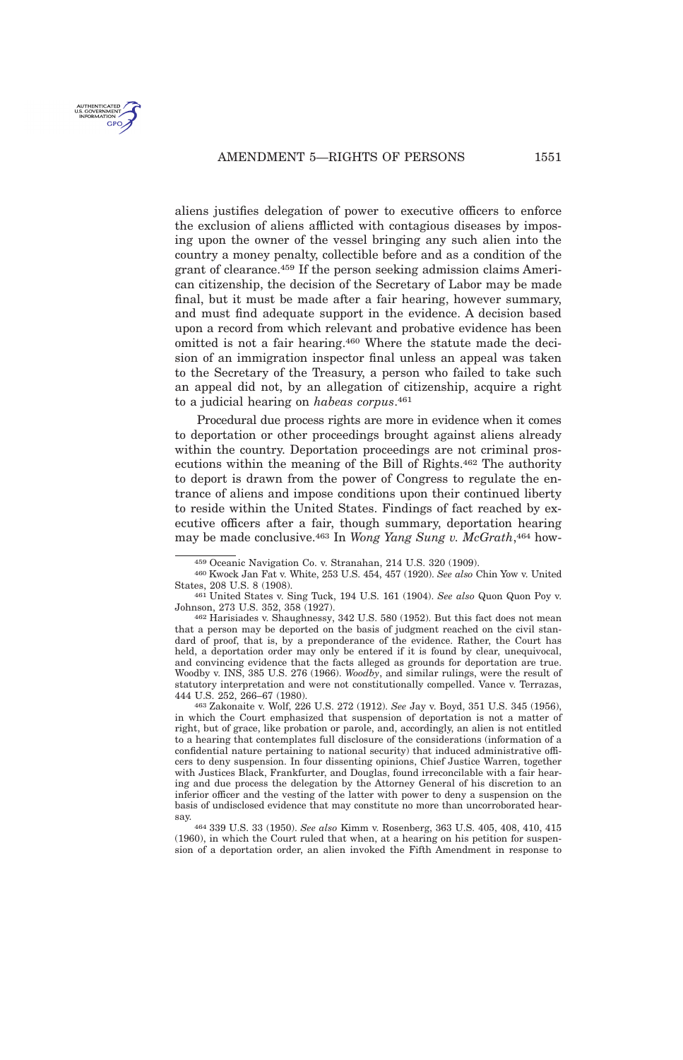aliens justifies delegation of power to executive officers to enforce the exclusion of aliens afflicted with contagious diseases by imposing upon the owner of the vessel bringing any such alien into the country a money penalty, collectible before and as a condition of the grant of clearance.[459] If the person seeking admission claims American citizenship, the decision of the Secretary of Labor may be made final, but it must be made after a fair hearing, however summary, and must find adequate support in the evidence. A decision based upon a record from which relevant and probative evidence has been omitted is not a fair hearing.[460] Where the statute made the decision of an immigration inspector final unless an appeal was taken to the Secretary of the Treasury, a person who failed to take such an appeal did not, by an allegation of citizenship, acquire a right to a judicial hearing on *habeas corpus*.[461]

Procedural due process rights are more in evidence when it comes to deportation or other proceedings brought against aliens already within the country. Deportation proceedings are not criminal prosecutions within the meaning of the Bill of Rights.[462] The authority to deport is drawn from the power of Congress to regulate the entrance of aliens and impose conditions upon their continued liberty to reside within the United States. Findings of fact reached by executive officers after a fair, though summary, deportation hearing may be made conclusive.[463] In *Wong Yang Sung v. McGrath*,[464] how-

---

[459] Oceanic Navigation Co. v. Stranahan, 214 U.S. 320 (1909).

[460] Kwock Jan Fat v. White, 253 U.S. 454, 457 (1920). *See also* Chin Yow v. United States, 208 U.S. 8 (1908).

[461] United States v. Sing Tuck, 194 U.S. 161 (1904). *See also* Quon Quon Poy v. Johnson, 273 U.S. 352, 358 (1927).

[462] Harisiades v. Shaughnessy, 342 U.S. 580 (1952). But this fact does not mean that a person may be deported on the basis of judgment reached on the civil standard of proof, that is, by a preponderance of the evidence. Rather, the Court has held, a deportation order may only be entered if it is found by clear, unequivocal, and convincing evidence that the facts alleged as grounds for deportation are true. Woodby v. INS, 385 U.S. 276 (1966). *Woodby*, and similar rulings, were the result of statutory interpretation and were not constitutionally compelled. Vance v. Terrazas, 444 U.S. 252, 266–67 (1980).

[463] Zakonaite v. Wolf, 226 U.S. 272 (1912). *See* Jay v. Boyd, 351 U.S. 345 (1956), in which the Court emphasized that suspension of deportation is not a matter of right, but of grace, like probation or parole, and, accordingly, an alien is not entitled to a hearing that contemplates full disclosure of the considerations (information of a confidential nature pertaining to national security) that induced administrative officers to deny suspension. In four dissenting opinions, Chief Justice Warren, together with Justices Black, Frankfurter, and Douglas, found irreconcilable with a fair hearing and due process the delegation by the Attorney General of his discretion to an inferior officer and the vesting of the latter with power to deny a suspension on the basis of undisclosed evidence that may constitute no more than uncorroborated hearsay.

[464] 339 U.S. 33 (1950). *See also* Kimm v. Rosenberg, 363 U.S. 405, 408, 410, 415 (1960), in which the Court ruled that when, at a hearing on his petition for suspension of a deportation order, an alien invoked the Fifth Amendment in response to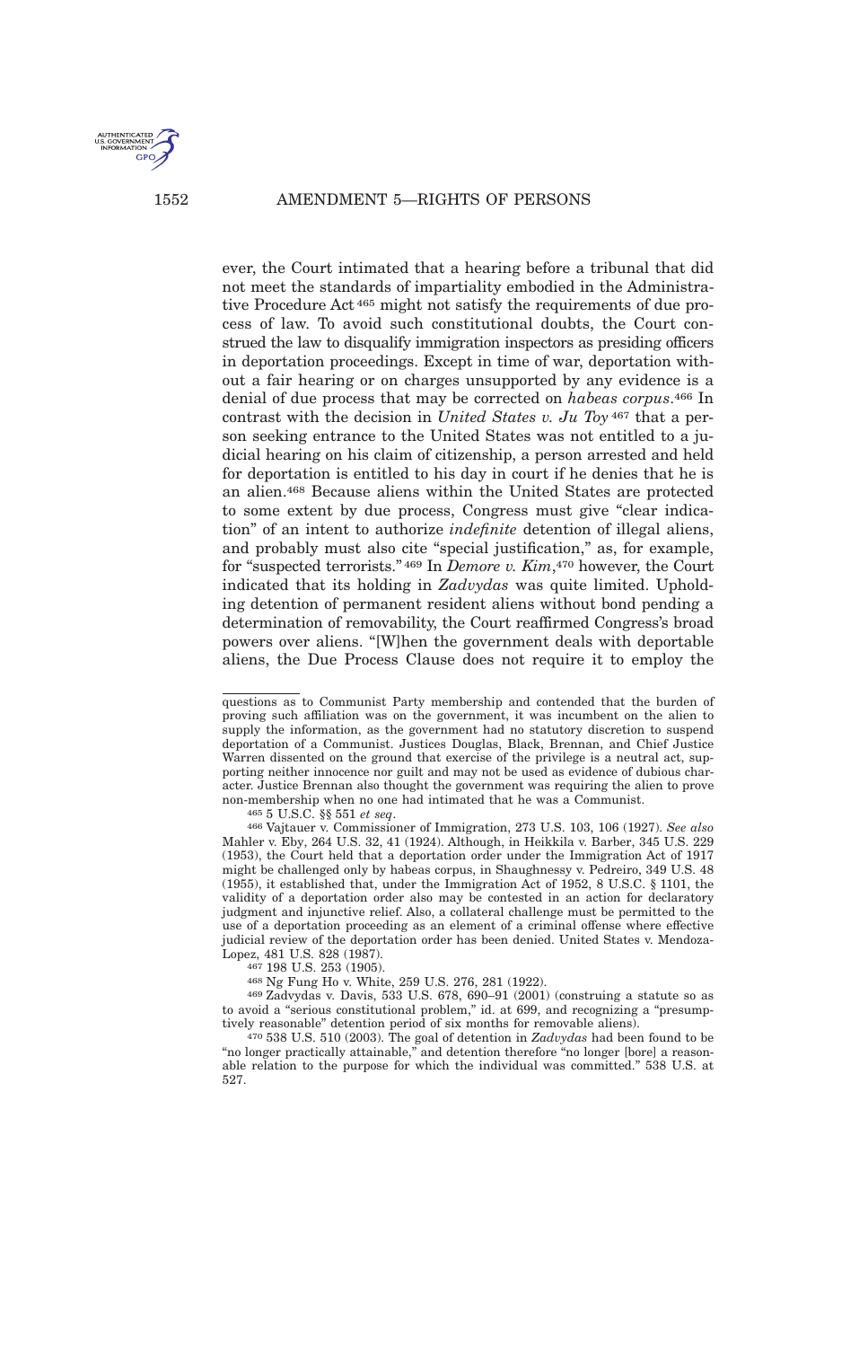ever, the Court intimated that a hearing before a tribunal that did not meet the standards of impartiality embodied in the Administrative Procedure Act[465] might not satisfy the requirements of due process of law. To avoid such constitutional doubts, the Court construed the law to disqualify immigration inspectors as presiding officers in deportation proceedings. Except in time of war, deportation without a fair hearing or on charges unsupported by any evidence is a denial of due process that may be corrected on *habeas corpus*.[466] In contrast with the decision in *United States v. Ju Toy*[467] that a person seeking entrance to the United States was not entitled to a judicial hearing on his claim of citizenship, a person arrested and held for deportation is entitled to his day in court if he denies that he is an alien.[468] Because aliens within the United States are protected to some extent by due process, Congress must give "clear indication" of an intent to authorize *indefinite* detention of illegal aliens, and probably must also cite "special justification," as, for example, for "suspected terrorists."[469] In *Demore v. Kim*,[470] however, the Court indicated that its holding in *Zadvydas* was quite limited. Upholding detention of permanent resident aliens without bond pending a determination of removability, the Court reaffirmed Congress's broad powers over aliens. "[W]hen the government deals with deportable aliens, the Due Process Clause does not require it to employ the

---

questions as to Communist Party membership and contended that the burden of proving such affiliation was on the government, it was incumbent on the alien to supply the information, as the government had no statutory discretion to suspend deportation of a Communist. Justices Douglas, Black, Brennan, and Chief Justice Warren dissented on the ground that exercise of the privilege is a neutral act, supporting neither innocence nor guilt and may not be used as evidence of dubious character. Justice Brennan also thought the government was requiring the alien to prove non-membership when no one had intimated that he was a Communist.

[465] 5 U.S.C. §§ 551 *et seq*.

[466] Vajtauer v. Commissioner of Immigration, 273 U.S. 103, 106 (1927). *See also* Mahler v. Eby, 264 U.S. 32, 41 (1924). Although, in Heikkila v. Barber, 345 U.S. 229 (1953), the Court held that a deportation order under the Immigration Act of 1917 might be challenged only by habeas corpus, in Shaughnessy v. Pedreiro, 349 U.S. 48 (1955), it established that, under the Immigration Act of 1952, 8 U.S.C. § 1101, the validity of a deportation order also may be contested in an action for declaratory judgment and injunctive relief. Also, a collateral challenge must be permitted to the use of a deportation proceeding as an element of a criminal offense where effective judicial review of the deportation order has been denied. United States v. Mendoza-Lopez, 481 U.S. 828 (1987).

[467] 198 U.S. 253 (1905).

[468] Ng Fung Ho v. White, 259 U.S. 276, 281 (1922).

[469] Zadvydas v. Davis, 533 U.S. 678, 690–91 (2001) (construing a statute so as to avoid a "serious constitutional problem," id. at 699, and recognizing a "presumptively reasonable" detention period of six months for removable aliens).

[470] 538 U.S. 510 (2003). The goal of detention in *Zadvydas* had been found to be "no longer practically attainable," and detention therefore "no longer [bore] a reasonable relation to the purpose for which the individual was committed." 538 U.S. at 527.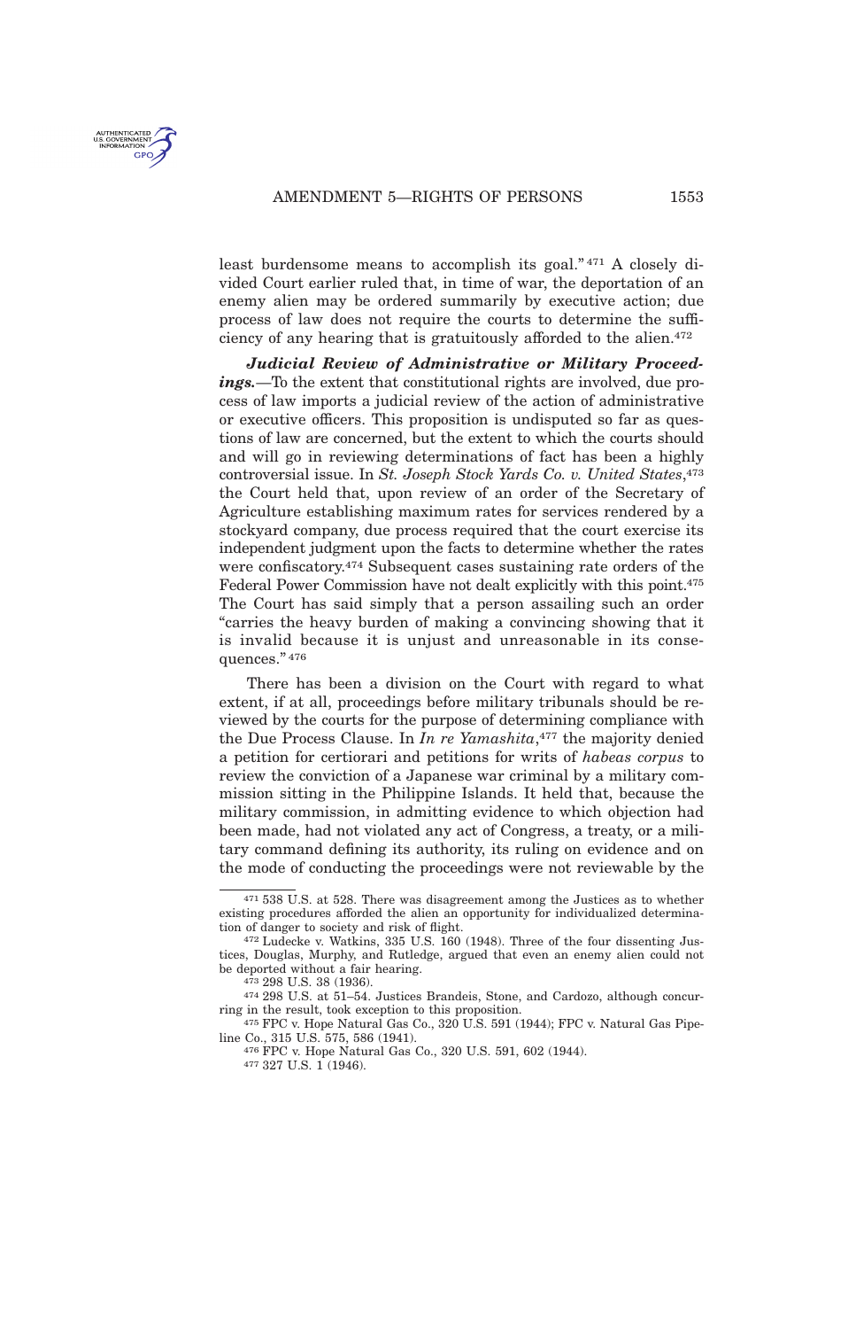least burdensome means to accomplish its goal."[471] A closely divided Court earlier ruled that, in time of war, the deportation of an enemy alien may be ordered summarily by executive action; due process of law does not require the courts to determine the sufficiency of any hearing that is gratuitously afforded to the alien.[472]

***Judicial Review of Administrative or Military Proceedings.***—To the extent that constitutional rights are involved, due process of law imports a judicial review of the action of administrative or executive officers. This proposition is undisputed so far as questions of law are concerned, but the extent to which the courts should and will go in reviewing determinations of fact has been a highly controversial issue. In *St. Joseph Stock Yards Co. v. United States*,[473] the Court held that, upon review of an order of the Secretary of Agriculture establishing maximum rates for services rendered by a stockyard company, due process required that the court exercise its independent judgment upon the facts to determine whether the rates were confiscatory.[474] Subsequent cases sustaining rate orders of the Federal Power Commission have not dealt explicitly with this point.[475] The Court has said simply that a person assailing such an order "carries the heavy burden of making a convincing showing that it is invalid because it is unjust and unreasonable in its consequences."[476]

There has been a division on the Court with regard to what extent, if at all, proceedings before military tribunals should be reviewed by the courts for the purpose of determining compliance with the Due Process Clause. In *In re Yamashita*,[477] the majority denied a petition for certiorari and petitions for writs of *habeas corpus* to review the conviction of a Japanese war criminal by a military commission sitting in the Philippine Islands. It held that, because the military commission, in admitting evidence to which objection had been made, had not violated any act of Congress, a treaty, or a military command defining its authority, its ruling on evidence and on the mode of conducting the proceedings were not reviewable by the

---

[471] 538 U.S. at 528. There was disagreement among the Justices as to whether existing procedures afforded the alien an opportunity for individualized determination of danger to society and risk of flight.

[472] Ludecke v. Watkins, 335 U.S. 160 (1948). Three of the four dissenting Justices, Douglas, Murphy, and Rutledge, argued that even an enemy alien could not be deported without a fair hearing.

[473] 298 U.S. 38 (1936).

[474] 298 U.S. at 51–54. Justices Brandeis, Stone, and Cardozo, although concurring in the result, took exception to this proposition.

[475] FPC v. Hope Natural Gas Co., 320 U.S. 591 (1944); FPC v. Natural Gas Pipeline Co., 315 U.S. 575, 586 (1941).

[476] FPC v. Hope Natural Gas Co., 320 U.S. 591, 602 (1944).

[477] 327 U.S. 1 (1946).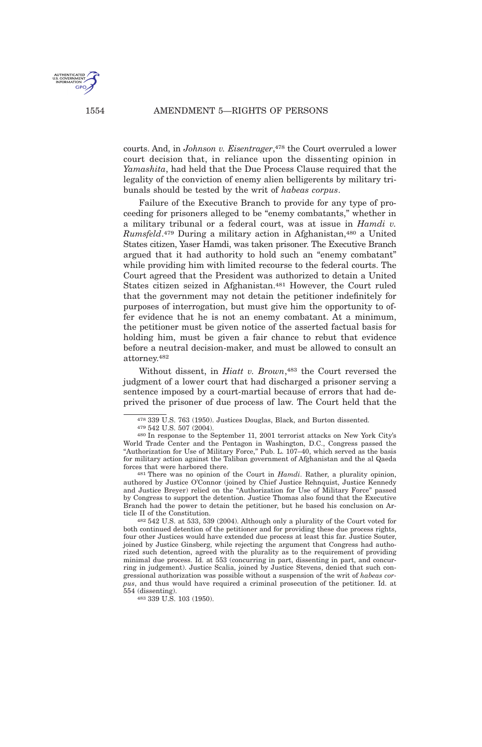courts. And, in *Johnson v. Eisentrager*,[478] the Court overruled a lower court decision that, in reliance upon the dissenting opinion in *Yamashita*, had held that the Due Process Clause required that the legality of the conviction of enemy alien belligerents by military tribunals should be tested by the writ of *habeas corpus*.

Failure of the Executive Branch to provide for any type of proceeding for prisoners alleged to be "enemy combatants," whether in a military tribunal or a federal court, was at issue in *Hamdi v. Rumsfeld*.[479] During a military action in Afghanistan,[480] a United States citizen, Yaser Hamdi, was taken prisoner. The Executive Branch argued that it had authority to hold such an "enemy combatant" while providing him with limited recourse to the federal courts. The Court agreed that the President was authorized to detain a United States citizen seized in Afghanistan.[481] However, the Court ruled that the government may not detain the petitioner indefinitely for purposes of interrogation, but must give him the opportunity to offer evidence that he is not an enemy combatant. At a minimum, the petitioner must be given notice of the asserted factual basis for holding him, must be given a fair chance to rebut that evidence before a neutral decision-maker, and must be allowed to consult an attorney.[482]

Without dissent, in *Hiatt v. Brown*,[483] the Court reversed the judgment of a lower court that had discharged a prisoner serving a sentence imposed by a court-martial because of errors that had deprived the prisoner of due process of law. The Court held that the

---

[478] 339 U.S. 763 (1950). Justices Douglas, Black, and Burton dissented.

[479] 542 U.S. 507 (2004).

[480] In response to the September 11, 2001 terrorist attacks on New York City's World Trade Center and the Pentagon in Washington, D.C., Congress passed the "Authorization for Use of Military Force," Pub. L. 107–40, which served as the basis for military action against the Taliban government of Afghanistan and the al Qaeda forces that were harbored there.

[481] There was no opinion of the Court in *Hamdi*. Rather, a plurality opinion, authored by Justice O'Connor (joined by Chief Justice Rehnquist, Justice Kennedy and Justice Breyer) relied on the "Authorization for Use of Military Force" passed by Congress to support the detention. Justice Thomas also found that the Executive Branch had the power to detain the petitioner, but he based his conclusion on Article II of the Constitution.

[482] 542 U.S. at 533, 539 (2004). Although only a plurality of the Court voted for both continued detention of the petitioner and for providing these due process rights, four other Justices would have extended due process at least this far. Justice Souter, joined by Justice Ginsberg, while rejecting the argument that Congress had authorized such detention, agreed with the plurality as to the requirement of providing minimal due process. Id. at 553 (concurring in part, dissenting in part, and concurring in judgement). Justice Scalia, joined by Justice Stevens, denied that such congressional authorization was possible without a suspension of the writ of *habeas corpus*, and thus would have required a criminal prosecution of the petitioner. Id. at 554 (dissenting).

[483] 339 U.S. 103 (1950).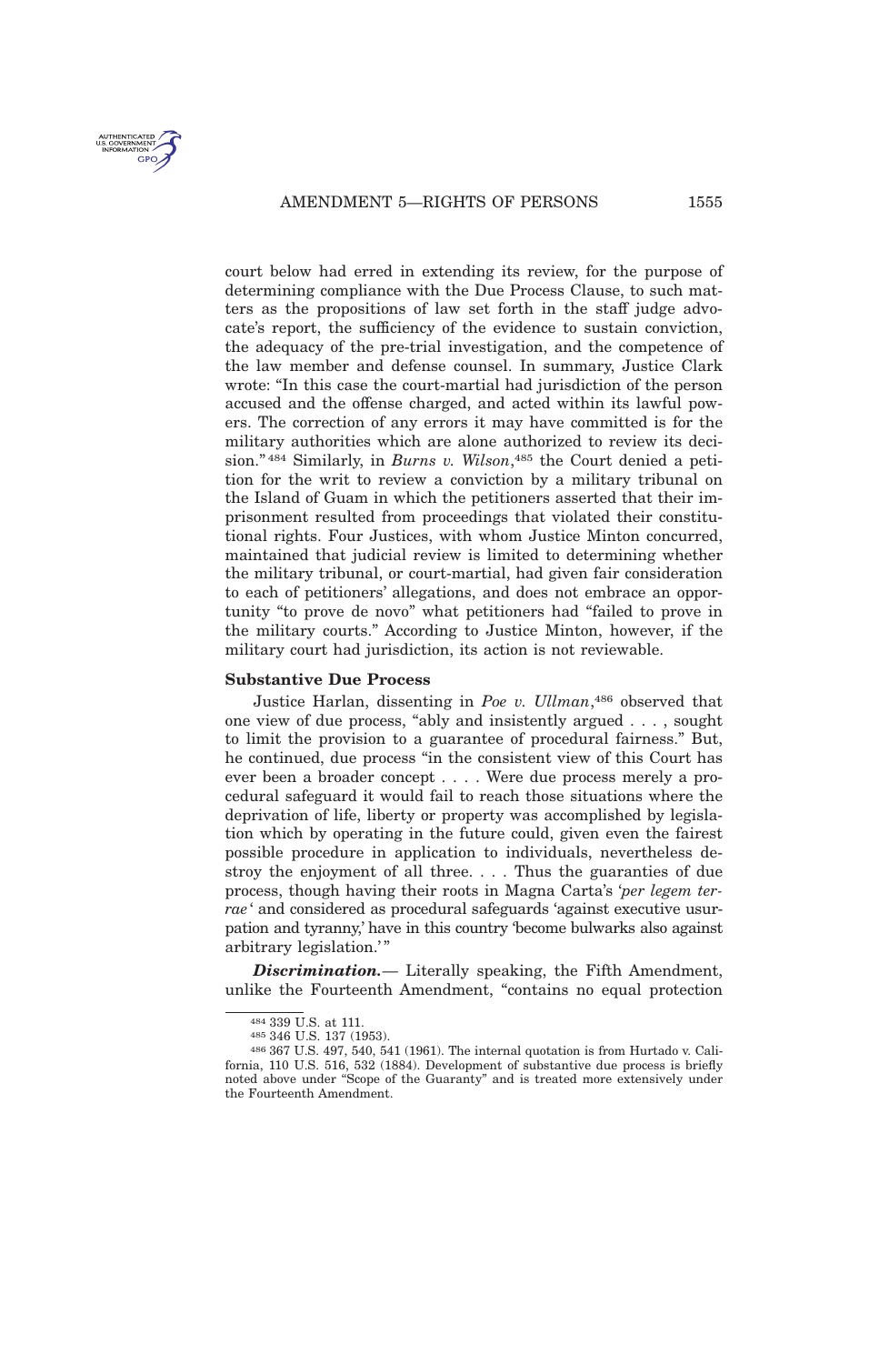court below had erred in extending its review, for the purpose of determining compliance with the Due Process Clause, to such matters as the propositions of law set forth in the staff judge advocate's report, the sufficiency of the evidence to sustain conviction, the adequacy of the pre-trial investigation, and the competence of the law member and defense counsel. In summary, Justice Clark wrote: "In this case the court-martial had jurisdiction of the person accused and the offense charged, and acted within its lawful powers. The correction of any errors it may have committed is for the military authorities which are alone authorized to review its decision." [484] Similarly, in *Burns v. Wilson*,[485] the Court denied a petition for the writ to review a conviction by a military tribunal on the Island of Guam in which the petitioners asserted that their imprisonment resulted from proceedings that violated their constitutional rights. Four Justices, with whom Justice Minton concurred, maintained that judicial review is limited to determining whether the military tribunal, or court-martial, had given fair consideration to each of petitioners' allegations, and does not embrace an opportunity "to prove de novo" what petitioners had "failed to prove in the military courts." According to Justice Minton, however, if the military court had jurisdiction, its action is not reviewable.

## Substantive Due Process

Justice Harlan, dissenting in *Poe v. Ullman*,[486] observed that one view of due process, "ably and insistently argued . . . , sought to limit the provision to a guarantee of procedural fairness." But, he continued, due process "in the consistent view of this Court has ever been a broader concept . . . . Were due process merely a procedural safeguard it would fail to reach those situations where the deprivation of life, liberty or property was accomplished by legislation which by operating in the future could, given even the fairest possible procedure in application to individuals, nevertheless destroy the enjoyment of all three. . . . Thus the guaranties of due process, though having their roots in Magna Carta's '*per legem terrae*' and considered as procedural safeguards 'against executive usurpation and tyranny,' have in this country 'become bulwarks also against arbitrary legislation.'"

***Discrimination.***— Literally speaking, the Fifth Amendment, unlike the Fourteenth Amendment, "contains no equal protection

[484] 339 U.S. at 111.

[485] 346 U.S. 137 (1953).

[486] 367 U.S. 497, 540, 541 (1961). The internal quotation is from Hurtado v. California, 110 U.S. 516, 532 (1884). Development of substantive due process is briefly noted above under "Scope of the Guaranty" and is treated more extensively under the Fourteenth Amendment.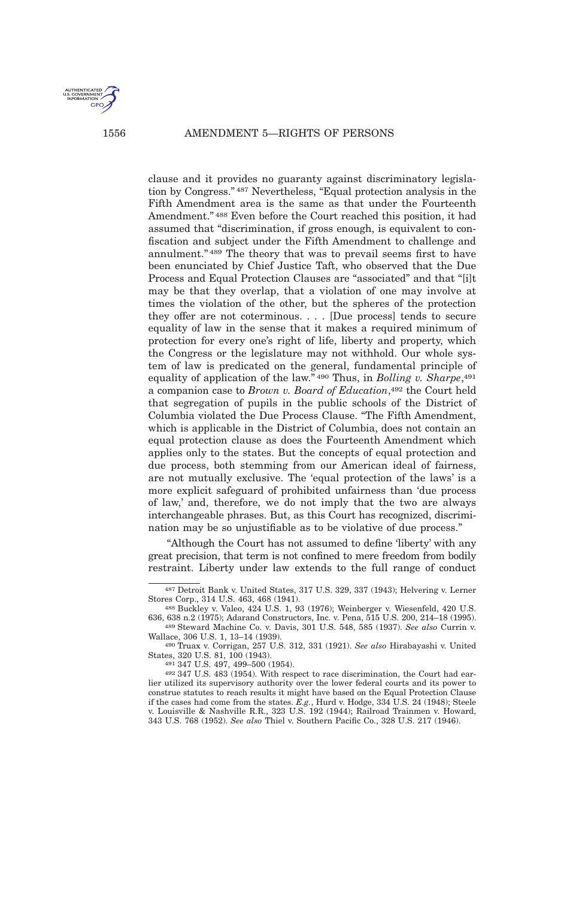clause and it provides no guaranty against discriminatory legislation by Congress."[487] Nevertheless, "Equal protection analysis in the Fifth Amendment area is the same as that under the Fourteenth Amendment."[488] Even before the Court reached this position, it had assumed that "discrimination, if gross enough, is equivalent to confiscation and subject under the Fifth Amendment to challenge and annulment."[489] The theory that was to prevail seems first to have been enunciated by Chief Justice Taft, who observed that the Due Process and Equal Protection Clauses are "associated" and that "[i]t may be that they overlap, that a violation of one may involve at times the violation of the other, but the spheres of the protection they offer are not coterminous. . . . [Due process] tends to secure equality of law in the sense that it makes a required minimum of protection for every one's right of life, liberty and property, which the Congress or the legislature may not withhold. Our whole system of law is predicated on the general, fundamental principle of equality of application of the law."[490] Thus, in *Bolling v. Sharpe*,[491] a companion case to *Brown v. Board of Education*,[492] the Court held that segregation of pupils in the public schools of the District of Columbia violated the Due Process Clause. "The Fifth Amendment, which is applicable in the District of Columbia, does not contain an equal protection clause as does the Fourteenth Amendment which applies only to the states. But the concepts of equal protection and due process, both stemming from our American ideal of fairness, are not mutually exclusive. The 'equal protection of the laws' is a more explicit safeguard of prohibited unfairness than 'due process of law,' and, therefore, we do not imply that the two are always interchangeable phrases. But, as this Court has recognized, discrimination may be so unjustifiable as to be violative of due process."

"Although the Court has not assumed to define 'liberty' with any great precision, that term is not confined to mere freedom from bodily restraint. Liberty under law extends to the full range of conduct

---

[487] Detroit Bank v. United States, 317 U.S. 329, 337 (1943); Helvering v. Lerner Stores Corp., 314 U.S. 463, 468 (1941).

[488] Buckley v. Valeo, 424 U.S. 1, 93 (1976); Weinberger v. Wiesenfeld, 420 U.S. 636, 638 n.2 (1975); Adarand Constructors, Inc. v. Pena, 515 U.S. 200, 214–18 (1995).

[489] Steward Machine Co. v. Davis, 301 U.S. 548, 585 (1937). *See also* Currin v. Wallace, 306 U.S. 1, 13–14 (1939).

[490] Truax v. Corrigan, 257 U.S. 312, 331 (1921). *See also* Hirabayashi v. United States, 320 U.S. 81, 100 (1943).

[491] 347 U.S. 497, 499–500 (1954).

[492] 347 U.S. 483 (1954). With respect to race discrimination, the Court had earlier utilized its supervisory authority over the lower federal courts and its power to construe statutes to reach results it might have based on the Equal Protection Clause if the cases had come from the states. *E.g.*, Hurd v. Hodge, 334 U.S. 24 (1948); Steele v. Louisville & Nashville R.R., 323 U.S. 192 (1944); Railroad Trainmen v. Howard, 343 U.S. 768 (1952). *See also* Thiel v. Southern Pacific Co., 328 U.S. 217 (1946).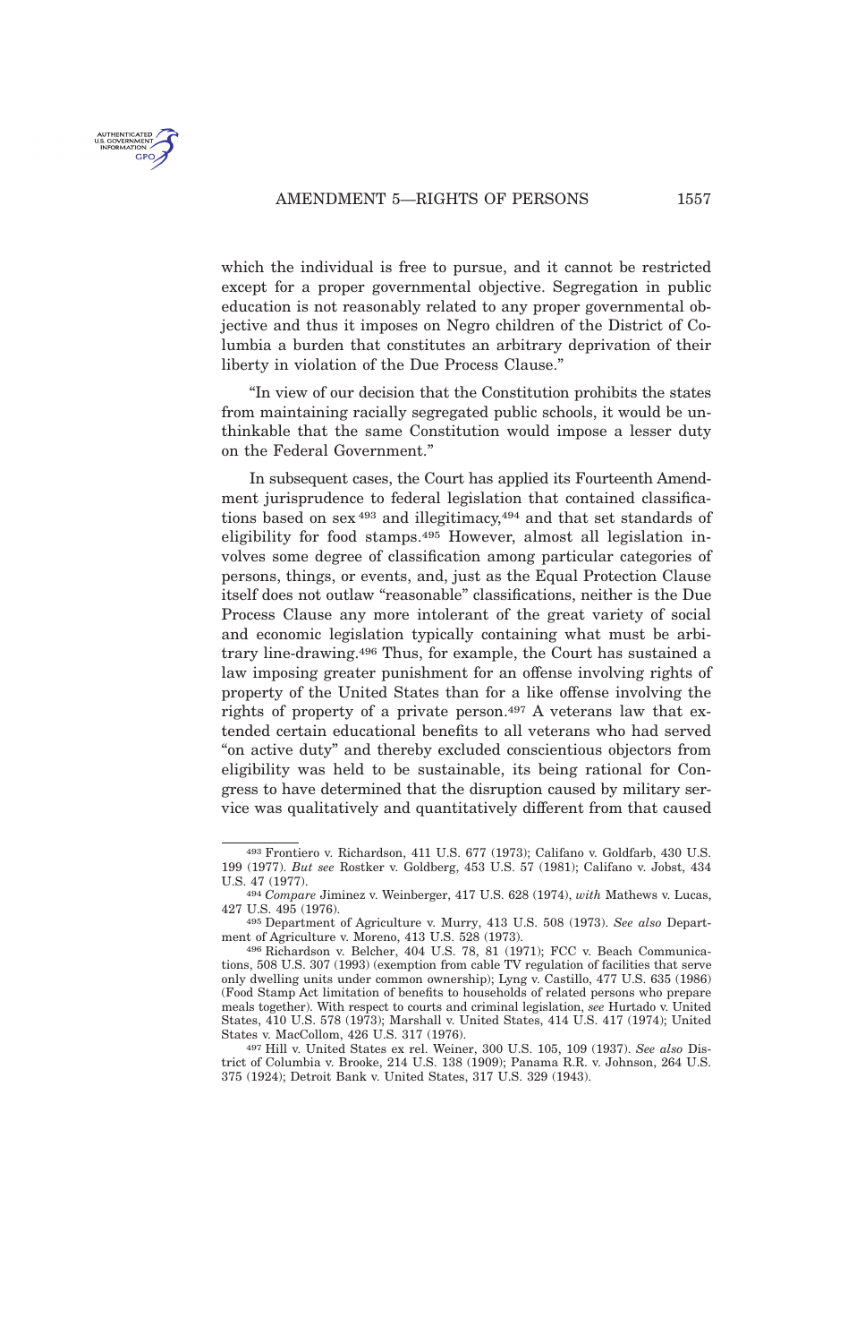which the individual is free to pursue, and it cannot be restricted except for a proper governmental objective. Segregation in public education is not reasonably related to any proper governmental objective and thus it imposes on Negro children of the District of Columbia a burden that constitutes an arbitrary deprivation of their liberty in violation of the Due Process Clause."

"In view of our decision that the Constitution prohibits the states from maintaining racially segregated public schools, it would be unthinkable that the same Constitution would impose a lesser duty on the Federal Government."

In subsequent cases, the Court has applied its Fourteenth Amendment jurisprudence to federal legislation that contained classifications based on sex[493] and illegitimacy,[494] and that set standards of eligibility for food stamps.[495] However, almost all legislation involves some degree of classification among particular categories of persons, things, or events, and, just as the Equal Protection Clause itself does not outlaw "reasonable" classifications, neither is the Due Process Clause any more intolerant of the great variety of social and economic legislation typically containing what must be arbitrary line-drawing.[496] Thus, for example, the Court has sustained a law imposing greater punishment for an offense involving rights of property of the United States than for a like offense involving the rights of property of a private person.[497] A veterans law that extended certain educational benefits to all veterans who had served "on active duty" and thereby excluded conscientious objectors from eligibility was held to be sustainable, its being rational for Congress to have determined that the disruption caused by military service was qualitatively and quantitatively different from that caused

---

[493] Frontiero v. Richardson, 411 U.S. 677 (1973); Califano v. Goldfarb, 430 U.S. 199 (1977). *But see* Rostker v. Goldberg, 453 U.S. 57 (1981); Califano v. Jobst, 434 U.S. 47 (1977).

[494] *Compare* Jiminez v. Weinberger, 417 U.S. 628 (1974), *with* Mathews v. Lucas, 427 U.S. 495 (1976).

[495] Department of Agriculture v. Murry, 413 U.S. 508 (1973). *See also* Department of Agriculture v. Moreno, 413 U.S. 528 (1973).

[496] Richardson v. Belcher, 404 U.S. 78, 81 (1971); FCC v. Beach Communications, 508 U.S. 307 (1993) (exemption from cable TV regulation of facilities that serve only dwelling units under common ownership); Lyng v. Castillo, 477 U.S. 635 (1986) (Food Stamp Act limitation of benefits to households of related persons who prepare meals together). With respect to courts and criminal legislation, *see* Hurtado v. United States, 410 U.S. 578 (1973); Marshall v. United States, 414 U.S. 417 (1974); United States v. MacCollom, 426 U.S. 317 (1976).

[497] Hill v. United States ex rel. Weiner, 300 U.S. 105, 109 (1937). *See also* District of Columbia v. Brooke, 214 U.S. 138 (1909); Panama R.R. v. Johnson, 264 U.S. 375 (1924); Detroit Bank v. United States, 317 U.S. 329 (1943).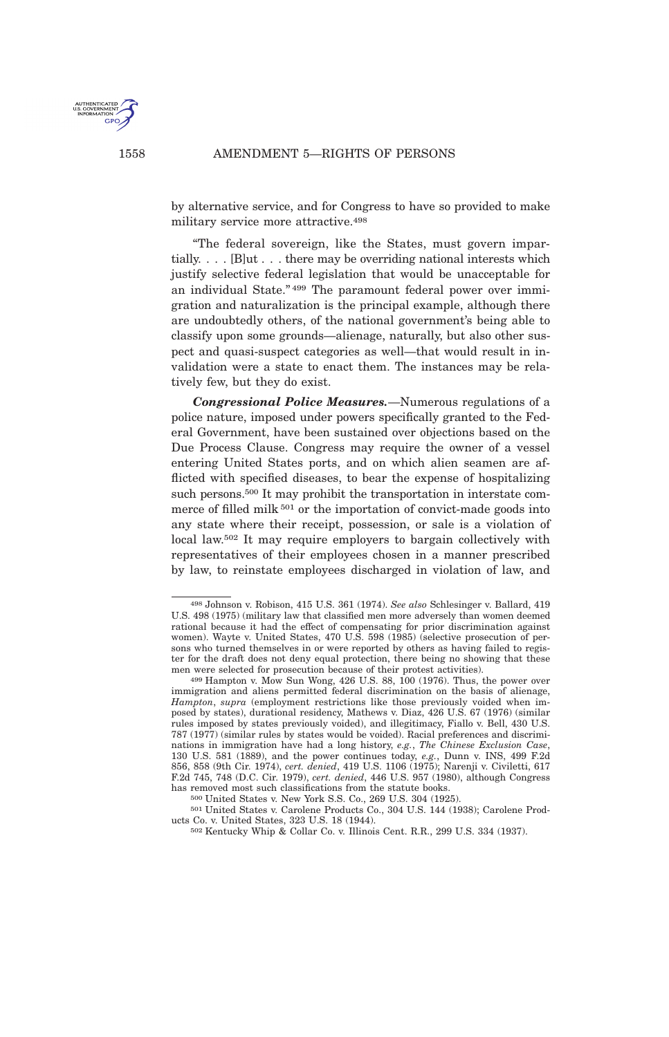by alternative service, and for Congress to have so provided to make military service more attractive.[498]

"The federal sovereign, like the States, must govern impartially. . . . [B]ut . . . there may be overriding national interests which justify selective federal legislation that would be unacceptable for an individual State."[499] The paramount federal power over immigration and naturalization is the principal example, although there are undoubtedly others, of the national government's being able to classify upon some grounds—alienage, naturally, but also other suspect and quasi-suspect categories as well—that would result in invalidation were a state to enact them. The instances may be relatively few, but they do exist.

***Congressional Police Measures.***—Numerous regulations of a police nature, imposed under powers specifically granted to the Federal Government, have been sustained over objections based on the Due Process Clause. Congress may require the owner of a vessel entering United States ports, and on which alien seamen are afflicted with specified diseases, to bear the expense of hospitalizing such persons.[500] It may prohibit the transportation in interstate commerce of filled milk[501] or the importation of convict-made goods into any state where their receipt, possession, or sale is a violation of local law.[502] It may require employers to bargain collectively with representatives of their employees chosen in a manner prescribed by law, to reinstate employees discharged in violation of law, and

---

[498] Johnson v. Robison, 415 U.S. 361 (1974). *See also* Schlesinger v. Ballard, 419 U.S. 498 (1975) (military law that classified men more adversely than women deemed rational because it had the effect of compensating for prior discrimination against women). Wayte v. United States, 470 U.S. 598 (1985) (selective prosecution of persons who turned themselves in or were reported by others as having failed to register for the draft does not deny equal protection, there being no showing that these men were selected for prosecution because of their protest activities).

[499] Hampton v. Mow Sun Wong, 426 U.S. 88, 100 (1976). Thus, the power over immigration and aliens permitted federal discrimination on the basis of alienage, *Hampton*, *supra* (employment restrictions like those previously voided when imposed by states), durational residency, Mathews v. Diaz, 426 U.S. 67 (1976) (similar rules imposed by states previously voided), and illegitimacy, Fiallo v. Bell, 430 U.S. 787 (1977) (similar rules by states would be voided). Racial preferences and discriminations in immigration have had a long history, *e.g.*, *The Chinese Exclusion Case*, 130 U.S. 581 (1889), and the power continues today, *e.g.*, Dunn v. INS, 499 F.2d 856, 858 (9th Cir. 1974), *cert. denied*, 419 U.S. 1106 (1975); Narenji v. Civiletti, 617 F.2d 745, 748 (D.C. Cir. 1979), *cert. denied*, 446 U.S. 957 (1980), although Congress has removed most such classifications from the statute books.

[500] United States v. New York S.S. Co., 269 U.S. 304 (1925).

[501] United States v. Carolene Products Co., 304 U.S. 144 (1938); Carolene Products Co. v. United States, 323 U.S. 18 (1944).

[502] Kentucky Whip & Collar Co. v. Illinois Cent. R.R., 299 U.S. 334 (1937).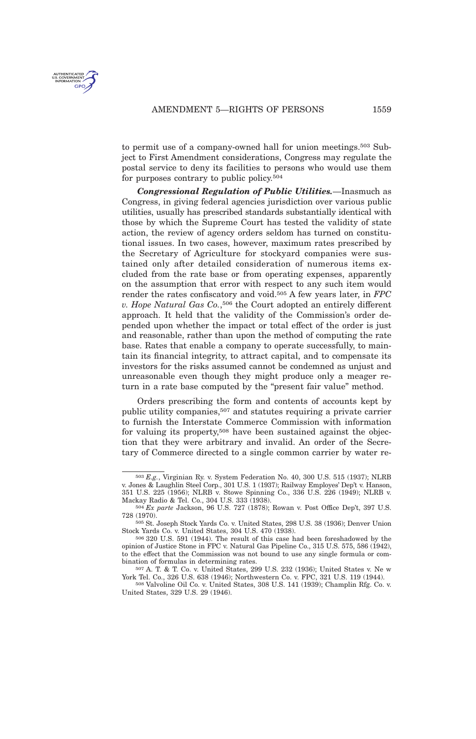to permit use of a company-owned hall for union meetings.[503] Subject to First Amendment considerations, Congress may regulate the postal service to deny its facilities to persons who would use them for purposes contrary to public policy.[504]

***Congressional Regulation of Public Utilities.***—Inasmuch as Congress, in giving federal agencies jurisdiction over various public utilities, usually has prescribed standards substantially identical with those by which the Supreme Court has tested the validity of state action, the review of agency orders seldom has turned on constitutional issues. In two cases, however, maximum rates prescribed by the Secretary of Agriculture for stockyard companies were sustained only after detailed consideration of numerous items excluded from the rate base or from operating expenses, apparently on the assumption that error with respect to any such item would render the rates confiscatory and void.[505] A few years later, in *FPC v. Hope Natural Gas Co.*,[506] the Court adopted an entirely different approach. It held that the validity of the Commission's order depended upon whether the impact or total effect of the order is just and reasonable, rather than upon the method of computing the rate base. Rates that enable a company to operate successfully, to maintain its financial integrity, to attract capital, and to compensate its investors for the risks assumed cannot be condemned as unjust and unreasonable even though they might produce only a meager return in a rate base computed by the "present fair value" method.

Orders prescribing the form and contents of accounts kept by public utility companies,[507] and statutes requiring a private carrier to furnish the Interstate Commerce Commission with information for valuing its property,[508] have been sustained against the objection that they were arbitrary and invalid. An order of the Secretary of Commerce directed to a single common carrier by water re-

---

[503] *E.g.*, Virginian Ry. v. System Federation No. 40, 300 U.S. 515 (1937); NLRB v. Jones & Laughlin Steel Corp., 301 U.S. 1 (1937); Railway Employes' Dep't v. Hanson, 351 U.S. 225 (1956); NLRB v. Stowe Spinning Co., 336 U.S. 226 (1949); NLRB v. Mackay Radio & Tel. Co., 304 U.S. 333 (1938).

[504] *Ex parte* Jackson, 96 U.S. 727 (1878); Rowan v. Post Office Dep't, 397 U.S. 728 (1970).

[505] St. Joseph Stock Yards Co. v. United States, 298 U.S. 38 (1936); Denver Union Stock Yards Co. v. United States, 304 U.S. 470 (1938).

[506] 320 U.S. 591 (1944). The result of this case had been foreshadowed by the opinion of Justice Stone in FPC v. Natural Gas Pipeline Co., 315 U.S. 575, 586 (1942), to the effect that the Commission was not bound to use any single formula or combination of formulas in determining rates.

[507] A. T. & T. Co. v. United States, 299 U.S. 232 (1936); United States v. New York Tel. Co., 326 U.S. 638 (1946); Northwestern Co. v. FPC, 321 U.S. 119 (1944).

[508] Valvoline Oil Co. v. United States, 308 U.S. 141 (1939); Champlin Rfg. Co. v. United States, 329 U.S. 29 (1946).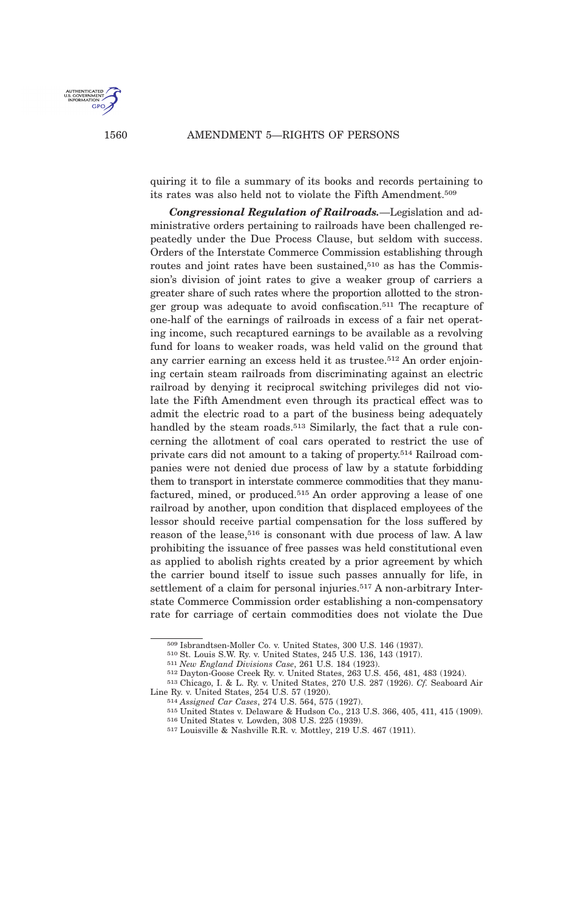quiring it to file a summary of its books and records pertaining to its rates was also held not to violate the Fifth Amendment.[509]

***Congressional Regulation of Railroads.***—Legislation and administrative orders pertaining to railroads have been challenged repeatedly under the Due Process Clause, but seldom with success. Orders of the Interstate Commerce Commission establishing through routes and joint rates have been sustained,[510] as has the Commission's division of joint rates to give a weaker group of carriers a greater share of such rates where the proportion allotted to the stronger group was adequate to avoid confiscation.[511] The recapture of one-half of the earnings of railroads in excess of a fair net operating income, such recaptured earnings to be available as a revolving fund for loans to weaker roads, was held valid on the ground that any carrier earning an excess held it as trustee.[512] An order enjoining certain steam railroads from discriminating against an electric railroad by denying it reciprocal switching privileges did not violate the Fifth Amendment even through its practical effect was to admit the electric road to a part of the business being adequately handled by the steam roads.[513] Similarly, the fact that a rule concerning the allotment of coal cars operated to restrict the use of private cars did not amount to a taking of property.[514] Railroad companies were not denied due process of law by a statute forbidding them to transport in interstate commerce commodities that they manufactured, mined, or produced.[515] An order approving a lease of one railroad by another, upon condition that displaced employees of the lessor should receive partial compensation for the loss suffered by reason of the lease,[516] is consonant with due process of law. A law prohibiting the issuance of free passes was held constitutional even as applied to abolish rights created by a prior agreement by which the carrier bound itself to issue such passes annually for life, in settlement of a claim for personal injuries.[517] A non-arbitrary Interstate Commerce Commission order establishing a non-compensatory rate for carriage of certain commodities does not violate the Due

---

[509] Isbrandtsen-Moller Co. v. United States, 300 U.S. 146 (1937).

[510] St. Louis S.W. Ry. v. United States, 245 U.S. 136, 143 (1917).

[511] *New England Divisions Case*, 261 U.S. 184 (1923).

[512] Dayton-Goose Creek Ry. v. United States, 263 U.S. 456, 481, 483 (1924).

[513] Chicago, I. & L. Ry. v. United States, 270 U.S. 287 (1926). *Cf.* Seaboard Air Line Ry. v. United States, 254 U.S. 57 (1920).

[514] *Assigned Car Cases*, 274 U.S. 564, 575 (1927).

[515] United States v. Delaware & Hudson Co., 213 U.S. 366, 405, 411, 415 (1909).

[516] United States v. Lowden, 308 U.S. 225 (1939).

[517] Louisville & Nashville R.R. v. Mottley, 219 U.S. 467 (1911).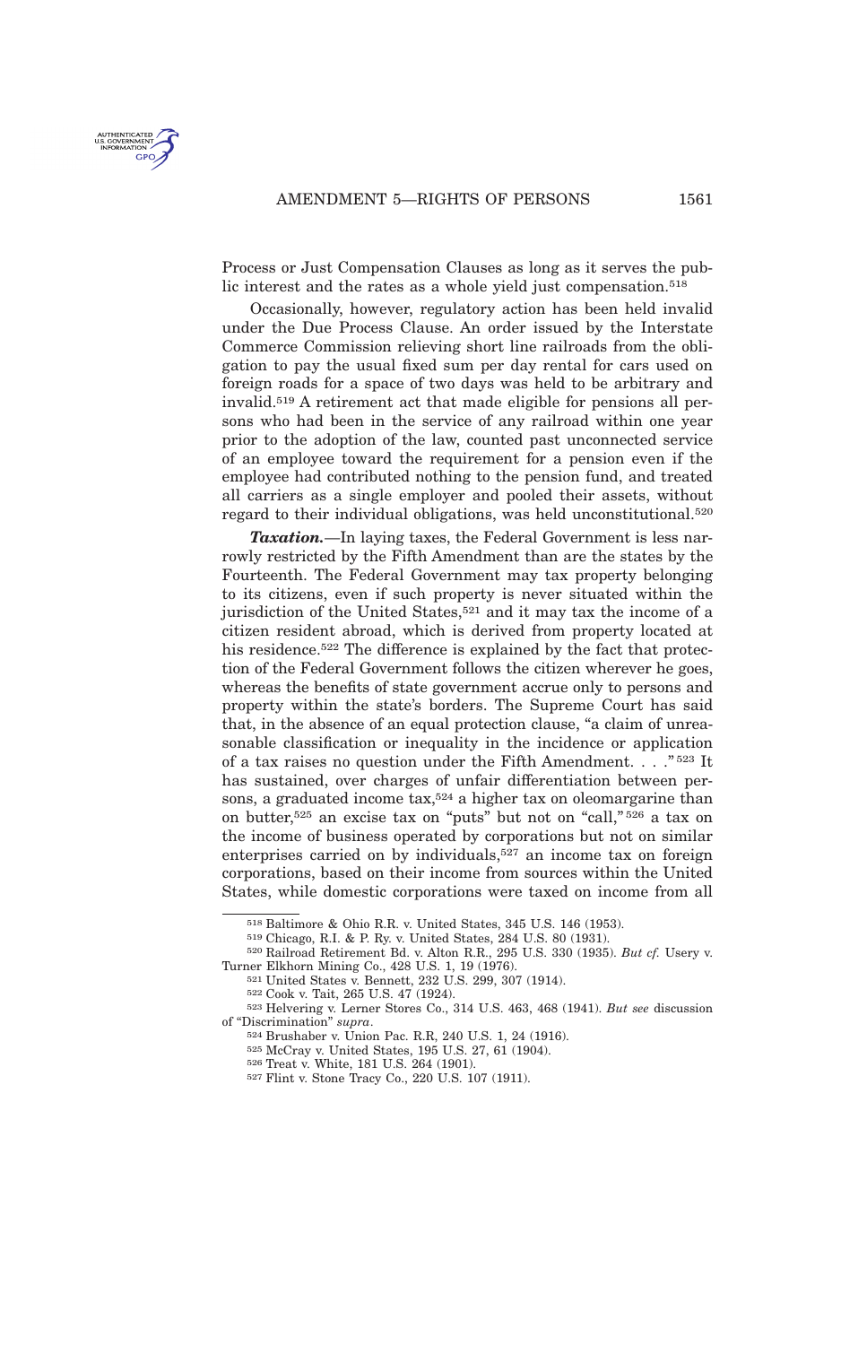Process or Just Compensation Clauses as long as it serves the public interest and the rates as a whole yield just compensation.[518]

Occasionally, however, regulatory action has been held invalid under the Due Process Clause. An order issued by the Interstate Commerce Commission relieving short line railroads from the obligation to pay the usual fixed sum per day rental for cars used on foreign roads for a space of two days was held to be arbitrary and invalid.[519] A retirement act that made eligible for pensions all persons who had been in the service of any railroad within one year prior to the adoption of the law, counted past unconnected service of an employee toward the requirement for a pension even if the employee had contributed nothing to the pension fund, and treated all carriers as a single employer and pooled their assets, without regard to their individual obligations, was held unconstitutional.[520]

***Taxation.***—In laying taxes, the Federal Government is less narrowly restricted by the Fifth Amendment than are the states by the Fourteenth. The Federal Government may tax property belonging to its citizens, even if such property is never situated within the jurisdiction of the United States,[521] and it may tax the income of a citizen resident abroad, which is derived from property located at his residence.[522] The difference is explained by the fact that protection of the Federal Government follows the citizen wherever he goes, whereas the benefits of state government accrue only to persons and property within the state's borders. The Supreme Court has said that, in the absence of an equal protection clause, "a claim of unreasonable classification or inequality in the incidence or application of a tax raises no question under the Fifth Amendment. . . ."[523] It has sustained, over charges of unfair differentiation between persons, a graduated income tax,[524] a higher tax on oleomargarine than on butter,[525] an excise tax on "puts" but not on "call,"[526] a tax on the income of business operated by corporations but not on similar enterprises carried on by individuals,[527] an income tax on foreign corporations, based on their income from sources within the United States, while domestic corporations were taxed on income from all

---

[518] Baltimore & Ohio R.R. v. United States, 345 U.S. 146 (1953).

[519] Chicago, R.I. & P. Ry. v. United States, 284 U.S. 80 (1931).

[520] Railroad Retirement Bd. v. Alton R.R., 295 U.S. 330 (1935). *But cf.* Usery v. Turner Elkhorn Mining Co., 428 U.S. 1, 19 (1976).

[521] United States v. Bennett, 232 U.S. 299, 307 (1914).

[522] Cook v. Tait, 265 U.S. 47 (1924).

[523] Helvering v. Lerner Stores Co., 314 U.S. 463, 468 (1941). *But see* discussion of "Discrimination" *supra*.

[524] Brushaber v. Union Pac. R.R, 240 U.S. 1, 24 (1916).

[525] McCray v. United States, 195 U.S. 27, 61 (1904).

[526] Treat v. White, 181 U.S. 264 (1901).

[527] Flint v. Stone Tracy Co., 220 U.S. 107 (1911).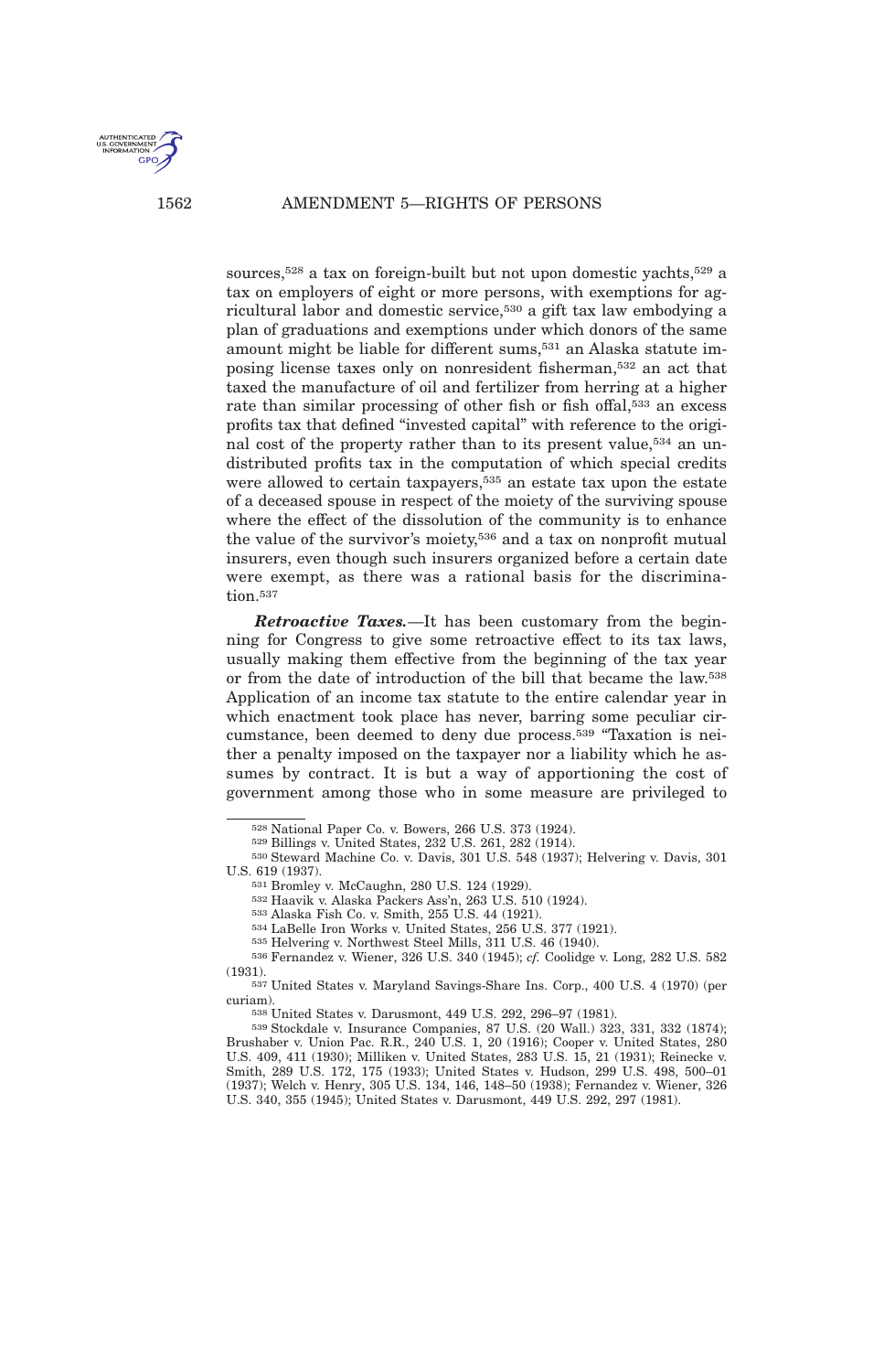sources,[528] a tax on foreign-built but not upon domestic yachts,[529] a tax on employers of eight or more persons, with exemptions for agricultural labor and domestic service,[530] a gift tax law embodying a plan of graduations and exemptions under which donors of the same amount might be liable for different sums,[531] an Alaska statute imposing license taxes only on nonresident fisherman,[532] an act that taxed the manufacture of oil and fertilizer from herring at a higher rate than similar processing of other fish or fish offal,[533] an excess profits tax that defined "invested capital" with reference to the original cost of the property rather than to its present value,[534] an undistributed profits tax in the computation of which special credits were allowed to certain taxpayers,[535] an estate tax upon the estate of a deceased spouse in respect of the moiety of the surviving spouse where the effect of the dissolution of the community is to enhance the value of the survivor's moiety,[536] and a tax on nonprofit mutual insurers, even though such insurers organized before a certain date were exempt, as there was a rational basis for the discrimination.[537]

***Retroactive Taxes.***—It has been customary from the beginning for Congress to give some retroactive effect to its tax laws, usually making them effective from the beginning of the tax year or from the date of introduction of the bill that became the law.[538] Application of an income tax statute to the entire calendar year in which enactment took place has never, barring some peculiar circumstance, been deemed to deny due process.[539] "Taxation is neither a penalty imposed on the taxpayer nor a liability which he assumes by contract. It is but a way of apportioning the cost of government among those who in some measure are privileged to

---

[528] National Paper Co. v. Bowers, 266 U.S. 373 (1924).

[529] Billings v. United States, 232 U.S. 261, 282 (1914).

[530] Steward Machine Co. v. Davis, 301 U.S. 548 (1937); Helvering v. Davis, 301 U.S. 619 (1937).

[531] Bromley v. McCaughn, 280 U.S. 124 (1929).

[532] Haavik v. Alaska Packers Ass'n, 263 U.S. 510 (1924).

[533] Alaska Fish Co. v. Smith, 255 U.S. 44 (1921).

[534] LaBelle Iron Works v. United States, 256 U.S. 377 (1921).

[535] Helvering v. Northwest Steel Mills, 311 U.S. 46 (1940).

[536] Fernandez v. Wiener, 326 U.S. 340 (1945); *cf.* Coolidge v. Long, 282 U.S. 582 (1931).

[537] United States v. Maryland Savings-Share Ins. Corp., 400 U.S. 4 (1970) (per curiam).

[538] United States v. Darusmont, 449 U.S. 292, 296–97 (1981).

[539] Stockdale v. Insurance Companies, 87 U.S. (20 Wall.) 323, 331, 332 (1874); Brushaber v. Union Pac. R.R., 240 U.S. 1, 20 (1916); Cooper v. United States, 280 U.S. 409, 411 (1930); Milliken v. United States, 283 U.S. 15, 21 (1931); Reinecke v. Smith, 289 U.S. 172, 175 (1933); United States v. Hudson, 299 U.S. 498, 500–01 (1937); Welch v. Henry, 305 U.S. 134, 146, 148–50 (1938); Fernandez v. Wiener, 326 U.S. 340, 355 (1945); United States v. Darusmont, 449 U.S. 292, 297 (1981).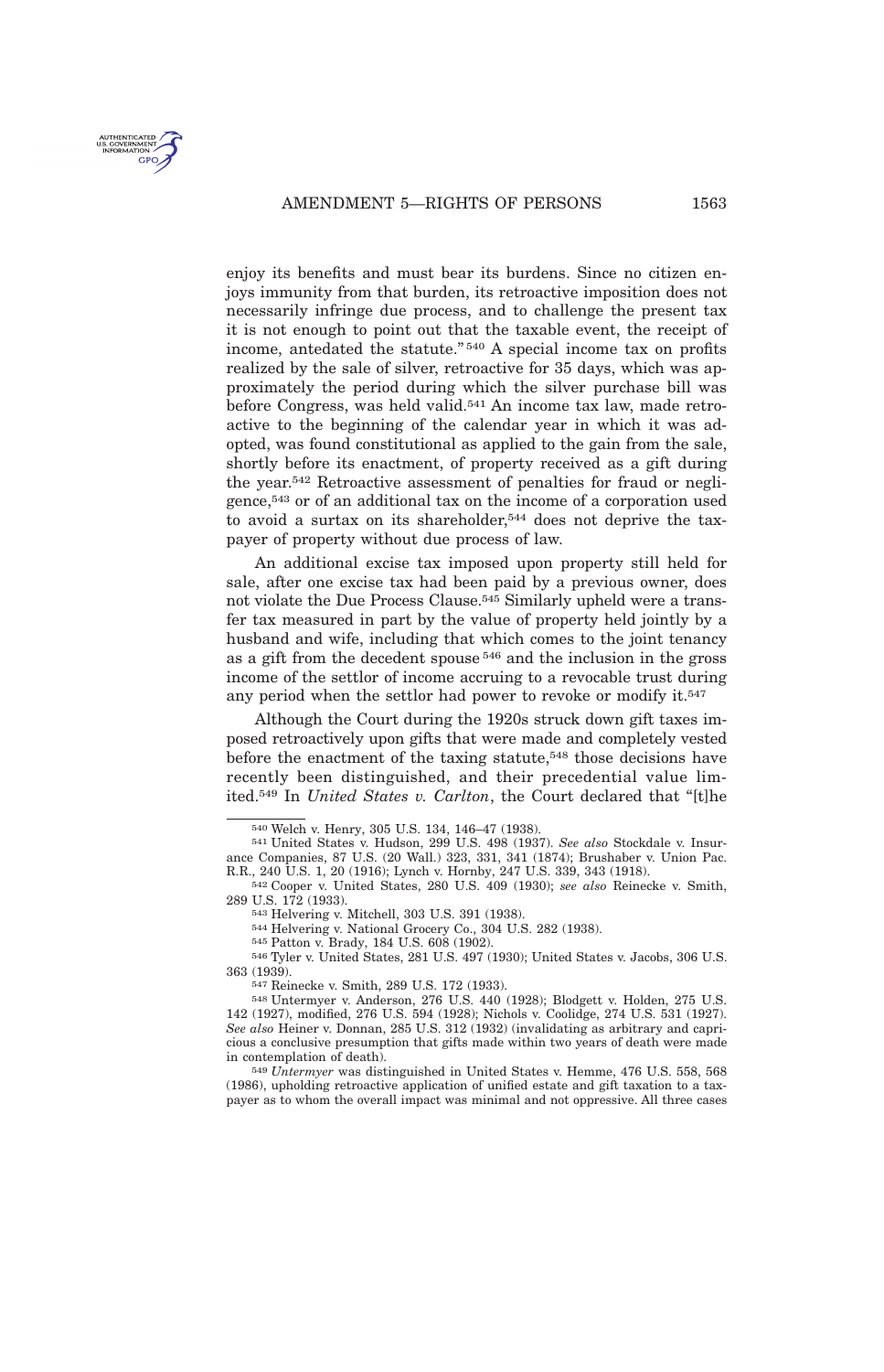enjoy its benefits and must bear its burdens. Since no citizen enjoys immunity from that burden, its retroactive imposition does not necessarily infringe due process, and to challenge the present tax it is not enough to point out that the taxable event, the receipt of income, antedated the statute."[540] A special income tax on profits realized by the sale of silver, retroactive for 35 days, which was approximately the period during which the silver purchase bill was before Congress, was held valid.[541] An income tax law, made retroactive to the beginning of the calendar year in which it was adopted, was found constitutional as applied to the gain from the sale, shortly before its enactment, of property received as a gift during the year.[542] Retroactive assessment of penalties for fraud or negligence,[543] or of an additional tax on the income of a corporation used to avoid a surtax on its shareholder,[544] does not deprive the taxpayer of property without due process of law.

An additional excise tax imposed upon property still held for sale, after one excise tax had been paid by a previous owner, does not violate the Due Process Clause.[545] Similarly upheld were a transfer tax measured in part by the value of property held jointly by a husband and wife, including that which comes to the joint tenancy as a gift from the decedent spouse[546] and the inclusion in the gross income of the settlor of income accruing to a revocable trust during any period when the settlor had power to revoke or modify it.[547]

Although the Court during the 1920s struck down gift taxes imposed retroactively upon gifts that were made and completely vested before the enactment of the taxing statute,[548] those decisions have recently been distinguished, and their precedential value limited.[549] In *United States v. Carlton*, the Court declared that "[t]he

---

[540] Welch v. Henry, 305 U.S. 134, 146–47 (1938).

[541] United States v. Hudson, 299 U.S. 498 (1937). *See also* Stockdale v. Insurance Companies, 87 U.S. (20 Wall.) 323, 331, 341 (1874); Brushaber v. Union Pac. R.R., 240 U.S. 1, 20 (1916); Lynch v. Hornby, 247 U.S. 339, 343 (1918).

[542] Cooper v. United States, 280 U.S. 409 (1930); *see also* Reinecke v. Smith, 289 U.S. 172 (1933).

[543] Helvering v. Mitchell, 303 U.S. 391 (1938).

[544] Helvering v. National Grocery Co., 304 U.S. 282 (1938).

[545] Patton v. Brady, 184 U.S. 608 (1902).

[546] Tyler v. United States, 281 U.S. 497 (1930); United States v. Jacobs, 306 U.S. 363 (1939).

[547] Reinecke v. Smith, 289 U.S. 172 (1933).

[548] Untermyer v. Anderson, 276 U.S. 440 (1928); Blodgett v. Holden, 275 U.S. 142 (1927), modified, 276 U.S. 594 (1928); Nichols v. Coolidge, 274 U.S. 531 (1927). *See also* Heiner v. Donnan, 285 U.S. 312 (1932) (invalidating as arbitrary and capricious a conclusive presumption that gifts made within two years of death were made in contemplation of death).

[549] *Untermyer* was distinguished in United States v. Hemme, 476 U.S. 558, 568 (1986), upholding retroactive application of unified estate and gift taxation to a taxpayer as to whom the overall impact was minimal and not oppressive. All three cases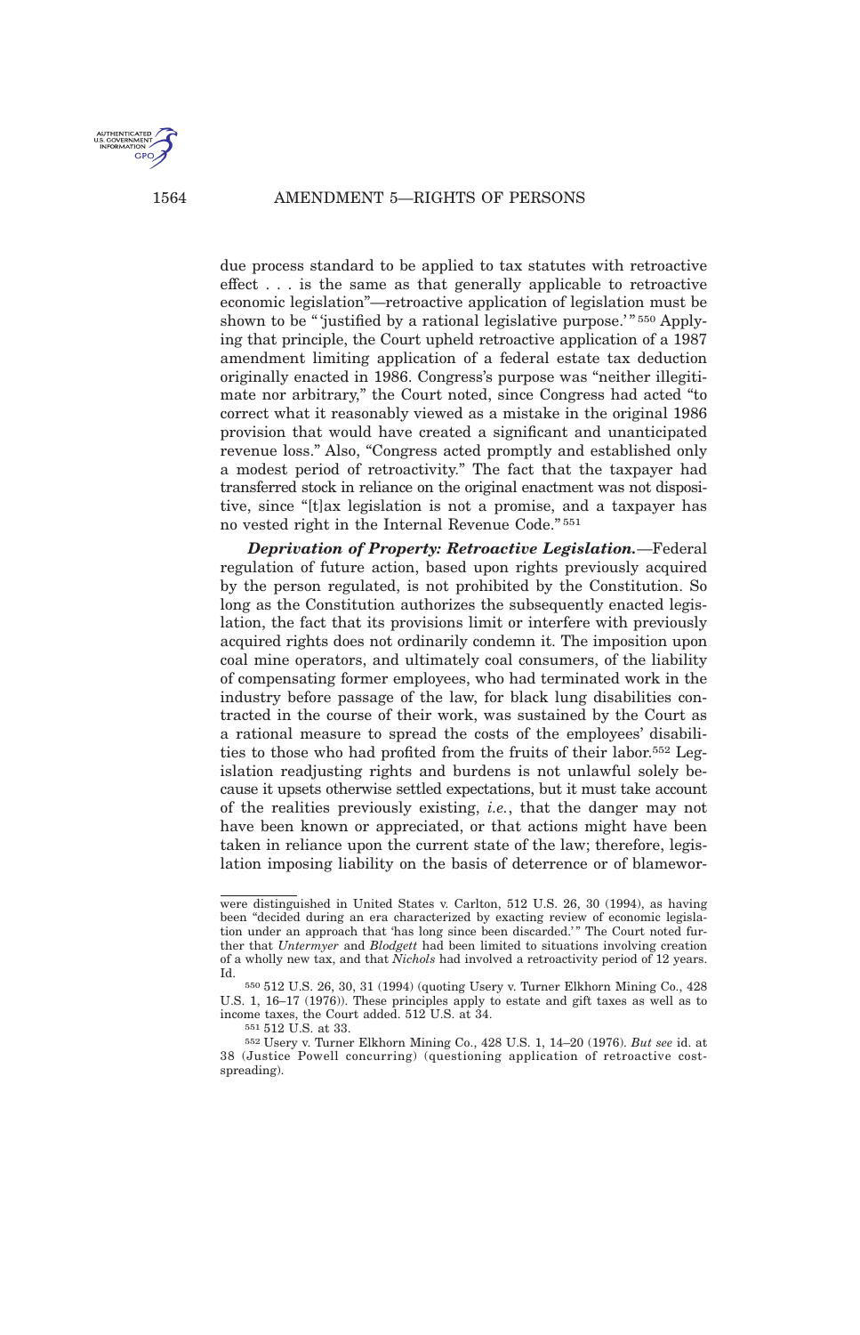due process standard to be applied to tax statutes with retroactive effect . . . is the same as that generally applicable to retroactive economic legislation"—retroactive application of legislation must be shown to be "'justified by a rational legislative purpose.'"[550] Applying that principle, the Court upheld retroactive application of a 1987 amendment limiting application of a federal estate tax deduction originally enacted in 1986. Congress's purpose was "neither illegitimate nor arbitrary," the Court noted, since Congress had acted "to correct what it reasonably viewed as a mistake in the original 1986 provision that would have created a significant and unanticipated revenue loss." Also, "Congress acted promptly and established only a modest period of retroactivity." The fact that the taxpayer had transferred stock in reliance on the original enactment was not dispositive, since "[t]ax legislation is not a promise, and a taxpayer has no vested right in the Internal Revenue Code."[551]

***Deprivation of Property: Retroactive Legislation.***—Federal regulation of future action, based upon rights previously acquired by the person regulated, is not prohibited by the Constitution. So long as the Constitution authorizes the subsequently enacted legislation, the fact that its provisions limit or interfere with previously acquired rights does not ordinarily condemn it. The imposition upon coal mine operators, and ultimately coal consumers, of the liability of compensating former employees, who had terminated work in the industry before passage of the law, for black lung disabilities contracted in the course of their work, was sustained by the Court as a rational measure to spread the costs of the employees' disabilities to those who had profited from the fruits of their labor.[552] Legislation readjusting rights and burdens is not unlawful solely because it upsets otherwise settled expectations, but it must take account of the realities previously existing, *i.e.*, that the danger may not have been known or appreciated, or that actions might have been taken in reliance upon the current state of the law; therefore, legislation imposing liability on the basis of deterrence or of blamewor-

---

were distinguished in United States v. Carlton, 512 U.S. 26, 30 (1994), as having been "decided during an era characterized by exacting review of economic legislation under an approach that 'has long since been discarded.'" The Court noted further that *Untermyer* and *Blodgett* had been limited to situations involving creation of a wholly new tax, and that *Nichols* had involved a retroactivity period of 12 years. Id.

[550] 512 U.S. 26, 30, 31 (1994) (quoting Usery v. Turner Elkhorn Mining Co., 428 U.S. 1, 16–17 (1976)). These principles apply to estate and gift taxes as well as to income taxes, the Court added. 512 U.S. at 34.

[551] 512 U.S. at 33.

[552] Usery v. Turner Elkhorn Mining Co., 428 U.S. 1, 14–20 (1976). *But see* id. at 38 (Justice Powell concurring) (questioning application of retroactive cost-spreading).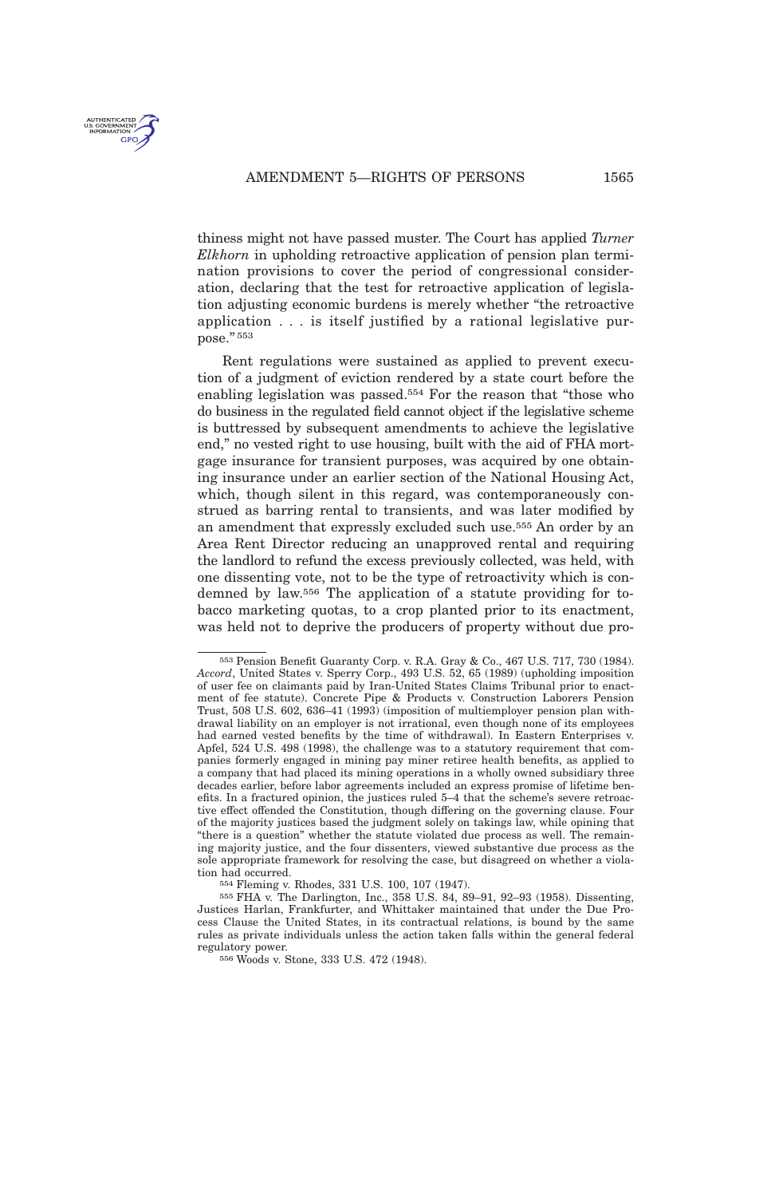thiness might not have passed muster. The Court has applied *Turner Elkhorn* in upholding retroactive application of pension plan termination provisions to cover the period of congressional consideration, declaring that the test for retroactive application of legislation adjusting economic burdens is merely whether "the retroactive application . . . is itself justified by a rational legislative purpose."[553]

Rent regulations were sustained as applied to prevent execution of a judgment of eviction rendered by a state court before the enabling legislation was passed.[554] For the reason that "those who do business in the regulated field cannot object if the legislative scheme is buttressed by subsequent amendments to achieve the legislative end," no vested right to use housing, built with the aid of FHA mortgage insurance for transient purposes, was acquired by one obtaining insurance under an earlier section of the National Housing Act, which, though silent in this regard, was contemporaneously construed as barring rental to transients, and was later modified by an amendment that expressly excluded such use.[555] An order by an Area Rent Director reducing an unapproved rental and requiring the landlord to refund the excess previously collected, was held, with one dissenting vote, not to be the type of retroactivity which is condemned by law.[556] The application of a statute providing for tobacco marketing quotas, to a crop planted prior to its enactment, was held not to deprive the producers of property without due pro-

---

[553] Pension Benefit Guaranty Corp. v. R.A. Gray & Co., 467 U.S. 717, 730 (1984). *Accord*, United States v. Sperry Corp., 493 U.S. 52, 65 (1989) (upholding imposition of user fee on claimants paid by Iran-United States Claims Tribunal prior to enactment of fee statute). Concrete Pipe & Products v. Construction Laborers Pension Trust, 508 U.S. 602, 636–41 (1993) (imposition of multiemployer pension plan withdrawal liability on an employer is not irrational, even though none of its employees had earned vested benefits by the time of withdrawal). In Eastern Enterprises v. Apfel, 524 U.S. 498 (1998), the challenge was to a statutory requirement that companies formerly engaged in mining pay miner retiree health benefits, as applied to a company that had placed its mining operations in a wholly owned subsidiary three decades earlier, before labor agreements included an express promise of lifetime benefits. In a fractured opinion, the justices ruled 5–4 that the scheme's severe retroactive effect offended the Constitution, though differing on the governing clause. Four of the majority justices based the judgment solely on takings law, while opining that "there is a question" whether the statute violated due process as well. The remaining majority justice, and the four dissenters, viewed substantive due process as the sole appropriate framework for resolving the case, but disagreed on whether a violation had occurred.

[554] Fleming v. Rhodes, 331 U.S. 100, 107 (1947).

[555] FHA v. The Darlington, Inc., 358 U.S. 84, 89–91, 92–93 (1958). Dissenting, Justices Harlan, Frankfurter, and Whittaker maintained that under the Due Process Clause the United States, in its contractual relations, is bound by the same rules as private individuals unless the action taken falls within the general federal regulatory power.

[556] Woods v. Stone, 333 U.S. 472 (1948).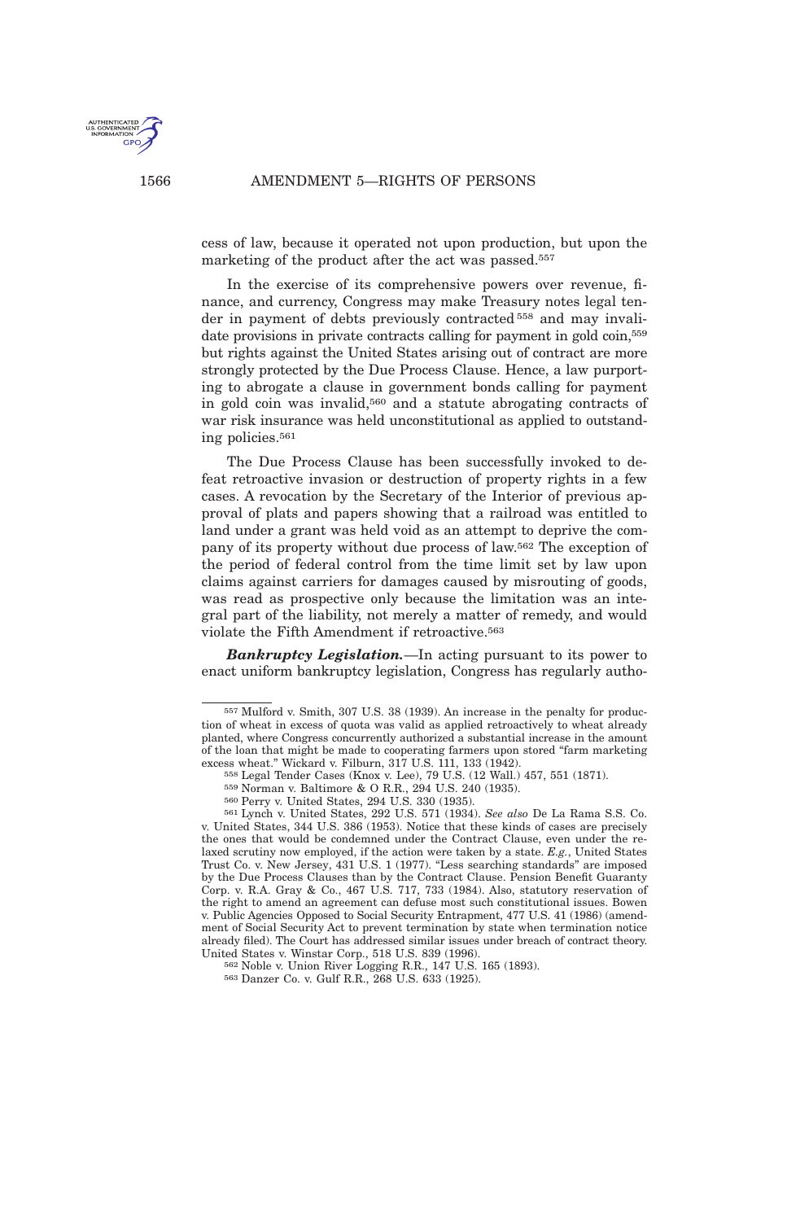cess of law, because it operated not upon production, but upon the marketing of the product after the act was passed.[557]

In the exercise of its comprehensive powers over revenue, finance, and currency, Congress may make Treasury notes legal tender in payment of debts previously contracted[558] and may invalidate provisions in private contracts calling for payment in gold coin,[559] but rights against the United States arising out of contract are more strongly protected by the Due Process Clause. Hence, a law purporting to abrogate a clause in government bonds calling for payment in gold coin was invalid,[560] and a statute abrogating contracts of war risk insurance was held unconstitutional as applied to outstanding policies.[561]

The Due Process Clause has been successfully invoked to defeat retroactive invasion or destruction of property rights in a few cases. A revocation by the Secretary of the Interior of previous approval of plats and papers showing that a railroad was entitled to land under a grant was held void as an attempt to deprive the company of its property without due process of law.[562] The exception of the period of federal control from the time limit set by law upon claims against carriers for damages caused by misrouting of goods, was read as prospective only because the limitation was an integral part of the liability, not merely a matter of remedy, and would violate the Fifth Amendment if retroactive.[563]

***Bankruptcy Legislation.***—In acting pursuant to its power to enact uniform bankruptcy legislation, Congress has regularly autho-

---

[557] Mulford v. Smith, 307 U.S. 38 (1939). An increase in the penalty for production of wheat in excess of quota was valid as applied retroactively to wheat already planted, where Congress concurrently authorized a substantial increase in the amount of the loan that might be made to cooperating farmers upon stored "farm marketing excess wheat." Wickard v. Filburn, 317 U.S. 111, 133 (1942).

[558] Legal Tender Cases (Knox v. Lee), 79 U.S. (12 Wall.) 457, 551 (1871).

[559] Norman v. Baltimore & O R.R., 294 U.S. 240 (1935).

[560] Perry v. United States, 294 U.S. 330 (1935).

[561] Lynch v. United States, 292 U.S. 571 (1934). *See also* De La Rama S.S. Co. v. United States, 344 U.S. 386 (1953). Notice that these kinds of cases are precisely the ones that would be condemned under the Contract Clause, even under the relaxed scrutiny now employed, if the action were taken by a state. *E.g.*, United States Trust Co. v. New Jersey, 431 U.S. 1 (1977). "Less searching standards" are imposed by the Due Process Clauses than by the Contract Clause. Pension Benefit Guaranty Corp. v. R.A. Gray & Co., 467 U.S. 717, 733 (1984). Also, statutory reservation of the right to amend an agreement can defuse most such constitutional issues. Bowen v. Public Agencies Opposed to Social Security Entrapment, 477 U.S. 41 (1986) (amendment of Social Security Act to prevent termination by state when termination notice already filed). The Court has addressed similar issues under breach of contract theory. United States v. Winstar Corp., 518 U.S. 839 (1996).

[562] Noble v. Union River Logging R.R., 147 U.S. 165 (1893).

[563] Danzer Co. v. Gulf R.R., 268 U.S. 633 (1925).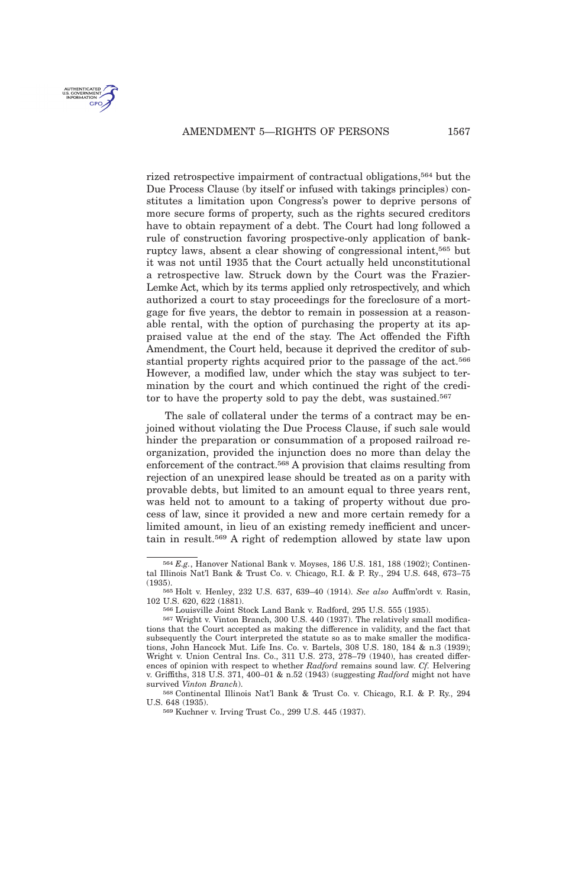rized retrospective impairment of contractual obligations,[564] but the Due Process Clause (by itself or infused with takings principles) constitutes a limitation upon Congress's power to deprive persons of more secure forms of property, such as the rights secured creditors have to obtain repayment of a debt. The Court had long followed a rule of construction favoring prospective-only application of bankruptcy laws, absent a clear showing of congressional intent,[565] but it was not until 1935 that the Court actually held unconstitutional a retrospective law. Struck down by the Court was the Frazier-Lemke Act, which by its terms applied only retrospectively, and which authorized a court to stay proceedings for the foreclosure of a mortgage for five years, the debtor to remain in possession at a reasonable rental, with the option of purchasing the property at its appraised value at the end of the stay. The Act offended the Fifth Amendment, the Court held, because it deprived the creditor of substantial property rights acquired prior to the passage of the act.[566] However, a modified law, under which the stay was subject to termination by the court and which continued the right of the creditor to have the property sold to pay the debt, was sustained.[567]

The sale of collateral under the terms of a contract may be enjoined without violating the Due Process Clause, if such sale would hinder the preparation or consummation of a proposed railroad reorganization, provided the injunction does no more than delay the enforcement of the contract.[568] A provision that claims resulting from rejection of an unexpired lease should be treated as on a parity with provable debts, but limited to an amount equal to three years rent, was held not to amount to a taking of property without due process of law, since it provided a new and more certain remedy for a limited amount, in lieu of an existing remedy inefficient and uncertain in result.[569] A right of redemption allowed by state law upon

---

[564] *E.g.*, Hanover National Bank v. Moyses, 186 U.S. 181, 188 (1902); Continental Illinois Nat'l Bank & Trust Co. v. Chicago, R.I. & P. Ry., 294 U.S. 648, 673–75 (1935).

[565] Holt v. Henley, 232 U.S. 637, 639–40 (1914). *See also* Auffm'ordt v. Rasin, 102 U.S. 620, 622 (1881).

[566] Louisville Joint Stock Land Bank v. Radford, 295 U.S. 555 (1935).

[567] Wright v. Vinton Branch, 300 U.S. 440 (1937). The relatively small modifications that the Court accepted as making the difference in validity, and the fact that subsequently the Court interpreted the statute so as to make smaller the modifications, John Hancock Mut. Life Ins. Co. v. Bartels, 308 U.S. 180, 184 & n.3 (1939); Wright v. Union Central Ins. Co., 311 U.S. 273, 278–79 (1940), has created differences of opinion with respect to whether *Radford* remains sound law. *Cf.* Helvering v. Griffiths, 318 U.S. 371, 400–01 & n.52 (1943) (suggesting *Radford* might not have survived *Vinton Branch*).

[568] Continental Illinois Nat'l Bank & Trust Co. v. Chicago, R.I. & P. Ry., 294 U.S. 648 (1935).

[569] Kuchner v. Irving Trust Co., 299 U.S. 445 (1937).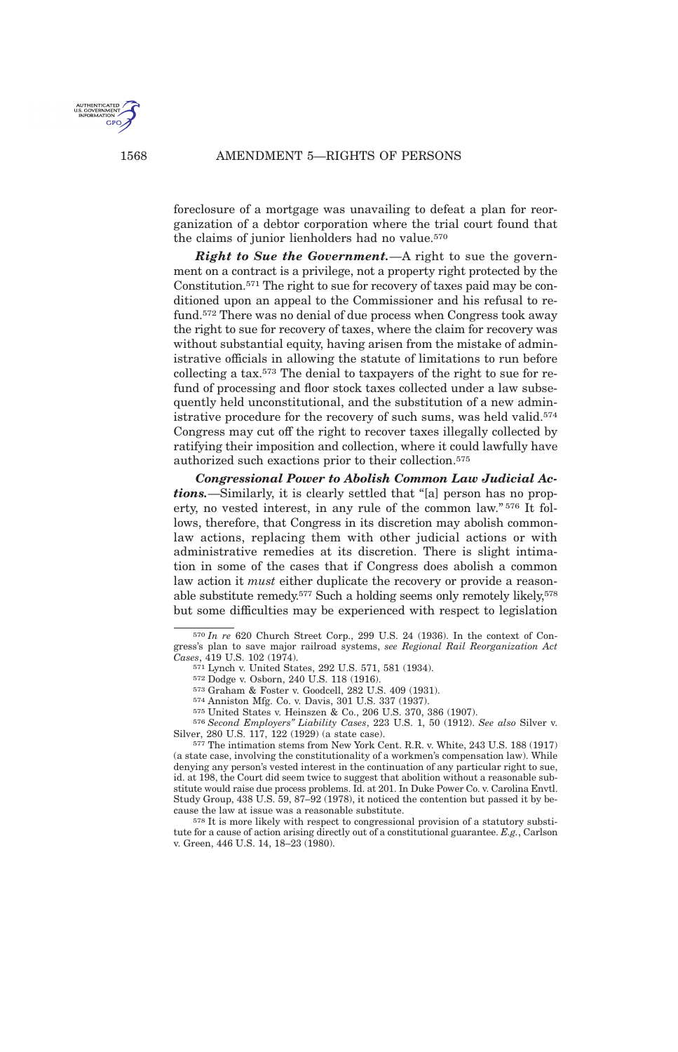foreclosure of a mortgage was unavailing to defeat a plan for reorganization of a debtor corporation where the trial court found that the claims of junior lienholders had no value.[570]

***Right to Sue the Government.***—A right to sue the government on a contract is a privilege, not a property right protected by the Constitution.[571] The right to sue for recovery of taxes paid may be conditioned upon an appeal to the Commissioner and his refusal to refund.[572] There was no denial of due process when Congress took away the right to sue for recovery of taxes, where the claim for recovery was without substantial equity, having arisen from the mistake of administrative officials in allowing the statute of limitations to run before collecting a tax.[573] The denial to taxpayers of the right to sue for refund of processing and floor stock taxes collected under a law subsequently held unconstitutional, and the substitution of a new administrative procedure for the recovery of such sums, was held valid.[574] Congress may cut off the right to recover taxes illegally collected by ratifying their imposition and collection, where it could lawfully have authorized such exactions prior to their collection.[575]

***Congressional Power to Abolish Common Law Judicial Actions.***—Similarly, it is clearly settled that "[a] person has no property, no vested interest, in any rule of the common law." [576] It follows, therefore, that Congress in its discretion may abolish common-law actions, replacing them with other judicial actions or with administrative remedies at its discretion. There is slight intimation in some of the cases that if Congress does abolish a common law action it *must* either duplicate the recovery or provide a reasonable substitute remedy.[577] Such a holding seems only remotely likely,[578] but some difficulties may be experienced with respect to legislation

---

[570] *In re* 620 Church Street Corp., 299 U.S. 24 (1936). In the context of Congress's plan to save major railroad systems, *see Regional Rail Reorganization Act Cases*, 419 U.S. 102 (1974).

[571] Lynch v. United States, 292 U.S. 571, 581 (1934).

[572] Dodge v. Osborn, 240 U.S. 118 (1916).

[573] Graham & Foster v. Goodcell, 282 U.S. 409 (1931).

[574] Anniston Mfg. Co. v. Davis, 301 U.S. 337 (1937).

[575] United States v. Heinszen & Co., 206 U.S. 370, 386 (1907).

[576] *Second Employers' Liability Cases*, 223 U.S. 1, 50 (1912). *See also* Silver v. Silver, 280 U.S. 117, 122 (1929) (a state case).

[577] The intimation stems from New York Cent. R.R. v. White, 243 U.S. 188 (1917) (a state case, involving the constitutionality of a workmen's compensation law). While denying any person's vested interest in the continuation of any particular right to sue, id. at 198, the Court did seem twice to suggest that abolition without a reasonable substitute would raise due process problems. Id. at 201. In Duke Power Co. v. Carolina Envtl. Study Group, 438 U.S. 59, 87–92 (1978), it noticed the contention but passed it by because the law at issue was a reasonable substitute.

[578] It is more likely with respect to congressional provision of a statutory substitute for a cause of action arising directly out of a constitutional guarantee. *E.g.*, Carlson v. Green, 446 U.S. 14, 18–23 (1980).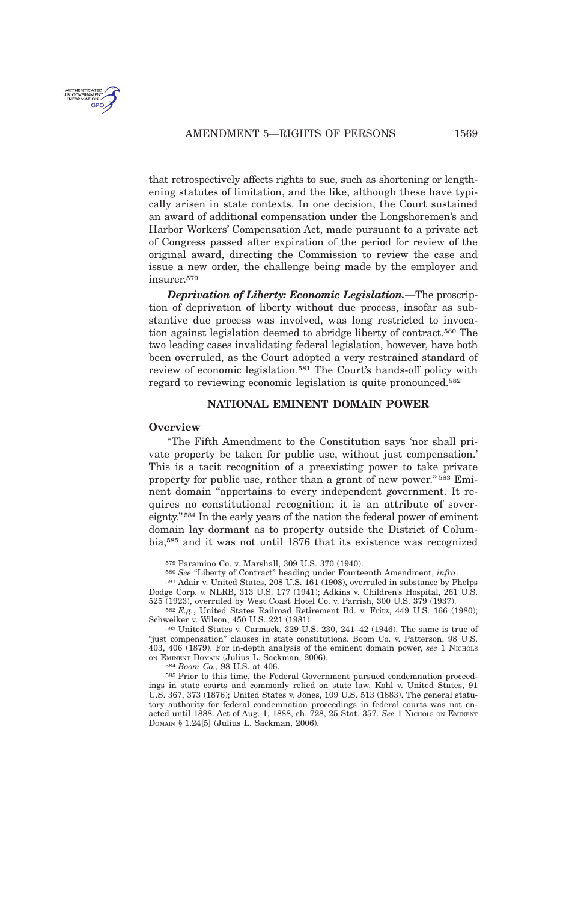that retrospectively affects rights to sue, such as shortening or lengthening statutes of limitation, and the like, although these have typically arisen in state contexts. In one decision, the Court sustained an award of additional compensation under the Longshoremen's and Harbor Workers' Compensation Act, made pursuant to a private act of Congress passed after expiration of the period for review of the original award, directing the Commission to review the case and issue a new order, the challenge being made by the employer and insurer.[579]

***Deprivation of Liberty: Economic Legislation.***—The proscription of deprivation of liberty without due process, insofar as substantive due process was involved, was long restricted to invocation against legislation deemed to abridge liberty of contract.[580] The two leading cases invalidating federal legislation, however, have both been overruled, as the Court adopted a very restrained standard of review of economic legislation.[581] The Court's hands-off policy with regard to reviewing economic legislation is quite pronounced.[582]

## NATIONAL EMINENT DOMAIN POWER

### Overview

"The Fifth Amendment to the Constitution says 'nor shall private property be taken for public use, without just compensation.' This is a tacit recognition of a preexisting power to take private property for public use, rather than a grant of new power."[583] Eminent domain "appertains to every independent government. It requires no constitutional recognition; it is an attribute of sovereignty."[584] In the early years of the nation the federal power of eminent domain lay dormant as to property outside the District of Columbia,[585] and it was not until 1876 that its existence was recognized

---

[579] Paramino Co. v. Marshall, 309 U.S. 370 (1940).

[580] *See* "Liberty of Contract" heading under Fourteenth Amendment, *infra*.

[581] Adair v. United States, 208 U.S. 161 (1908), overruled in substance by Phelps Dodge Corp. v. NLRB, 313 U.S. 177 (1941); Adkins v. Children's Hospital, 261 U.S. 525 (1923), overruled by West Coast Hotel Co. v. Parrish, 300 U.S. 379 (1937).

[582] *E.g.*, United States Railroad Retirement Bd. v. Fritz, 449 U.S. 166 (1980); Schweiker v. Wilson, 450 U.S. 221 (1981).

[583] United States v. Carmack, 329 U.S. 230, 241–42 (1946). The same is true of "just compensation" clauses in state constitutions. Boom Co. v. Patterson, 98 U.S. 403, 406 (1879). For in-depth analysis of the eminent domain power, *see* 1 Nichols on Eminent Domain (Julius L. Sackman, 2006).

[584] *Boom Co.*, 98 U.S. at 406.

[585] Prior to this time, the Federal Government pursued condemnation proceedings in state courts and commonly relied on state law. Kohl v. United States, 91 U.S. 367, 373 (1876); United States v. Jones, 109 U.S. 513 (1883). The general statutory authority for federal condemnation proceedings in federal courts was not enacted until 1888. Act of Aug. 1, 1888, ch. 728, 25 Stat. 357. *See* 1 Nichols on Eminent Domain § 1.24[5] (Julius L. Sackman, 2006).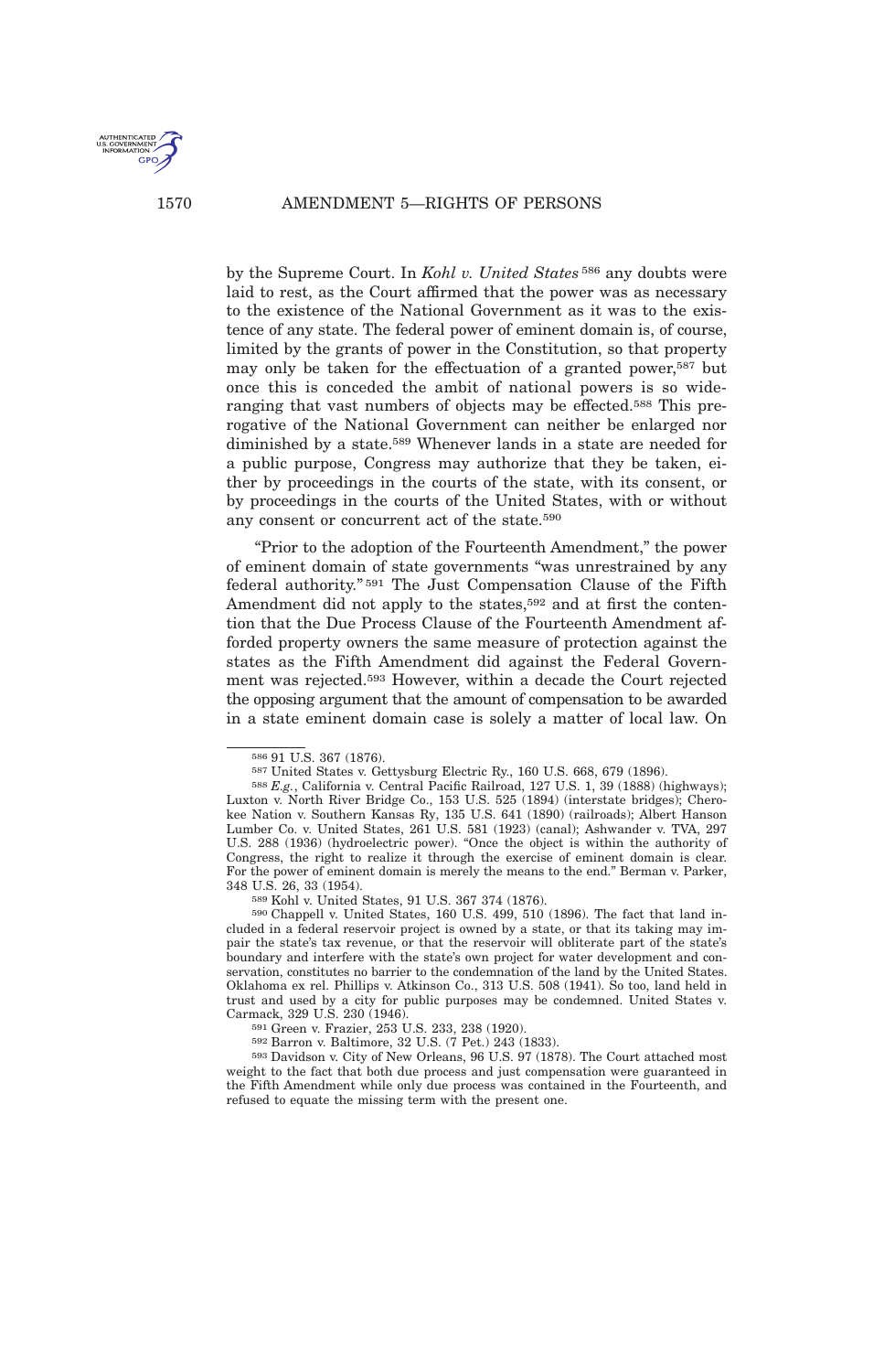by the Supreme Court. In *Kohl v. United States*[586] any doubts were laid to rest, as the Court affirmed that the power was as necessary to the existence of the National Government as it was to the existence of any state. The federal power of eminent domain is, of course, limited by the grants of power in the Constitution, so that property may only be taken for the effectuation of a granted power,[587] but once this is conceded the ambit of national powers is so wide-ranging that vast numbers of objects may be effected.[588] This prerogative of the National Government can neither be enlarged nor diminished by a state.[589] Whenever lands in a state are needed for a public purpose, Congress may authorize that they be taken, either by proceedings in the courts of the state, with its consent, or by proceedings in the courts of the United States, with or without any consent or concurrent act of the state.[590]

"Prior to the adoption of the Fourteenth Amendment," the power of eminent domain of state governments "was unrestrained by any federal authority."[591] The Just Compensation Clause of the Fifth Amendment did not apply to the states,[592] and at first the contention that the Due Process Clause of the Fourteenth Amendment afforded property owners the same measure of protection against the states as the Fifth Amendment did against the Federal Government was rejected.[593] However, within a decade the Court rejected the opposing argument that the amount of compensation to be awarded in a state eminent domain case is solely a matter of local law. On

---

[586] 91 U.S. 367 (1876).

[587] United States v. Gettysburg Electric Ry., 160 U.S. 668, 679 (1896).

[588] *E.g.*, California v. Central Pacific Railroad, 127 U.S. 1, 39 (1888) (highways); Luxton v. North River Bridge Co., 153 U.S. 525 (1894) (interstate bridges); Cherokee Nation v. Southern Kansas Ry, 135 U.S. 641 (1890) (railroads); Albert Hanson Lumber Co. v. United States, 261 U.S. 581 (1923) (canal); Ashwander v. TVA, 297 U.S. 288 (1936) (hydroelectric power). "Once the object is within the authority of Congress, the right to realize it through the exercise of eminent domain is clear. For the power of eminent domain is merely the means to the end." Berman v. Parker, 348 U.S. 26, 33 (1954).

[589] Kohl v. United States, 91 U.S. 367 374 (1876).

[590] Chappell v. United States, 160 U.S. 499, 510 (1896). The fact that land included in a federal reservoir project is owned by a state, or that its taking may impair the state's tax revenue, or that the reservoir will obliterate part of the state's boundary and interfere with the state's own project for water development and conservation, constitutes no barrier to the condemnation of the land by the United States. Oklahoma ex rel. Phillips v. Atkinson Co., 313 U.S. 508 (1941). So too, land held in trust and used by a city for public purposes may be condemned. United States v. Carmack, 329 U.S. 230 (1946).

[591] Green v. Frazier, 253 U.S. 233, 238 (1920).

[592] Barron v. Baltimore, 32 U.S. (7 Pet.) 243 (1833).

[593] Davidson v. City of New Orleans, 96 U.S. 97 (1878). The Court attached most weight to the fact that both due process and just compensation were guaranteed in the Fifth Amendment while only due process was contained in the Fourteenth, and refused to equate the missing term with the present one.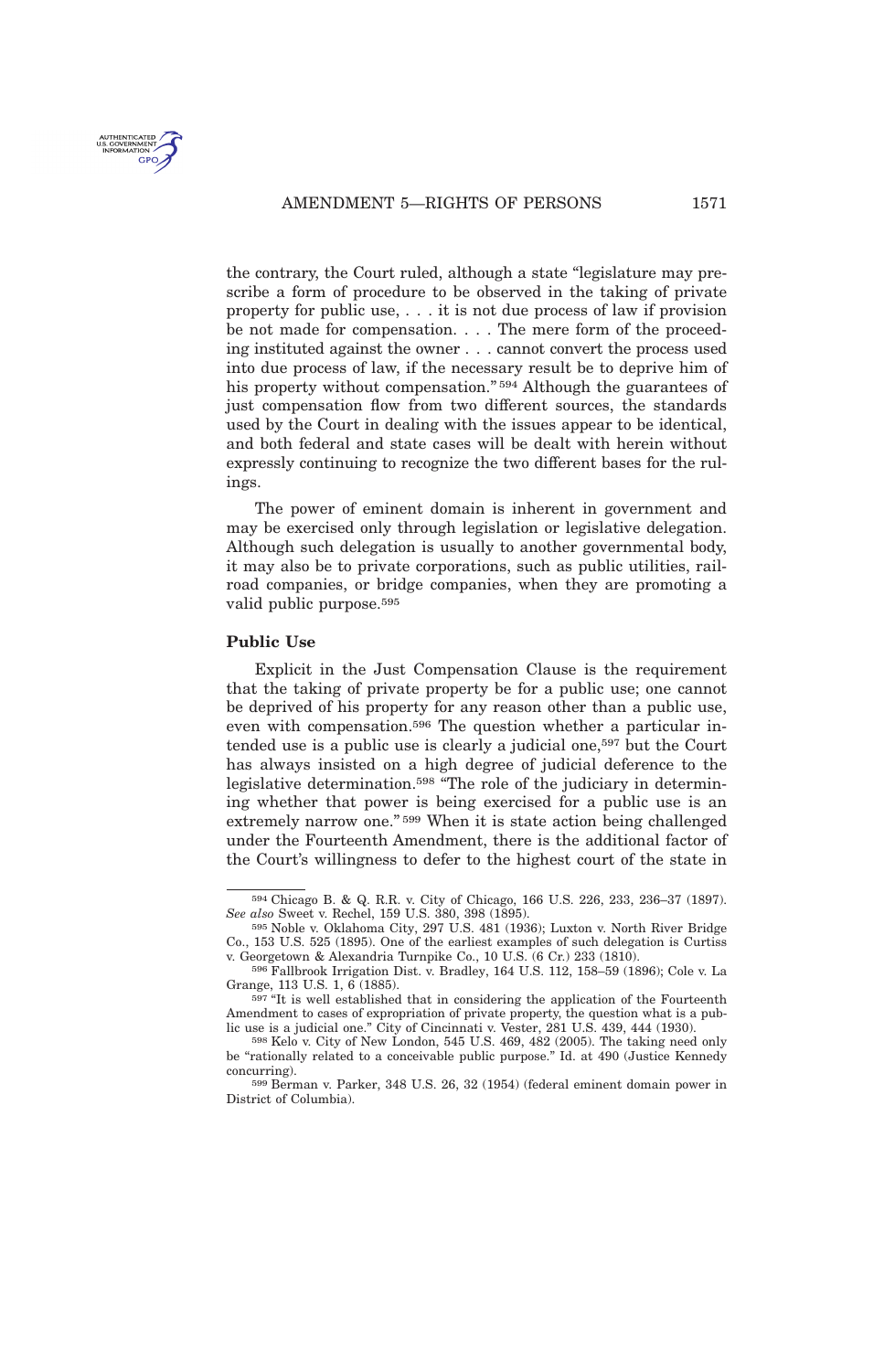the contrary, the Court ruled, although a state "legislature may prescribe a form of procedure to be observed in the taking of private property for public use, . . . it is not due process of law if provision be not made for compensation. . . . The mere form of the proceeding instituted against the owner . . . cannot convert the process used into due process of law, if the necessary result be to deprive him of his property without compensation."[594] Although the guarantees of just compensation flow from two different sources, the standards used by the Court in dealing with the issues appear to be identical, and both federal and state cases will be dealt with herein without expressly continuing to recognize the two different bases for the rulings.

The power of eminent domain is inherent in government and may be exercised only through legislation or legislative delegation. Although such delegation is usually to another governmental body, it may also be to private corporations, such as public utilities, railroad companies, or bridge companies, when they are promoting a valid public purpose.[595]

**Public Use**

Explicit in the Just Compensation Clause is the requirement that the taking of private property be for a public use; one cannot be deprived of his property for any reason other than a public use, even with compensation.[596] The question whether a particular intended use is a public use is clearly a judicial one,[597] but the Court has always insisted on a high degree of judicial deference to the legislative determination.[598] "The role of the judiciary in determining whether that power is being exercised for a public use is an extremely narrow one."[599] When it is state action being challenged under the Fourteenth Amendment, there is the additional factor of the Court's willingness to defer to the highest court of the state in

---

[594] Chicago B. & Q. R.R. v. City of Chicago, 166 U.S. 226, 233, 236–37 (1897). *See also* Sweet v. Rechel, 159 U.S. 380, 398 (1895).

[595] Noble v. Oklahoma City, 297 U.S. 481 (1936); Luxton v. North River Bridge Co., 153 U.S. 525 (1895). One of the earliest examples of such delegation is Curtiss v. Georgetown & Alexandria Turnpike Co., 10 U.S. (6 Cr.) 233 (1810).

[596] Fallbrook Irrigation Dist. v. Bradley, 164 U.S. 112, 158–59 (1896); Cole v. La Grange, 113 U.S. 1, 6 (1885).

[597] "It is well established that in considering the application of the Fourteenth Amendment to cases of expropriation of private property, the question what is a public use is a judicial one." City of Cincinnati v. Vester, 281 U.S. 439, 444 (1930).

[598] Kelo v. City of New London, 545 U.S. 469, 482 (2005). The taking need only be "rationally related to a conceivable public purpose." Id. at 490 (Justice Kennedy concurring).

[599] Berman v. Parker, 348 U.S. 26, 32 (1954) (federal eminent domain power in District of Columbia).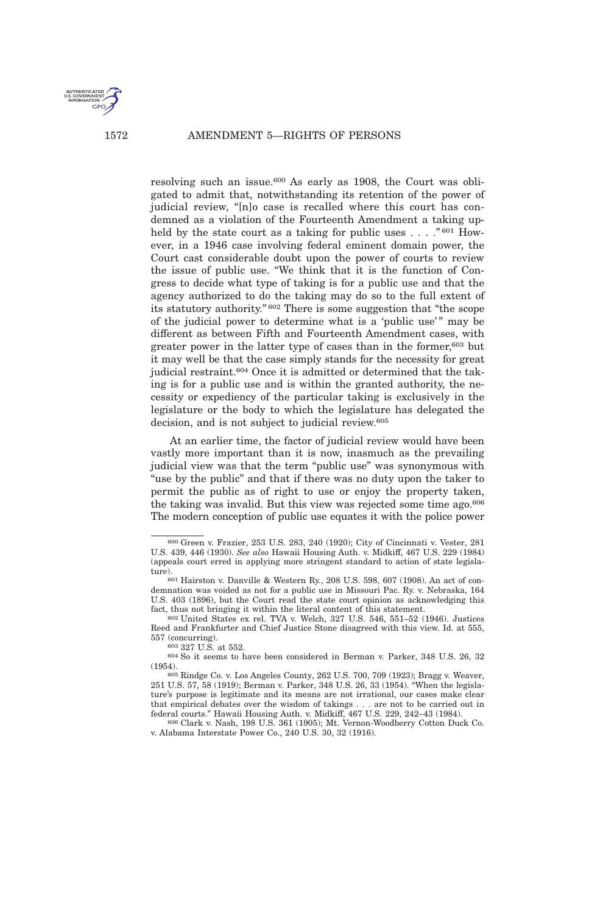resolving such an issue.[600] As early as 1908, the Court was obligated to admit that, notwithstanding its retention of the power of judicial review, "[n]o case is recalled where this court has condemned as a violation of the Fourteenth Amendment a taking upheld by the state court as a taking for public uses . . . ."[601] However, in a 1946 case involving federal eminent domain power, the Court cast considerable doubt upon the power of courts to review the issue of public use. "We think that it is the function of Congress to decide what type of taking is for a public use and that the agency authorized to do the taking may do so to the full extent of its statutory authority."[602] There is some suggestion that "the scope of the judicial power to determine what is a 'public use'" may be different as between Fifth and Fourteenth Amendment cases, with greater power in the latter type of cases than in the former,[603] but it may well be that the case simply stands for the necessity for great judicial restraint.[604] Once it is admitted or determined that the taking is for a public use and is within the granted authority, the necessity or expediency of the particular taking is exclusively in the legislature or the body to which the legislature has delegated the decision, and is not subject to judicial review.[605]

At an earlier time, the factor of judicial review would have been vastly more important than it is now, inasmuch as the prevailing judicial view was that the term "public use" was synonymous with "use by the public" and that if there was no duty upon the taker to permit the public as of right to use or enjoy the property taken, the taking was invalid. But this view was rejected some time ago.[606] The modern conception of public use equates it with the police power

---

[600] Green v. Frazier, 253 U.S. 283, 240 (1920); City of Cincinnati v. Vester, 281 U.S. 439, 446 (1930). *See also* Hawaii Housing Auth. v. Midkiff, 467 U.S. 229 (1984) (appeals court erred in applying more stringent standard to action of state legislature).

[601] Hairston v. Danville & Western Ry., 208 U.S. 598, 607 (1908). An act of condemnation was voided as not for a public use in Missouri Pac. Ry. v. Nebraska, 164 U.S. 403 (1896), but the Court read the state court opinion as acknowledging this fact, thus not bringing it within the literal content of this statement.

[602] United States ex rel. TVA v. Welch, 327 U.S. 546, 551–52 (1946). Justices Reed and Frankfurter and Chief Justice Stone disagreed with this view. Id. at 555, 557 (concurring).

[603] 327 U.S. at 552.

[604] So it seems to have been considered in Berman v. Parker, 348 U.S. 26, 32 (1954).

[605] Rindge Co. v. Los Angeles County, 262 U.S. 700, 709 (1923); Bragg v. Weaver, 251 U.S. 57, 58 (1919); Berman v. Parker, 348 U.S. 26, 33 (1954). "When the legislature's purpose is legitimate and its means are not irrational, our cases make clear that empirical debates over the wisdom of takings . . . are not to be carried out in federal courts." Hawaii Housing Auth. v. Midkiff, 467 U.S. 229, 242–43 (1984).

[606] Clark v. Nash, 198 U.S. 361 (1905); Mt. Vernon-Woodberry Cotton Duck Co. v. Alabama Interstate Power Co., 240 U.S. 30, 32 (1916).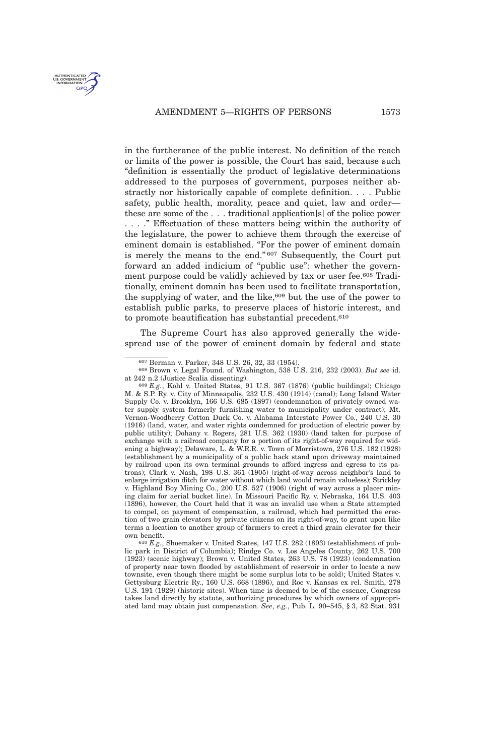in the furtherance of the public interest. No definition of the reach or limits of the power is possible, the Court has said, because such "definition is essentially the product of legislative determinations addressed to the purposes of government, purposes neither abstractly nor historically capable of complete definition. . . . Public safety, public health, morality, peace and quiet, law and order—these are some of the . . . traditional application[s] of the police power . . . ." Effectuation of these matters being within the authority of the legislature, the power to achieve them through the exercise of eminent domain is established. "For the power of eminent domain is merely the means to the end."[607] Subsequently, the Court put forward an added indicium of "public use": whether the government purpose could be validly achieved by tax or user fee.[608] Traditionally, eminent domain has been used to facilitate transportation, the supplying of water, and the like,[609] but the use of the power to establish public parks, to preserve places of historic interest, and to promote beautification has substantial precedent.[610]

The Supreme Court has also approved generally the widespread use of the power of eminent domain by federal and state

---

[607] Berman v. Parker, 348 U.S. 26, 32, 33 (1954).

[608] Brown v. Legal Found. of Washington, 538 U.S. 216, 232 (2003). *But see* id. at 242 n.2 (Justice Scalia dissenting).

[609] *E.g.*, Kohl v. United States, 91 U.S. 367 (1876) (public buildings); Chicago M. & S.P. Ry. v. City of Minneapolis, 232 U.S. 430 (1914) (canal); Long Island Water Supply Co. v. Brooklyn, 166 U.S. 685 (1897) (condemnation of privately owned water supply system formerly furnishing water to municipality under contract); Mt. Vernon-Woodberry Cotton Duck Co. v. Alabama Interstate Power Co., 240 U.S. 30 (1916) (land, water, and water rights condemned for production of electric power by public utility); Dohany v. Rogers, 281 U.S. 362 (1930) (land taken for purpose of exchange with a railroad company for a portion of its right-of-way required for widening a highway); Delaware, L. & W.R.R. v. Town of Morristown, 276 U.S. 182 (1928) (establishment by a municipality of a public hack stand upon driveway maintained by railroad upon its own terminal grounds to afford ingress and egress to its patrons); Clark v. Nash, 198 U.S. 361 (1905) (right-of-way across neighbor's land to enlarge irrigation ditch for water without which land would remain valueless); Strickley v. Highland Boy Mining Co., 200 U.S. 527 (1906) (right of way across a placer mining claim for aerial bucket line). In Missouri Pacific Ry. v. Nebraska, 164 U.S. 403 (1896), however, the Court held that it was an invalid use when a State attempted to compel, on payment of compensation, a railroad, which had permitted the erection of two grain elevators by private citizens on its right-of-way, to grant upon like terms a location to another group of farmers to erect a third grain elevator for their own benefit.

[610] *E.g.*, Shoemaker v. United States, 147 U.S. 282 (1893) (establishment of public park in District of Columbia); Rindge Co. v. Los Angeles County, 262 U.S. 700 (1923) (scenic highway); Brown v. United States, 263 U.S. 78 (1923) (condemnation of property near town flooded by establishment of reservoir in order to locate a new townsite, even though there might be some surplus lots to be sold); United States v. Gettysburg Electric Ry., 160 U.S. 668 (1896), and Roe v. Kansas ex rel. Smith, 278 U.S. 191 (1929) (historic sites). When time is deemed to be of the essence, Congress takes land directly by statute, authorizing procedures by which owners of appropriated land may obtain just compensation. *See*, *e.g.*, Pub. L. 90–545, § 3, 82 Stat. 931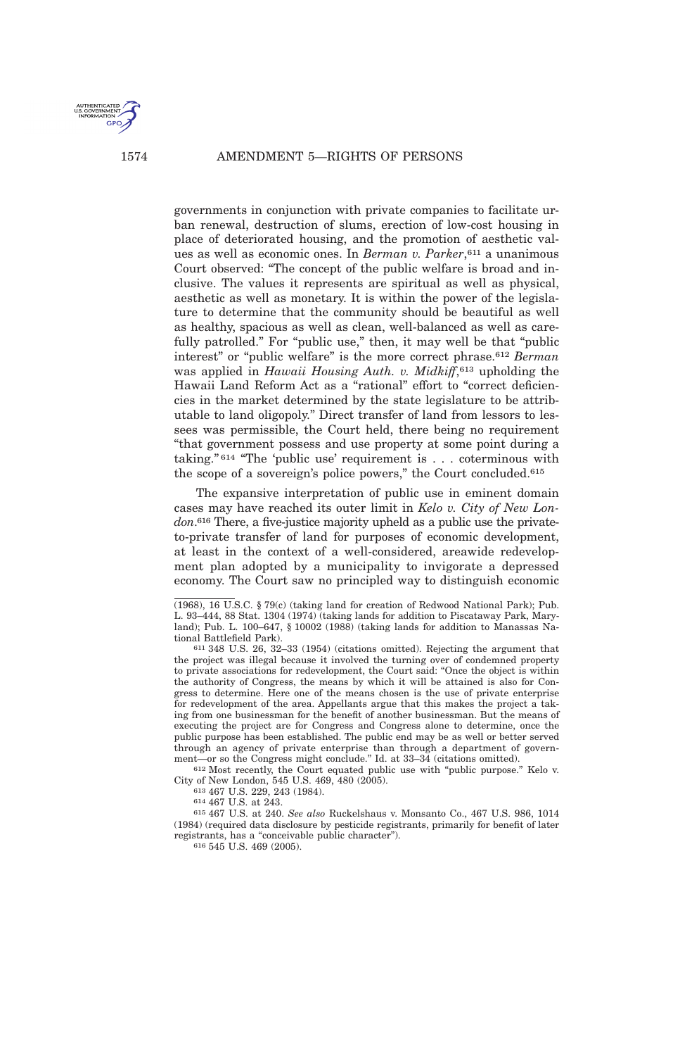governments in conjunction with private companies to facilitate urban renewal, destruction of slums, erection of low-cost housing in place of deteriorated housing, and the promotion of aesthetic values as well as economic ones. In *Berman v. Parker*,[611] a unanimous Court observed: "The concept of the public welfare is broad and inclusive. The values it represents are spiritual as well as physical, aesthetic as well as monetary. It is within the power of the legislature to determine that the community should be beautiful as well as healthy, spacious as well as clean, well-balanced as well as carefully patrolled." For "public use," then, it may well be that "public interest" or "public welfare" is the more correct phrase.[612] *Berman* was applied in *Hawaii Housing Auth. v. Midkiff*,[613] upholding the Hawaii Land Reform Act as a "rational" effort to "correct deficiencies in the market determined by the state legislature to be attributable to land oligopoly." Direct transfer of land from lessors to lessees was permissible, the Court held, there being no requirement "that government possess and use property at some point during a taking."[614] "The 'public use' requirement is . . . coterminous with the scope of a sovereign's police powers," the Court concluded.[615]

The expansive interpretation of public use in eminent domain cases may have reached its outer limit in *Kelo v. City of New London*.[616] There, a five-justice majority upheld as a public use the private-to-private transfer of land for purposes of economic development, at least in the context of a well-considered, areawide redevelopment plan adopted by a municipality to invigorate a depressed economy. The Court saw no principled way to distinguish economic

---

(1968), 16 U.S.C. § 79(c) (taking land for creation of Redwood National Park); Pub. L. 93–444, 88 Stat. 1304 (1974) (taking lands for addition to Piscataway Park, Maryland); Pub. L. 100–647, § 10002 (1988) (taking lands for addition to Manassas National Battlefield Park).

[611] 348 U.S. 26, 32–33 (1954) (citations omitted). Rejecting the argument that the project was illegal because it involved the turning over of condemned property to private associations for redevelopment, the Court said: "Once the object is within the authority of Congress, the means by which it will be attained is also for Congress to determine. Here one of the means chosen is the use of private enterprise for redevelopment of the area. Appellants argue that this makes the project a taking from one businessman for the benefit of another businessman. But the means of executing the project are for Congress and Congress alone to determine, once the public purpose has been established. The public end may be as well or better served through an agency of private enterprise than through a department of government—or so the Congress might conclude." Id. at 33–34 (citations omitted).

[612] Most recently, the Court equated public use with "public purpose." Kelo v. City of New London, 545 U.S. 469, 480 (2005).

[613] 467 U.S. 229, 243 (1984).

[614] 467 U.S. at 243.

[615] 467 U.S. at 240. *See also* Ruckelshaus v. Monsanto Co., 467 U.S. 986, 1014 (1984) (required data disclosure by pesticide registrants, primarily for benefit of later registrants, has a "conceivable public character").

[616] 545 U.S. 469 (2005).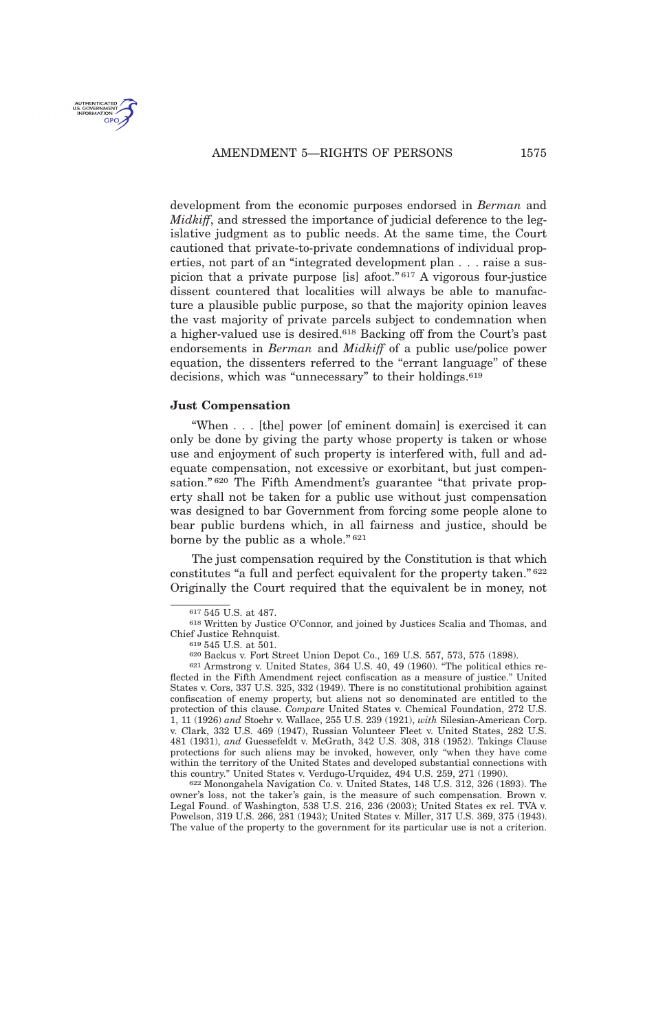development from the economic purposes endorsed in *Berman* and *Midkiff*, and stressed the importance of judicial deference to the legislative judgment as to public needs. At the same time, the Court cautioned that private-to-private condemnations of individual properties, not part of an "integrated development plan . . . raise a suspicion that a private purpose [is] afoot." [617] A vigorous four-justice dissent countered that localities will always be able to manufacture a plausible public purpose, so that the majority opinion leaves the vast majority of private parcels subject to condemnation when a higher-valued use is desired.[618] Backing off from the Court's past endorsements in *Berman* and *Midkiff* of a public use/police power equation, the dissenters referred to the "errant language" of these decisions, which was "unnecessary" to their holdings.[619]

### Just Compensation

"When . . . [the] power [of eminent domain] is exercised it can only be done by giving the party whose property is taken or whose use and enjoyment of such property is interfered with, full and adequate compensation, not excessive or exorbitant, but just compensation." [620] The Fifth Amendment's guarantee "that private property shall not be taken for a public use without just compensation was designed to bar Government from forcing some people alone to bear public burdens which, in all fairness and justice, should be borne by the public as a whole." [621]

The just compensation required by the Constitution is that which constitutes "a full and perfect equivalent for the property taken." [622] Originally the Court required that the equivalent be in money, not

---

[617] 545 U.S. at 487.

[618] Written by Justice O'Connor, and joined by Justices Scalia and Thomas, and Chief Justice Rehnquist.

[619] 545 U.S. at 501.

[620] Backus v. Fort Street Union Depot Co., 169 U.S. 557, 573, 575 (1898).

[621] Armstrong v. United States, 364 U.S. 40, 49 (1960). "The political ethics reflected in the Fifth Amendment reject confiscation as a measure of justice." United States v. Cors, 337 U.S. 325, 332 (1949). There is no constitutional prohibition against confiscation of enemy property, but aliens not so denominated are entitled to the protection of this clause. *Compare* United States v. Chemical Foundation, 272 U.S. 1, 11 (1926) *and* Stoehr v. Wallace, 255 U.S. 239 (1921), *with* Silesian-American Corp. v. Clark, 332 U.S. 469 (1947), Russian Volunteer Fleet v. United States, 282 U.S. 481 (1931), *and* Guessefeldt v. McGrath, 342 U.S. 308, 318 (1952). Takings Clause protections for such aliens may be invoked, however, only "when they have come within the territory of the United States and developed substantial connections with this country." United States v. Verdugo-Urquidez, 494 U.S. 259, 271 (1990).

[622] Monongahela Navigation Co. v. United States, 148 U.S. 312, 326 (1893). The owner's loss, not the taker's gain, is the measure of such compensation. Brown v. Legal Found. of Washington, 538 U.S. 216, 236 (2003); United States ex rel. TVA v. Powelson, 319 U.S. 266, 281 (1943); United States v. Miller, 317 U.S. 369, 375 (1943). The value of the property to the government for its particular use is not a criterion.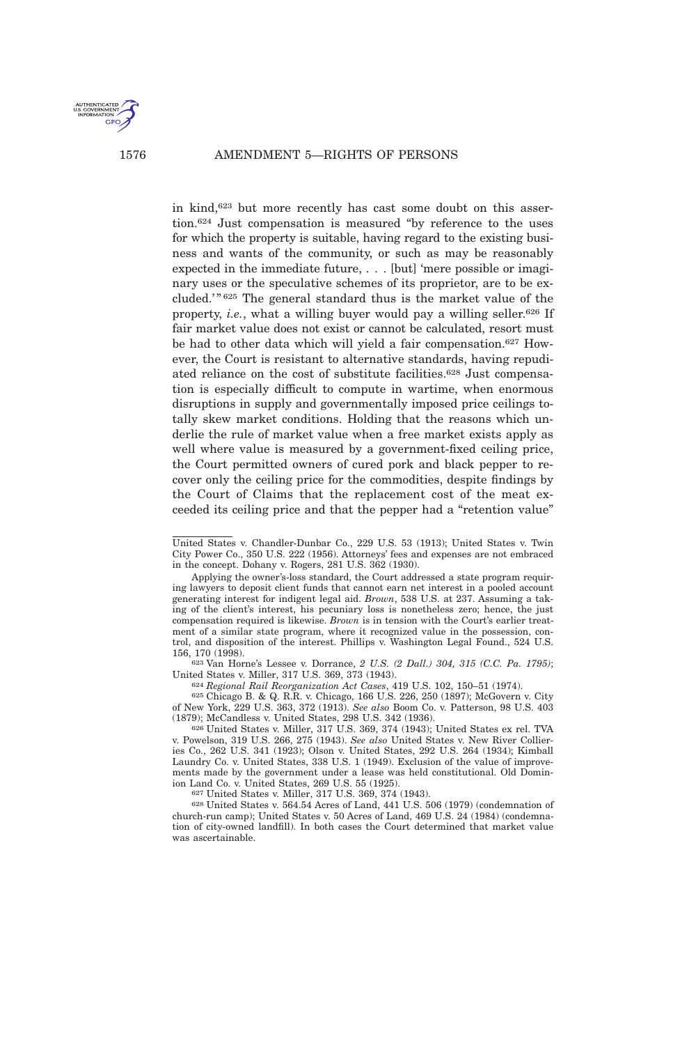in kind,[623] but more recently has cast some doubt on this assertion.[624] Just compensation is measured "by reference to the uses for which the property is suitable, having regard to the existing business and wants of the community, or such as may be reasonably expected in the immediate future, . . . [but] 'mere possible or imaginary uses or the speculative schemes of its proprietor, are to be excluded.'"[625] The general standard thus is the market value of the property, *i.e.*, what a willing buyer would pay a willing seller.[626] If fair market value does not exist or cannot be calculated, resort must be had to other data which will yield a fair compensation.[627] However, the Court is resistant to alternative standards, having repudiated reliance on the cost of substitute facilities.[628] Just compensation is especially difficult to compute in wartime, when enormous disruptions in supply and governmentally imposed price ceilings totally skew market conditions. Holding that the reasons which underlie the rule of market value when a free market exists apply as well where value is measured by a government-fixed ceiling price, the Court permitted owners of cured pork and black pepper to recover only the ceiling price for the commodities, despite findings by the Court of Claims that the replacement cost of the meat exceeded its ceiling price and that the pepper had a "retention value"

---

United States v. Chandler-Dunbar Co., 229 U.S. 53 (1913); United States v. Twin City Power Co., 350 U.S. 222 (1956). Attorneys' fees and expenses are not embraced in the concept. Dohany v. Rogers, 281 U.S. 362 (1930).

Applying the owner's-loss standard, the Court addressed a state program requiring lawyers to deposit client funds that cannot earn net interest in a pooled account generating interest for indigent legal aid. *Brown*, 538 U.S. at 237. Assuming a taking of the client's interest, his pecuniary loss is nonetheless zero; hence, the just compensation required is likewise. *Brown* is in tension with the Court's earlier treatment of a similar state program, where it recognized value in the possession, control, and disposition of the interest. Phillips v. Washington Legal Found., 524 U.S. 156, 170 (1998).

[623] Van Horne's Lessee v. Dorrance, *2 U.S. (2 Dall.) 304, 315 (C.C. Pa. 1795)*; United States v. Miller, 317 U.S. 369, 373 (1943).

[624] *Regional Rail Reorganization Act Cases*, 419 U.S. 102, 150–51 (1974).

[625] Chicago B. & Q. R.R. v. Chicago, 166 U.S. 226, 250 (1897); McGovern v. City of New York, 229 U.S. 363, 372 (1913). *See also* Boom Co. v. Patterson, 98 U.S. 403 (1879); McCandless v. United States, 298 U.S. 342 (1936).

[626] United States v. Miller, 317 U.S. 369, 374 (1943); United States ex rel. TVA v. Powelson, 319 U.S. 266, 275 (1943). *See also* United States v. New River Collieries Co., 262 U.S. 341 (1923); Olson v. United States, 292 U.S. 264 (1934); Kimball Laundry Co. v. United States, 338 U.S. 1 (1949). Exclusion of the value of improvements made by the government under a lease was held constitutional. Old Dominion Land Co. v. United States, 269 U.S. 55 (1925).

[627] United States v. Miller, 317 U.S. 369, 374 (1943).

[628] United States v. 564.54 Acres of Land, 441 U.S. 506 (1979) (condemnation of church-run camp); United States v. 50 Acres of Land, 469 U.S. 24 (1984) (condemnation of city-owned landfill). In both cases the Court determined that market value was ascertainable.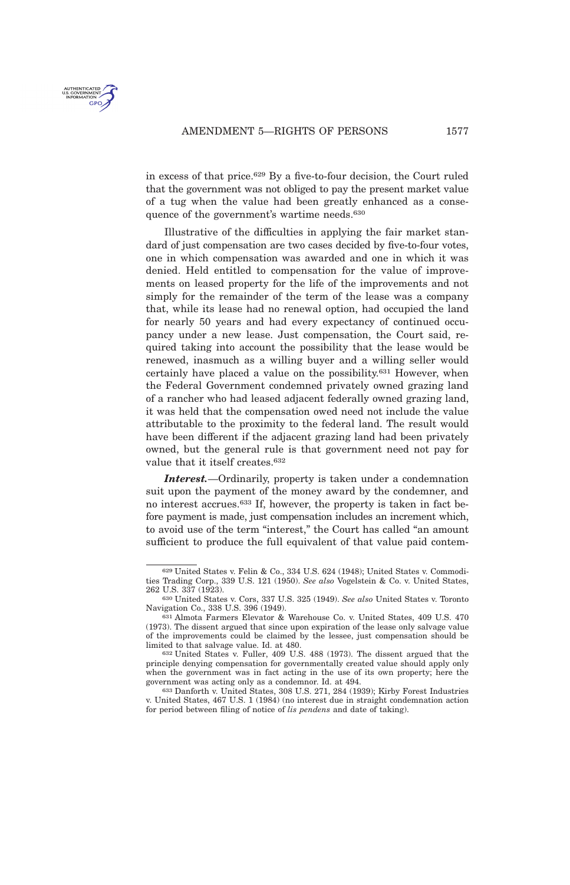in excess of that price.[629] By a five-to-four decision, the Court ruled that the government was not obliged to pay the present market value of a tug when the value had been greatly enhanced as a consequence of the government's wartime needs.[630]

Illustrative of the difficulties in applying the fair market standard of just compensation are two cases decided by five-to-four votes, one in which compensation was awarded and one in which it was denied. Held entitled to compensation for the value of improvements on leased property for the life of the improvements and not simply for the remainder of the term of the lease was a company that, while its lease had no renewal option, had occupied the land for nearly 50 years and had every expectancy of continued occupancy under a new lease. Just compensation, the Court said, required taking into account the possibility that the lease would be renewed, inasmuch as a willing buyer and a willing seller would certainly have placed a value on the possibility.[631] However, when the Federal Government condemned privately owned grazing land of a rancher who had leased adjacent federally owned grazing land, it was held that the compensation owed need not include the value attributable to the proximity to the federal land. The result would have been different if the adjacent grazing land had been privately owned, but the general rule is that government need not pay for value that it itself creates.[632]

***Interest.***—Ordinarily, property is taken under a condemnation suit upon the payment of the money award by the condemner, and no interest accrues.[633] If, however, the property is taken in fact before payment is made, just compensation includes an increment which, to avoid use of the term "interest," the Court has called "an amount sufficient to produce the full equivalent of that value paid contem-

---

[629] United States v. Felin & Co., 334 U.S. 624 (1948); United States v. Commodities Trading Corp., 339 U.S. 121 (1950). *See also* Vogelstein & Co. v. United States, 262 U.S. 337 (1923).

[630] United States v. Cors, 337 U.S. 325 (1949). *See also* United States v. Toronto Navigation Co., 338 U.S. 396 (1949).

[631] Almota Farmers Elevator & Warehouse Co. v. United States, 409 U.S. 470 (1973). The dissent argued that since upon expiration of the lease only salvage value of the improvements could be claimed by the lessee, just compensation should be limited to that salvage value. Id. at 480.

[632] United States v. Fuller, 409 U.S. 488 (1973). The dissent argued that the principle denying compensation for governmentally created value should apply only when the government was in fact acting in the use of its own property; here the government was acting only as a condemnor. Id. at 494.

[633] Danforth v. United States, 308 U.S. 271, 284 (1939); Kirby Forest Industries v. United States, 467 U.S. 1 (1984) (no interest due in straight condemnation action for period between filing of notice of *lis pendens* and date of taking).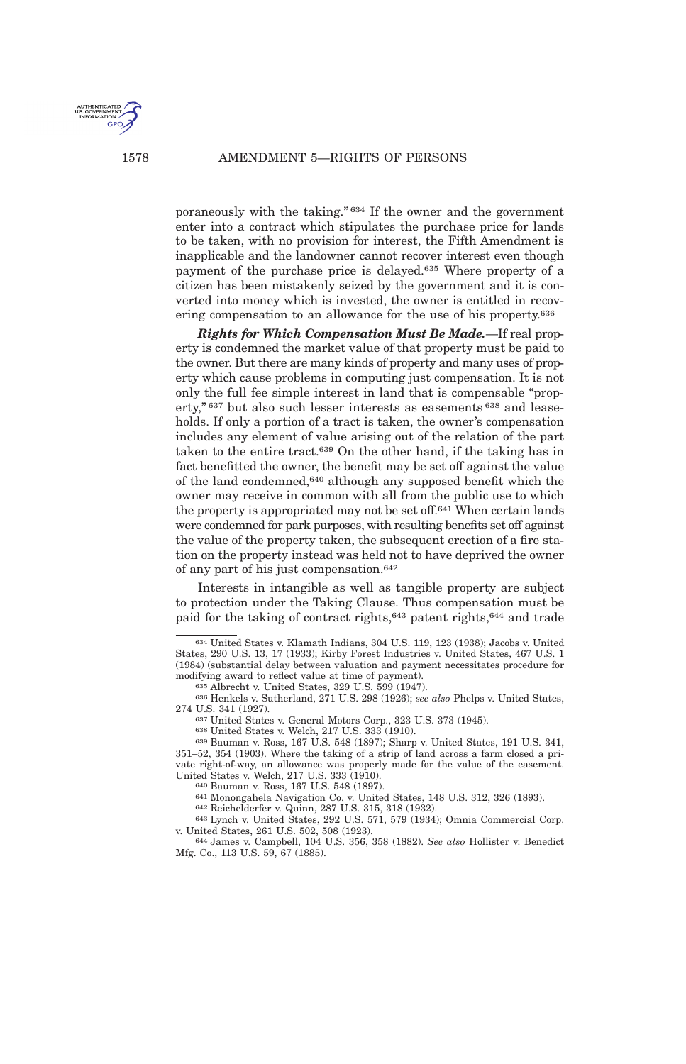poraneously with the taking."[634] If the owner and the government enter into a contract which stipulates the purchase price for lands to be taken, with no provision for interest, the Fifth Amendment is inapplicable and the landowner cannot recover interest even though payment of the purchase price is delayed.[635] Where property of a citizen has been mistakenly seized by the government and it is converted into money which is invested, the owner is entitled in recovering compensation to an allowance for the use of his property.[636]

***Rights for Which Compensation Must Be Made.***—If real property is condemned the market value of that property must be paid to the owner. But there are many kinds of property and many uses of property which cause problems in computing just compensation. It is not only the full fee simple interest in land that is compensable "property,"[637] but also such lesser interests as easements[638] and leaseholds. If only a portion of a tract is taken, the owner's compensation includes any element of value arising out of the relation of the part taken to the entire tract.[639] On the other hand, if the taking has in fact benefitted the owner, the benefit may be set off against the value of the land condemned,[640] although any supposed benefit which the owner may receive in common with all from the public use to which the property is appropriated may not be set off.[641] When certain lands were condemned for park purposes, with resulting benefits set off against the value of the property taken, the subsequent erection of a fire station on the property instead was held not to have deprived the owner of any part of his just compensation.[642]

Interests in intangible as well as tangible property are subject to protection under the Taking Clause. Thus compensation must be paid for the taking of contract rights,[643] patent rights,[644] and trade

---

[634] United States v. Klamath Indians, 304 U.S. 119, 123 (1938); Jacobs v. United States, 290 U.S. 13, 17 (1933); Kirby Forest Industries v. United States, 467 U.S. 1 (1984) (substantial delay between valuation and payment necessitates procedure for modifying award to reflect value at time of payment).

[635] Albrecht v. United States, 329 U.S. 599 (1947).

[636] Henkels v. Sutherland, 271 U.S. 298 (1926); *see also* Phelps v. United States, 274 U.S. 341 (1927).

[637] United States v. General Motors Corp., 323 U.S. 373 (1945).

[638] United States v. Welch, 217 U.S. 333 (1910).

[639] Bauman v. Ross, 167 U.S. 548 (1897); Sharp v. United States, 191 U.S. 341, 351–52, 354 (1903). Where the taking of a strip of land across a farm closed a private right-of-way, an allowance was properly made for the value of the easement. United States v. Welch, 217 U.S. 333 (1910).

[640] Bauman v. Ross, 167 U.S. 548 (1897).

[641] Monongahela Navigation Co. v. United States, 148 U.S. 312, 326 (1893).

[642] Reichelderfer v. Quinn, 287 U.S. 315, 318 (1932).

[643] Lynch v. United States, 292 U.S. 571, 579 (1934); Omnia Commercial Corp. v. United States, 261 U.S. 502, 508 (1923).

[644] James v. Campbell, 104 U.S. 356, 358 (1882). *See also* Hollister v. Benedict Mfg. Co., 113 U.S. 59, 67 (1885).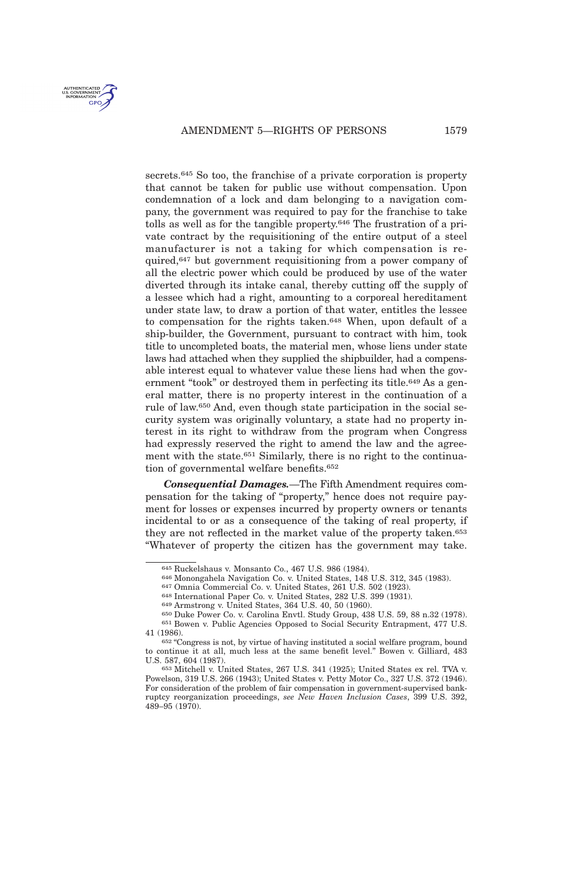secrets.[645] So too, the franchise of a private corporation is property that cannot be taken for public use without compensation. Upon condemnation of a lock and dam belonging to a navigation company, the government was required to pay for the franchise to take tolls as well as for the tangible property.[646] The frustration of a private contract by the requisitioning of the entire output of a steel manufacturer is not a taking for which compensation is required,[647] but government requisitioning from a power company of all the electric power which could be produced by use of the water diverted through its intake canal, thereby cutting off the supply of a lessee which had a right, amounting to a corporeal hereditament under state law, to draw a portion of that water, entitles the lessee to compensation for the rights taken.[648] When, upon default of a ship-builder, the Government, pursuant to contract with him, took title to uncompleted boats, the material men, whose liens under state laws had attached when they supplied the shipbuilder, had a compensable interest equal to whatever value these liens had when the government "took" or destroyed them in perfecting its title.[649] As a general matter, there is no property interest in the continuation of a rule of law.[650] And, even though state participation in the social security system was originally voluntary, a state had no property interest in its right to withdraw from the program when Congress had expressly reserved the right to amend the law and the agreement with the state.[651] Similarly, there is no right to the continuation of governmental welfare benefits.[652]

***Consequential Damages.***—The Fifth Amendment requires compensation for the taking of "property," hence does not require payment for losses or expenses incurred by property owners or tenants incidental to or as a consequence of the taking of real property, if they are not reflected in the market value of the property taken.[653] "Whatever of property the citizen has the government may take.

---

[645] Ruckelshaus v. Monsanto Co., 467 U.S. 986 (1984).

[646] Monongahela Navigation Co. v. United States, 148 U.S. 312, 345 (1983).

[647] Omnia Commercial Co. v. United States, 261 U.S. 502 (1923).

[648] International Paper Co. v. United States, 282 U.S. 399 (1931).

[649] Armstrong v. United States, 364 U.S. 40, 50 (1960).

[650] Duke Power Co. v. Carolina Envtl. Study Group, 438 U.S. 59, 88 n.32 (1978).

[651] Bowen v. Public Agencies Opposed to Social Security Entrapment, 477 U.S. 41 (1986).

[652] "Congress is not, by virtue of having instituted a social welfare program, bound to continue it at all, much less at the same benefit level." Bowen v. Gilliard, 483 U.S. 587, 604 (1987).

[653] Mitchell v. United States, 267 U.S. 341 (1925); United States ex rel. TVA v. Powelson, 319 U.S. 266 (1943); United States v. Petty Motor Co., 327 U.S. 372 (1946). For consideration of the problem of fair compensation in government-supervised bankruptcy reorganization proceedings, *see New Haven Inclusion Cases*, 399 U.S. 392, 489–95 (1970).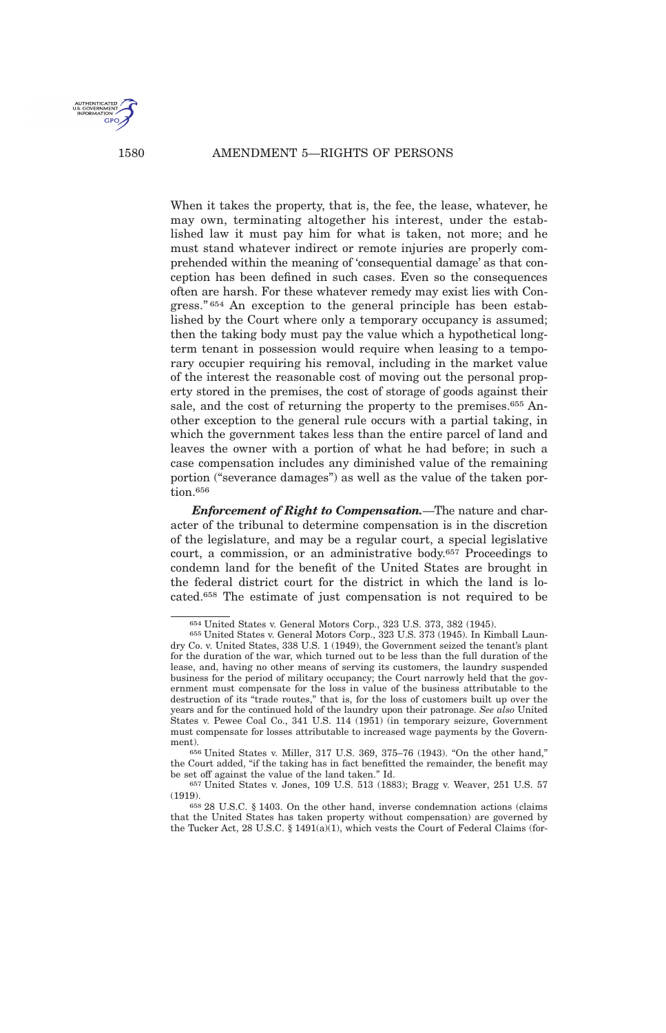When it takes the property, that is, the fee, the lease, whatever, he may own, terminating altogether his interest, under the established law it must pay him for what is taken, not more; and he must stand whatever indirect or remote injuries are properly comprehended within the meaning of 'consequential damage' as that conception has been defined in such cases. Even so the consequences often are harsh. For these whatever remedy may exist lies with Congress."[654] An exception to the general principle has been established by the Court where only a temporary occupancy is assumed; then the taking body must pay the value which a hypothetical long-term tenant in possession would require when leasing to a temporary occupier requiring his removal, including in the market value of the interest the reasonable cost of moving out the personal property stored in the premises, the cost of storage of goods against their sale, and the cost of returning the property to the premises.[655] Another exception to the general rule occurs with a partial taking, in which the government takes less than the entire parcel of land and leaves the owner with a portion of what he had before; in such a case compensation includes any diminished value of the remaining portion ("severance damages") as well as the value of the taken portion.[656]

***Enforcement of Right to Compensation.***—The nature and character of the tribunal to determine compensation is in the discretion of the legislature, and may be a regular court, a special legislative court, a commission, or an administrative body.[657] Proceedings to condemn land for the benefit of the United States are brought in the federal district court for the district in which the land is located.[658] The estimate of just compensation is not required to be

---

[654] United States v. General Motors Corp., 323 U.S. 373, 382 (1945).

[655] United States v. General Motors Corp., 323 U.S. 373 (1945). In Kimball Laundry Co. v. United States, 338 U.S. 1 (1949), the Government seized the tenant's plant for the duration of the war, which turned out to be less than the full duration of the lease, and, having no other means of serving its customers, the laundry suspended business for the period of military occupancy; the Court narrowly held that the government must compensate for the loss in value of the business attributable to the destruction of its "trade routes," that is, for the loss of customers built up over the years and for the continued hold of the laundry upon their patronage. *See also* United States v. Pewee Coal Co., 341 U.S. 114 (1951) (in temporary seizure, Government must compensate for losses attributable to increased wage payments by the Government).

[656] United States v. Miller, 317 U.S. 369, 375–76 (1943). "On the other hand," the Court added, "if the taking has in fact benefitted the remainder, the benefit may be set off against the value of the land taken." Id.

[657] United States v. Jones, 109 U.S. 513 (1883); Bragg v. Weaver, 251 U.S. 57 (1919).

[658] 28 U.S.C. § 1403. On the other hand, inverse condemnation actions (claims that the United States has taken property without compensation) are governed by the Tucker Act, 28 U.S.C. § 1491(a)(1), which vests the Court of Federal Claims (for-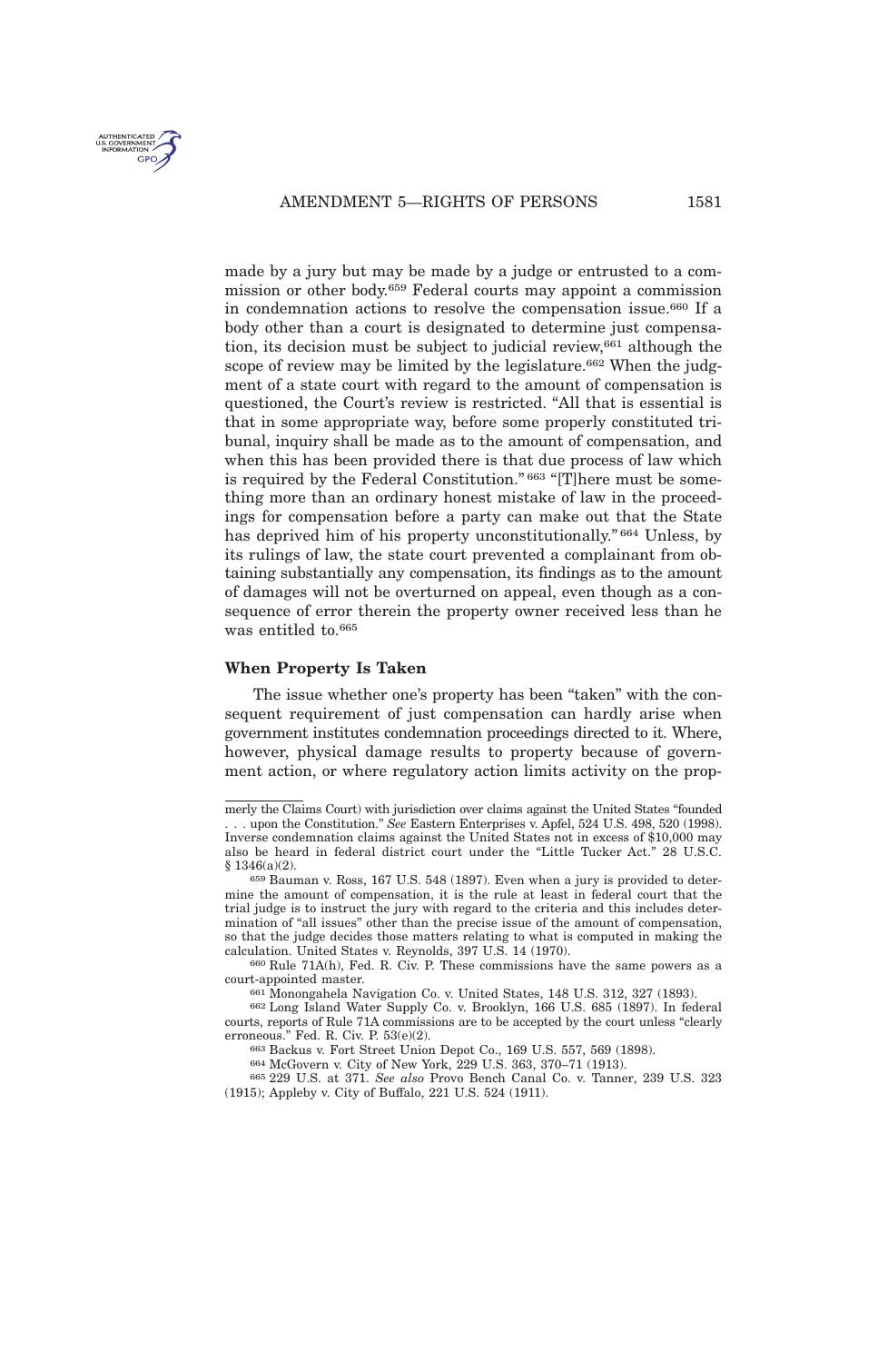made by a jury but may be made by a judge or entrusted to a commission or other body.[659] Federal courts may appoint a commission in condemnation actions to resolve the compensation issue.[660] If a body other than a court is designated to determine just compensation, its decision must be subject to judicial review,[661] although the scope of review may be limited by the legislature.[662] When the judgment of a state court with regard to the amount of compensation is questioned, the Court's review is restricted. "All that is essential is that in some appropriate way, before some properly constituted tribunal, inquiry shall be made as to the amount of compensation, and when this has been provided there is that due process of law which is required by the Federal Constitution."[663] "[T]here must be something more than an ordinary honest mistake of law in the proceedings for compensation before a party can make out that the State has deprived him of his property unconstitutionally."[664] Unless, by its rulings of law, the state court prevented a complainant from obtaining substantially any compensation, its findings as to the amount of damages will not be overturned on appeal, even though as a consequence of error therein the property owner received less than he was entitled to.[665]

### When Property Is Taken

The issue whether one's property has been "taken" with the consequent requirement of just compensation can hardly arise when government institutes condemnation proceedings directed to it. Where, however, physical damage results to property because of government action, or where regulatory action limits activity on the prop-

---

merly the Claims Court) with jurisdiction over claims against the United States "founded . . . upon the Constitution." *See* Eastern Enterprises v. Apfel, 524 U.S. 498, 520 (1998). Inverse condemnation claims against the United States not in excess of $10,000 may also be heard in federal district court under the "Little Tucker Act." 28 U.S.C. § 1346(a)(2).

[659] Bauman v. Ross, 167 U.S. 548 (1897). Even when a jury is provided to determine the amount of compensation, it is the rule at least in federal court that the trial judge is to instruct the jury with regard to the criteria and this includes determination of "all issues" other than the precise issue of the amount of compensation, so that the judge decides those matters relating to what is computed in making the calculation. United States v. Reynolds, 397 U.S. 14 (1970).

[660] Rule 71A(h), Fed. R. Civ. P. These commissions have the same powers as a court-appointed master.

[661] Monongahela Navigation Co. v. United States, 148 U.S. 312, 327 (1893).

[662] Long Island Water Supply Co. v. Brooklyn, 166 U.S. 685 (1897). In federal courts, reports of Rule 71A commissions are to be accepted by the court unless "clearly erroneous." Fed. R. Civ. P. 53(e)(2).

[663] Backus v. Fort Street Union Depot Co., 169 U.S. 557, 569 (1898).

[664] McGovern v. City of New York, 229 U.S. 363, 370–71 (1913).

[665] 229 U.S. at 371. *See also* Provo Bench Canal Co. v. Tanner, 239 U.S. 323 (1915); Appleby v. City of Buffalo, 221 U.S. 524 (1911).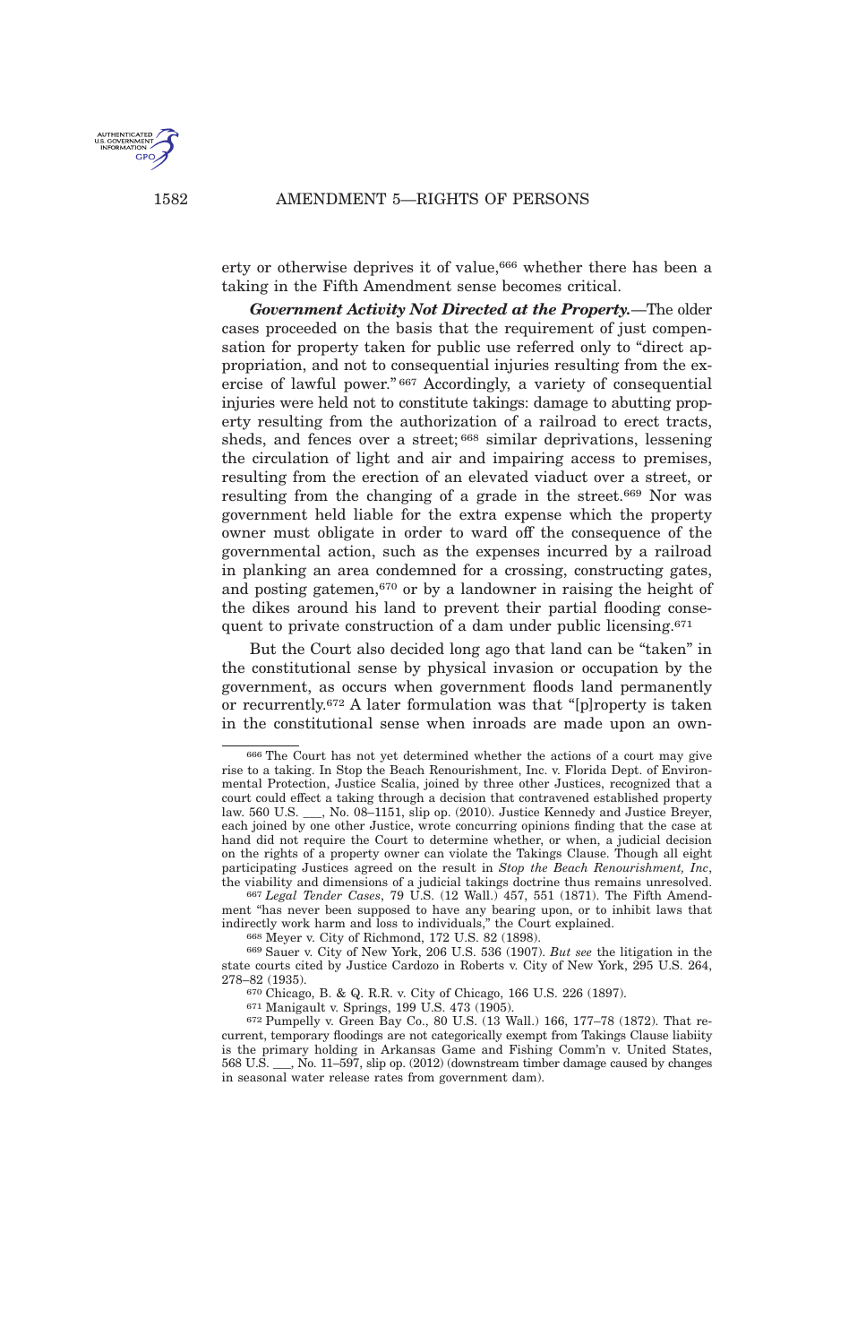erty or otherwise deprives it of value,[666] whether there has been a taking in the Fifth Amendment sense becomes critical.

***Government Activity Not Directed at the Property.***—The older cases proceeded on the basis that the requirement of just compensation for property taken for public use referred only to "direct appropriation, and not to consequential injuries resulting from the exercise of lawful power."[667] Accordingly, a variety of consequential injuries were held not to constitute takings: damage to abutting property resulting from the authorization of a railroad to erect tracts, sheds, and fences over a street;[668] similar deprivations, lessening the circulation of light and air and impairing access to premises, resulting from the erection of an elevated viaduct over a street, or resulting from the changing of a grade in the street.[669] Nor was government held liable for the extra expense which the property owner must obligate in order to ward off the consequence of the governmental action, such as the expenses incurred by a railroad in planking an area condemned for a crossing, constructing gates, and posting gatemen,[670] or by a landowner in raising the height of the dikes around his land to prevent their partial flooding consequent to private construction of a dam under public licensing.[671]

But the Court also decided long ago that land can be "taken" in the constitutional sense by physical invasion or occupation by the government, as occurs when government floods land permanently or recurrently.[672] A later formulation was that "[p]roperty is taken in the constitutional sense when inroads are made upon an own-

---

[666] The Court has not yet determined whether the actions of a court may give rise to a taking. In Stop the Beach Renourishment, Inc. v. Florida Dept. of Environmental Protection, Justice Scalia, joined by three other Justices, recognized that a court could effect a taking through a decision that contravened established property law. 560 U.S. ___, No. 08–1151, slip op. (2010). Justice Kennedy and Justice Breyer, each joined by one other Justice, wrote concurring opinions finding that the case at hand did not require the Court to determine whether, or when, a judicial decision on the rights of a property owner can violate the Takings Clause. Though all eight participating Justices agreed on the result in *Stop the Beach Renourishment, Inc*, the viability and dimensions of a judicial takings doctrine thus remains unresolved.

[667] *Legal Tender Cases*, 79 U.S. (12 Wall.) 457, 551 (1871). The Fifth Amendment "has never been supposed to have any bearing upon, or to inhibit laws that indirectly work harm and loss to individuals," the Court explained.

[668] Meyer v. City of Richmond, 172 U.S. 82 (1898).

[669] Sauer v. City of New York, 206 U.S. 536 (1907). *But see* the litigation in the state courts cited by Justice Cardozo in Roberts v. City of New York, 295 U.S. 264, 278–82 (1935).

[670] Chicago, B. & Q. R.R. v. City of Chicago, 166 U.S. 226 (1897).

[671] Manigault v. Springs, 199 U.S. 473 (1905).

[672] Pumpelly v. Green Bay Co., 80 U.S. (13 Wall.) 166, 177–78 (1872). That recurrent, temporary floodings are not categorically exempt from Takings Clause liabiity is the primary holding in Arkansas Game and Fishing Comm'n v. United States, 568 U.S. ___, No. 11–597, slip op. (2012) (downstream timber damage caused by changes in seasonal water release rates from government dam).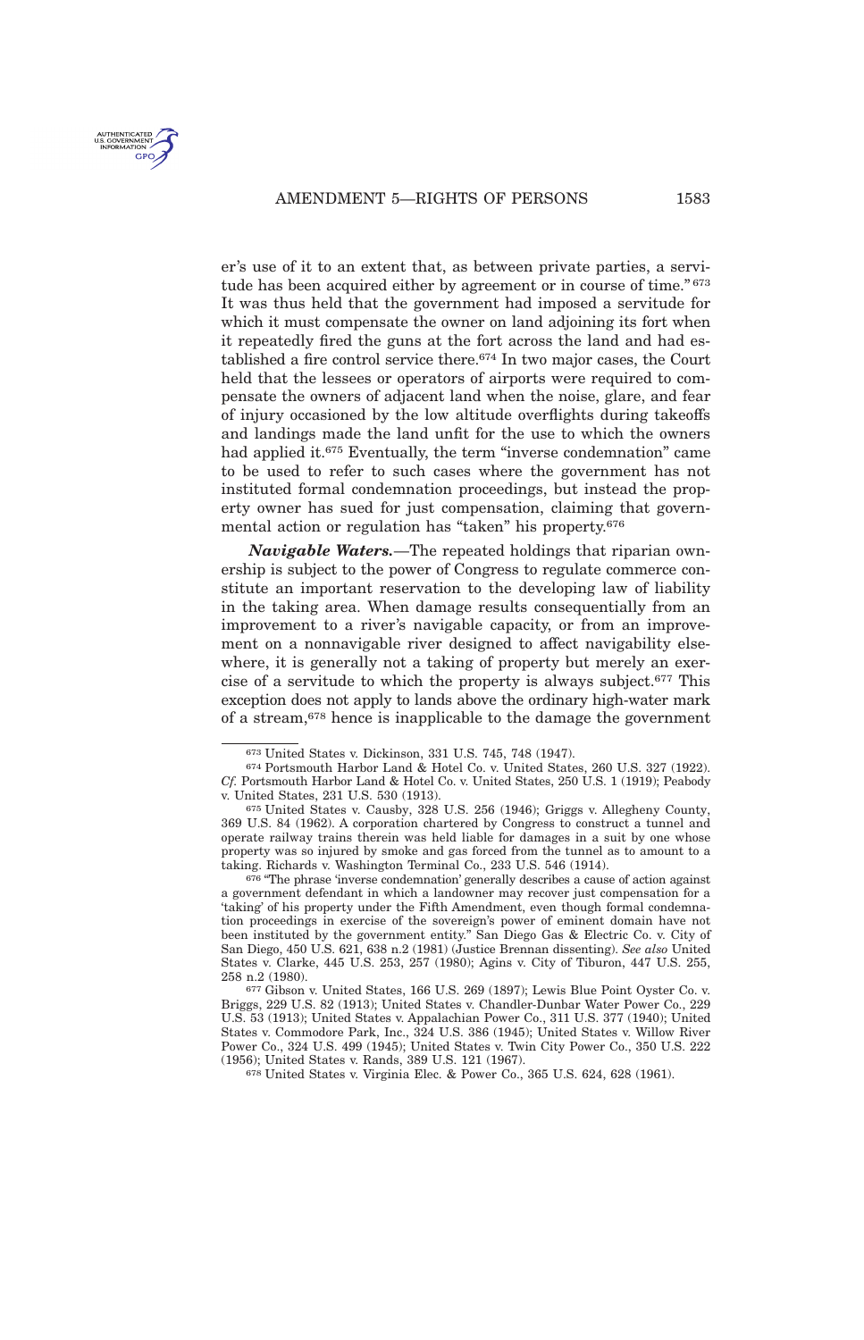er's use of it to an extent that, as between private parties, a servitude has been acquired either by agreement or in course of time." [673] It was thus held that the government had imposed a servitude for which it must compensate the owner on land adjoining its fort when it repeatedly fired the guns at the fort across the land and had established a fire control service there.[674] In two major cases, the Court held that the lessees or operators of airports were required to compensate the owners of adjacent land when the noise, glare, and fear of injury occasioned by the low altitude overflights during takeoffs and landings made the land unfit for the use to which the owners had applied it.[675] Eventually, the term "inverse condemnation" came to be used to refer to such cases where the government has not instituted formal condemnation proceedings, but instead the property owner has sued for just compensation, claiming that governmental action or regulation has "taken" his property.[676]

***Navigable Waters.***—The repeated holdings that riparian ownership is subject to the power of Congress to regulate commerce constitute an important reservation to the developing law of liability in the taking area. When damage results consequentially from an improvement to a river's navigable capacity, or from an improvement on a nonnavigable river designed to affect navigability elsewhere, it is generally not a taking of property but merely an exercise of a servitude to which the property is always subject.[677] This exception does not apply to lands above the ordinary high-water mark of a stream,[678] hence is inapplicable to the damage the government

---

[673] United States v. Dickinson, 331 U.S. 745, 748 (1947).

[674] Portsmouth Harbor Land & Hotel Co. v. United States, 260 U.S. 327 (1922). *Cf.* Portsmouth Harbor Land & Hotel Co. v. United States, 250 U.S. 1 (1919); Peabody v. United States, 231 U.S. 530 (1913).

[675] United States v. Causby, 328 U.S. 256 (1946); Griggs v. Allegheny County, 369 U.S. 84 (1962). A corporation chartered by Congress to construct a tunnel and operate railway trains therein was held liable for damages in a suit by one whose property was so injured by smoke and gas forced from the tunnel as to amount to a taking. Richards v. Washington Terminal Co., 233 U.S. 546 (1914).

[676] "The phrase 'inverse condemnation' generally describes a cause of action against a government defendant in which a landowner may recover just compensation for a 'taking' of his property under the Fifth Amendment, even though formal condemnation proceedings in exercise of the sovereign's power of eminent domain have not been instituted by the government entity." San Diego Gas & Electric Co. v. City of San Diego, 450 U.S. 621, 638 n.2 (1981) (Justice Brennan dissenting). *See also* United States v. Clarke, 445 U.S. 253, 257 (1980); Agins v. City of Tiburon, 447 U.S. 255, 258 n.2 (1980).

[677] Gibson v. United States, 166 U.S. 269 (1897); Lewis Blue Point Oyster Co. v. Briggs, 229 U.S. 82 (1913); United States v. Chandler-Dunbar Water Power Co., 229 U.S. 53 (1913); United States v. Appalachian Power Co., 311 U.S. 377 (1940); United States v. Commodore Park, Inc., 324 U.S. 386 (1945); United States v. Willow River Power Co., 324 U.S. 499 (1945); United States v. Twin City Power Co., 350 U.S. 222 (1956); United States v. Rands, 389 U.S. 121 (1967).

[678] United States v. Virginia Elec. & Power Co., 365 U.S. 624, 628 (1961).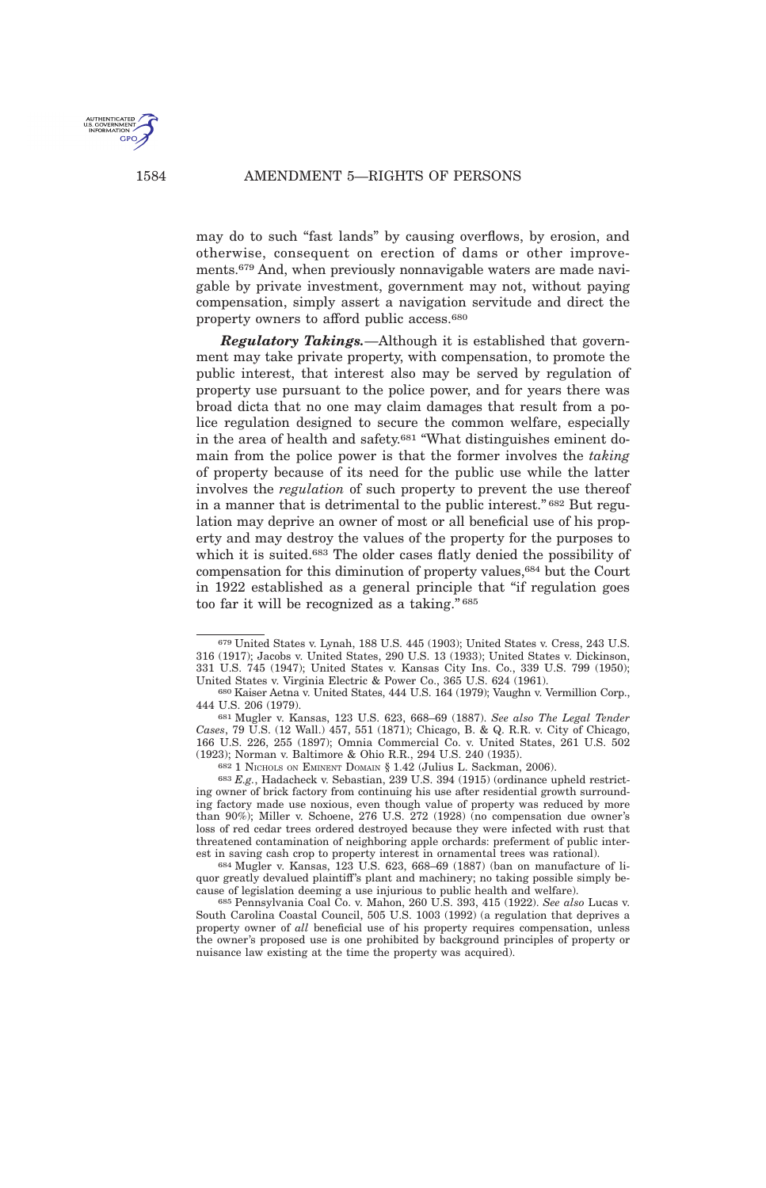may do to such "fast lands" by causing overflows, by erosion, and otherwise, consequent on erection of dams or other improvements.[679] And, when previously nonnavigable waters are made navigable by private investment, government may not, without paying compensation, simply assert a navigation servitude and direct the property owners to afford public access.[680]

***Regulatory Takings.***—Although it is established that government may take private property, with compensation, to promote the public interest, that interest also may be served by regulation of property use pursuant to the police power, and for years there was broad dicta that no one may claim damages that result from a police regulation designed to secure the common welfare, especially in the area of health and safety.[681] "What distinguishes eminent domain from the police power is that the former involves the *taking* of property because of its need for the public use while the latter involves the *regulation* of such property to prevent the use thereof in a manner that is detrimental to the public interest." [682] But regulation may deprive an owner of most or all beneficial use of his property and may destroy the values of the property for the purposes to which it is suited.[683] The older cases flatly denied the possibility of compensation for this diminution of property values,[684] but the Court in 1922 established as a general principle that "if regulation goes too far it will be recognized as a taking." [685]

---

[679] United States v. Lynah, 188 U.S. 445 (1903); United States v. Cress, 243 U.S. 316 (1917); Jacobs v. United States, 290 U.S. 13 (1933); United States v. Dickinson, 331 U.S. 745 (1947); United States v. Kansas City Ins. Co., 339 U.S. 799 (1950); United States v. Virginia Electric & Power Co., 365 U.S. 624 (1961).

[680] Kaiser Aetna v. United States, 444 U.S. 164 (1979); Vaughn v. Vermillion Corp., 444 U.S. 206 (1979).

[681] Mugler v. Kansas, 123 U.S. 623, 668–69 (1887). *See also The Legal Tender Cases*, 79 U.S. (12 Wall.) 457, 551 (1871); Chicago, B. & Q. R.R. v. City of Chicago, 166 U.S. 226, 255 (1897); Omnia Commercial Co. v. United States, 261 U.S. 502 (1923); Norman v. Baltimore & Ohio R.R., 294 U.S. 240 (1935).

[682] 1 NICHOLS ON EMINENT DOMAIN § 1.42 (Julius L. Sackman, 2006).

[683] *E.g.*, Hadacheck v. Sebastian, 239 U.S. 394 (1915) (ordinance upheld restricting owner of brick factory from continuing his use after residential growth surrounding factory made use noxious, even though value of property was reduced by more than 90%); Miller v. Schoene, 276 U.S. 272 (1928) (no compensation due owner's loss of red cedar trees ordered destroyed because they were infected with rust that threatened contamination of neighboring apple orchards: preferment of public interest in saving cash crop to property interest in ornamental trees was rational).

[684] Mugler v. Kansas, 123 U.S. 623, 668–69 (1887) (ban on manufacture of liquor greatly devalued plaintiff's plant and machinery; no taking possible simply because of legislation deeming a use injurious to public health and welfare).

[685] Pennsylvania Coal Co. v. Mahon, 260 U.S. 393, 415 (1922). *See also* Lucas v. South Carolina Coastal Council, 505 U.S. 1003 (1992) (a regulation that deprives a property owner of *all* beneficial use of his property requires compensation, unless the owner's proposed use is one prohibited by background principles of property or nuisance law existing at the time the property was acquired).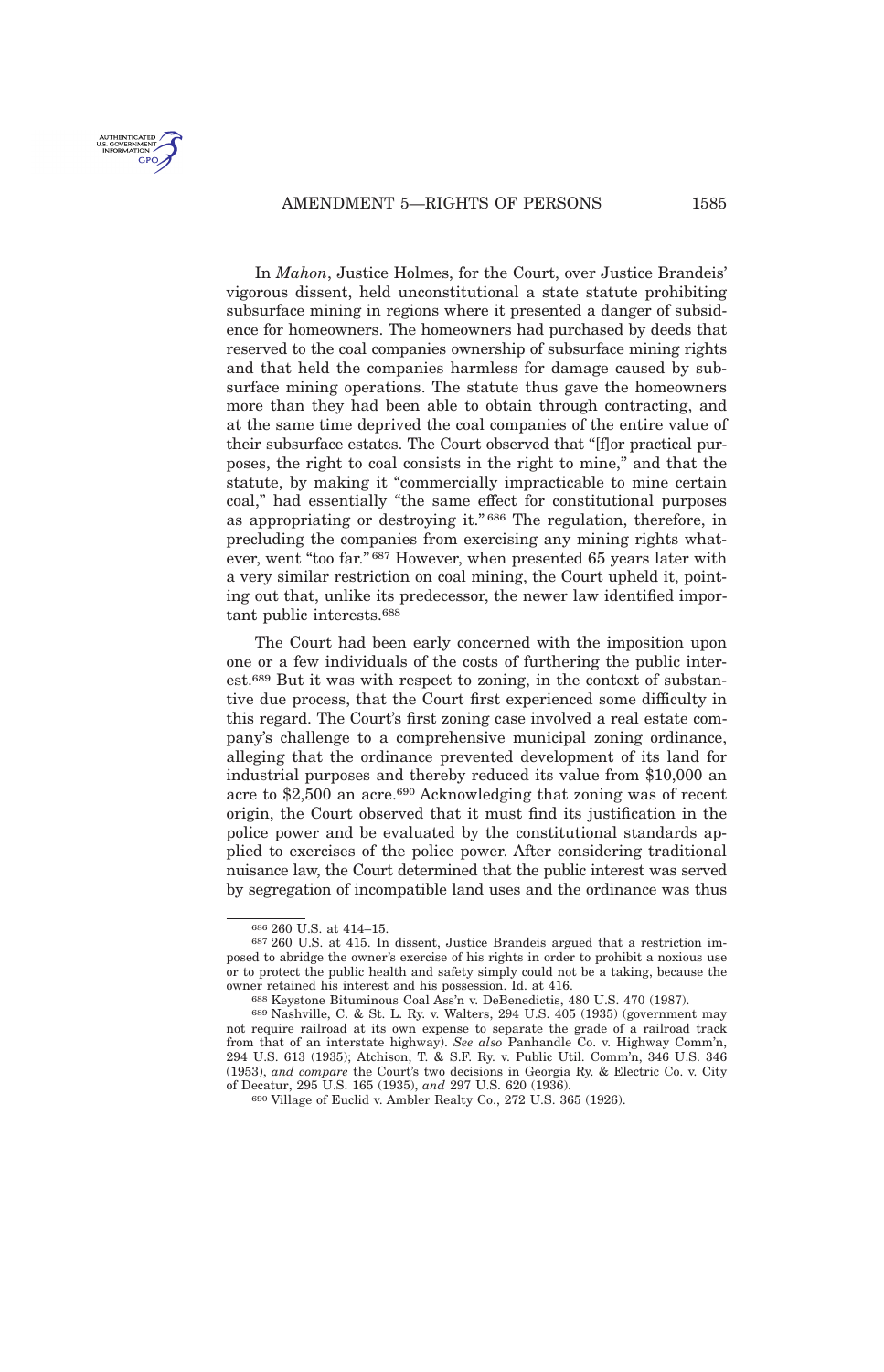In *Mahon*, Justice Holmes, for the Court, over Justice Brandeis' vigorous dissent, held unconstitutional a state statute prohibiting subsurface mining in regions where it presented a danger of subsidence for homeowners. The homeowners had purchased by deeds that reserved to the coal companies ownership of subsurface mining rights and that held the companies harmless for damage caused by subsurface mining operations. The statute thus gave the homeowners more than they had been able to obtain through contracting, and at the same time deprived the coal companies of the entire value of their subsurface estates. The Court observed that "[f]or practical purposes, the right to coal consists in the right to mine," and that the statute, by making it "commercially impracticable to mine certain coal," had essentially "the same effect for constitutional purposes as appropriating or destroying it."[686] The regulation, therefore, in precluding the companies from exercising any mining rights whatever, went "too far."[687] However, when presented 65 years later with a very similar restriction on coal mining, the Court upheld it, pointing out that, unlike its predecessor, the newer law identified important public interests.[688]

The Court had been early concerned with the imposition upon one or a few individuals of the costs of furthering the public interest.[689] But it was with respect to zoning, in the context of substantive due process, that the Court first experienced some difficulty in this regard. The Court's first zoning case involved a real estate company's challenge to a comprehensive municipal zoning ordinance, alleging that the ordinance prevented development of its land for industrial purposes and thereby reduced its value from $10,000 an acre to $2,500 an acre.[690] Acknowledging that zoning was of recent origin, the Court observed that it must find its justification in the police power and be evaluated by the constitutional standards applied to exercises of the police power. After considering traditional nuisance law, the Court determined that the public interest was served by segregation of incompatible land uses and the ordinance was thus

---

[686] 260 U.S. at 414–15.

[687] 260 U.S. at 415. In dissent, Justice Brandeis argued that a restriction imposed to abridge the owner's exercise of his rights in order to prohibit a noxious use or to protect the public health and safety simply could not be a taking, because the owner retained his interest and his possession. Id. at 416.

[688] Keystone Bituminous Coal Ass'n v. DeBenedictis, 480 U.S. 470 (1987).

[689] Nashville, C. & St. L. Ry. v. Walters, 294 U.S. 405 (1935) (government may not require railroad at its own expense to separate the grade of a railroad track from that of an interstate highway). *See also* Panhandle Co. v. Highway Comm'n, 294 U.S. 613 (1935); Atchison, T. & S.F. Ry. v. Public Util. Comm'n, 346 U.S. 346 (1953), *and compare* the Court's two decisions in Georgia Ry. & Electric Co. v. City of Decatur, 295 U.S. 165 (1935), *and* 297 U.S. 620 (1936).

[690] Village of Euclid v. Ambler Realty Co., 272 U.S. 365 (1926).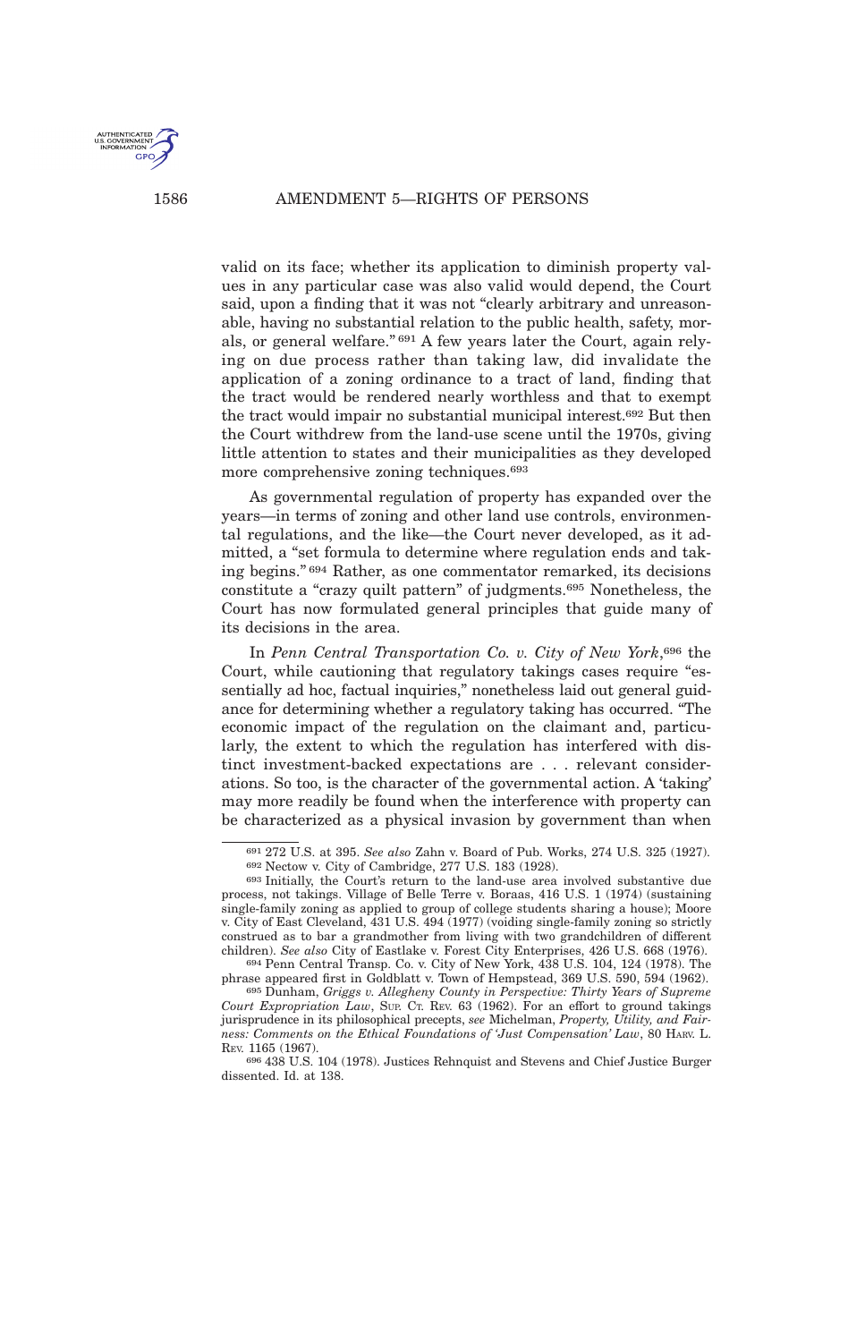valid on its face; whether its application to diminish property values in any particular case was also valid would depend, the Court said, upon a finding that it was not "clearly arbitrary and unreasonable, having no substantial relation to the public health, safety, morals, or general welfare."[691] A few years later the Court, again relying on due process rather than taking law, did invalidate the application of a zoning ordinance to a tract of land, finding that the tract would be rendered nearly worthless and that to exempt the tract would impair no substantial municipal interest.[692] But then the Court withdrew from the land-use scene until the 1970s, giving little attention to states and their municipalities as they developed more comprehensive zoning techniques.[693]

As governmental regulation of property has expanded over the years—in terms of zoning and other land use controls, environmental regulations, and the like—the Court never developed, as it admitted, a "set formula to determine where regulation ends and taking begins."[694] Rather, as one commentator remarked, its decisions constitute a "crazy quilt pattern" of judgments.[695] Nonetheless, the Court has now formulated general principles that guide many of its decisions in the area.

In *Penn Central Transportation Co. v. City of New York*,[696] the Court, while cautioning that regulatory takings cases require "essentially ad hoc, factual inquiries," nonetheless laid out general guidance for determining whether a regulatory taking has occurred. "The economic impact of the regulation on the claimant and, particularly, the extent to which the regulation has interfered with distinct investment-backed expectations are . . . relevant considerations. So too, is the character of the governmental action. A 'taking' may more readily be found when the interference with property can be characterized as a physical invasion by government than when

---

[691] 272 U.S. at 395. *See also* Zahn v. Board of Pub. Works, 274 U.S. 325 (1927).

[692] Nectow v. City of Cambridge, 277 U.S. 183 (1928).

[693] Initially, the Court's return to the land-use area involved substantive due process, not takings. Village of Belle Terre v. Boraas, 416 U.S. 1 (1974) (sustaining single-family zoning as applied to group of college students sharing a house); Moore v. City of East Cleveland, 431 U.S. 494 (1977) (voiding single-family zoning so strictly construed as to bar a grandmother from living with two grandchildren of different children). *See also* City of Eastlake v. Forest City Enterprises, 426 U.S. 668 (1976).

[694] Penn Central Transp. Co. v. City of New York, 438 U.S. 104, 124 (1978). The phrase appeared first in Goldblatt v. Town of Hempstead, 369 U.S. 590, 594 (1962).

[695] Dunham, *Griggs v. Allegheny County in Perspective: Thirty Years of Supreme Court Expropriation Law*, Sup. Ct. Rev. 63 (1962). For an effort to ground takings jurisprudence in its philosophical precepts, *see* Michelman, *Property, Utility, and Fairness: Comments on the Ethical Foundations of 'Just Compensation' Law*, 80 Harv. L. Rev. 1165 (1967).

[696] 438 U.S. 104 (1978). Justices Rehnquist and Stevens and Chief Justice Burger dissented. Id. at 138.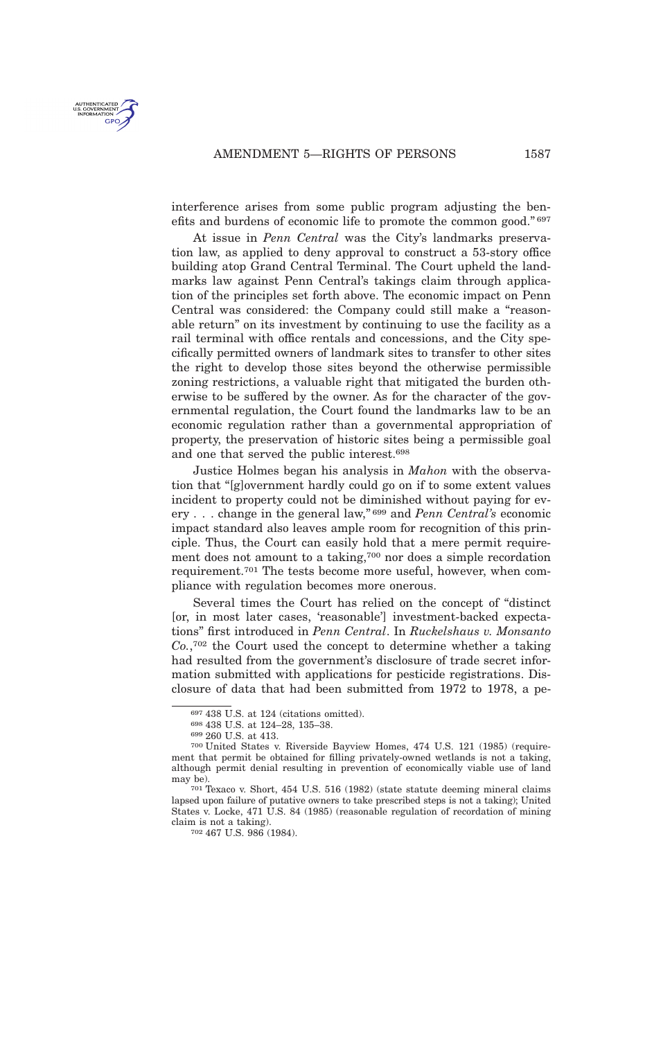interference arises from some public program adjusting the benefits and burdens of economic life to promote the common good." [697]

At issue in *Penn Central* was the City's landmarks preservation law, as applied to deny approval to construct a 53-story office building atop Grand Central Terminal. The Court upheld the landmarks law against Penn Central's takings claim through application of the principles set forth above. The economic impact on Penn Central was considered: the Company could still make a "reasonable return" on its investment by continuing to use the facility as a rail terminal with office rentals and concessions, and the City specifically permitted owners of landmark sites to transfer to other sites the right to develop those sites beyond the otherwise permissible zoning restrictions, a valuable right that mitigated the burden otherwise to be suffered by the owner. As for the character of the governmental regulation, the Court found the landmarks law to be an economic regulation rather than a governmental appropriation of property, the preservation of historic sites being a permissible goal and one that served the public interest.[698]

Justice Holmes began his analysis in *Mahon* with the observation that "[g]overnment hardly could go on if to some extent values incident to property could not be diminished without paying for every . . . change in the general law," [699] and *Penn Central's* economic impact standard also leaves ample room for recognition of this principle. Thus, the Court can easily hold that a mere permit requirement does not amount to a taking,[700] nor does a simple recordation requirement.[701] The tests become more useful, however, when compliance with regulation becomes more onerous.

Several times the Court has relied on the concept of "distinct [or, in most later cases, 'reasonable'] investment-backed expectations" first introduced in *Penn Central*. In *Ruckelshaus v. Monsanto Co.*,[702] the Court used the concept to determine whether a taking had resulted from the government's disclosure of trade secret information submitted with applications for pesticide registrations. Disclosure of data that had been submitted from 1972 to 1978, a pe-

---

[697] 438 U.S. at 124 (citations omitted).

[698] 438 U.S. at 124–28, 135–38.

[699] 260 U.S. at 413.

[700] United States v. Riverside Bayview Homes, 474 U.S. 121 (1985) (requirement that permit be obtained for filling privately-owned wetlands is not a taking, although permit denial resulting in prevention of economically viable use of land may be).

[701] Texaco v. Short, 454 U.S. 516 (1982) (state statute deeming mineral claims lapsed upon failure of putative owners to take prescribed steps is not a taking); United States v. Locke, 471 U.S. 84 (1985) (reasonable regulation of recordation of mining claim is not a taking).

[702] 467 U.S. 986 (1984).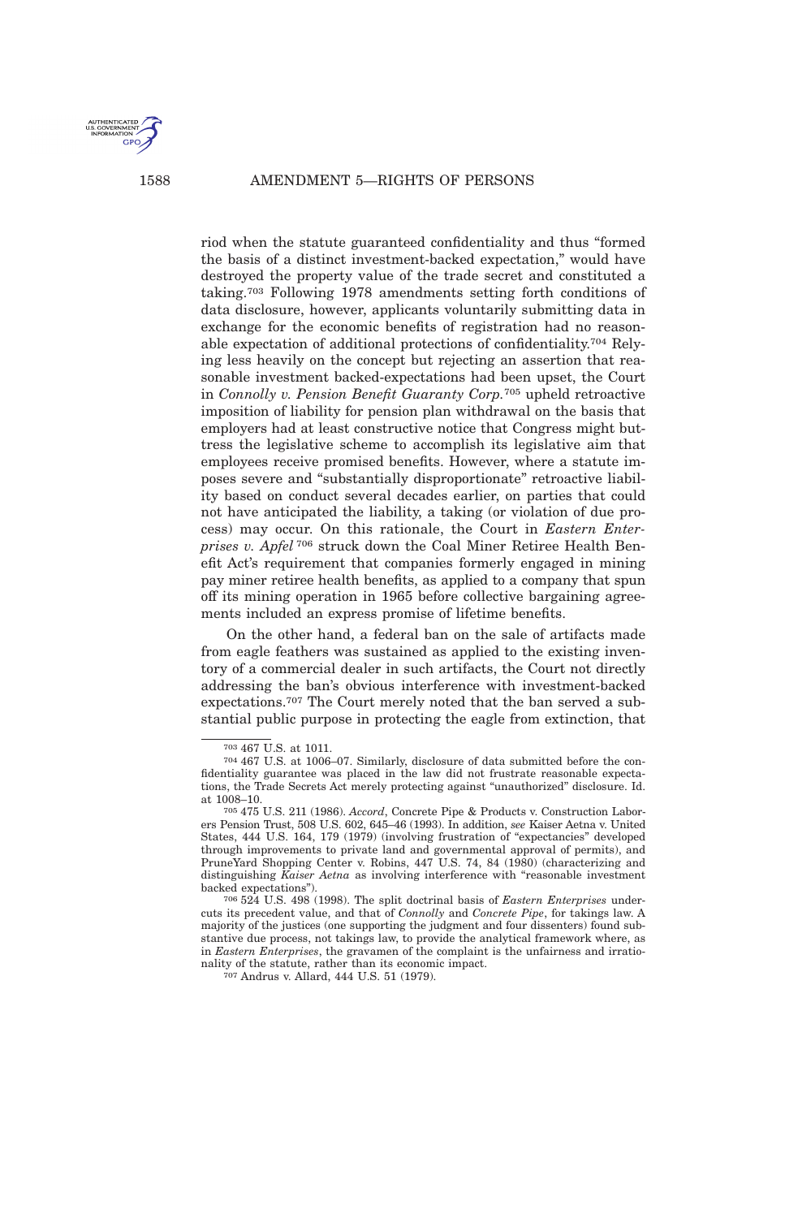riod when the statute guaranteed confidentiality and thus "formed the basis of a distinct investment-backed expectation," would have destroyed the property value of the trade secret and constituted a taking.[703] Following 1978 amendments setting forth conditions of data disclosure, however, applicants voluntarily submitting data in exchange for the economic benefits of registration had no reasonable expectation of additional protections of confidentiality.[704] Relying less heavily on the concept but rejecting an assertion that reasonable investment backed-expectations had been upset, the Court in *Connolly v. Pension Benefit Guaranty Corp.*[705] upheld retroactive imposition of liability for pension plan withdrawal on the basis that employers had at least constructive notice that Congress might buttress the legislative scheme to accomplish its legislative aim that employees receive promised benefits. However, where a statute imposes severe and "substantially disproportionate" retroactive liability based on conduct several decades earlier, on parties that could not have anticipated the liability, a taking (or violation of due process) may occur. On this rationale, the Court in *Eastern Enterprises v. Apfel*[706] struck down the Coal Miner Retiree Health Benefit Act's requirement that companies formerly engaged in mining pay miner retiree health benefits, as applied to a company that spun off its mining operation in 1965 before collective bargaining agreements included an express promise of lifetime benefits.

On the other hand, a federal ban on the sale of artifacts made from eagle feathers was sustained as applied to the existing inventory of a commercial dealer in such artifacts, the Court not directly addressing the ban's obvious interference with investment-backed expectations.[707] The Court merely noted that the ban served a substantial public purpose in protecting the eagle from extinction, that

---

[703] 467 U.S. at 1011.

[704] 467 U.S. at 1006–07. Similarly, disclosure of data submitted before the confidentiality guarantee was placed in the law did not frustrate reasonable expectations, the Trade Secrets Act merely protecting against "unauthorized" disclosure. Id. at 1008–10.

[705] 475 U.S. 211 (1986). *Accord*, Concrete Pipe & Products v. Construction Laborers Pension Trust, 508 U.S. 602, 645–46 (1993). In addition, *see* Kaiser Aetna v. United States, 444 U.S. 164, 179 (1979) (involving frustration of "expectancies" developed through improvements to private land and governmental approval of permits), and PruneYard Shopping Center v. Robins, 447 U.S. 74, 84 (1980) (characterizing and distinguishing *Kaiser Aetna* as involving interference with "reasonable investment backed expectations").

[706] 524 U.S. 498 (1998). The split doctrinal basis of *Eastern Enterprises* undercuts its precedent value, and that of *Connolly* and *Concrete Pipe*, for takings law. A majority of the justices (one supporting the judgment and four dissenters) found substantive due process, not takings law, to provide the analytical framework where, as in *Eastern Enterprises*, the gravamen of the complaint is the unfairness and irrationality of the statute, rather than its economic impact.

[707] Andrus v. Allard, 444 U.S. 51 (1979).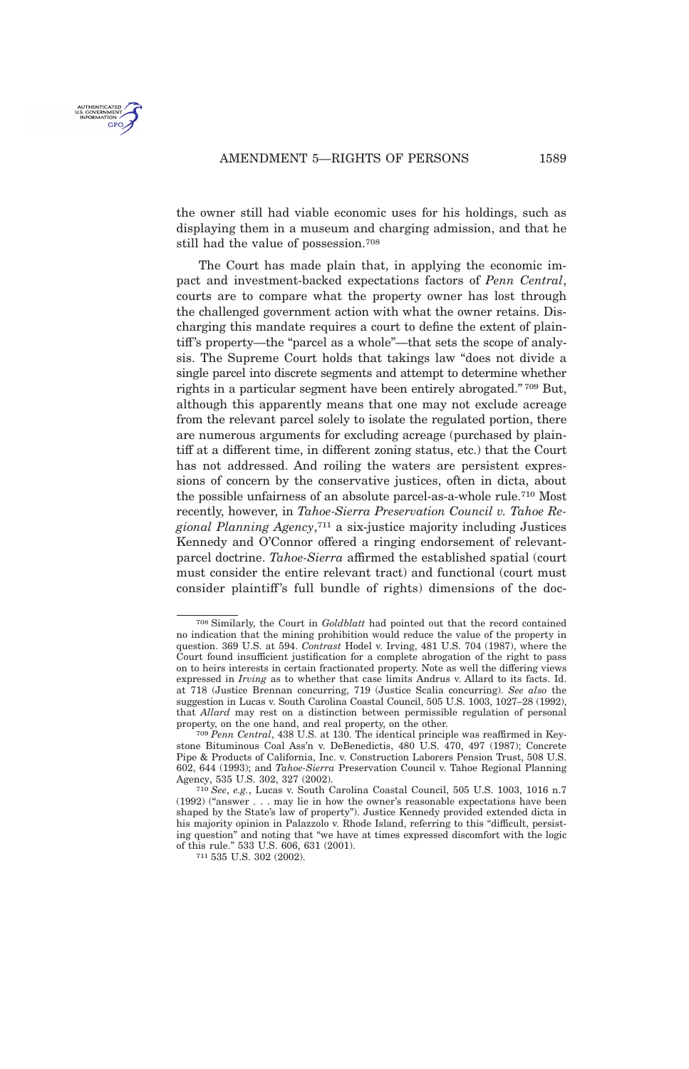the owner still had viable economic uses for his holdings, such as displaying them in a museum and charging admission, and that he still had the value of possession.[708]

The Court has made plain that, in applying the economic impact and investment-backed expectations factors of *Penn Central*, courts are to compare what the property owner has lost through the challenged government action with what the owner retains. Discharging this mandate requires a court to define the extent of plaintiff's property—the "parcel as a whole"—that sets the scope of analysis. The Supreme Court holds that takings law "does not divide a single parcel into discrete segments and attempt to determine whether rights in a particular segment have been entirely abrogated."[709] But, although this apparently means that one may not exclude acreage from the relevant parcel solely to isolate the regulated portion, there are numerous arguments for excluding acreage (purchased by plaintiff at a different time, in different zoning status, etc.) that the Court has not addressed. And roiling the waters are persistent expressions of concern by the conservative justices, often in dicta, about the possible unfairness of an absolute parcel-as-a-whole rule.[710] Most recently, however, in *Tahoe-Sierra Preservation Council v. Tahoe Regional Planning Agency*,[711] a six-justice majority including Justices Kennedy and O'Connor offered a ringing endorsement of relevant-parcel doctrine. *Tahoe-Sierra* affirmed the established spatial (court must consider the entire relevant tract) and functional (court must consider plaintiff's full bundle of rights) dimensions of the doc-

---

[708] Similarly, the Court in *Goldblatt* had pointed out that the record contained no indication that the mining prohibition would reduce the value of the property in question. 369 U.S. at 594. *Contrast* Hodel v. Irving, 481 U.S. 704 (1987), where the Court found insufficient justification for a complete abrogation of the right to pass on to heirs interests in certain fractionated property. Note as well the differing views expressed in *Irving* as to whether that case limits Andrus v. Allard to its facts. Id. at 718 (Justice Brennan concurring, 719 (Justice Scalia concurring). *See also* the suggestion in Lucas v. South Carolina Coastal Council, 505 U.S. 1003, 1027–28 (1992), that *Allard* may rest on a distinction between permissible regulation of personal property, on the one hand, and real property, on the other.

[709] *Penn Central*, 438 U.S. at 130. The identical principle was reaffirmed in Keystone Bituminous Coal Ass'n v. DeBenedictis, 480 U.S. 470, 497 (1987); Concrete Pipe & Products of California, Inc. v. Construction Laborers Pension Trust, 508 U.S. 602, 644 (1993); and *Tahoe-Sierra* Preservation Council v. Tahoe Regional Planning Agency, 535 U.S. 302, 327 (2002).

[710] *See*, *e.g.*, Lucas v. South Carolina Coastal Council, 505 U.S. 1003, 1016 n.7 (1992) ("answer . . . may lie in how the owner's reasonable expectations have been shaped by the State's law of property"). Justice Kennedy provided extended dicta in his majority opinion in Palazzolo v. Rhode Island, referring to this "difficult, persisting question" and noting that "we have at times expressed discomfort with the logic of this rule." 533 U.S. 606, 631 (2001).

[711] 535 U.S. 302 (2002).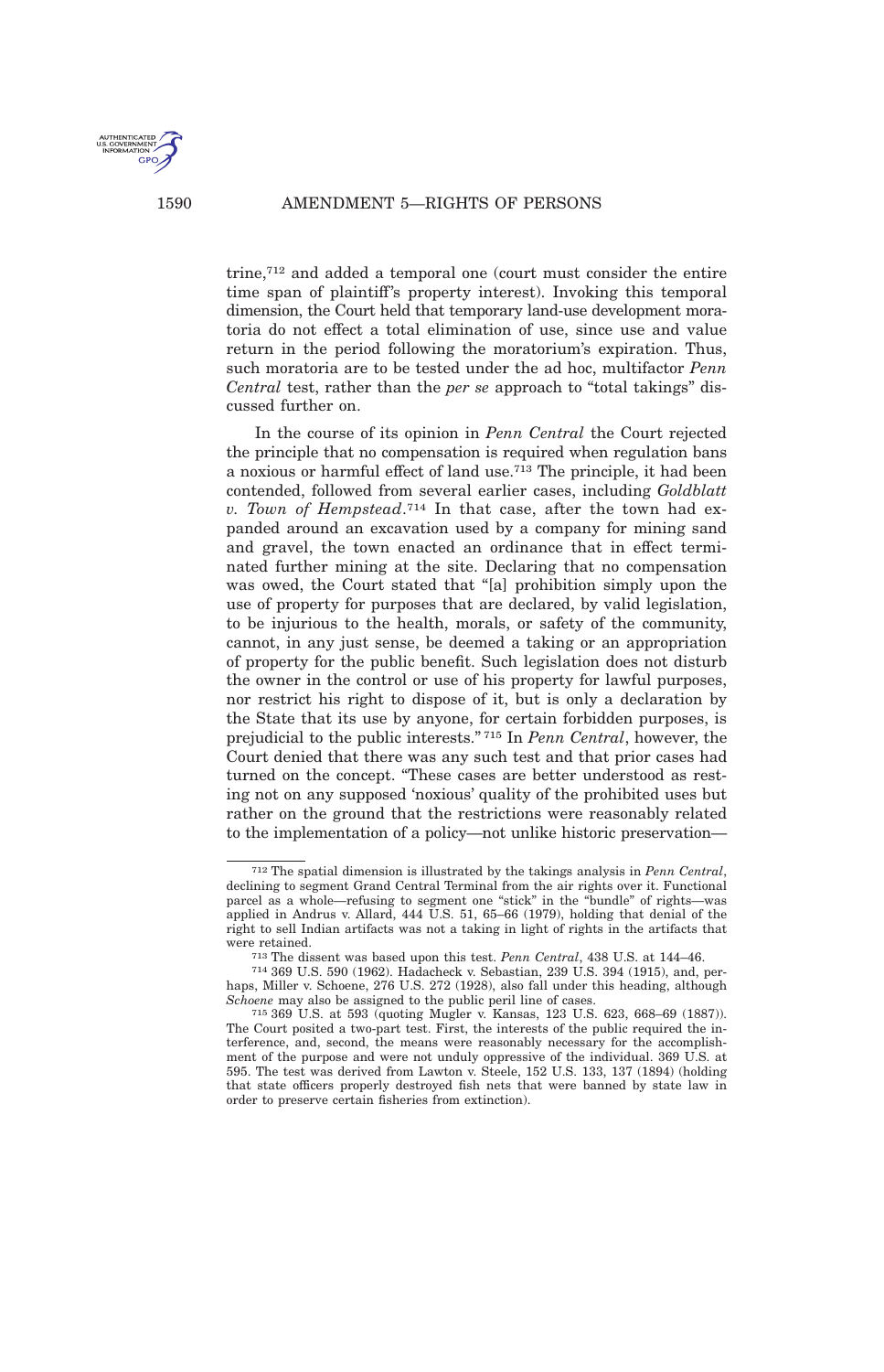trine,[712] and added a temporal one (court must consider the entire time span of plaintiff's property interest). Invoking this temporal dimension, the Court held that temporary land-use development moratoria do not effect a total elimination of use, since use and value return in the period following the moratorium's expiration. Thus, such moratoria are to be tested under the ad hoc, multifactor *Penn Central* test, rather than the *per se* approach to "total takings" discussed further on.

In the course of its opinion in *Penn Central* the Court rejected the principle that no compensation is required when regulation bans a noxious or harmful effect of land use.[713] The principle, it had been contended, followed from several earlier cases, including *Goldblatt v. Town of Hempstead*.[714] In that case, after the town had expanded around an excavation used by a company for mining sand and gravel, the town enacted an ordinance that in effect terminated further mining at the site. Declaring that no compensation was owed, the Court stated that "[a] prohibition simply upon the use of property for purposes that are declared, by valid legislation, to be injurious to the health, morals, or safety of the community, cannot, in any just sense, be deemed a taking or an appropriation of property for the public benefit. Such legislation does not disturb the owner in the control or use of his property for lawful purposes, nor restrict his right to dispose of it, but is only a declaration by the State that its use by anyone, for certain forbidden purposes, is prejudicial to the public interests."[715] In *Penn Central*, however, the Court denied that there was any such test and that prior cases had turned on the concept. "These cases are better understood as resting not on any supposed 'noxious' quality of the prohibited uses but rather on the ground that the restrictions were reasonably related to the implementation of a policy—not unlike historic preservation—

---

[712] The spatial dimension is illustrated by the takings analysis in *Penn Central*, declining to segment Grand Central Terminal from the air rights over it. Functional parcel as a whole—refusing to segment one "stick" in the "bundle" of rights—was applied in Andrus v. Allard, 444 U.S. 51, 65–66 (1979), holding that denial of the right to sell Indian artifacts was not a taking in light of rights in the artifacts that were retained.

[713] The dissent was based upon this test. *Penn Central*, 438 U.S. at 144–46.

[714] 369 U.S. 590 (1962). Hadacheck v. Sebastian, 239 U.S. 394 (1915), and, perhaps, Miller v. Schoene, 276 U.S. 272 (1928), also fall under this heading, although *Schoene* may also be assigned to the public peril line of cases.

[715] 369 U.S. at 593 (quoting Mugler v. Kansas, 123 U.S. 623, 668–69 (1887)). The Court posited a two-part test. First, the interests of the public required the interference, and, second, the means were reasonably necessary for the accomplishment of the purpose and were not unduly oppressive of the individual. 369 U.S. at 595. The test was derived from Lawton v. Steele, 152 U.S. 133, 137 (1894) (holding that state officers properly destroyed fish nets that were banned by state law in order to preserve certain fisheries from extinction).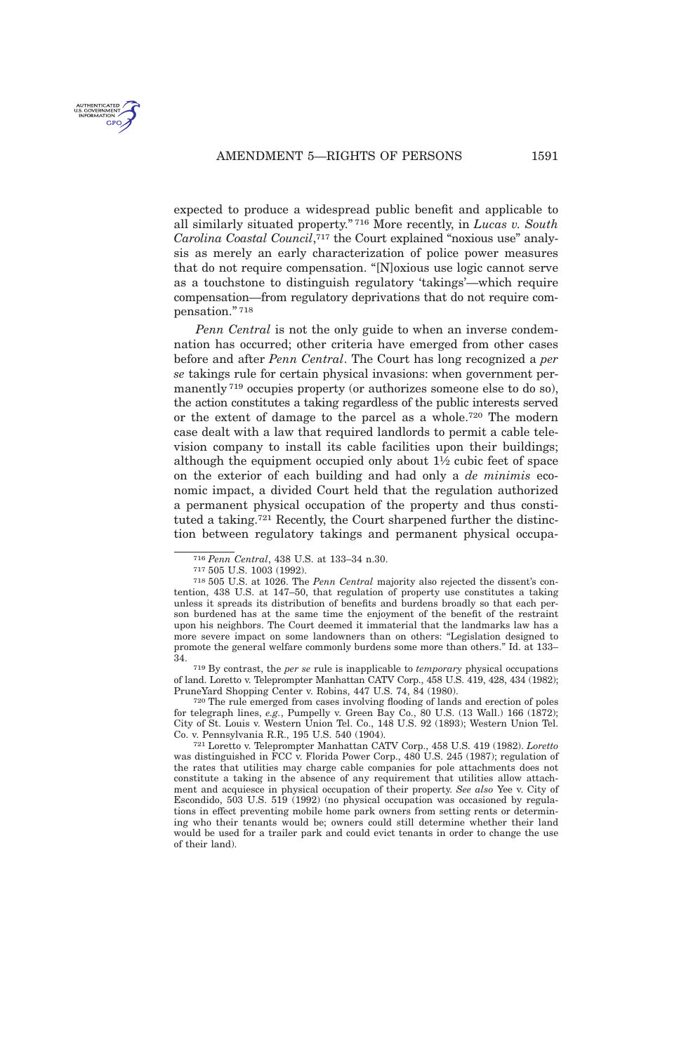expected to produce a widespread public benefit and applicable to all similarly situated property."[716] More recently, in *Lucas v. South Carolina Coastal Council*,[717] the Court explained "noxious use" analysis as merely an early characterization of police power measures that do not require compensation. "[N]oxious use logic cannot serve as a touchstone to distinguish regulatory 'takings'—which require compensation—from regulatory deprivations that do not require compensation."[718]

*Penn Central* is not the only guide to when an inverse condemnation has occurred; other criteria have emerged from other cases before and after *Penn Central*. The Court has long recognized a *per se* takings rule for certain physical invasions: when government permanently[719] occupies property (or authorizes someone else to do so), the action constitutes a taking regardless of the public interests served or the extent of damage to the parcel as a whole.[720] The modern case dealt with a law that required landlords to permit a cable television company to install its cable facilities upon their buildings; although the equipment occupied only about 1½ cubic feet of space on the exterior of each building and had only a *de minimis* economic impact, a divided Court held that the regulation authorized a permanent physical occupation of the property and thus constituted a taking.[721] Recently, the Court sharpened further the distinction between regulatory takings and permanent physical occupa-

---

[716] *Penn Central*, 438 U.S. at 133–34 n.30.

[717] 505 U.S. 1003 (1992).

[718] 505 U.S. at 1026. The *Penn Central* majority also rejected the dissent's contention, 438 U.S. at 147–50, that regulation of property use constitutes a taking unless it spreads its distribution of benefits and burdens broadly so that each person burdened has at the same time the enjoyment of the benefit of the restraint upon his neighbors. The Court deemed it immaterial that the landmarks law has a more severe impact on some landowners than on others: "Legislation designed to promote the general welfare commonly burdens some more than others." Id. at 133–34.

[719] By contrast, the *per se* rule is inapplicable to *temporary* physical occupations of land. Loretto v. Teleprompter Manhattan CATV Corp., 458 U.S. 419, 428, 434 (1982); PruneYard Shopping Center v. Robins, 447 U.S. 74, 84 (1980).

[720] The rule emerged from cases involving flooding of lands and erection of poles for telegraph lines, *e.g.*, Pumpelly v. Green Bay Co., 80 U.S. (13 Wall.) 166 (1872); City of St. Louis v. Western Union Tel. Co., 148 U.S. 92 (1893); Western Union Tel. Co. v. Pennsylvania R.R., 195 U.S. 540 (1904).

[721] Loretto v. Teleprompter Manhattan CATV Corp., 458 U.S. 419 (1982). *Loretto* was distinguished in FCC v. Florida Power Corp., 480 U.S. 245 (1987); regulation of the rates that utilities may charge cable companies for pole attachments does not constitute a taking in the absence of any requirement that utilities allow attachment and acquiesce in physical occupation of their property. *See also* Yee v. City of Escondido, 503 U.S. 519 (1992) (no physical occupation was occasioned by regulations in effect preventing mobile home park owners from setting rents or determining who their tenants would be; owners could still determine whether their land would be used for a trailer park and could evict tenants in order to change the use of their land).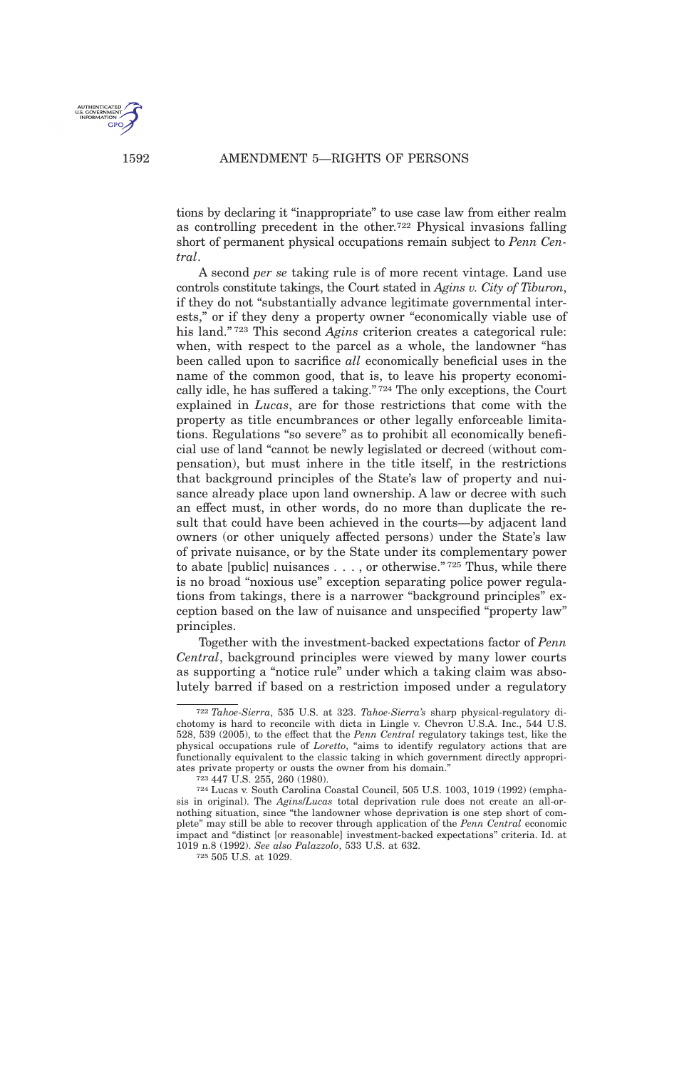tions by declaring it "inappropriate" to use case law from either realm as controlling precedent in the other.[722] Physical invasions falling short of permanent physical occupations remain subject to *Penn Central*.

A second *per se* taking rule is of more recent vintage. Land use controls constitute takings, the Court stated in *Agins v. City of Tiburon*, if they do not "substantially advance legitimate governmental interests," or if they deny a property owner "economically viable use of his land."[723] This second *Agins* criterion creates a categorical rule: when, with respect to the parcel as a whole, the landowner "has been called upon to sacrifice *all* economically beneficial uses in the name of the common good, that is, to leave his property economically idle, he has suffered a taking."[724] The only exceptions, the Court explained in *Lucas*, are for those restrictions that come with the property as title encumbrances or other legally enforceable limitations. Regulations "so severe" as to prohibit all economically beneficial use of land "cannot be newly legislated or decreed (without compensation), but must inhere in the title itself, in the restrictions that background principles of the State's law of property and nuisance already place upon land ownership. A law or decree with such an effect must, in other words, do no more than duplicate the result that could have been achieved in the courts—by adjacent land owners (or other uniquely affected persons) under the State's law of private nuisance, or by the State under its complementary power to abate [public] nuisances . . . , or otherwise."[725] Thus, while there is no broad "noxious use" exception separating police power regulations from takings, there is a narrower "background principles" exception based on the law of nuisance and unspecified "property law" principles.

Together with the investment-backed expectations factor of *Penn Central*, background principles were viewed by many lower courts as supporting a "notice rule" under which a taking claim was absolutely barred if based on a restriction imposed under a regulatory

---

[722] *Tahoe-Sierra*, 535 U.S. at 323. *Tahoe-Sierra's* sharp physical-regulatory dichotomy is hard to reconcile with dicta in Lingle v. Chevron U.S.A. Inc., 544 U.S. 528, 539 (2005), to the effect that the *Penn Central* regulatory takings test, like the physical occupations rule of *Loretto*, "aims to identify regulatory actions that are functionally equivalent to the classic taking in which government directly appropriates private property or ousts the owner from his domain."

[723] 447 U.S. 255, 260 (1980).

[724] Lucas v. South Carolina Coastal Council, 505 U.S. 1003, 1019 (1992) (emphasis in original). The *Agins/Lucas* total deprivation rule does not create an all-or-nothing situation, since "the landowner whose deprivation is one step short of complete" may still be able to recover through application of the *Penn Central* economic impact and "distinct [or reasonable] investment-backed expectations" criteria. Id. at 1019 n.8 (1992). *See also Palazzolo*, 533 U.S. at 632.

[725] 505 U.S. at 1029.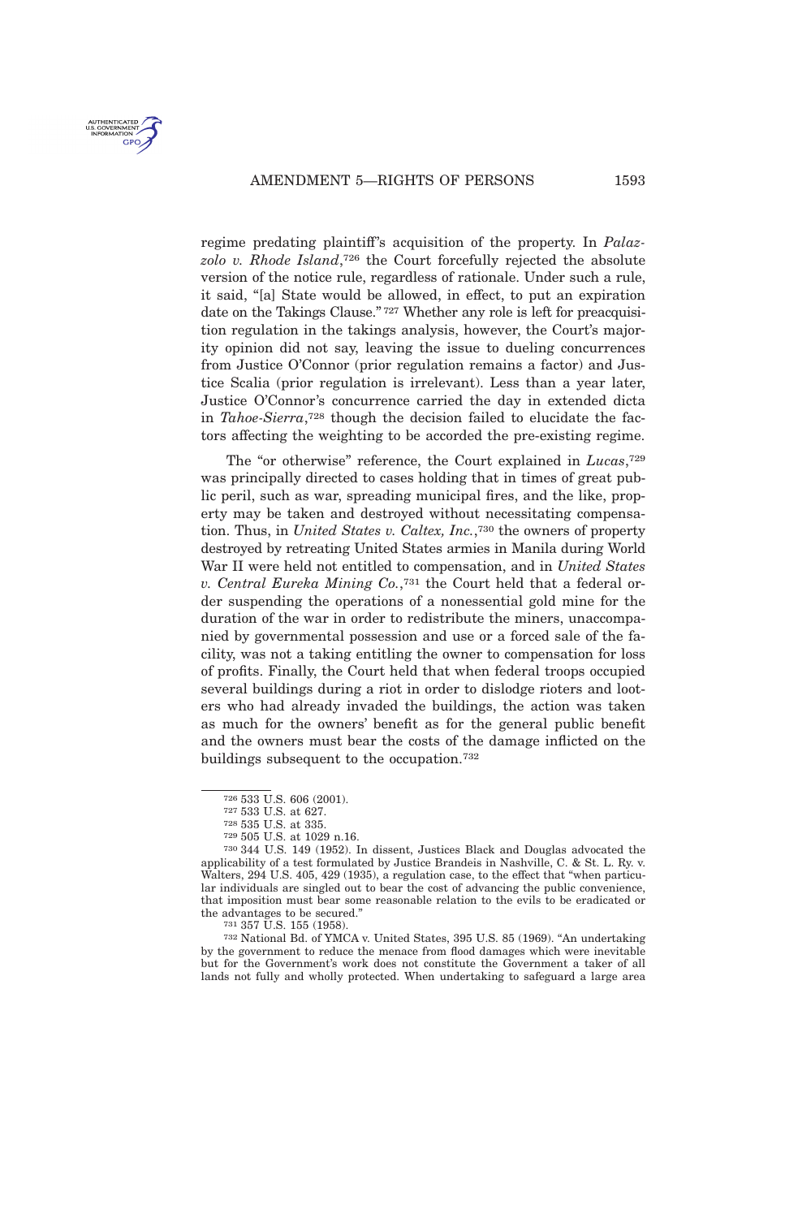regime predating plaintiff's acquisition of the property. In *Palazzolo v. Rhode Island*,[726] the Court forcefully rejected the absolute version of the notice rule, regardless of rationale. Under such a rule, it said, "[a] State would be allowed, in effect, to put an expiration date on the Takings Clause."[727] Whether any role is left for preacquisition regulation in the takings analysis, however, the Court's majority opinion did not say, leaving the issue to dueling concurrences from Justice O'Connor (prior regulation remains a factor) and Justice Scalia (prior regulation is irrelevant). Less than a year later, Justice O'Connor's concurrence carried the day in extended dicta in *Tahoe-Sierra*,[728] though the decision failed to elucidate the factors affecting the weighting to be accorded the pre-existing regime.

The "or otherwise" reference, the Court explained in *Lucas*,[729] was principally directed to cases holding that in times of great public peril, such as war, spreading municipal fires, and the like, property may be taken and destroyed without necessitating compensation. Thus, in *United States v. Caltex, Inc.*,[730] the owners of property destroyed by retreating United States armies in Manila during World War II were held not entitled to compensation, and in *United States v. Central Eureka Mining Co.*,[731] the Court held that a federal order suspending the operations of a nonessential gold mine for the duration of the war in order to redistribute the miners, unaccompanied by governmental possession and use or a forced sale of the facility, was not a taking entitling the owner to compensation for loss of profits. Finally, the Court held that when federal troops occupied several buildings during a riot in order to dislodge rioters and looters who had already invaded the buildings, the action was taken as much for the owners' benefit as for the general public benefit and the owners must bear the costs of the damage inflicted on the buildings subsequent to the occupation.[732]

---

[726] 533 U.S. 606 (2001).

[727] 533 U.S. at 627.

[728] 535 U.S. at 335.

[729] 505 U.S. at 1029 n.16.

[730] 344 U.S. 149 (1952). In dissent, Justices Black and Douglas advocated the applicability of a test formulated by Justice Brandeis in Nashville, C. & St. L. Ry. v. Walters, 294 U.S. 405, 429 (1935), a regulation case, to the effect that "when particular individuals are singled out to bear the cost of advancing the public convenience, that imposition must bear some reasonable relation to the evils to be eradicated or the advantages to be secured."

[731] 357 U.S. 155 (1958).

[732] National Bd. of YMCA v. United States, 395 U.S. 85 (1969). "An undertaking by the government to reduce the menace from flood damages which were inevitable but for the Government's work does not constitute the Government a taker of all lands not fully and wholly protected. When undertaking to safeguard a large area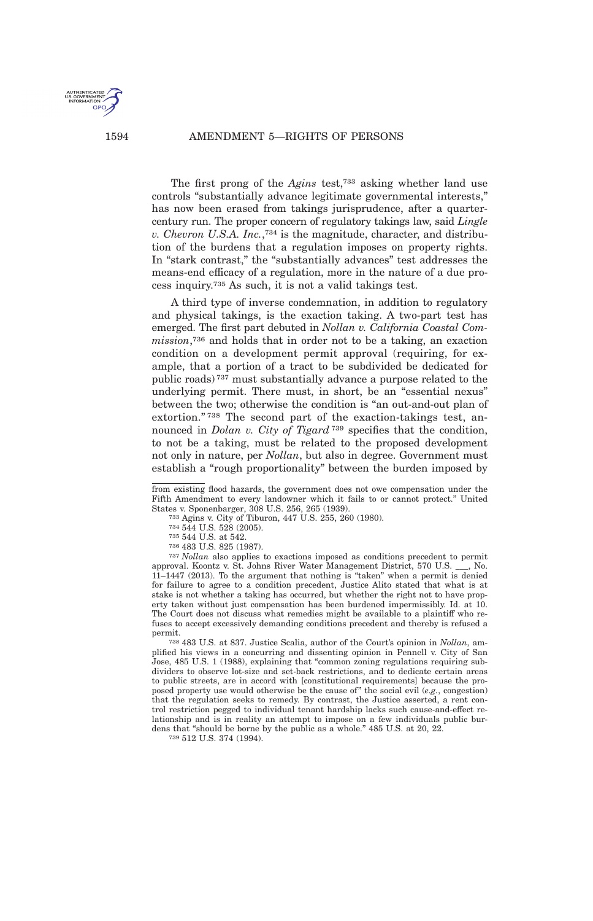The first prong of the *Agins* test,[733] asking whether land use controls "substantially advance legitimate governmental interests," has now been erased from takings jurisprudence, after a quarter-century run. The proper concern of regulatory takings law, said *Lingle v. Chevron U.S.A. Inc.*,[734] is the magnitude, character, and distribution of the burdens that a regulation imposes on property rights. In "stark contrast," the "substantially advances" test addresses the means-end efficacy of a regulation, more in the nature of a due process inquiry.[735] As such, it is not a valid takings test.

A third type of inverse condemnation, in addition to regulatory and physical takings, is the exaction taking. A two-part test has emerged. The first part debuted in *Nollan v. California Coastal Commission*,[736] and holds that in order not to be a taking, an exaction condition on a development permit approval (requiring, for example, that a portion of a tract to be subdivided be dedicated for public roads)[737] must substantially advance a purpose related to the underlying permit. There must, in short, be an "essential nexus" between the two; otherwise the condition is "an out-and-out plan of extortion."[738] The second part of the exaction-takings test, announced in *Dolan v. City of Tigard*[739] specifies that the condition, to not be a taking, must be related to the proposed development not only in nature, per *Nollan*, but also in degree. Government must establish a "rough proportionality" between the burden imposed by

---

from existing flood hazards, the government does not owe compensation under the Fifth Amendment to every landowner which it fails to or cannot protect." United States v. Sponenbarger, 308 U.S. 256, 265 (1939).

[733] Agins v. City of Tiburon, 447 U.S. 255, 260 (1980).

[734] 544 U.S. 528 (2005).

[735] 544 U.S. at 542.

[736] 483 U.S. 825 (1987).

[737] *Nollan* also applies to exactions imposed as conditions precedent to permit approval. Koontz v. St. Johns River Water Management District, 570 U.S. ___, No. 11–1447 (2013). To the argument that nothing is "taken" when a permit is denied for failure to agree to a condition precedent, Justice Alito stated that what is at stake is not whether a taking has occurred, but whether the right not to have property taken without just compensation has been burdened impermissibly. Id. at 10. The Court does not discuss what remedies might be available to a plaintiff who refuses to accept excessively demanding conditions precedent and thereby is refused a permit.

[738] 483 U.S. at 837. Justice Scalia, author of the Court's opinion in *Nollan*, amplified his views in a concurring and dissenting opinion in Pennell v. City of San Jose, 485 U.S. 1 (1988), explaining that "common zoning regulations requiring subdividers to observe lot-size and set-back restrictions, and to dedicate certain areas to public streets, are in accord with [constitutional requirements] because the proposed property use would otherwise be the cause of" the social evil (*e.g.*, congestion) that the regulation seeks to remedy. By contrast, the Justice asserted, a rent control restriction pegged to individual tenant hardship lacks such cause-and-effect relationship and is in reality an attempt to impose on a few individuals public burdens that "should be borne by the public as a whole." 485 U.S. at 20, 22.

[739] 512 U.S. 374 (1994).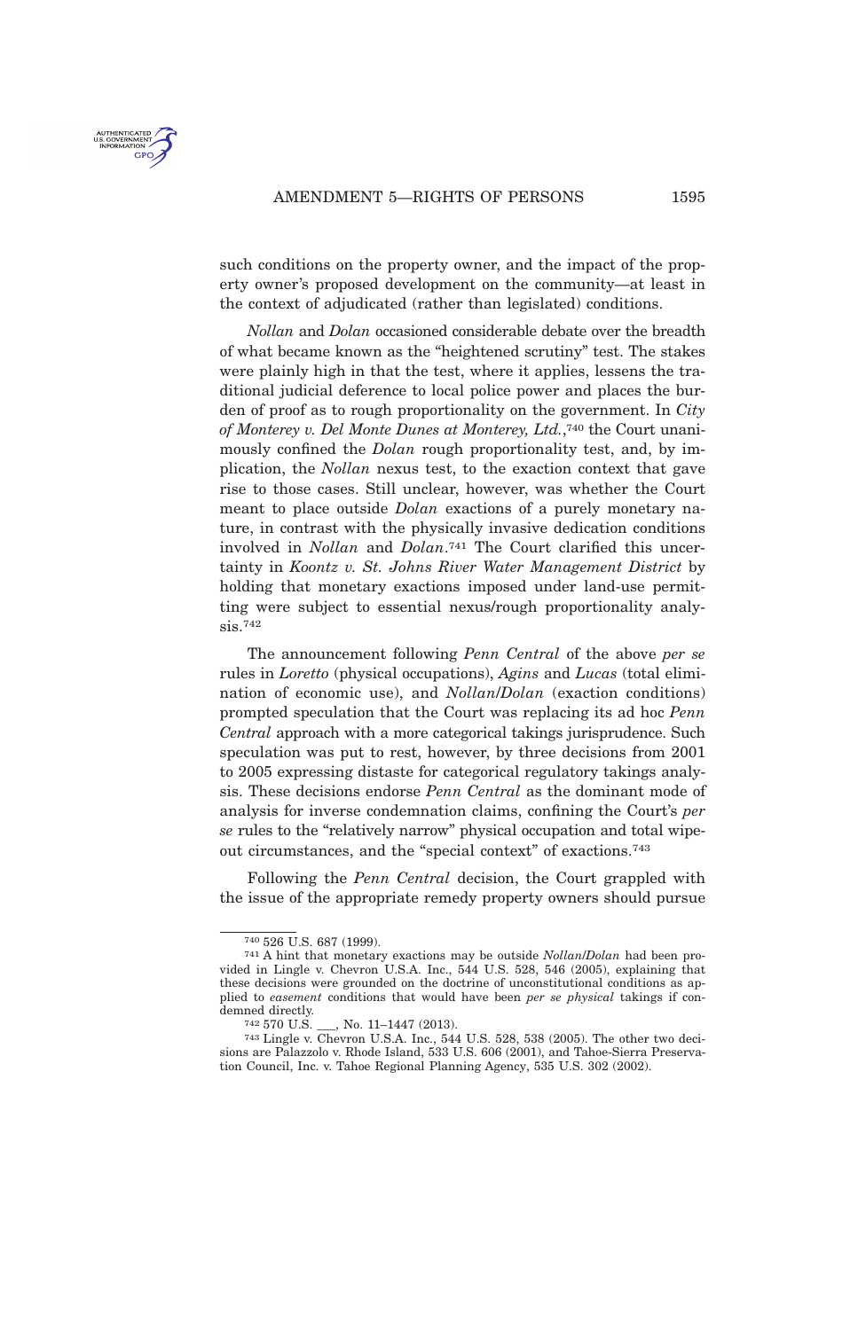such conditions on the property owner, and the impact of the property owner's proposed development on the community—at least in the context of adjudicated (rather than legislated) conditions.

*Nollan* and *Dolan* occasioned considerable debate over the breadth of what became known as the "heightened scrutiny" test. The stakes were plainly high in that the test, where it applies, lessens the traditional judicial deference to local police power and places the burden of proof as to rough proportionality on the government. In *City of Monterey v. Del Monte Dunes at Monterey, Ltd.*,[740] the Court unanimously confined the *Dolan* rough proportionality test, and, by implication, the *Nollan* nexus test, to the exaction context that gave rise to those cases. Still unclear, however, was whether the Court meant to place outside *Dolan* exactions of a purely monetary nature, in contrast with the physically invasive dedication conditions involved in *Nollan* and *Dolan*.[741] The Court clarified this uncertainty in *Koontz v. St. Johns River Water Management District* by holding that monetary exactions imposed under land-use permitting were subject to essential nexus/rough proportionality analysis.[742]

The announcement following *Penn Central* of the above *per se* rules in *Loretto* (physical occupations), *Agins* and *Lucas* (total elimination of economic use), and *Nollan/Dolan* (exaction conditions) prompted speculation that the Court was replacing its ad hoc *Penn Central* approach with a more categorical takings jurisprudence. Such speculation was put to rest, however, by three decisions from 2001 to 2005 expressing distaste for categorical regulatory takings analysis. These decisions endorse *Penn Central* as the dominant mode of analysis for inverse condemnation claims, confining the Court's *per se* rules to the "relatively narrow" physical occupation and total wipeout circumstances, and the "special context" of exactions.[743]

Following the *Penn Central* decision, the Court grappled with the issue of the appropriate remedy property owners should pursue

---

[740] 526 U.S. 687 (1999).

[741] A hint that monetary exactions may be outside *Nollan/Dolan* had been provided in Lingle v. Chevron U.S.A. Inc., 544 U.S. 528, 546 (2005), explaining that these decisions were grounded on the doctrine of unconstitutional conditions as applied to *easement* conditions that would have been *per se physical* takings if condemned directly.

[742] 570 U.S. ___, No. 11–1447 (2013).

[743] Lingle v. Chevron U.S.A. Inc., 544 U.S. 528, 538 (2005). The other two decisions are Palazzolo v. Rhode Island, 533 U.S. 606 (2001), and Tahoe-Sierra Preservation Council, Inc. v. Tahoe Regional Planning Agency, 535 U.S. 302 (2002).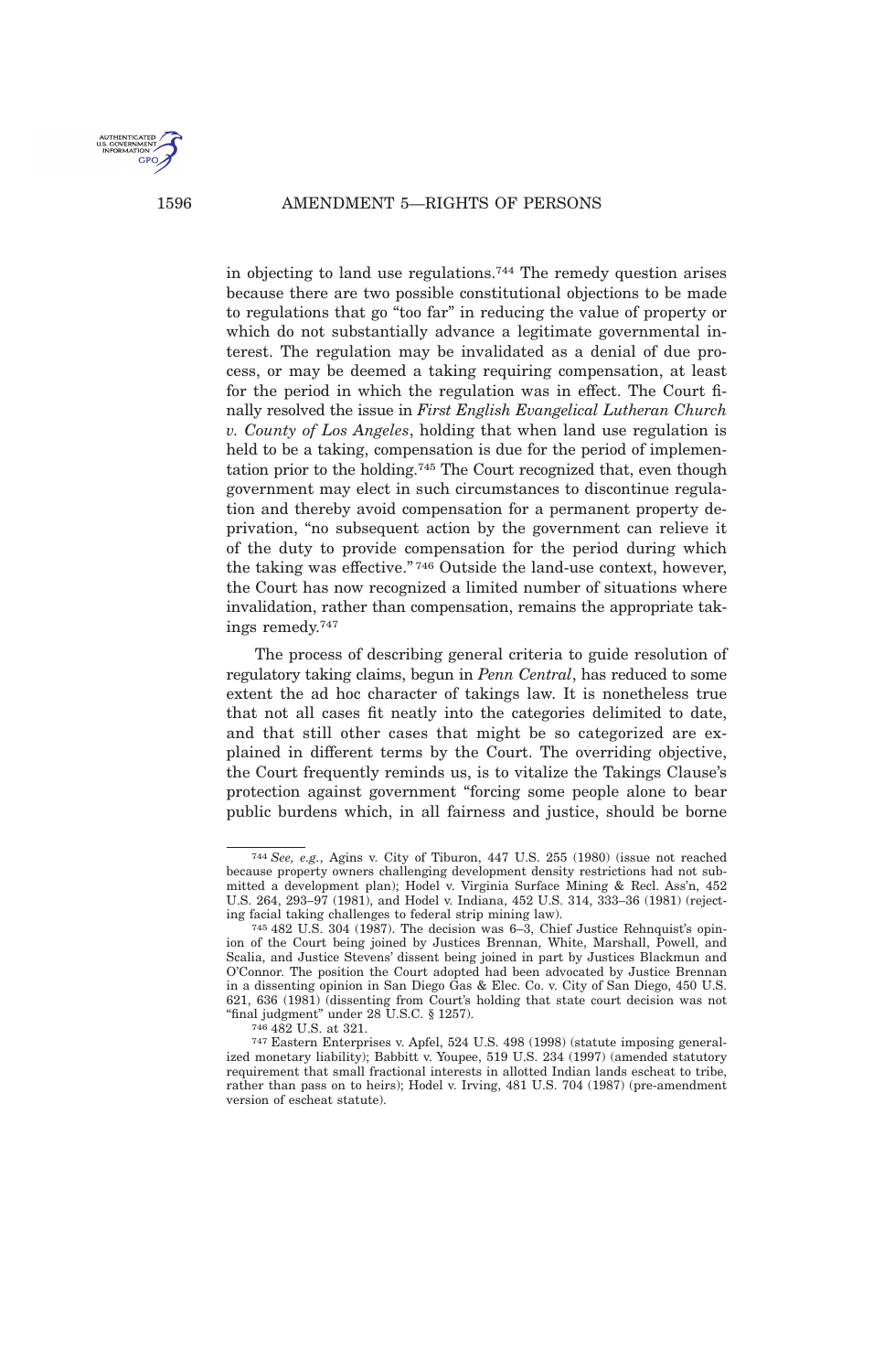in objecting to land use regulations.[744] The remedy question arises because there are two possible constitutional objections to be made to regulations that go "too far" in reducing the value of property or which do not substantially advance a legitimate governmental interest. The regulation may be invalidated as a denial of due process, or may be deemed a taking requiring compensation, at least for the period in which the regulation was in effect. The Court finally resolved the issue in *First English Evangelical Lutheran Church v. County of Los Angeles*, holding that when land use regulation is held to be a taking, compensation is due for the period of implementation prior to the holding.[745] The Court recognized that, even though government may elect in such circumstances to discontinue regulation and thereby avoid compensation for a permanent property deprivation, "no subsequent action by the government can relieve it of the duty to provide compensation for the period during which the taking was effective."[746] Outside the land-use context, however, the Court has now recognized a limited number of situations where invalidation, rather than compensation, remains the appropriate takings remedy.[747]

The process of describing general criteria to guide resolution of regulatory taking claims, begun in *Penn Central*, has reduced to some extent the ad hoc character of takings law. It is nonetheless true that not all cases fit neatly into the categories delimited to date, and that still other cases that might be so categorized are explained in different terms by the Court. The overriding objective, the Court frequently reminds us, is to vitalize the Takings Clause's protection against government "forcing some people alone to bear public burdens which, in all fairness and justice, should be borne

---

[744] *See, e.g.*, Agins v. City of Tiburon, 447 U.S. 255 (1980) (issue not reached because property owners challenging development density restrictions had not submitted a development plan); Hodel v. Virginia Surface Mining & Recl. Ass'n, 452 U.S. 264, 293–97 (1981), and Hodel v. Indiana, 452 U.S. 314, 333–36 (1981) (rejecting facial taking challenges to federal strip mining law).

[745] 482 U.S. 304 (1987). The decision was 6–3, Chief Justice Rehnquist's opinion of the Court being joined by Justices Brennan, White, Marshall, Powell, and Scalia, and Justice Stevens' dissent being joined in part by Justices Blackmun and O'Connor. The position the Court adopted had been advocated by Justice Brennan in a dissenting opinion in San Diego Gas & Elec. Co. v. City of San Diego, 450 U.S. 621, 636 (1981) (dissenting from Court's holding that state court decision was not "final judgment" under 28 U.S.C. § 1257).

[746] 482 U.S. at 321.

[747] Eastern Enterprises v. Apfel, 524 U.S. 498 (1998) (statute imposing generalized monetary liability); Babbitt v. Youpee, 519 U.S. 234 (1997) (amended statutory requirement that small fractional interests in allotted Indian lands escheat to tribe, rather than pass on to heirs); Hodel v. Irving, 481 U.S. 704 (1987) (pre-amendment version of escheat statute).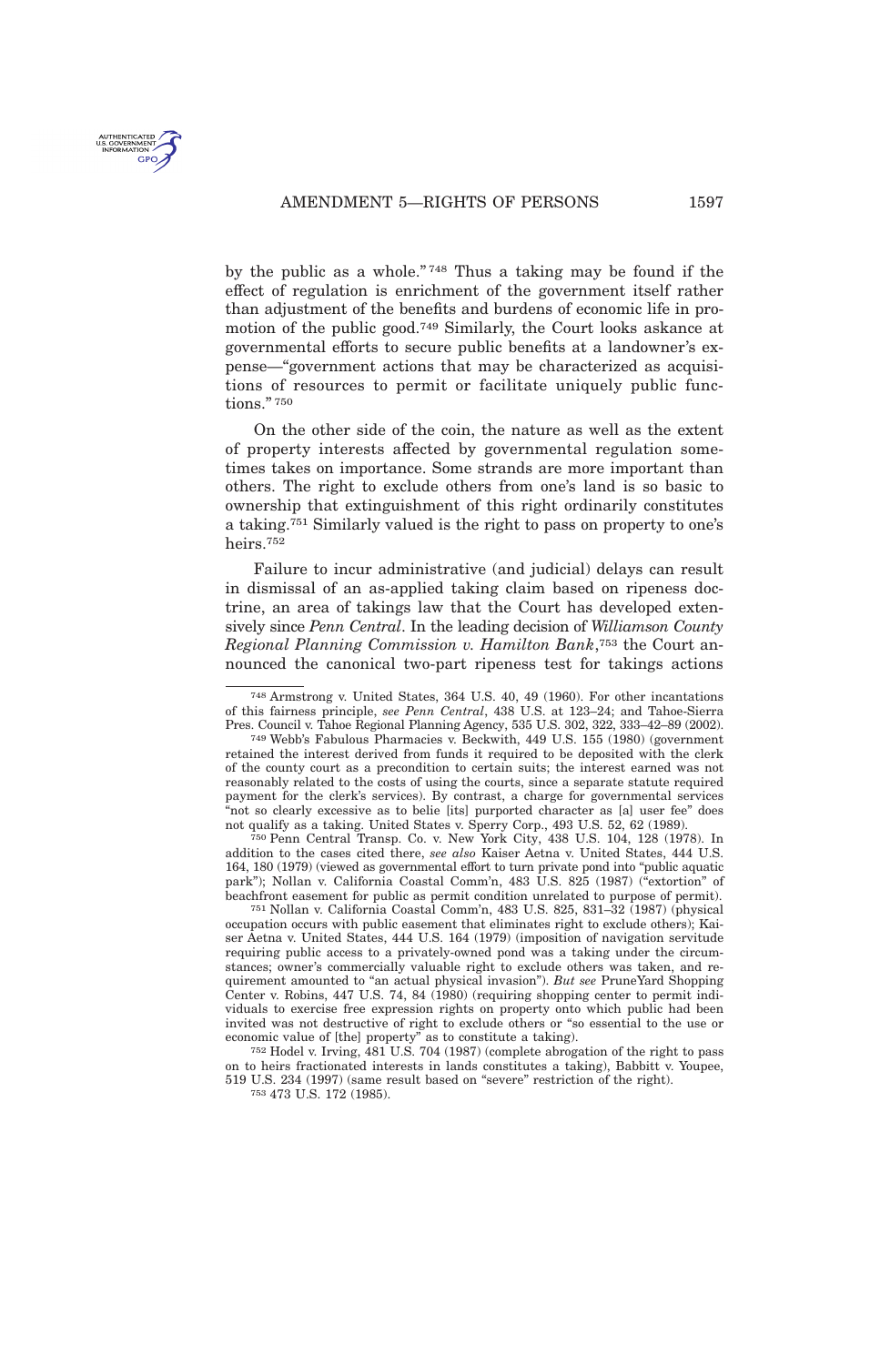by the public as a whole."[748] Thus a taking may be found if the effect of regulation is enrichment of the government itself rather than adjustment of the benefits and burdens of economic life in promotion of the public good.[749] Similarly, the Court looks askance at governmental efforts to secure public benefits at a landowner's expense—"government actions that may be characterized as acquisitions of resources to permit or facilitate uniquely public functions."[750]

On the other side of the coin, the nature as well as the extent of property interests affected by governmental regulation sometimes takes on importance. Some strands are more important than others. The right to exclude others from one's land is so basic to ownership that extinguishment of this right ordinarily constitutes a taking.[751] Similarly valued is the right to pass on property to one's heirs.[752]

Failure to incur administrative (and judicial) delays can result in dismissal of an as-applied taking claim based on ripeness doctrine, an area of takings law that the Court has developed extensively since *Penn Central*. In the leading decision of *Williamson County Regional Planning Commission v. Hamilton Bank*,[753] the Court announced the canonical two-part ripeness test for takings actions

---

[748] Armstrong v. United States, 364 U.S. 40, 49 (1960). For other incantations of this fairness principle, *see Penn Central*, 438 U.S. at 123–24; and Tahoe-Sierra Pres. Council v. Tahoe Regional Planning Agency, 535 U.S. 302, 322, 333–42–89 (2002).

[749] Webb's Fabulous Pharmacies v. Beckwith, 449 U.S. 155 (1980) (government retained the interest derived from funds it required to be deposited with the clerk of the county court as a precondition to certain suits; the interest earned was not reasonably related to the costs of using the courts, since a separate statute required payment for the clerk's services). By contrast, a charge for governmental services "not so clearly excessive as to belie [its] purported character as [a] user fee" does not qualify as a taking. United States v. Sperry Corp., 493 U.S. 52, 62 (1989).

[750] Penn Central Transp. Co. v. New York City, 438 U.S. 104, 128 (1978). In addition to the cases cited there, *see also* Kaiser Aetna v. United States, 444 U.S. 164, 180 (1979) (viewed as governmental effort to turn private pond into "public aquatic park"); Nollan v. California Coastal Comm'n, 483 U.S. 825 (1987) ("extortion" of beachfront easement for public as permit condition unrelated to purpose of permit).

[751] Nollan v. California Coastal Comm'n, 483 U.S. 825, 831–32 (1987) (physical occupation occurs with public easement that eliminates right to exclude others); Kaiser Aetna v. United States, 444 U.S. 164 (1979) (imposition of navigation servitude requiring public access to a privately-owned pond was a taking under the circumstances; owner's commercially valuable right to exclude others was taken, and requirement amounted to "an actual physical invasion"). *But see* PruneYard Shopping Center v. Robins, 447 U.S. 74, 84 (1980) (requiring shopping center to permit individuals to exercise free expression rights on property onto which public had been invited was not destructive of right to exclude others or "so essential to the use or economic value of [the] property" as to constitute a taking).

[752] Hodel v. Irving, 481 U.S. 704 (1987) (complete abrogation of the right to pass on to heirs fractionated interests in lands constitutes a taking), Babbitt v. Youpee, 519 U.S. 234 (1997) (same result based on "severe" restriction of the right).

[753] 473 U.S. 172 (1985).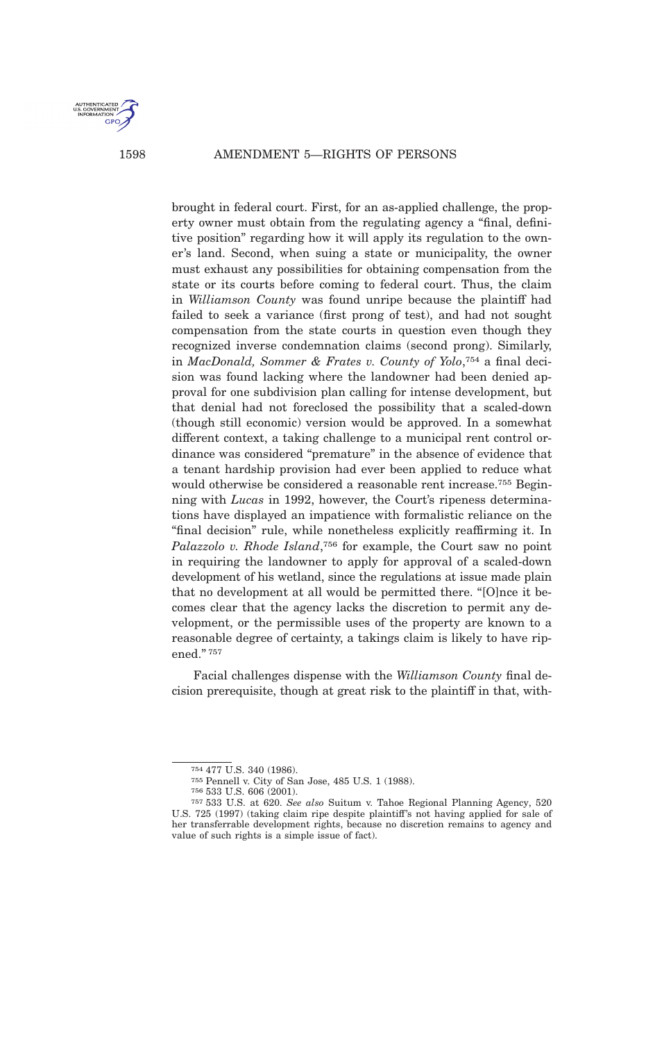brought in federal court. First, for an as-applied challenge, the property owner must obtain from the regulating agency a "final, definitive position" regarding how it will apply its regulation to the owner's land. Second, when suing a state or municipality, the owner must exhaust any possibilities for obtaining compensation from the state or its courts before coming to federal court. Thus, the claim in *Williamson County* was found unripe because the plaintiff had failed to seek a variance (first prong of test), and had not sought compensation from the state courts in question even though they recognized inverse condemnation claims (second prong). Similarly, in *MacDonald, Sommer & Frates v. County of Yolo*,[754] a final decision was found lacking where the landowner had been denied approval for one subdivision plan calling for intense development, but that denial had not foreclosed the possibility that a scaled-down (though still economic) version would be approved. In a somewhat different context, a taking challenge to a municipal rent control ordinance was considered "premature" in the absence of evidence that a tenant hardship provision had ever been applied to reduce what would otherwise be considered a reasonable rent increase.[755] Beginning with *Lucas* in 1992, however, the Court's ripeness determinations have displayed an impatience with formalistic reliance on the "final decision" rule, while nonetheless explicitly reaffirming it. In *Palazzolo v. Rhode Island*,[756] for example, the Court saw no point in requiring the landowner to apply for approval of a scaled-down development of his wetland, since the regulations at issue made plain that no development at all would be permitted there. "[O]nce it becomes clear that the agency lacks the discretion to permit any development, or the permissible uses of the property are known to a reasonable degree of certainty, a takings claim is likely to have ripened." [757]

Facial challenges dispense with the *Williamson County* final decision prerequisite, though at great risk to the plaintiff in that, with-

---

[754] 477 U.S. 340 (1986).

[755] Pennell v. City of San Jose, 485 U.S. 1 (1988).

[756] 533 U.S. 606 (2001).

[757] 533 U.S. at 620. *See also* Suitum v. Tahoe Regional Planning Agency, 520 U.S. 725 (1997) (taking claim ripe despite plaintiff's not having applied for sale of her transferrable development rights, because no discretion remains to agency and value of such rights is a simple issue of fact).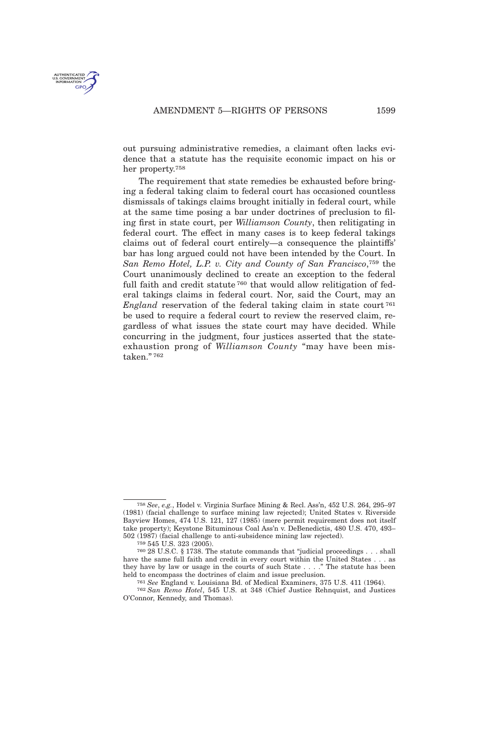out pursuing administrative remedies, a claimant often lacks evidence that a statute has the requisite economic impact on his or her property.[758]

The requirement that state remedies be exhausted before bringing a federal taking claim to federal court has occasioned countless dismissals of takings claims brought initially in federal court, while at the same time posing a bar under doctrines of preclusion to filing first in state court, per *Williamson County*, then relitigating in federal court. The effect in many cases is to keep federal takings claims out of federal court entirely—a consequence the plaintiffs' bar has long argued could not have been intended by the Court. In *San Remo Hotel, L.P. v. City and County of San Francisco*,[759] the Court unanimously declined to create an exception to the federal full faith and credit statute[760] that would allow relitigation of federal takings claims in federal court. Nor, said the Court, may an *England* reservation of the federal taking claim in state court[761] be used to require a federal court to review the reserved claim, regardless of what issues the state court may have decided. While concurring in the judgment, four justices asserted that the state-exhaustion prong of *Williamson County* "may have been mistaken."[762]

---

[758] *See, e.g.*, Hodel v. Virginia Surface Mining & Recl. Ass'n, 452 U.S. 264, 295–97 (1981) (facial challenge to surface mining law rejected); United States v. Riverside Bayview Homes, 474 U.S. 121, 127 (1985) (mere permit requirement does not itself take property); Keystone Bituminous Coal Ass'n v. DeBenedictis, 480 U.S. 470, 493–502 (1987) (facial challenge to anti-subsidence mining law rejected).

[759] 545 U.S. 323 (2005).

[760] 28 U.S.C. § 1738. The statute commands that "judicial proceedings . . . shall have the same full faith and credit in every court within the United States . . . as they have by law or usage in the courts of such State . . . ." The statute has been held to encompass the doctrines of claim and issue preclusion.

[761] *See* England v. Louisiana Bd. of Medical Examiners, 375 U.S. 411 (1964).

[762] *San Remo Hotel*, 545 U.S. at 348 (Chief Justice Rehnquist, and Justices O'Connor, Kennedy, and Thomas).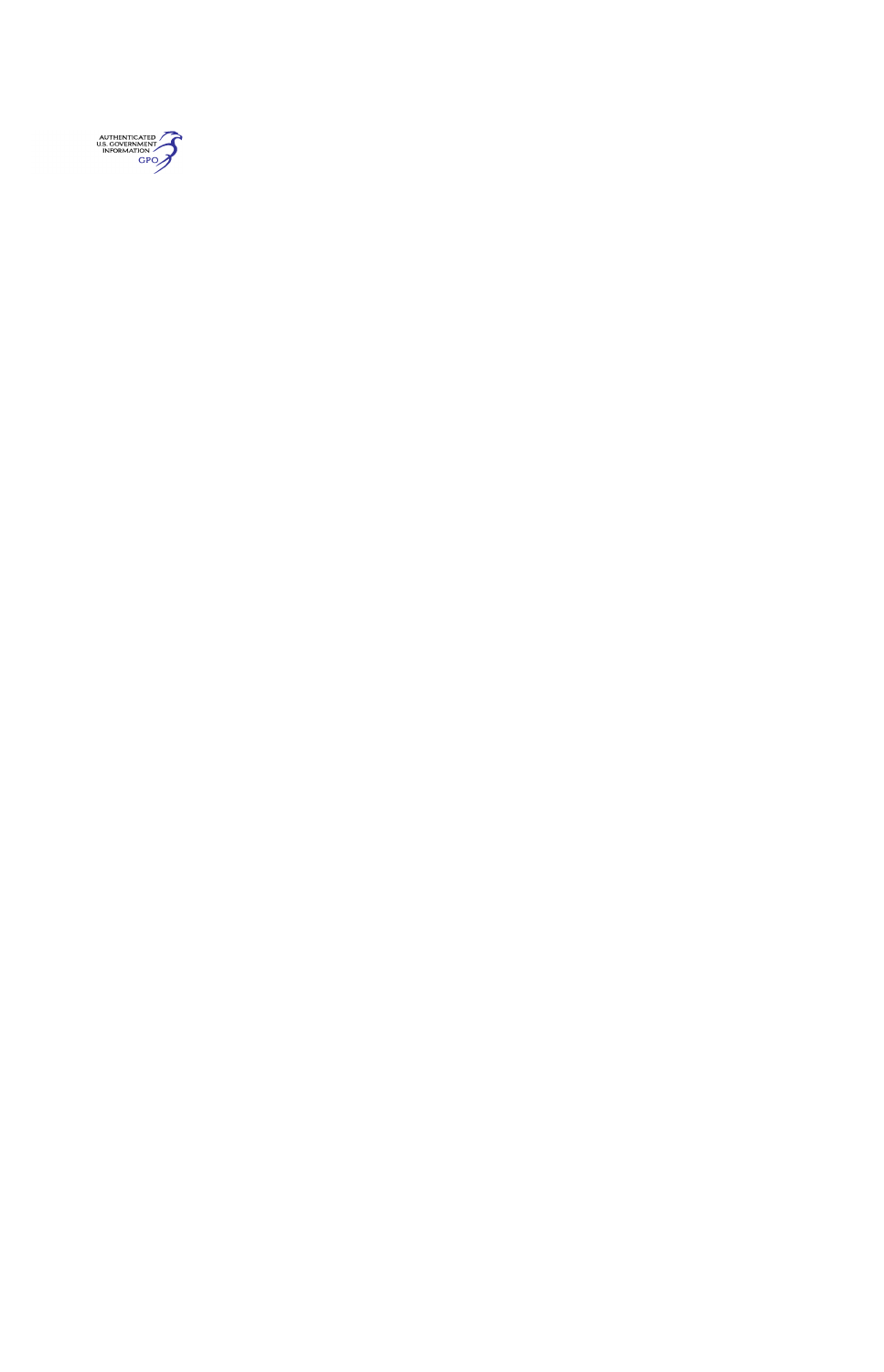AUTHENTICATED
U.S. GOVERNMENT
INFORMATION
GPO